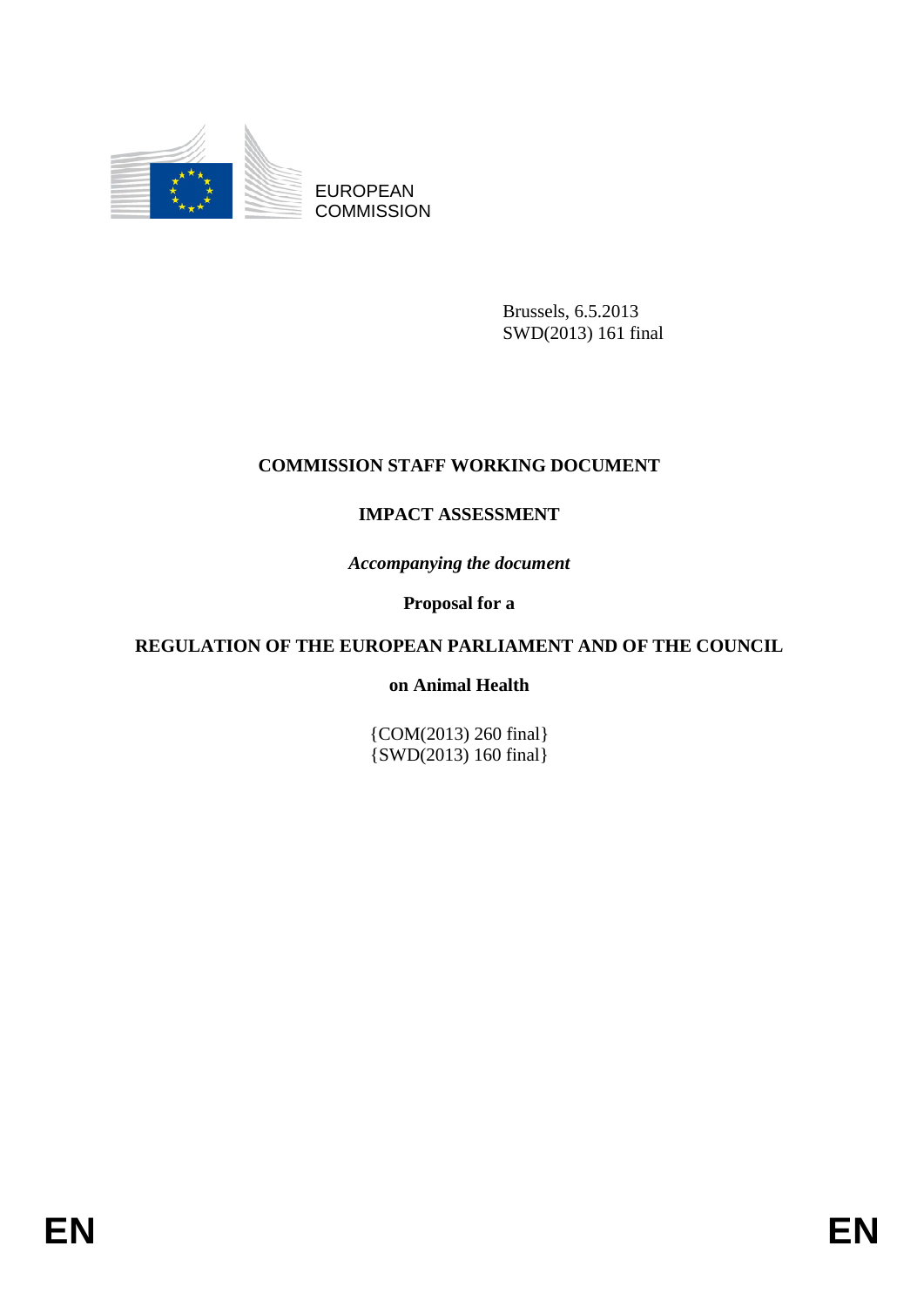EUROPEAN COMMISSION

Brussels, 6.5.2013
SWD(2013) 161 final

# COMMISSION STAFF WORKING DOCUMENT

## IMPACT ASSESSMENT

*Accompanying the document*

**Proposal for a**

**REGULATION OF THE EUROPEAN PARLIAMENT AND OF THE COUNCIL**

**on Animal Health**

{COM(2013) 260 final}
{SWD(2013) 160 final}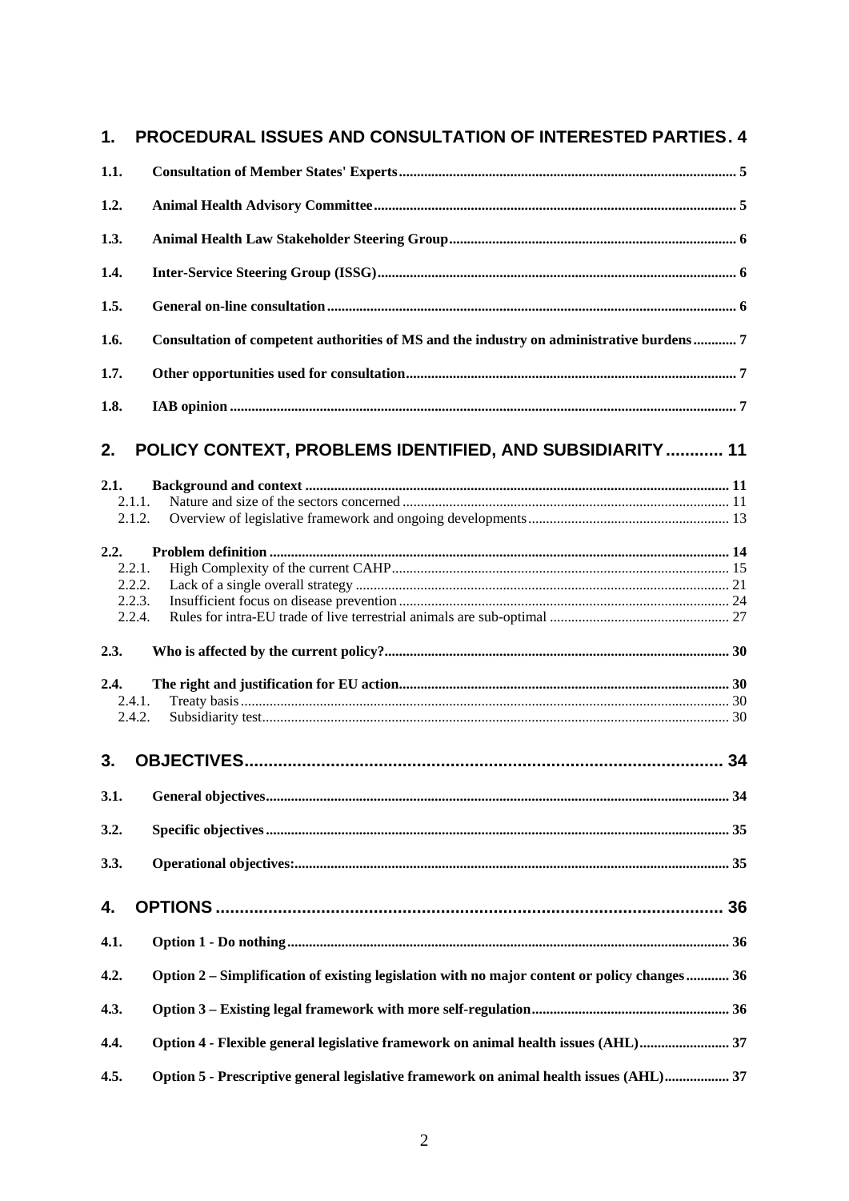1. PROCEDURAL ISSUES AND CONSULTATION OF INTERESTED PARTIES . 4

1.1. Consultation of Member States' Experts ..... 5

1.2. Animal Health Advisory Committee ..... 5

1.3. Animal Health Law Stakeholder Steering Group ..... 6

1.4. Inter-Service Steering Group (ISSG) ..... 6

1.5. General on-line consultation ..... 6

1.6. Consultation of competent authorities of MS and the industry on administrative burdens ..... 7

1.7. Other opportunities used for consultation ..... 7

1.8. IAB opinion ..... 7

2. POLICY CONTEXT, PROBLEMS IDENTIFIED, AND SUBSIDIARITY ..... 11

2.1. Background and context ..... 11

2.1.1. Nature and size of the sectors concerned ..... 11

2.1.2. Overview of legislative framework and ongoing developments ..... 13

2.2. Problem definition ..... 14

2.2.1. High Complexity of the current CAHP ..... 15

2.2.2. Lack of a single overall strategy ..... 21

2.2.3. Insufficient focus on disease prevention ..... 24

2.2.4. Rules for intra-EU trade of live terrestrial animals are sub-optimal ..... 27

2.3. Who is affected by the current policy? ..... 30

2.4. The right and justification for EU action ..... 30

2.4.1. Treaty basis ..... 30

2.4.2. Subsidiarity test ..... 30

3. OBJECTIVES ..... 34

3.1. General objectives ..... 34

3.2. Specific objectives ..... 35

3.3. Operational objectives: ..... 35

4. OPTIONS ..... 36

4.1. Option 1 - Do nothing ..... 36

4.2. Option 2 – Simplification of existing legislation with no major content or policy changes ..... 36

4.3. Option 3 – Existing legal framework with more self-regulation ..... 36

4.4. Option 4 - Flexible general legislative framework on animal health issues (AHL) ..... 37

4.5. Option 5 - Prescriptive general legislative framework on animal health issues (AHL) ..... 37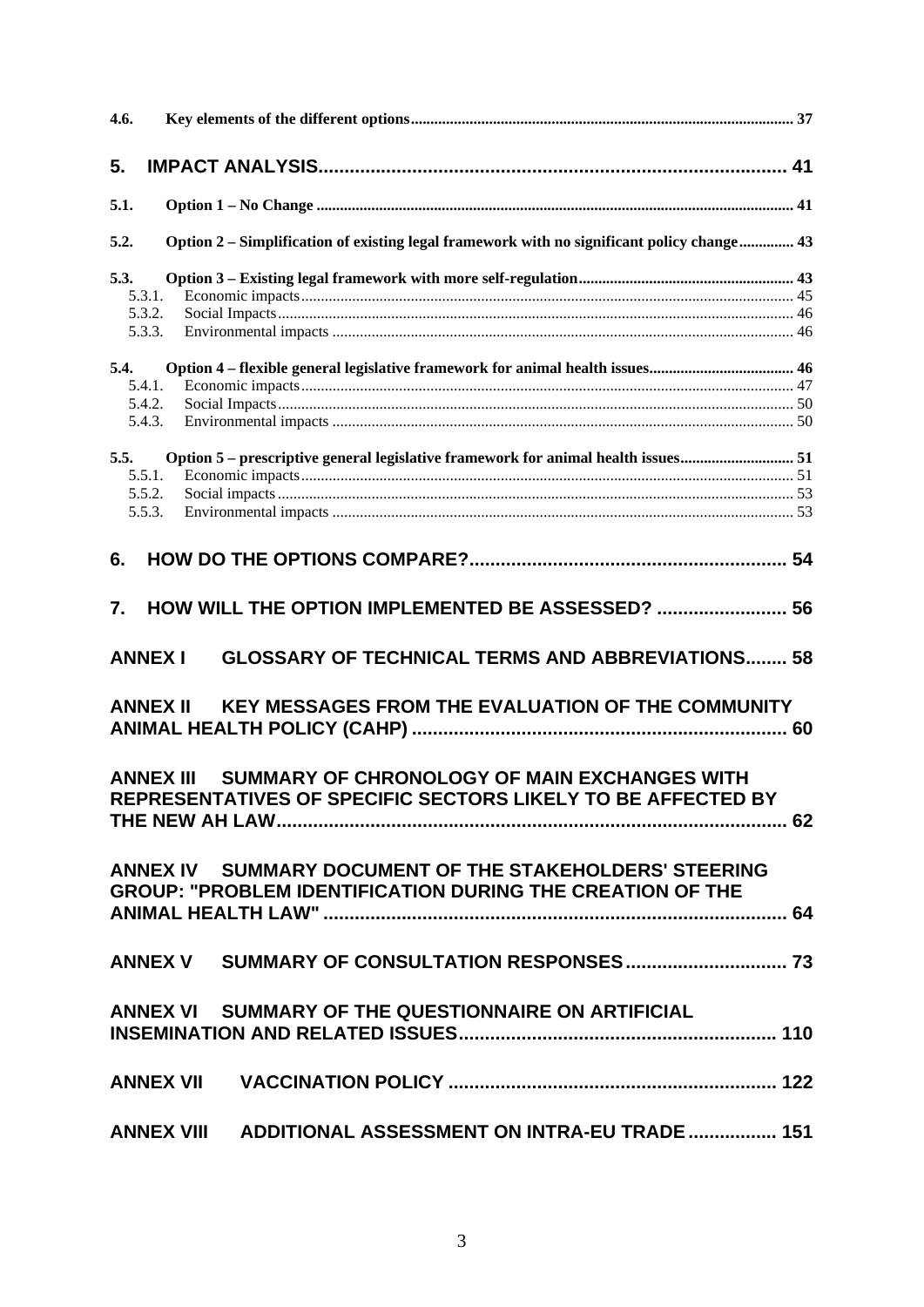4.6. Key elements of the different options ..... 37

5. IMPACT ANALYSIS ..... 41

5.1. Option 1 – No Change ..... 41

5.2. Option 2 – Simplification of existing legal framework with no significant policy change ..... 43

5.3. Option 3 – Existing legal framework with more self-regulation ..... 43

- 5.3.1. Economic impacts ..... 45
- 5.3.2. Social Impacts ..... 46
- 5.3.3. Environmental impacts ..... 46

5.4. Option 4 – flexible general legislative framework for animal health issues ..... 46

- 5.4.1. Economic impacts ..... 47
- 5.4.2. Social Impacts ..... 50
- 5.4.3. Environmental impacts ..... 50

5.5. Option 5 – prescriptive general legislative framework for animal health issues ..... 51

- 5.5.1. Economic impacts ..... 51
- 5.5.2. Social impacts ..... 53
- 5.5.3. Environmental impacts ..... 53

6. HOW DO THE OPTIONS COMPARE? ..... 54

7. HOW WILL THE OPTION IMPLEMENTED BE ASSESSED? ..... 56

ANNEX I GLOSSARY OF TECHNICAL TERMS AND ABBREVIATIONS ..... 58

ANNEX II KEY MESSAGES FROM THE EVALUATION OF THE COMMUNITY ANIMAL HEALTH POLICY (CAHP) ..... 60

ANNEX III SUMMARY OF CHRONOLOGY OF MAIN EXCHANGES WITH REPRESENTATIVES OF SPECIFIC SECTORS LIKELY TO BE AFFECTED BY THE NEW AH LAW ..... 62

ANNEX IV SUMMARY DOCUMENT OF THE STAKEHOLDERS' STEERING GROUP: "PROBLEM IDENTIFICATION DURING THE CREATION OF THE ANIMAL HEALTH LAW" ..... 64

ANNEX V SUMMARY OF CONSULTATION RESPONSES ..... 73

ANNEX VI SUMMARY OF THE QUESTIONNAIRE ON ARTIFICIAL INSEMINATION AND RELATED ISSUES ..... 110

ANNEX VII VACCINATION POLICY ..... 122

ANNEX VIII ADDITIONAL ASSESSMENT ON INTRA-EU TRADE ..... 151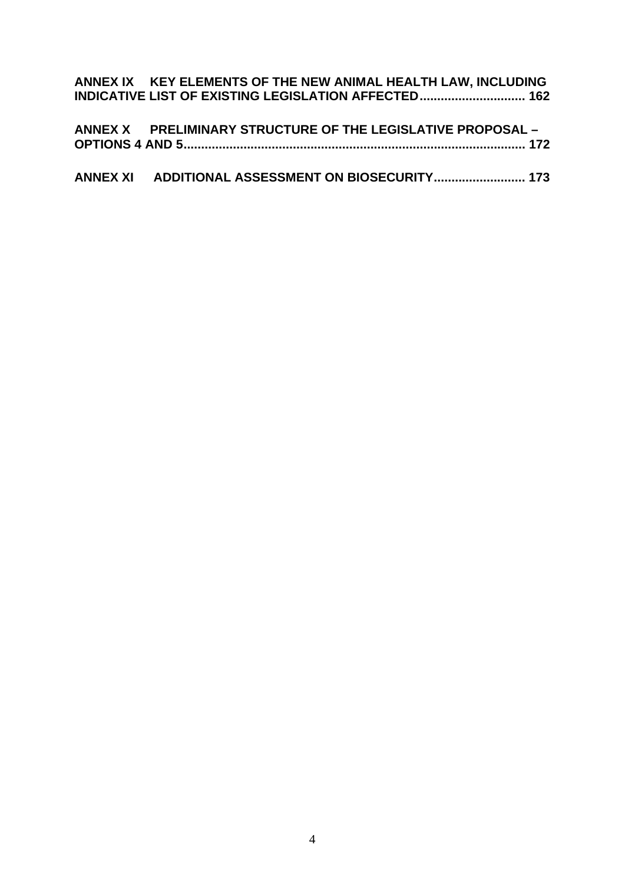**ANNEX IX KEY ELEMENTS OF THE NEW ANIMAL HEALTH LAW, INCLUDING INDICATIVE LIST OF EXISTING LEGISLATION AFFECTED............................ 162**

**ANNEX X PRELIMINARY STRUCTURE OF THE LEGISLATIVE PROPOSAL – OPTIONS 4 AND 5................................................................................................ 172**

**ANNEX XI ADDITIONAL ASSESSMENT ON BIOSECURITY.......................... 173**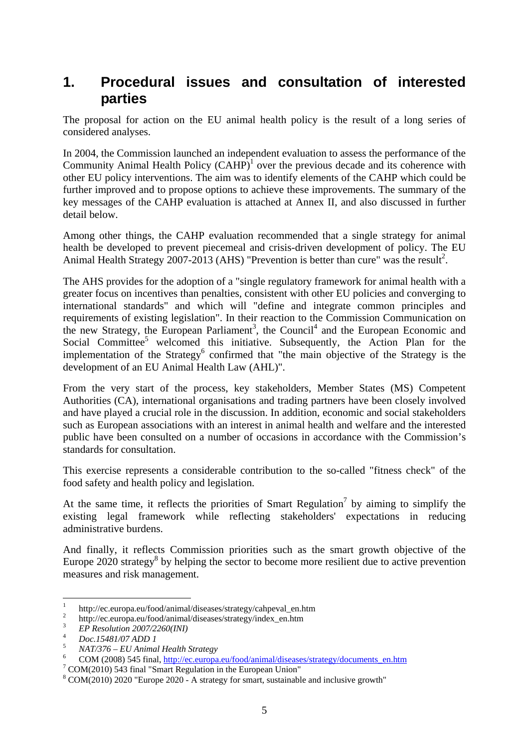# 1. Procedural issues and consultation of interested parties

The proposal for action on the EU animal health policy is the result of a long series of considered analyses.

In 2004, the Commission launched an independent evaluation to assess the performance of the Community Animal Health Policy (CAHP)[1] over the previous decade and its coherence with other EU policy interventions. The aim was to identify elements of the CAHP which could be further improved and to propose options to achieve these improvements. The summary of the key messages of the CAHP evaluation is attached at Annex II, and also discussed in further detail below.

Among other things, the CAHP evaluation recommended that a single strategy for animal health be developed to prevent piecemeal and crisis-driven development of policy. The EU Animal Health Strategy 2007-2013 (AHS) "Prevention is better than cure" was the result[2].

The AHS provides for the adoption of a "single regulatory framework for animal health with a greater focus on incentives than penalties, consistent with other EU policies and converging to international standards" and which will "define and integrate common principles and requirements of existing legislation". In their reaction to the Commission Communication on the new Strategy, the European Parliament[3], the Council[4] and the European Economic and Social Committee[5] welcomed this initiative. Subsequently, the Action Plan for the implementation of the Strategy[6] confirmed that "the main objective of the Strategy is the development of an EU Animal Health Law (AHL)".

From the very start of the process, key stakeholders, Member States (MS) Competent Authorities (CA), international organisations and trading partners have been closely involved and have played a crucial role in the discussion. In addition, economic and social stakeholders such as European associations with an interest in animal health and welfare and the interested public have been consulted on a number of occasions in accordance with the Commission's standards for consultation.

This exercise represents a considerable contribution to the so-called "fitness check" of the food safety and health policy and legislation.

At the same time, it reflects the priorities of Smart Regulation[7] by aiming to simplify the existing legal framework while reflecting stakeholders' expectations in reducing administrative burdens.

And finally, it reflects Commission priorities such as the smart growth objective of the Europe 2020 strategy[8] by helping the sector to become more resilient due to active prevention measures and risk management.

---

[1] http://ec.europa.eu/food/animal/diseases/strategy/cahpeval_en.htm
[2] http://ec.europa.eu/food/animal/diseases/strategy/index_en.htm
[3] *EP Resolution 2007/2260(INI)*
[4] *Doc.15481/07 ADD 1*
[5] *NAT/376 – EU Animal Health Strategy*
[6] COM (2008) 545 final, http://ec.europa.eu/food/animal/diseases/strategy/documents_en.htm
[7] COM(2010) 543 final "Smart Regulation in the European Union"
[8] COM(2010) 2020 "Europe 2020 - A strategy for smart, sustainable and inclusive growth"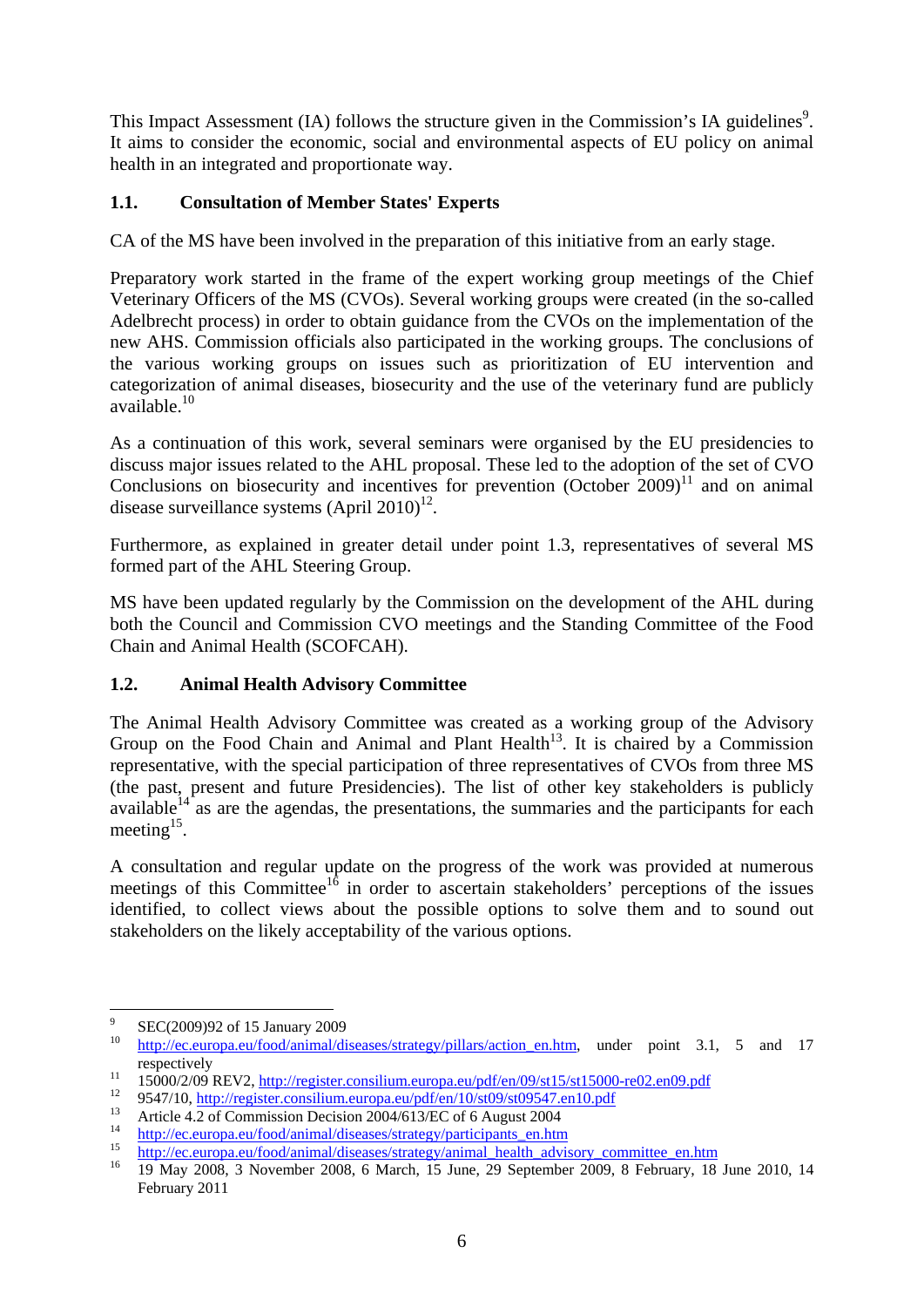This Impact Assessment (IA) follows the structure given in the Commission's IA guidelines[9]. It aims to consider the economic, social and environmental aspects of EU policy on animal health in an integrated and proportionate way.

### 1.1. Consultation of Member States' Experts

CA of the MS have been involved in the preparation of this initiative from an early stage.

Preparatory work started in the frame of the expert working group meetings of the Chief Veterinary Officers of the MS (CVOs). Several working groups were created (in the so-called Adelbrecht process) in order to obtain guidance from the CVOs on the implementation of the new AHS. Commission officials also participated in the working groups. The conclusions of the various working groups on issues such as prioritization of EU intervention and categorization of animal diseases, biosecurity and the use of the veterinary fund are publicly available.[10]

As a continuation of this work, several seminars were organised by the EU presidencies to discuss major issues related to the AHL proposal. These led to the adoption of the set of CVO Conclusions on biosecurity and incentives for prevention (October 2009)[11] and on animal disease surveillance systems (April 2010)[12].

Furthermore, as explained in greater detail under point 1.3, representatives of several MS formed part of the AHL Steering Group.

MS have been updated regularly by the Commission on the development of the AHL during both the Council and Commission CVO meetings and the Standing Committee of the Food Chain and Animal Health (SCOFCAH).

### 1.2. Animal Health Advisory Committee

The Animal Health Advisory Committee was created as a working group of the Advisory Group on the Food Chain and Animal and Plant Health[13]. It is chaired by a Commission representative, with the special participation of three representatives of CVOs from three MS (the past, present and future Presidencies). The list of other key stakeholders is publicly available[14] as are the agendas, the presentations, the summaries and the participants for each meeting[15].

A consultation and regular update on the progress of the work was provided at numerous meetings of this Committee[16] in order to ascertain stakeholders' perceptions of the issues identified, to collect views about the possible options to solve them and to sound out stakeholders on the likely acceptability of the various options.

---

[9] SEC(2009)92 of 15 January 2009

[10] http://ec.europa.eu/food/animal/diseases/strategy/pillars/action_en.htm, under point 3.1, 5 and 17 respectively

[11] 15000/2/09 REV2, http://register.consilium.europa.eu/pdf/en/09/st15/st15000-re02.en09.pdf

[12] 9547/10, http://register.consilium.europa.eu/pdf/en/10/st09/st09547.en10.pdf

[13] Article 4.2 of Commission Decision 2004/613/EC of 6 August 2004

[14] http://ec.europa.eu/food/animal/diseases/strategy/participants_en.htm

[15] http://ec.europa.eu/food/animal/diseases/strategy/animal_health_advisory_committee_en.htm

[16] 19 May 2008, 3 November 2008, 6 March, 15 June, 29 September 2009, 8 February, 18 June 2010, 14 February 2011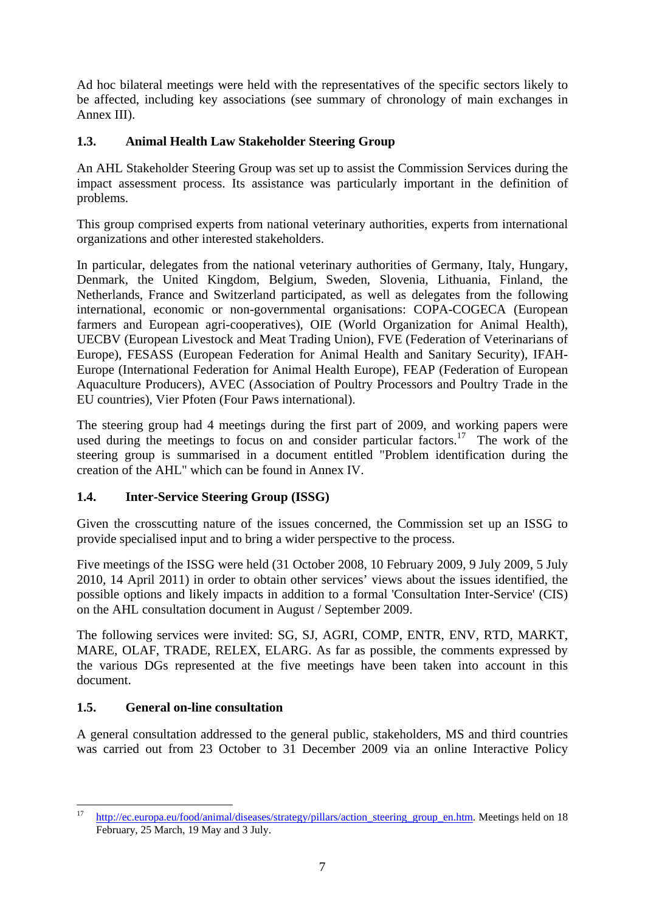Ad hoc bilateral meetings were held with the representatives of the specific sectors likely to be affected, including key associations (see summary of chronology of main exchanges in Annex III).

### 1.3. Animal Health Law Stakeholder Steering Group

An AHL Stakeholder Steering Group was set up to assist the Commission Services during the impact assessment process. Its assistance was particularly important in the definition of problems.

This group comprised experts from national veterinary authorities, experts from international organizations and other interested stakeholders.

In particular, delegates from the national veterinary authorities of Germany, Italy, Hungary, Denmark, the United Kingdom, Belgium, Sweden, Slovenia, Lithuania, Finland, the Netherlands, France and Switzerland participated, as well as delegates from the following international, economic or non-governmental organisations: COPA-COGECA (European farmers and European agri-cooperatives), OIE (World Organization for Animal Health), UECBV (European Livestock and Meat Trading Union), FVE (Federation of Veterinarians of Europe), FESASS (European Federation for Animal Health and Sanitary Security), IFAH-Europe (International Federation for Animal Health Europe), FEAP (Federation of European Aquaculture Producers), AVEC (Association of Poultry Processors and Poultry Trade in the EU countries), Vier Pfoten (Four Paws international).

The steering group had 4 meetings during the first part of 2009, and working papers were used during the meetings to focus on and consider particular factors.[17] The work of the steering group is summarised in a document entitled "Problem identification during the creation of the AHL" which can be found in Annex IV.

### 1.4. Inter-Service Steering Group (ISSG)

Given the crosscutting nature of the issues concerned, the Commission set up an ISSG to provide specialised input and to bring a wider perspective to the process.

Five meetings of the ISSG were held (31 October 2008, 10 February 2009, 9 July 2009, 5 July 2010, 14 April 2011) in order to obtain other services' views about the issues identified, the possible options and likely impacts in addition to a formal 'Consultation Inter-Service' (CIS) on the AHL consultation document in August / September 2009.

The following services were invited: SG, SJ, AGRI, COMP, ENTR, ENV, RTD, MARKT, MARE, OLAF, TRADE, RELEX, ELARG. As far as possible, the comments expressed by the various DGs represented at the five meetings have been taken into account in this document.

### 1.5. General on-line consultation

A general consultation addressed to the general public, stakeholders, MS and third countries was carried out from 23 October to 31 December 2009 via an online Interactive Policy

---

[17] http://ec.europa.eu/food/animal/diseases/strategy/pillars/action_steering_group_en.htm. Meetings held on 18 February, 25 March, 19 May and 3 July.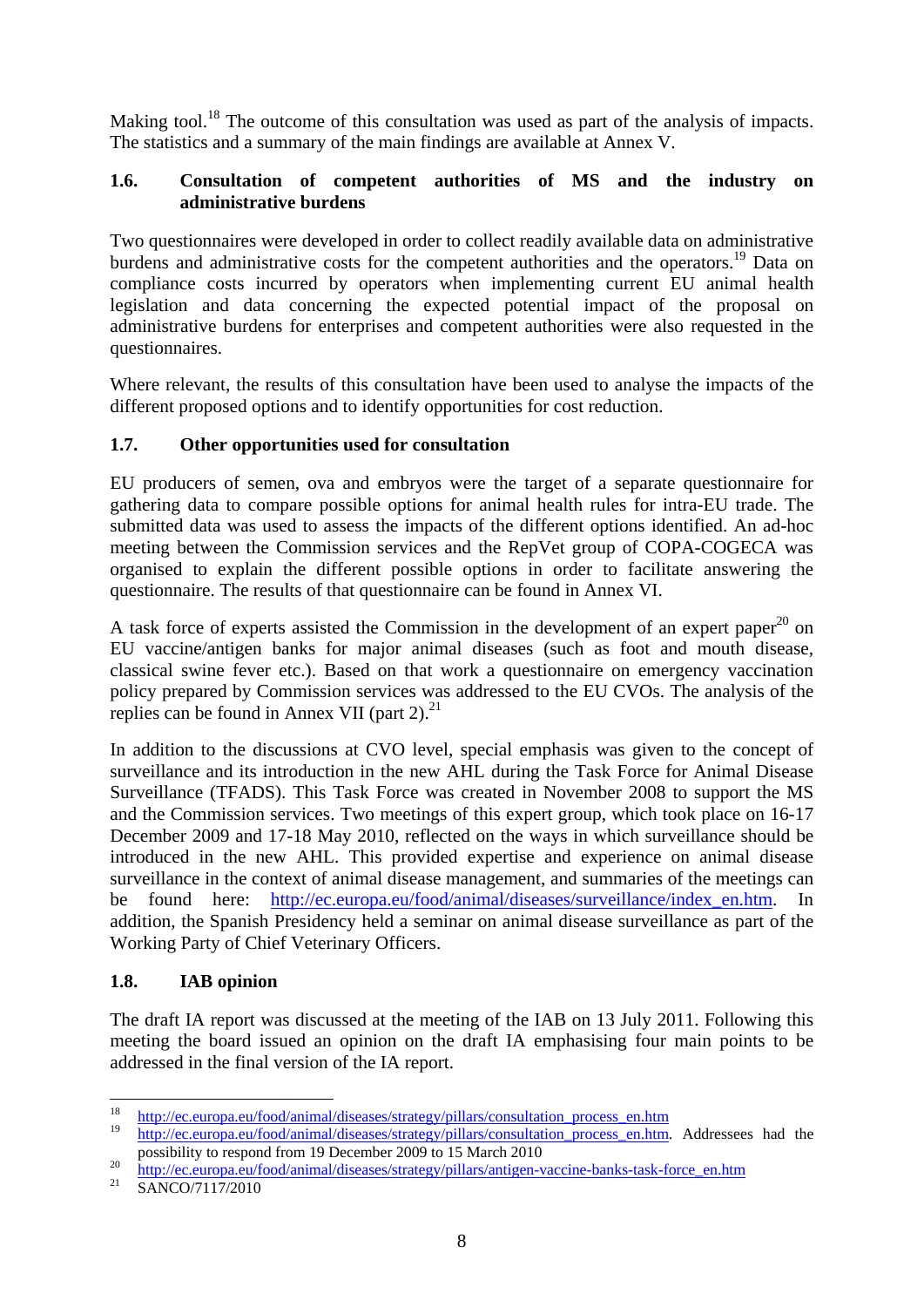Making tool.[18] The outcome of this consultation was used as part of the analysis of impacts. The statistics and a summary of the main findings are available at Annex V.

### 1.6. Consultation of competent authorities of MS and the industry on administrative burdens

Two questionnaires were developed in order to collect readily available data on administrative burdens and administrative costs for the competent authorities and the operators.[19] Data on compliance costs incurred by operators when implementing current EU animal health legislation and data concerning the expected potential impact of the proposal on administrative burdens for enterprises and competent authorities were also requested in the questionnaires.

Where relevant, the results of this consultation have been used to analyse the impacts of the different proposed options and to identify opportunities for cost reduction.

### 1.7. Other opportunities used for consultation

EU producers of semen, ova and embryos were the target of a separate questionnaire for gathering data to compare possible options for animal health rules for intra-EU trade. The submitted data was used to assess the impacts of the different options identified. An ad-hoc meeting between the Commission services and the RepVet group of COPA-COGECA was organised to explain the different possible options in order to facilitate answering the questionnaire. The results of that questionnaire can be found in Annex VI.

A task force of experts assisted the Commission in the development of an expert paper[20] on EU vaccine/antigen banks for major animal diseases (such as foot and mouth disease, classical swine fever etc.). Based on that work a questionnaire on emergency vaccination policy prepared by Commission services was addressed to the EU CVOs. The analysis of the replies can be found in Annex VII (part 2).[21]

In addition to the discussions at CVO level, special emphasis was given to the concept of surveillance and its introduction in the new AHL during the Task Force for Animal Disease Surveillance (TFADS). This Task Force was created in November 2008 to support the MS and the Commission services. Two meetings of this expert group, which took place on 16-17 December 2009 and 17-18 May 2010, reflected on the ways in which surveillance should be introduced in the new AHL. This provided expertise and experience on animal disease surveillance in the context of animal disease management, and summaries of the meetings can be found here: http://ec.europa.eu/food/animal/diseases/surveillance/index_en.htm. In addition, the Spanish Presidency held a seminar on animal disease surveillance as part of the Working Party of Chief Veterinary Officers.

### 1.8. IAB opinion

The draft IA report was discussed at the meeting of the IAB on 13 July 2011. Following this meeting the board issued an opinion on the draft IA emphasising four main points to be addressed in the final version of the IA report.

---

[18] http://ec.europa.eu/food/animal/diseases/strategy/pillars/consultation_process_en.htm

[19] http://ec.europa.eu/food/animal/diseases/strategy/pillars/consultation_process_en.htm. Addressees had the possibility to respond from 19 December 2009 to 15 March 2010

[20] http://ec.europa.eu/food/animal/diseases/strategy/pillars/antigen-vaccine-banks-task-force_en.htm

[21] SANCO/7117/2010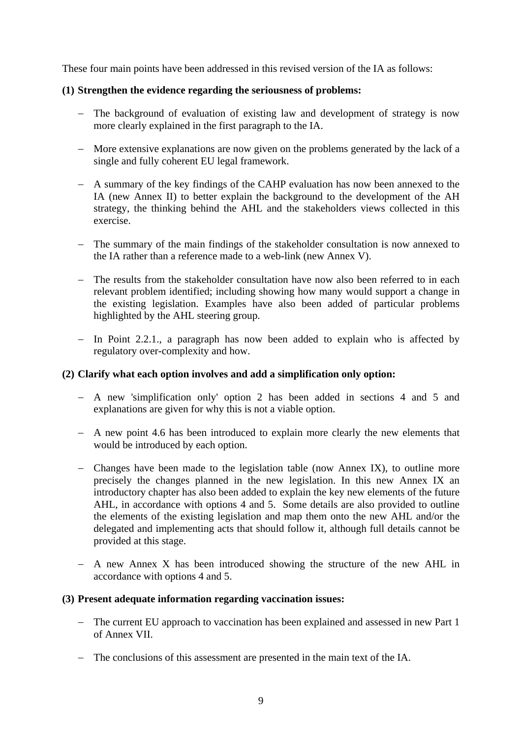These four main points have been addressed in this revised version of the IA as follows:

**(1) Strengthen the evidence regarding the seriousness of problems:**

- The background of evaluation of existing law and development of strategy is now more clearly explained in the first paragraph to the IA.
- More extensive explanations are now given on the problems generated by the lack of a single and fully coherent EU legal framework.
- A summary of the key findings of the CAHP evaluation has now been annexed to the IA (new Annex II) to better explain the background to the development of the AH strategy, the thinking behind the AHL and the stakeholders views collected in this exercise.
- The summary of the main findings of the stakeholder consultation is now annexed to the IA rather than a reference made to a web-link (new Annex V).
- The results from the stakeholder consultation have now also been referred to in each relevant problem identified; including showing how many would support a change in the existing legislation. Examples have also been added of particular problems highlighted by the AHL steering group.
- In Point 2.2.1., a paragraph has now been added to explain who is affected by regulatory over-complexity and how.

**(2) Clarify what each option involves and add a simplification only option:**

- A new 'simplification only' option 2 has been added in sections 4 and 5 and explanations are given for why this is not a viable option.
- A new point 4.6 has been introduced to explain more clearly the new elements that would be introduced by each option.
- Changes have been made to the legislation table (now Annex IX), to outline more precisely the changes planned in the new legislation. In this new Annex IX an introductory chapter has also been added to explain the key new elements of the future AHL, in accordance with options 4 and 5. Some details are also provided to outline the elements of the existing legislation and map them onto the new AHL and/or the delegated and implementing acts that should follow it, although full details cannot be provided at this stage.
- A new Annex X has been introduced showing the structure of the new AHL in accordance with options 4 and 5.

**(3) Present adequate information regarding vaccination issues:**

- The current EU approach to vaccination has been explained and assessed in new Part 1 of Annex VII.
- The conclusions of this assessment are presented in the main text of the IA.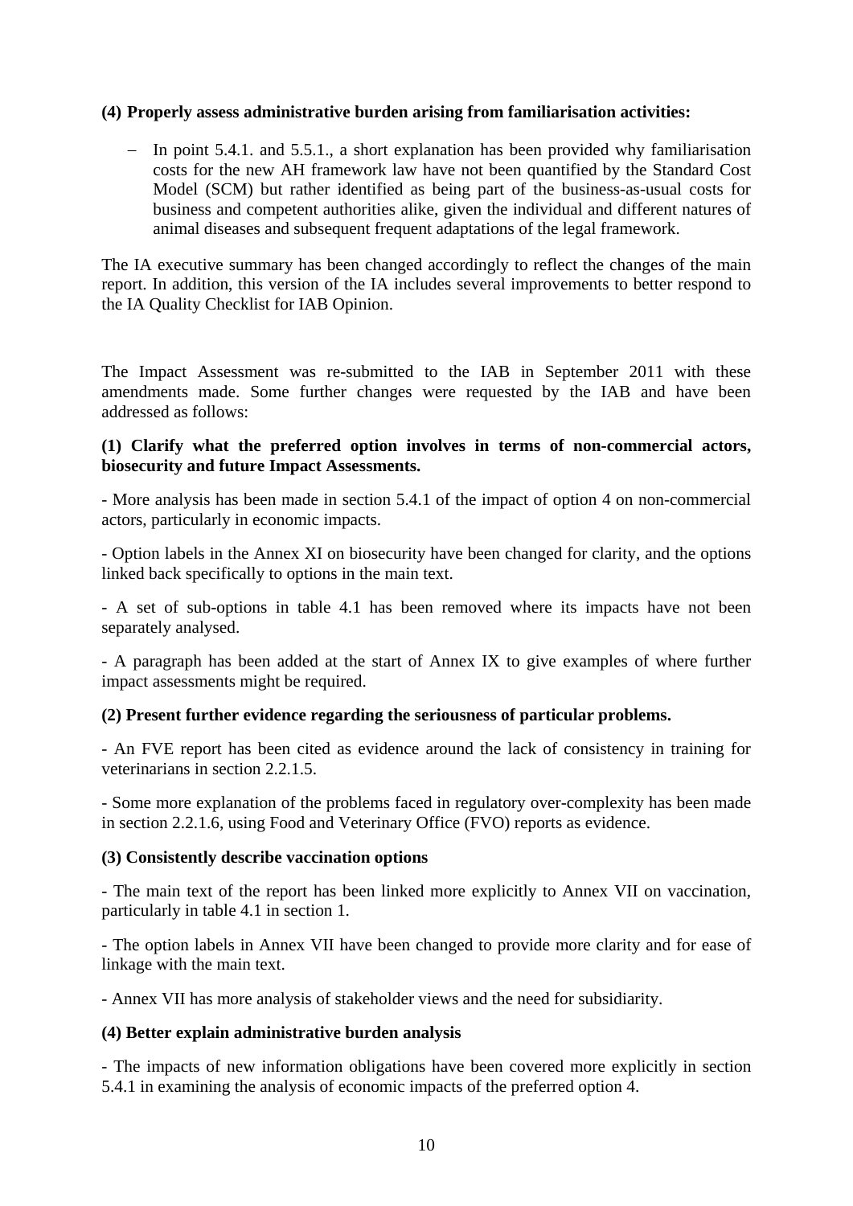**(4) Properly assess administrative burden arising from familiarisation activities:**

- In point 5.4.1. and 5.5.1., a short explanation has been provided why familiarisation costs for the new AH framework law have not been quantified by the Standard Cost Model (SCM) but rather identified as being part of the business-as-usual costs for business and competent authorities alike, given the individual and different natures of animal diseases and subsequent frequent adaptations of the legal framework.

The IA executive summary has been changed accordingly to reflect the changes of the main report. In addition, this version of the IA includes several improvements to better respond to the IA Quality Checklist for IAB Opinion.

The Impact Assessment was re-submitted to the IAB in September 2011 with these amendments made. Some further changes were requested by the IAB and have been addressed as follows:

**(1) Clarify what the preferred option involves in terms of non-commercial actors, biosecurity and future Impact Assessments.**

- More analysis has been made in section 5.4.1 of the impact of option 4 on non-commercial actors, particularly in economic impacts.

- Option labels in the Annex XI on biosecurity have been changed for clarity, and the options linked back specifically to options in the main text.

- A set of sub-options in table 4.1 has been removed where its impacts have not been separately analysed.

- A paragraph has been added at the start of Annex IX to give examples of where further impact assessments might be required.

**(2) Present further evidence regarding the seriousness of particular problems.**

- An FVE report has been cited as evidence around the lack of consistency in training for veterinarians in section 2.2.1.5.

- Some more explanation of the problems faced in regulatory over-complexity has been made in section 2.2.1.6, using Food and Veterinary Office (FVO) reports as evidence.

**(3) Consistently describe vaccination options**

- The main text of the report has been linked more explicitly to Annex VII on vaccination, particularly in table 4.1 in section 1.

- The option labels in Annex VII have been changed to provide more clarity and for ease of linkage with the main text.

- Annex VII has more analysis of stakeholder views and the need for subsidiarity.

**(4) Better explain administrative burden analysis**

- The impacts of new information obligations have been covered more explicitly in section 5.4.1 in examining the analysis of economic impacts of the preferred option 4.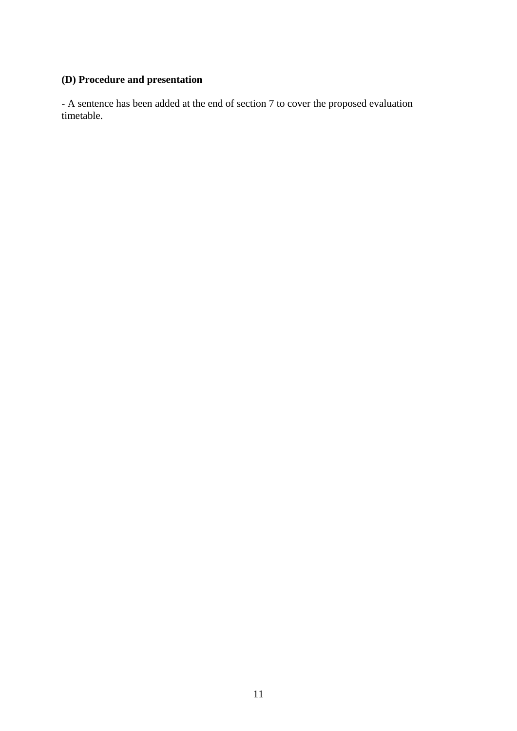**(D) Procedure and presentation**

- A sentence has been added at the end of section 7 to cover the proposed evaluation timetable.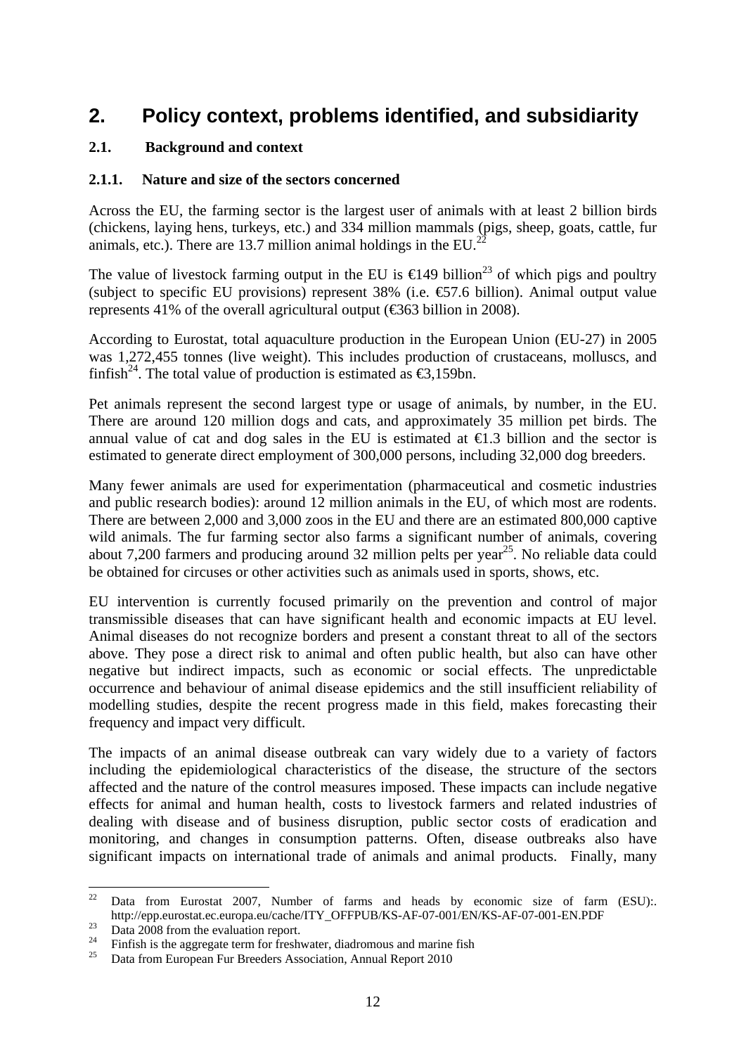# 2. Policy context, problems identified, and subsidiarity

## 2.1. Background and context

### 2.1.1. Nature and size of the sectors concerned

Across the EU, the farming sector is the largest user of animals with at least 2 billion birds (chickens, laying hens, turkeys, etc.) and 334 million mammals (pigs, sheep, goats, cattle, fur animals, etc.). There are 13.7 million animal holdings in the EU.[22]

The value of livestock farming output in the EU is €149 billion[23] of which pigs and poultry (subject to specific EU provisions) represent 38% (i.e. €57.6 billion). Animal output value represents 41% of the overall agricultural output (€363 billion in 2008).

According to Eurostat, total aquaculture production in the European Union (EU-27) in 2005 was 1,272,455 tonnes (live weight). This includes production of crustaceans, molluscs, and finfish[24]. The total value of production is estimated as €3,159bn.

Pet animals represent the second largest type or usage of animals, by number, in the EU. There are around 120 million dogs and cats, and approximately 35 million pet birds. The annual value of cat and dog sales in the EU is estimated at €1.3 billion and the sector is estimated to generate direct employment of 300,000 persons, including 32,000 dog breeders.

Many fewer animals are used for experimentation (pharmaceutical and cosmetic industries and public research bodies): around 12 million animals in the EU, of which most are rodents. There are between 2,000 and 3,000 zoos in the EU and there are an estimated 800,000 captive wild animals. The fur farming sector also farms a significant number of animals, covering about 7,200 farmers and producing around 32 million pelts per year[25]. No reliable data could be obtained for circuses or other activities such as animals used in sports, shows, etc.

EU intervention is currently focused primarily on the prevention and control of major transmissible diseases that can have significant health and economic impacts at EU level. Animal diseases do not recognize borders and present a constant threat to all of the sectors above. They pose a direct risk to animal and often public health, but also can have other negative but indirect impacts, such as economic or social effects. The unpredictable occurrence and behaviour of animal disease epidemics and the still insufficient reliability of modelling studies, despite the recent progress made in this field, makes forecasting their frequency and impact very difficult.

The impacts of an animal disease outbreak can vary widely due to a variety of factors including the epidemiological characteristics of the disease, the structure of the sectors affected and the nature of the control measures imposed. These impacts can include negative effects for animal and human health, costs to livestock farmers and related industries of dealing with disease and of business disruption, public sector costs of eradication and monitoring, and changes in consumption patterns. Often, disease outbreaks also have significant impacts on international trade of animals and animal products. Finally, many

---

[22] Data from Eurostat 2007, Number of farms and heads by economic size of farm (ESU):. http://epp.eurostat.ec.europa.eu/cache/ITY_OFFPUB/KS-AF-07-001/EN/KS-AF-07-001-EN.PDF

[23] Data 2008 from the evaluation report.

[24] Finfish is the aggregate term for freshwater, diadromous and marine fish

[25] Data from European Fur Breeders Association, Annual Report 2010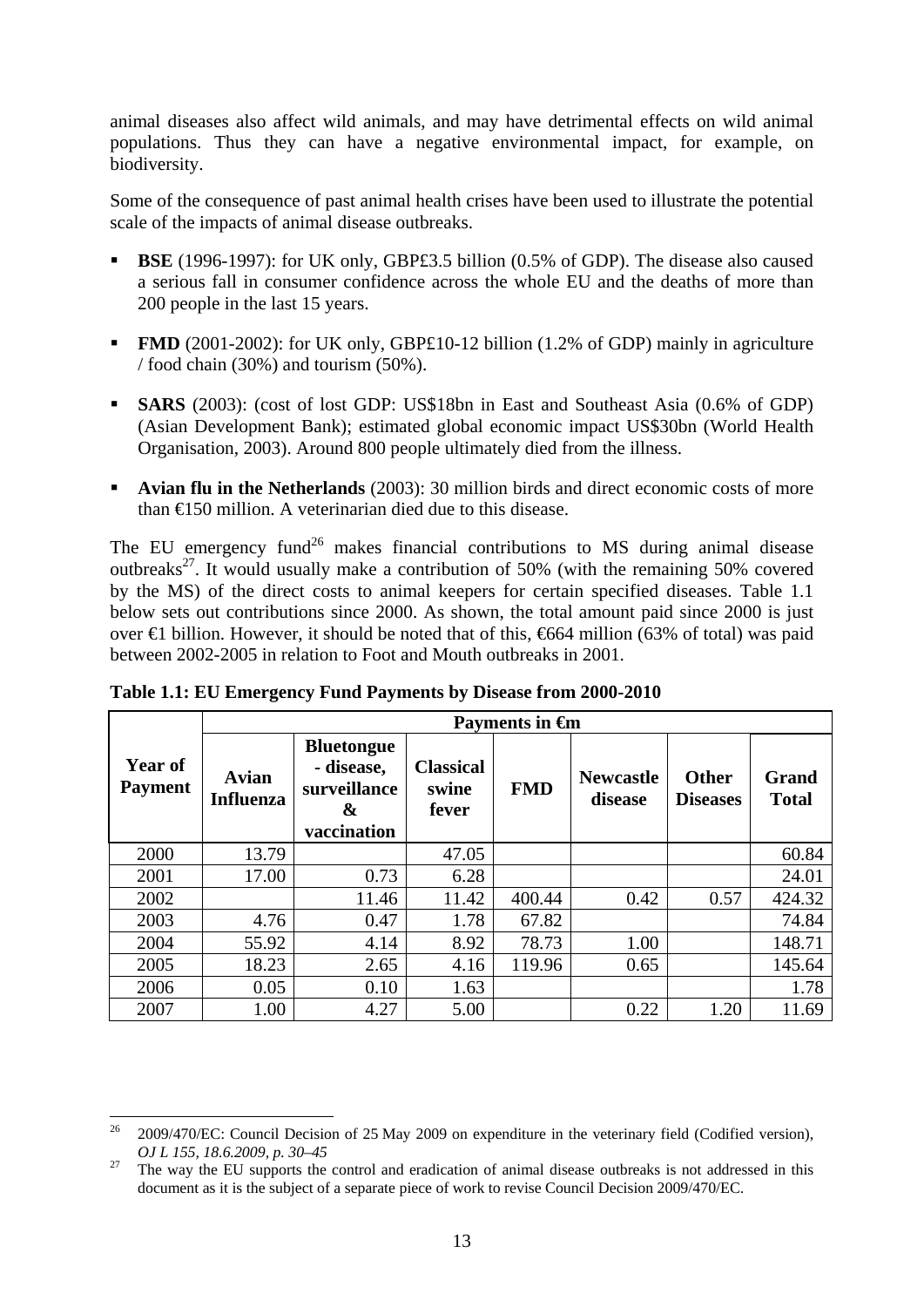animal diseases also affect wild animals, and may have detrimental effects on wild animal populations. Thus they can have a negative environmental impact, for example, on biodiversity.

Some of the consequence of past animal health crises have been used to illustrate the potential scale of the impacts of animal disease outbreaks.

- **BSE** (1996-1997): for UK only, GBP£3.5 billion (0.5% of GDP). The disease also caused a serious fall in consumer confidence across the whole EU and the deaths of more than 200 people in the last 15 years.
- **FMD** (2001-2002): for UK only, GBP£10-12 billion (1.2% of GDP) mainly in agriculture / food chain (30%) and tourism (50%).
- **SARS** (2003): (cost of lost GDP: US$18bn in East and Southeast Asia (0.6% of GDP) (Asian Development Bank); estimated global economic impact US$30bn (World Health Organisation, 2003). Around 800 people ultimately died from the illness.
- **Avian flu in the Netherlands** (2003): 30 million birds and direct economic costs of more than €150 million. A veterinarian died due to this disease.

The EU emergency fund[26] makes financial contributions to MS during animal disease outbreaks[27]. It would usually make a contribution of 50% (with the remaining 50% covered by the MS) of the direct costs to animal keepers for certain specified diseases. Table 1.1 below sets out contributions since 2000. As shown, the total amount paid since 2000 is just over €1 billion. However, it should be noted that of this, €664 million (63% of total) was paid between 2002-2005 in relation to Foot and Mouth outbreaks in 2001.

**Table 1.1: EU Emergency Fund Payments by Disease from 2000-2010**

| Year of Payment | Payments in €m | | | | | | |
|---|---|---|---|---|---|---|---|
| | **Avian Influenza** | **Bluetongue - disease, surveillance & vaccination** | **Classical swine fever** | **FMD** | **Newcastle disease** | **Other Diseases** | **Grand Total** |
| 2000 | 13.79 | | 47.05 | | | | 60.84 |
| 2001 | 17.00 | 0.73 | 6.28 | | | | 24.01 |
| 2002 | | 11.46 | 11.42 | 400.44 | 0.42 | 0.57 | 424.32 |
| 2003 | 4.76 | 0.47 | 1.78 | 67.82 | | | 74.84 |
| 2004 | 55.92 | 4.14 | 8.92 | 78.73 | 1.00 | | 148.71 |
| 2005 | 18.23 | 2.65 | 4.16 | 119.96 | 0.65 | | 145.64 |
| 2006 | 0.05 | 0.10 | 1.63 | | | | 1.78 |
| 2007 | 1.00 | 4.27 | 5.00 | | 0.22 | 1.20 | 11.69 |

[26] 2009/470/EC: Council Decision of 25 May 2009 on expenditure in the veterinary field (Codified version), *OJ L 155, 18.6.2009, p. 30–45*

[27] The way the EU supports the control and eradication of animal disease outbreaks is not addressed in this document as it is the subject of a separate piece of work to revise Council Decision 2009/470/EC.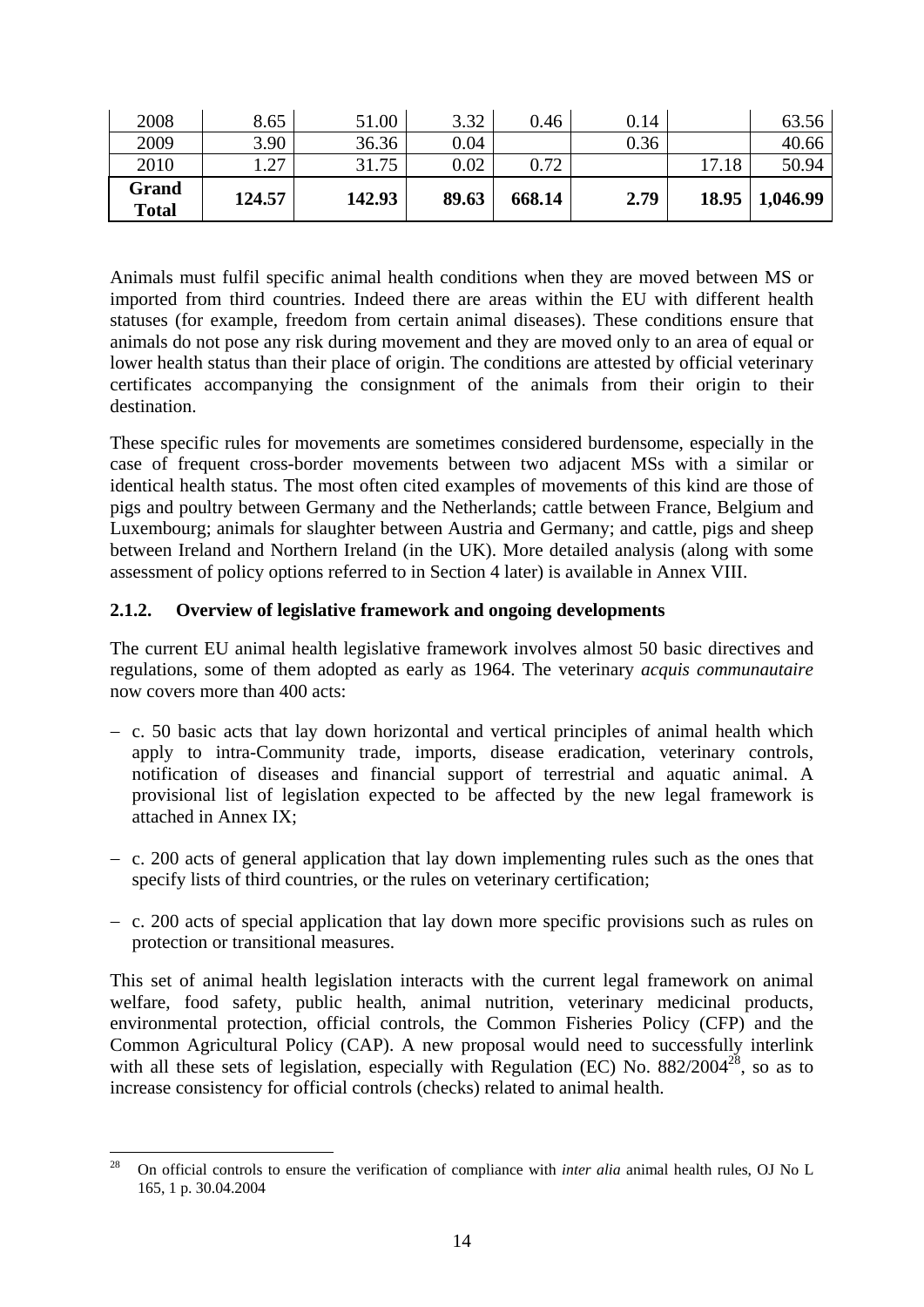| | | | | | | | |
|---|---|---|---|---|---|---|---|
| 2008 | 8.65 | 51.00 | 3.32 | 0.46 | 0.14 | | 63.56 |
| 2009 | 3.90 | 36.36 | 0.04 | | 0.36 | | 40.66 |
| 2010 | 1.27 | 31.75 | 0.02 | 0.72 | | 17.18 | 50.94 |
| **Grand Total** | **124.57** | **142.93** | **89.63** | **668.14** | **2.79** | **18.95** | **1,046.99** |

Animals must fulfil specific animal health conditions when they are moved between MS or imported from third countries. Indeed there are areas within the EU with different health statuses (for example, freedom from certain animal diseases). These conditions ensure that animals do not pose any risk during movement and they are moved only to an area of equal or lower health status than their place of origin. The conditions are attested by official veterinary certificates accompanying the consignment of the animals from their origin to their destination.

These specific rules for movements are sometimes considered burdensome, especially in the case of frequent cross-border movements between two adjacent MSs with a similar or identical health status. The most often cited examples of movements of this kind are those of pigs and poultry between Germany and the Netherlands; cattle between France, Belgium and Luxembourg; animals for slaughter between Austria and Germany; and cattle, pigs and sheep between Ireland and Northern Ireland (in the UK). More detailed analysis (along with some assessment of policy options referred to in Section 4 later) is available in Annex VIII.

### 2.1.2. Overview of legislative framework and ongoing developments

The current EU animal health legislative framework involves almost 50 basic directives and regulations, some of them adopted as early as 1964. The veterinary *acquis communautaire* now covers more than 400 acts:

- c. 50 basic acts that lay down horizontal and vertical principles of animal health which apply to intra-Community trade, imports, disease eradication, veterinary controls, notification of diseases and financial support of terrestrial and aquatic animal. A provisional list of legislation expected to be affected by the new legal framework is attached in Annex IX;
- c. 200 acts of general application that lay down implementing rules such as the ones that specify lists of third countries, or the rules on veterinary certification;
- c. 200 acts of special application that lay down more specific provisions such as rules on protection or transitional measures.

This set of animal health legislation interacts with the current legal framework on animal welfare, food safety, public health, animal nutrition, veterinary medicinal products, environmental protection, official controls, the Common Fisheries Policy (CFP) and the Common Agricultural Policy (CAP). A new proposal would need to successfully interlink with all these sets of legislation, especially with Regulation (EC) No. 882/2004[28], so as to increase consistency for official controls (checks) related to animal health.

[28] On official controls to ensure the verification of compliance with *inter alia* animal health rules, OJ No L 165, 1 p. 30.04.2004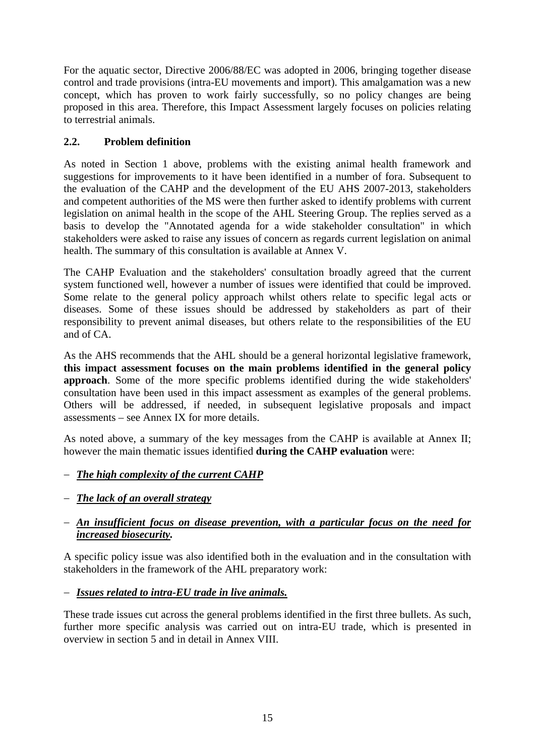For the aquatic sector, Directive 2006/88/EC was adopted in 2006, bringing together disease control and trade provisions (intra-EU movements and import). This amalgamation was a new concept, which has proven to work fairly successfully, so no policy changes are being proposed in this area. Therefore, this Impact Assessment largely focuses on policies relating to terrestrial animals.

### 2.2. Problem definition

As noted in Section 1 above, problems with the existing animal health framework and suggestions for improvements to it have been identified in a number of fora. Subsequent to the evaluation of the CAHP and the development of the EU AHS 2007-2013, stakeholders and competent authorities of the MS were then further asked to identify problems with current legislation on animal health in the scope of the AHL Steering Group. The replies served as a basis to develop the "Annotated agenda for a wide stakeholder consultation" in which stakeholders were asked to raise any issues of concern as regards current legislation on animal health. The summary of this consultation is available at Annex V.

The CAHP Evaluation and the stakeholders' consultation broadly agreed that the current system functioned well, however a number of issues were identified that could be improved. Some relate to the general policy approach whilst others relate to specific legal acts or diseases. Some of these issues should be addressed by stakeholders as part of their responsibility to prevent animal diseases, but others relate to the responsibilities of the EU and of CA.

As the AHS recommends that the AHL should be a general horizontal legislative framework, **this impact assessment focuses on the main problems identified in the general policy approach**. Some of the more specific problems identified during the wide stakeholders' consultation have been used in this impact assessment as examples of the general problems. Others will be addressed, if needed, in subsequent legislative proposals and impact assessments – see Annex IX for more details.

As noted above, a summary of the key messages from the CAHP is available at Annex II; however the main thematic issues identified **during the CAHP evaluation** were:

- ***The high complexity of the current CAHP***
- ***The lack of an overall strategy***
- ***An insufficient focus on disease prevention, with a particular focus on the need for increased biosecurity.***

A specific policy issue was also identified both in the evaluation and in the consultation with stakeholders in the framework of the AHL preparatory work:

- ***Issues related to intra-EU trade in live animals.***

These trade issues cut across the general problems identified in the first three bullets. As such, further more specific analysis was carried out on intra-EU trade, which is presented in overview in section 5 and in detail in Annex VIII.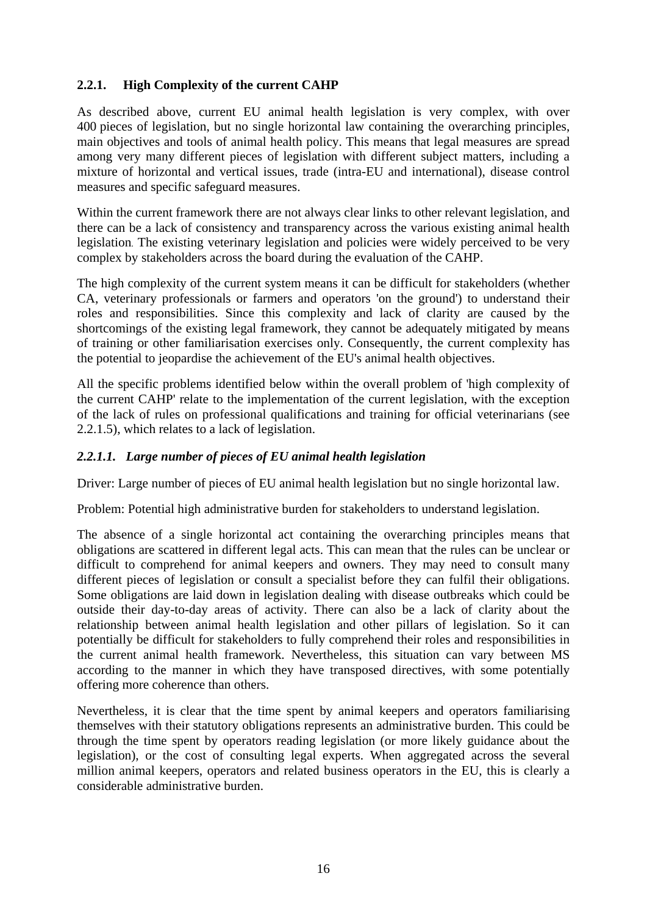### 2.2.1. High Complexity of the current CAHP

As described above, current EU animal health legislation is very complex, with over 400 pieces of legislation, but no single horizontal law containing the overarching principles, main objectives and tools of animal health policy. This means that legal measures are spread among very many different pieces of legislation with different subject matters, including a mixture of horizontal and vertical issues, trade (intra-EU and international), disease control measures and specific safeguard measures.

Within the current framework there are not always clear links to other relevant legislation, and there can be a lack of consistency and transparency across the various existing animal health legislation. The existing veterinary legislation and policies were widely perceived to be very complex by stakeholders across the board during the evaluation of the CAHP.

The high complexity of the current system means it can be difficult for stakeholders (whether CA, veterinary professionals or farmers and operators 'on the ground') to understand their roles and responsibilities. Since this complexity and lack of clarity are caused by the shortcomings of the existing legal framework, they cannot be adequately mitigated by means of training or other familiarisation exercises only. Consequently, the current complexity has the potential to jeopardise the achievement of the EU's animal health objectives.

All the specific problems identified below within the overall problem of 'high complexity of the current CAHP' relate to the implementation of the current legislation, with the exception of the lack of rules on professional qualifications and training for official veterinarians (see 2.2.1.5), which relates to a lack of legislation.

#### *2.2.1.1. Large number of pieces of EU animal health legislation*

Driver: Large number of pieces of EU animal health legislation but no single horizontal law.

Problem: Potential high administrative burden for stakeholders to understand legislation.

The absence of a single horizontal act containing the overarching principles means that obligations are scattered in different legal acts. This can mean that the rules can be unclear or difficult to comprehend for animal keepers and owners. They may need to consult many different pieces of legislation or consult a specialist before they can fulfil their obligations. Some obligations are laid down in legislation dealing with disease outbreaks which could be outside their day-to-day areas of activity. There can also be a lack of clarity about the relationship between animal health legislation and other pillars of legislation. So it can potentially be difficult for stakeholders to fully comprehend their roles and responsibilities in the current animal health framework. Nevertheless, this situation can vary between MS according to the manner in which they have transposed directives, with some potentially offering more coherence than others.

Nevertheless, it is clear that the time spent by animal keepers and operators familiarising themselves with their statutory obligations represents an administrative burden. This could be through the time spent by operators reading legislation (or more likely guidance about the legislation), or the cost of consulting legal experts. When aggregated across the several million animal keepers, operators and related business operators in the EU, this is clearly a considerable administrative burden.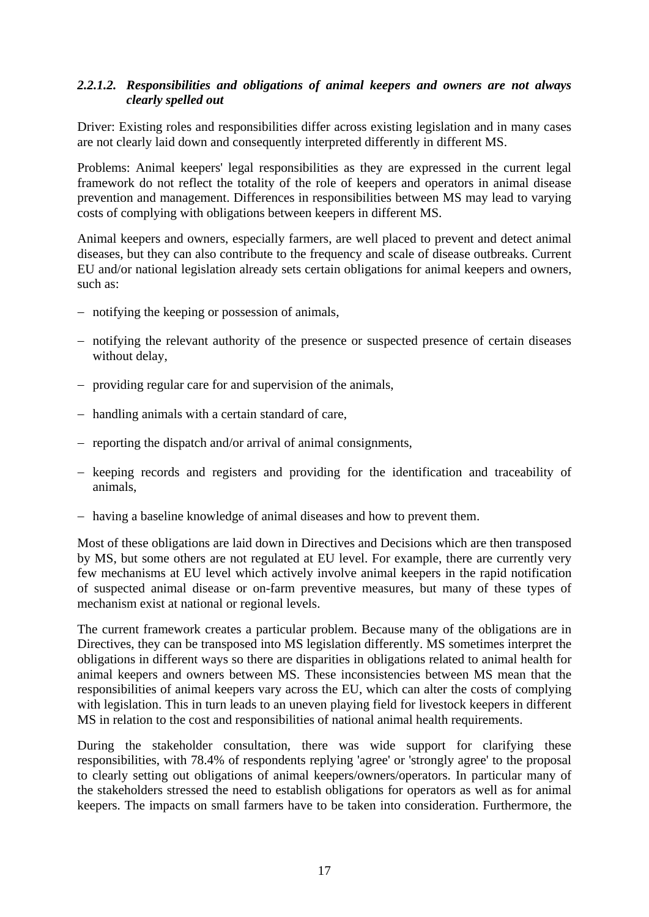#### *2.2.1.2. Responsibilities and obligations of animal keepers and owners are not always clearly spelled out*

Driver: Existing roles and responsibilities differ across existing legislation and in many cases are not clearly laid down and consequently interpreted differently in different MS.

Problems: Animal keepers' legal responsibilities as they are expressed in the current legal framework do not reflect the totality of the role of keepers and operators in animal disease prevention and management. Differences in responsibilities between MS may lead to varying costs of complying with obligations between keepers in different MS.

Animal keepers and owners, especially farmers, are well placed to prevent and detect animal diseases, but they can also contribute to the frequency and scale of disease outbreaks. Current EU and/or national legislation already sets certain obligations for animal keepers and owners, such as:

- notifying the keeping or possession of animals,
- notifying the relevant authority of the presence or suspected presence of certain diseases without delay,
- providing regular care for and supervision of the animals,
- handling animals with a certain standard of care,
- reporting the dispatch and/or arrival of animal consignments,
- keeping records and registers and providing for the identification and traceability of animals,
- having a baseline knowledge of animal diseases and how to prevent them.

Most of these obligations are laid down in Directives and Decisions which are then transposed by MS, but some others are not regulated at EU level. For example, there are currently very few mechanisms at EU level which actively involve animal keepers in the rapid notification of suspected animal disease or on-farm preventive measures, but many of these types of mechanism exist at national or regional levels.

The current framework creates a particular problem. Because many of the obligations are in Directives, they can be transposed into MS legislation differently. MS sometimes interpret the obligations in different ways so there are disparities in obligations related to animal health for animal keepers and owners between MS. These inconsistencies between MS mean that the responsibilities of animal keepers vary across the EU, which can alter the costs of complying with legislation. This in turn leads to an uneven playing field for livestock keepers in different MS in relation to the cost and responsibilities of national animal health requirements.

During the stakeholder consultation, there was wide support for clarifying these responsibilities, with 78.4% of respondents replying 'agree' or 'strongly agree' to the proposal to clearly setting out obligations of animal keepers/owners/operators. In particular many of the stakeholders stressed the need to establish obligations for operators as well as for animal keepers. The impacts on small farmers have to be taken into consideration. Furthermore, the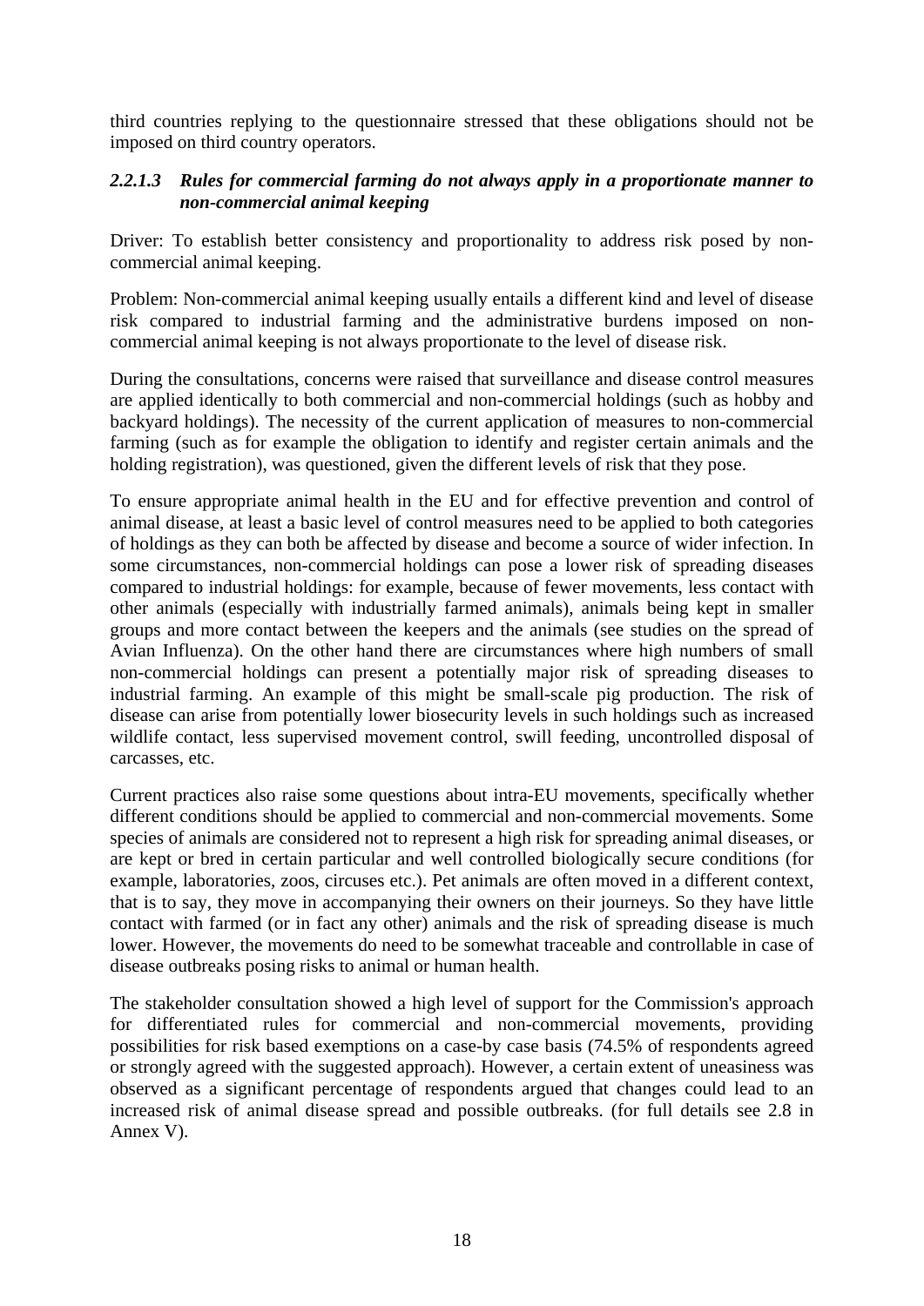third countries replying to the questionnaire stressed that these obligations should not be imposed on third country operators.

#### *2.2.1.3 Rules for commercial farming do not always apply in a proportionate manner to non-commercial animal keeping*

Driver: To establish better consistency and proportionality to address risk posed by non-commercial animal keeping.

Problem: Non-commercial animal keeping usually entails a different kind and level of disease risk compared to industrial farming and the administrative burdens imposed on non-commercial animal keeping is not always proportionate to the level of disease risk.

During the consultations, concerns were raised that surveillance and disease control measures are applied identically to both commercial and non-commercial holdings (such as hobby and backyard holdings). The necessity of the current application of measures to non-commercial farming (such as for example the obligation to identify and register certain animals and the holding registration), was questioned, given the different levels of risk that they pose.

To ensure appropriate animal health in the EU and for effective prevention and control of animal disease, at least a basic level of control measures need to be applied to both categories of holdings as they can both be affected by disease and become a source of wider infection. In some circumstances, non-commercial holdings can pose a lower risk of spreading diseases compared to industrial holdings: for example, because of fewer movements, less contact with other animals (especially with industrially farmed animals), animals being kept in smaller groups and more contact between the keepers and the animals (see studies on the spread of Avian Influenza). On the other hand there are circumstances where high numbers of small non-commercial holdings can present a potentially major risk of spreading diseases to industrial farming. An example of this might be small-scale pig production. The risk of disease can arise from potentially lower biosecurity levels in such holdings such as increased wildlife contact, less supervised movement control, swill feeding, uncontrolled disposal of carcasses, etc.

Current practices also raise some questions about intra-EU movements, specifically whether different conditions should be applied to commercial and non-commercial movements. Some species of animals are considered not to represent a high risk for spreading animal diseases, or are kept or bred in certain particular and well controlled biologically secure conditions (for example, laboratories, zoos, circuses etc.). Pet animals are often moved in a different context, that is to say, they move in accompanying their owners on their journeys. So they have little contact with farmed (or in fact any other) animals and the risk of spreading disease is much lower. However, the movements do need to be somewhat traceable and controllable in case of disease outbreaks posing risks to animal or human health.

The stakeholder consultation showed a high level of support for the Commission's approach for differentiated rules for commercial and non-commercial movements, providing possibilities for risk based exemptions on a case-by case basis (74.5% of respondents agreed or strongly agreed with the suggested approach). However, a certain extent of uneasiness was observed as a significant percentage of respondents argued that changes could lead to an increased risk of animal disease spread and possible outbreaks. (for full details see 2.8 in Annex V).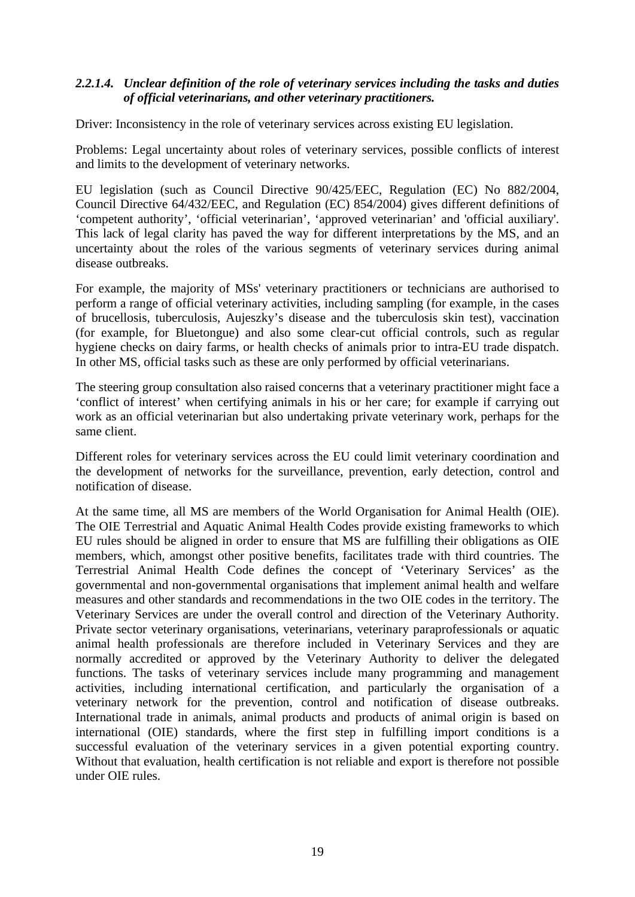#### *2.2.1.4. Unclear definition of the role of veterinary services including the tasks and duties of official veterinarians, and other veterinary practitioners.*

Driver: Inconsistency in the role of veterinary services across existing EU legislation.

Problems: Legal uncertainty about roles of veterinary services, possible conflicts of interest and limits to the development of veterinary networks.

EU legislation (such as Council Directive 90/425/EEC, Regulation (EC) No 882/2004, Council Directive 64/432/EEC, and Regulation (EC) 854/2004) gives different definitions of 'competent authority', 'official veterinarian', 'approved veterinarian' and 'official auxiliary'. This lack of legal clarity has paved the way for different interpretations by the MS, and an uncertainty about the roles of the various segments of veterinary services during animal disease outbreaks.

For example, the majority of MSs' veterinary practitioners or technicians are authorised to perform a range of official veterinary activities, including sampling (for example, in the cases of brucellosis, tuberculosis, Aujeszky's disease and the tuberculosis skin test), vaccination (for example, for Bluetongue) and also some clear-cut official controls, such as regular hygiene checks on dairy farms, or health checks of animals prior to intra-EU trade dispatch. In other MS, official tasks such as these are only performed by official veterinarians.

The steering group consultation also raised concerns that a veterinary practitioner might face a 'conflict of interest' when certifying animals in his or her care; for example if carrying out work as an official veterinarian but also undertaking private veterinary work, perhaps for the same client.

Different roles for veterinary services across the EU could limit veterinary coordination and the development of networks for the surveillance, prevention, early detection, control and notification of disease.

At the same time, all MS are members of the World Organisation for Animal Health (OIE). The OIE Terrestrial and Aquatic Animal Health Codes provide existing frameworks to which EU rules should be aligned in order to ensure that MS are fulfilling their obligations as OIE members, which, amongst other positive benefits, facilitates trade with third countries. The Terrestrial Animal Health Code defines the concept of 'Veterinary Services' as the governmental and non-governmental organisations that implement animal health and welfare measures and other standards and recommendations in the two OIE codes in the territory. The Veterinary Services are under the overall control and direction of the Veterinary Authority. Private sector veterinary organisations, veterinarians, veterinary paraprofessionals or aquatic animal health professionals are therefore included in Veterinary Services and they are normally accredited or approved by the Veterinary Authority to deliver the delegated functions. The tasks of veterinary services include many programming and management activities, including international certification, and particularly the organisation of a veterinary network for the prevention, control and notification of disease outbreaks. International trade in animals, animal products and products of animal origin is based on international (OIE) standards, where the first step in fulfilling import conditions is a successful evaluation of the veterinary services in a given potential exporting country. Without that evaluation, health certification is not reliable and export is therefore not possible under OIE rules.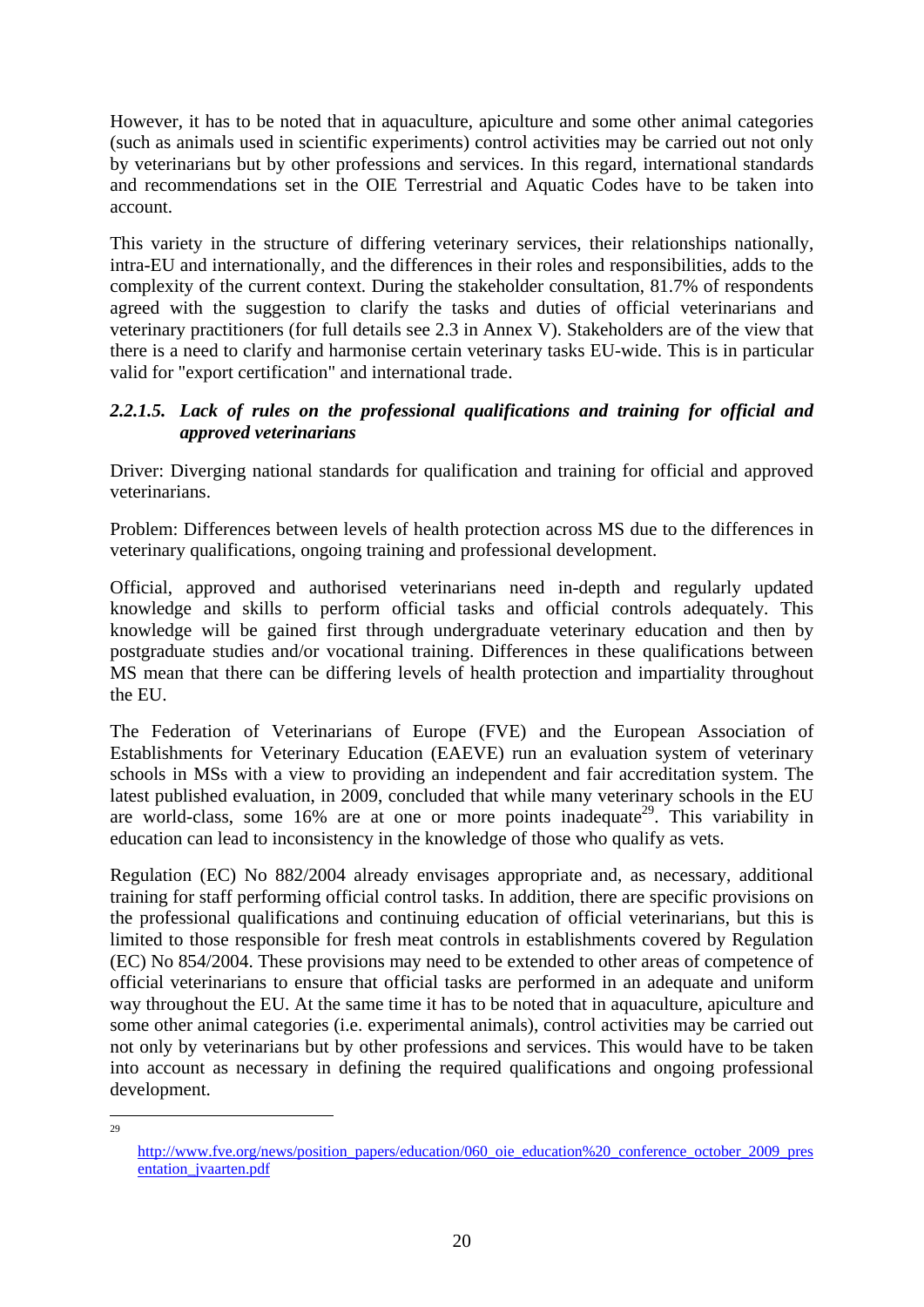However, it has to be noted that in aquaculture, apiculture and some other animal categories (such as animals used in scientific experiments) control activities may be carried out not only by veterinarians but by other professions and services. In this regard, international standards and recommendations set in the OIE Terrestrial and Aquatic Codes have to be taken into account.

This variety in the structure of differing veterinary services, their relationships nationally, intra-EU and internationally, and the differences in their roles and responsibilities, adds to the complexity of the current context. During the stakeholder consultation, 81.7% of respondents agreed with the suggestion to clarify the tasks and duties of official veterinarians and veterinary practitioners (for full details see 2.3 in Annex V). Stakeholders are of the view that there is a need to clarify and harmonise certain veterinary tasks EU-wide. This is in particular valid for "export certification" and international trade.

#### *2.2.1.5. Lack of rules on the professional qualifications and training for official and approved veterinarians*

Driver: Diverging national standards for qualification and training for official and approved veterinarians.

Problem: Differences between levels of health protection across MS due to the differences in veterinary qualifications, ongoing training and professional development.

Official, approved and authorised veterinarians need in-depth and regularly updated knowledge and skills to perform official tasks and official controls adequately. This knowledge will be gained first through undergraduate veterinary education and then by postgraduate studies and/or vocational training. Differences in these qualifications between MS mean that there can be differing levels of health protection and impartiality throughout the EU.

The Federation of Veterinarians of Europe (FVE) and the European Association of Establishments for Veterinary Education (EAEVE) run an evaluation system of veterinary schools in MSs with a view to providing an independent and fair accreditation system. The latest published evaluation, in 2009, concluded that while many veterinary schools in the EU are world-class, some 16% are at one or more points inadequate[29]. This variability in education can lead to inconsistency in the knowledge of those who qualify as vets.

Regulation (EC) No 882/2004 already envisages appropriate and, as necessary, additional training for staff performing official control tasks. In addition, there are specific provisions on the professional qualifications and continuing education of official veterinarians, but this is limited to those responsible for fresh meat controls in establishments covered by Regulation (EC) No 854/2004. These provisions may need to be extended to other areas of competence of official veterinarians to ensure that official tasks are performed in an adequate and uniform way throughout the EU. At the same time it has to be noted that in aquaculture, apiculture and some other animal categories (i.e. experimental animals), control activities may be carried out not only by veterinarians but by other professions and services. This would have to be taken into account as necessary in defining the required qualifications and ongoing professional development.

---

[29] http://www.fve.org/news/position_papers/education/060_oie_education%20_conference_october_2009_presentation_jvaarten.pdf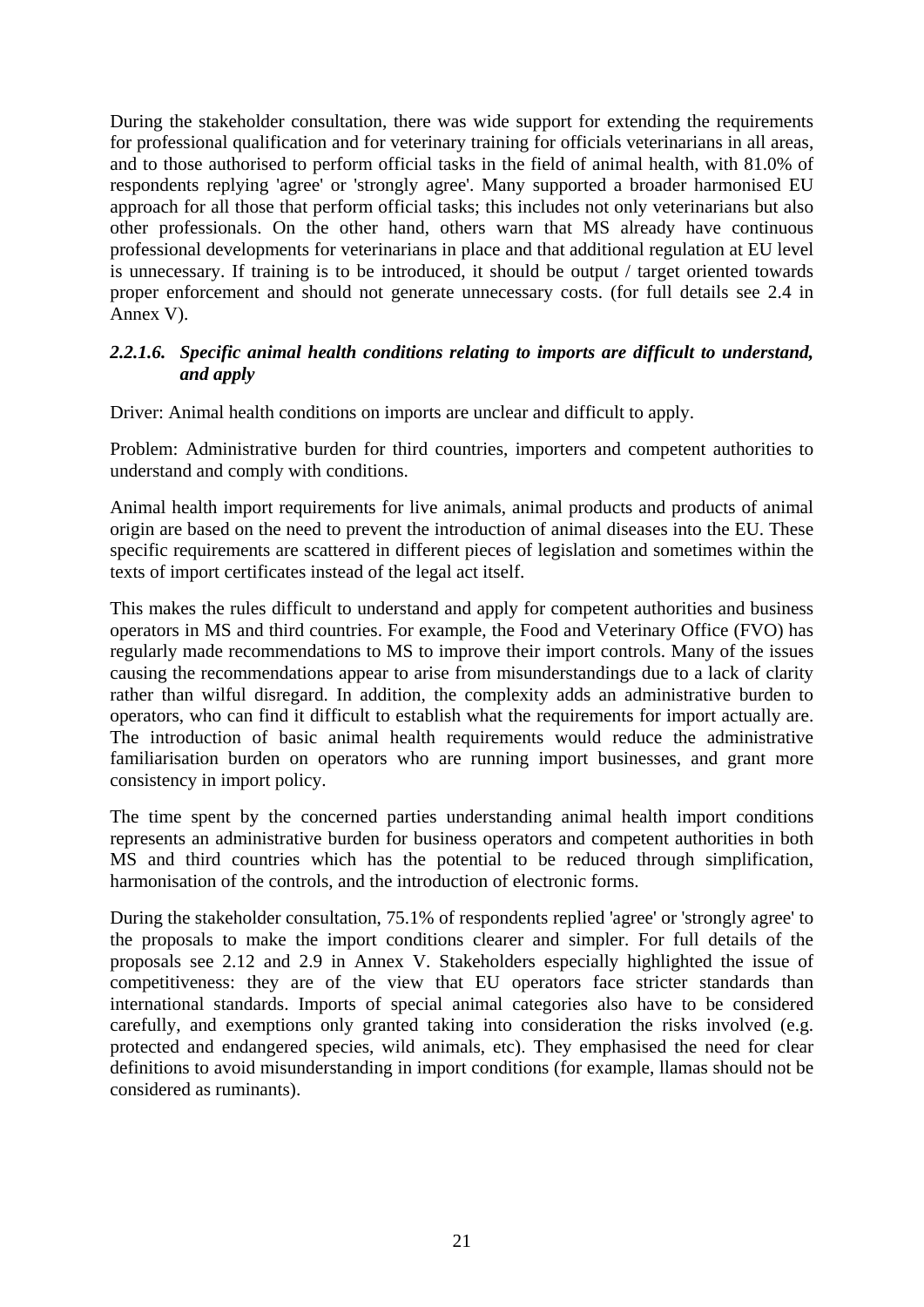During the stakeholder consultation, there was wide support for extending the requirements for professional qualification and for veterinary training for officials veterinarians in all areas, and to those authorised to perform official tasks in the field of animal health, with 81.0% of respondents replying 'agree' or 'strongly agree'. Many supported a broader harmonised EU approach for all those that perform official tasks; this includes not only veterinarians but also other professionals. On the other hand, others warn that MS already have continuous professional developments for veterinarians in place and that additional regulation at EU level is unnecessary. If training is to be introduced, it should be output / target oriented towards proper enforcement and should not generate unnecessary costs. (for full details see 2.4 in Annex V).

#### *2.2.1.6. Specific animal health conditions relating to imports are difficult to understand, and apply*

Driver: Animal health conditions on imports are unclear and difficult to apply.

Problem: Administrative burden for third countries, importers and competent authorities to understand and comply with conditions.

Animal health import requirements for live animals, animal products and products of animal origin are based on the need to prevent the introduction of animal diseases into the EU. These specific requirements are scattered in different pieces of legislation and sometimes within the texts of import certificates instead of the legal act itself.

This makes the rules difficult to understand and apply for competent authorities and business operators in MS and third countries. For example, the Food and Veterinary Office (FVO) has regularly made recommendations to MS to improve their import controls. Many of the issues causing the recommendations appear to arise from misunderstandings due to a lack of clarity rather than wilful disregard. In addition, the complexity adds an administrative burden to operators, who can find it difficult to establish what the requirements for import actually are. The introduction of basic animal health requirements would reduce the administrative familiarisation burden on operators who are running import businesses, and grant more consistency in import policy.

The time spent by the concerned parties understanding animal health import conditions represents an administrative burden for business operators and competent authorities in both MS and third countries which has the potential to be reduced through simplification, harmonisation of the controls, and the introduction of electronic forms.

During the stakeholder consultation, 75.1% of respondents replied 'agree' or 'strongly agree' to the proposals to make the import conditions clearer and simpler. For full details of the proposals see 2.12 and 2.9 in Annex V. Stakeholders especially highlighted the issue of competitiveness: they are of the view that EU operators face stricter standards than international standards. Imports of special animal categories also have to be considered carefully, and exemptions only granted taking into consideration the risks involved (e.g. protected and endangered species, wild animals, etc). They emphasised the need for clear definitions to avoid misunderstanding in import conditions (for example, llamas should not be considered as ruminants).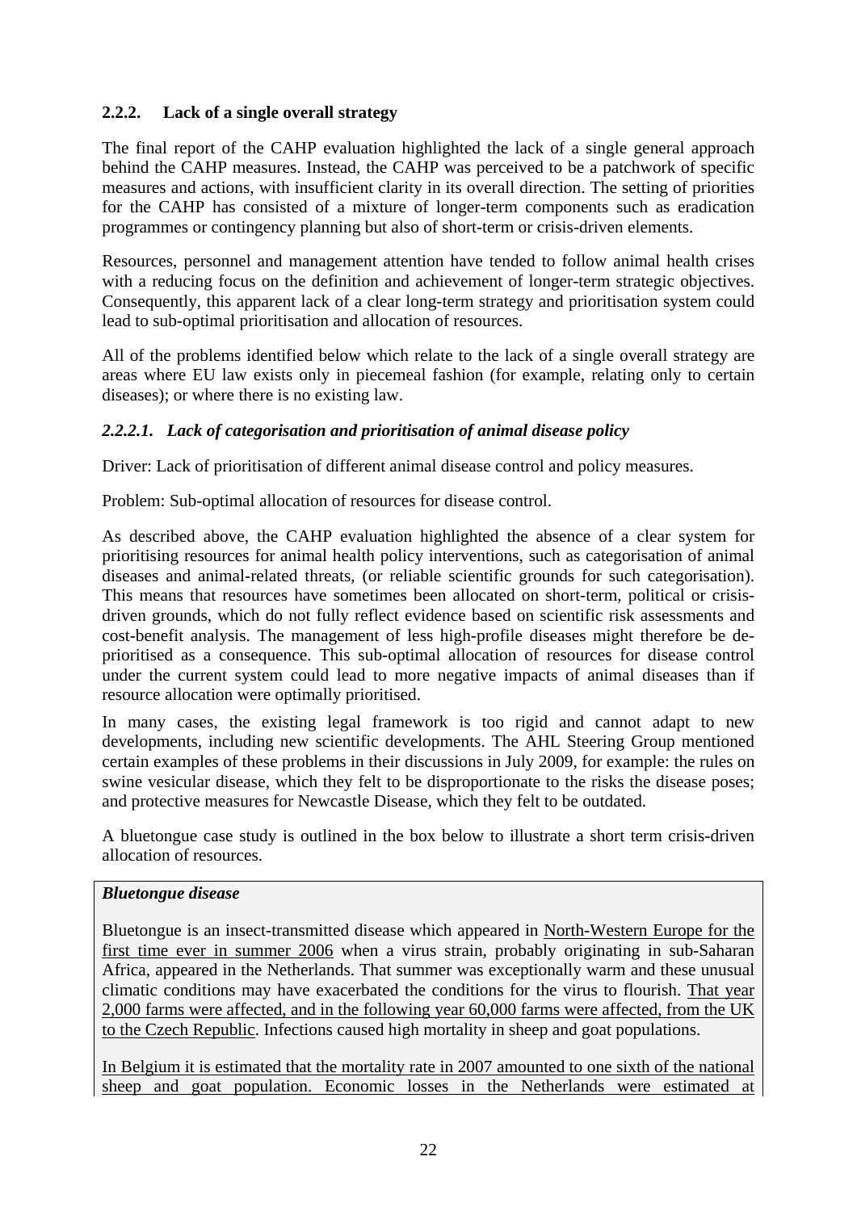### 2.2.2. Lack of a single overall strategy

The final report of the CAHP evaluation highlighted the lack of a single general approach behind the CAHP measures. Instead, the CAHP was perceived to be a patchwork of specific measures and actions, with insufficient clarity in its overall direction. The setting of priorities for the CAHP has consisted of a mixture of longer-term components such as eradication programmes or contingency planning but also of short-term or crisis-driven elements.

Resources, personnel and management attention have tended to follow animal health crises with a reducing focus on the definition and achievement of longer-term strategic objectives. Consequently, this apparent lack of a clear long-term strategy and prioritisation system could lead to sub-optimal prioritisation and allocation of resources.

All of the problems identified below which relate to the lack of a single overall strategy are areas where EU law exists only in piecemeal fashion (for example, relating only to certain diseases); or where there is no existing law.

#### *2.2.2.1. Lack of categorisation and prioritisation of animal disease policy*

Driver: Lack of prioritisation of different animal disease control and policy measures.

Problem: Sub-optimal allocation of resources for disease control.

As described above, the CAHP evaluation highlighted the absence of a clear system for prioritising resources for animal health policy interventions, such as categorisation of animal diseases and animal-related threats, (or reliable scientific grounds for such categorisation). This means that resources have sometimes been allocated on short-term, political or crisis-driven grounds, which do not fully reflect evidence based on scientific risk assessments and cost-benefit analysis. The management of less high-profile diseases might therefore be de-prioritised as a consequence. This sub-optimal allocation of resources for disease control under the current system could lead to more negative impacts of animal diseases than if resource allocation were optimally prioritised.

In many cases, the existing legal framework is too rigid and cannot adapt to new developments, including new scientific developments. The AHL Steering Group mentioned certain examples of these problems in their discussions in July 2009, for example: the rules on swine vesicular disease, which they felt to be disproportionate to the risks the disease poses; and protective measures for Newcastle Disease, which they felt to be outdated.

A bluetongue case study is outlined in the box below to illustrate a short term crisis-driven allocation of resources.

***Bluetongue disease***

Bluetongue is an insect-transmitted disease which appeared in North-Western Europe for the first time ever in summer 2006 when a virus strain, probably originating in sub-Saharan Africa, appeared in the Netherlands. That summer was exceptionally warm and these unusual climatic conditions may have exacerbated the conditions for the virus to flourish. That year 2,000 farms were affected, and in the following year 60,000 farms were affected, from the UK to the Czech Republic. Infections caused high mortality in sheep and goat populations.

In Belgium it is estimated that the mortality rate in 2007 amounted to one sixth of the national sheep and goat population. Economic losses in the Netherlands were estimated at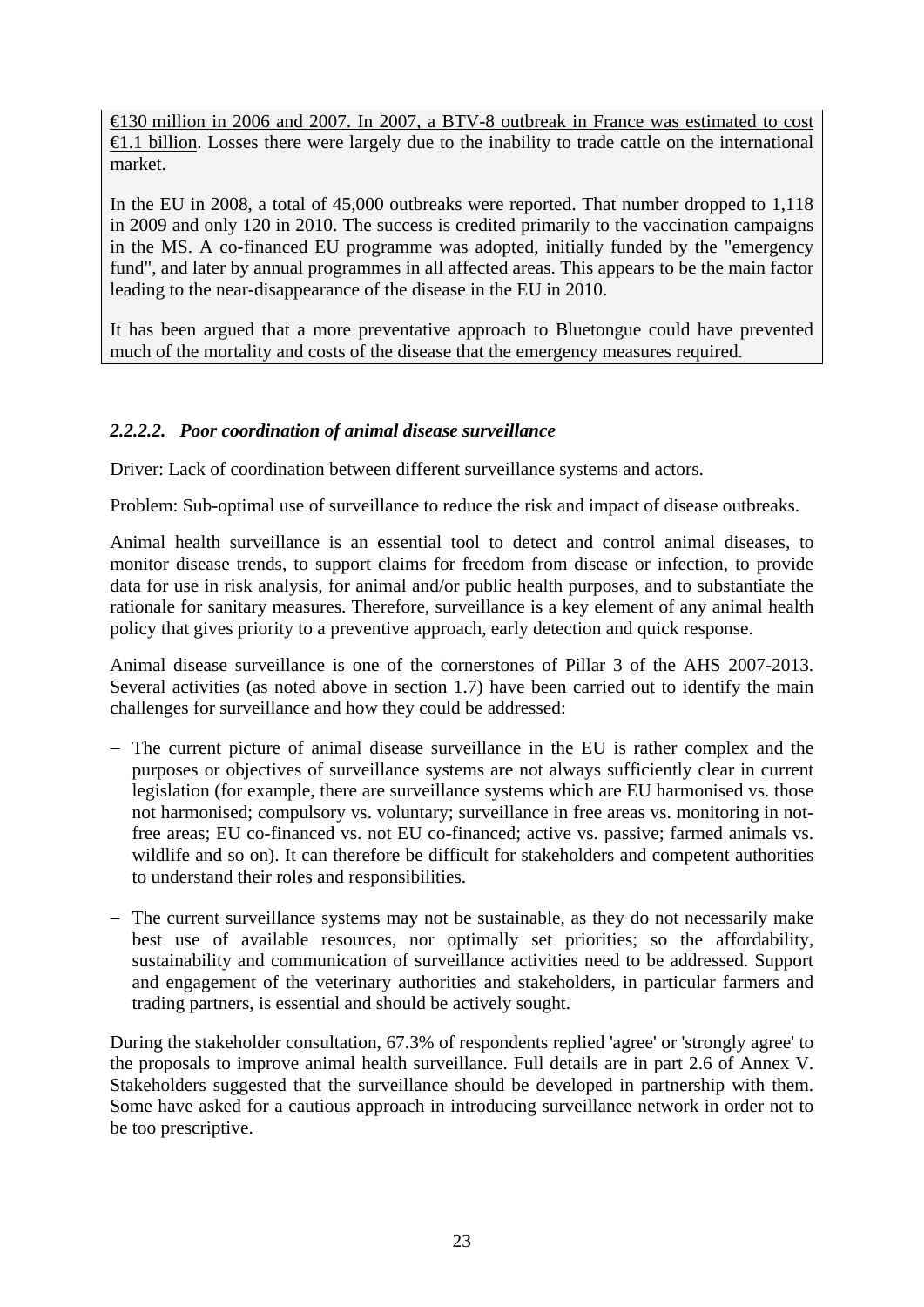€130 million in 2006 and 2007. In 2007, a BTV-8 outbreak in France was estimated to cost €1.1 billion. Losses there were largely due to the inability to trade cattle on the international market.

In the EU in 2008, a total of 45,000 outbreaks were reported. That number dropped to 1,118 in 2009 and only 120 in 2010. The success is credited primarily to the vaccination campaigns in the MS. A co-financed EU programme was adopted, initially funded by the "emergency fund", and later by annual programmes in all affected areas. This appears to be the main factor leading to the near-disappearance of the disease in the EU in 2010.

It has been argued that a more preventative approach to Bluetongue could have prevented much of the mortality and costs of the disease that the emergency measures required.

#### *2.2.2.2. Poor coordination of animal disease surveillance*

Driver: Lack of coordination between different surveillance systems and actors.

Problem: Sub-optimal use of surveillance to reduce the risk and impact of disease outbreaks.

Animal health surveillance is an essential tool to detect and control animal diseases, to monitor disease trends, to support claims for freedom from disease or infection, to provide data for use in risk analysis, for animal and/or public health purposes, and to substantiate the rationale for sanitary measures. Therefore, surveillance is a key element of any animal health policy that gives priority to a preventive approach, early detection and quick response.

Animal disease surveillance is one of the cornerstones of Pillar 3 of the AHS 2007-2013. Several activities (as noted above in section 1.7) have been carried out to identify the main challenges for surveillance and how they could be addressed:

- The current picture of animal disease surveillance in the EU is rather complex and the purposes or objectives of surveillance systems are not always sufficiently clear in current legislation (for example, there are surveillance systems which are EU harmonised vs. those not harmonised; compulsory vs. voluntary; surveillance in free areas vs. monitoring in not-free areas; EU co-financed vs. not EU co-financed; active vs. passive; farmed animals vs. wildlife and so on). It can therefore be difficult for stakeholders and competent authorities to understand their roles and responsibilities.

- The current surveillance systems may not be sustainable, as they do not necessarily make best use of available resources, nor optimally set priorities; so the affordability, sustainability and communication of surveillance activities need to be addressed. Support and engagement of the veterinary authorities and stakeholders, in particular farmers and trading partners, is essential and should be actively sought.

During the stakeholder consultation, 67.3% of respondents replied 'agree' or 'strongly agree' to the proposals to improve animal health surveillance. Full details are in part 2.6 of Annex V. Stakeholders suggested that the surveillance should be developed in partnership with them. Some have asked for a cautious approach in introducing surveillance network in order not to be too prescriptive.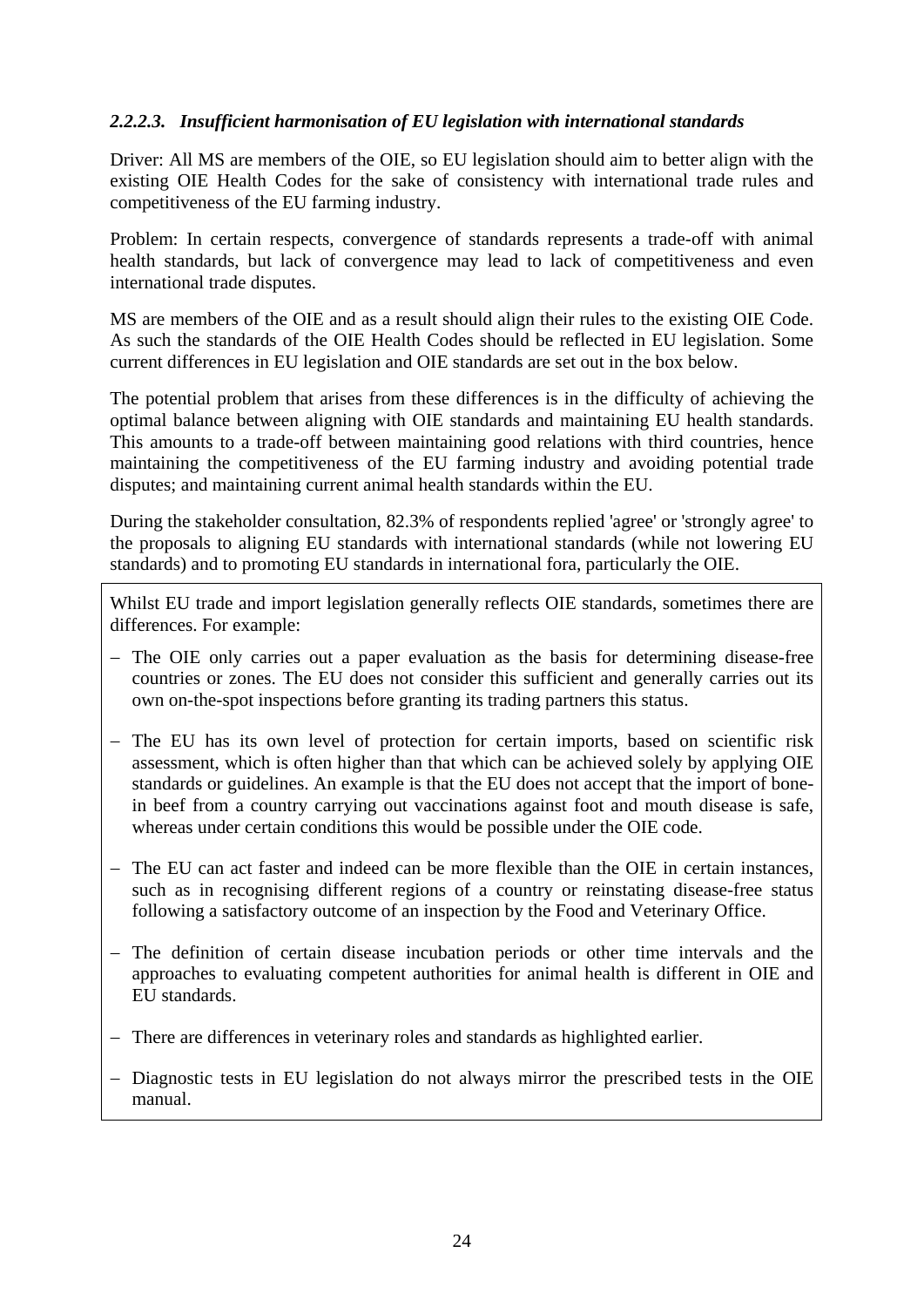#### *2.2.2.3. Insufficient harmonisation of EU legislation with international standards*

Driver: All MS are members of the OIE, so EU legislation should aim to better align with the existing OIE Health Codes for the sake of consistency with international trade rules and competitiveness of the EU farming industry.

Problem: In certain respects, convergence of standards represents a trade-off with animal health standards, but lack of convergence may lead to lack of competitiveness and even international trade disputes.

MS are members of the OIE and as a result should align their rules to the existing OIE Code. As such the standards of the OIE Health Codes should be reflected in EU legislation. Some current differences in EU legislation and OIE standards are set out in the box below.

The potential problem that arises from these differences is in the difficulty of achieving the optimal balance between aligning with OIE standards and maintaining EU health standards. This amounts to a trade-off between maintaining good relations with third countries, hence maintaining the competitiveness of the EU farming industry and avoiding potential trade disputes; and maintaining current animal health standards within the EU.

During the stakeholder consultation, 82.3% of respondents replied 'agree' or 'strongly agree' to the proposals to aligning EU standards with international standards (while not lowering EU standards) and to promoting EU standards in international fora, particularly the OIE.

> Whilst EU trade and import legislation generally reflects OIE standards, sometimes there are differences. For example:
>
> - The OIE only carries out a paper evaluation as the basis for determining disease-free countries or zones. The EU does not consider this sufficient and generally carries out its own on-the-spot inspections before granting its trading partners this status.
> - The EU has its own level of protection for certain imports, based on scientific risk assessment, which is often higher than that which can be achieved solely by applying OIE standards or guidelines. An example is that the EU does not accept that the import of bone-in beef from a country carrying out vaccinations against foot and mouth disease is safe, whereas under certain conditions this would be possible under the OIE code.
> - The EU can act faster and indeed can be more flexible than the OIE in certain instances, such as in recognising different regions of a country or reinstating disease-free status following a satisfactory outcome of an inspection by the Food and Veterinary Office.
> - The definition of certain disease incubation periods or other time intervals and the approaches to evaluating competent authorities for animal health is different in OIE and EU standards.
> - There are differences in veterinary roles and standards as highlighted earlier.
> - Diagnostic tests in EU legislation do not always mirror the prescribed tests in the OIE manual.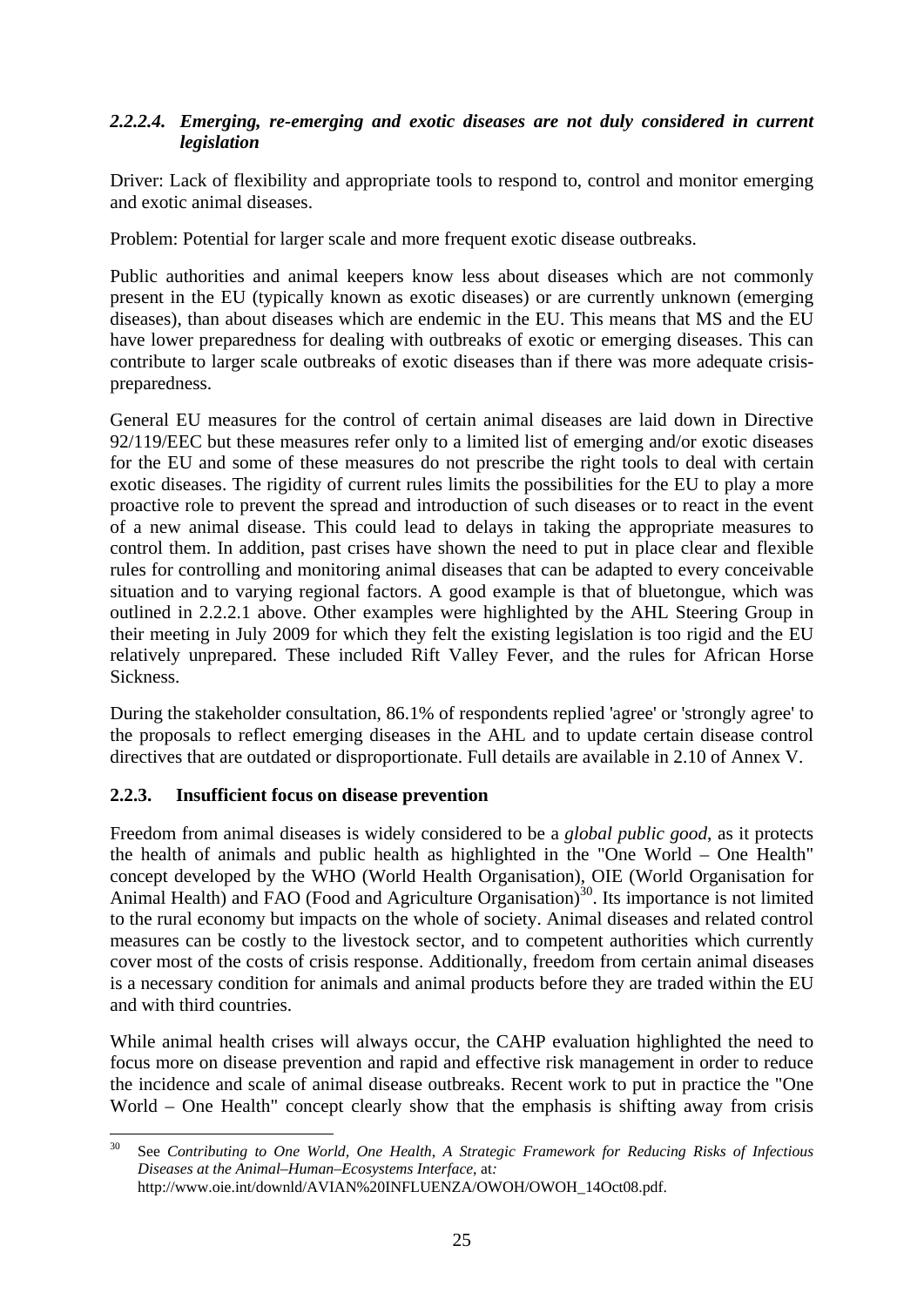#### *2.2.2.4. Emerging, re-emerging and exotic diseases are not duly considered in current legislation*

Driver: Lack of flexibility and appropriate tools to respond to, control and monitor emerging and exotic animal diseases.

Problem: Potential for larger scale and more frequent exotic disease outbreaks.

Public authorities and animal keepers know less about diseases which are not commonly present in the EU (typically known as exotic diseases) or are currently unknown (emerging diseases), than about diseases which are endemic in the EU. This means that MS and the EU have lower preparedness for dealing with outbreaks of exotic or emerging diseases. This can contribute to larger scale outbreaks of exotic diseases than if there was more adequate crisis-preparedness.

General EU measures for the control of certain animal diseases are laid down in Directive 92/119/EEC but these measures refer only to a limited list of emerging and/or exotic diseases for the EU and some of these measures do not prescribe the right tools to deal with certain exotic diseases. The rigidity of current rules limits the possibilities for the EU to play a more proactive role to prevent the spread and introduction of such diseases or to react in the event of a new animal disease. This could lead to delays in taking the appropriate measures to control them. In addition, past crises have shown the need to put in place clear and flexible rules for controlling and monitoring animal diseases that can be adapted to every conceivable situation and to varying regional factors. A good example is that of bluetongue, which was outlined in 2.2.2.1 above. Other examples were highlighted by the AHL Steering Group in their meeting in July 2009 for which they felt the existing legislation is too rigid and the EU relatively unprepared. These included Rift Valley Fever, and the rules for African Horse Sickness.

During the stakeholder consultation, 86.1% of respondents replied 'agree' or 'strongly agree' to the proposals to reflect emerging diseases in the AHL and to update certain disease control directives that are outdated or disproportionate. Full details are available in 2.10 of Annex V.

### 2.2.3. Insufficient focus on disease prevention

Freedom from animal diseases is widely considered to be a *global public good*, as it protects the health of animals and public health as highlighted in the "One World – One Health" concept developed by the WHO (World Health Organisation), OIE (World Organisation for Animal Health) and FAO (Food and Agriculture Organisation)[30]. Its importance is not limited to the rural economy but impacts on the whole of society. Animal diseases and related control measures can be costly to the livestock sector, and to competent authorities which currently cover most of the costs of crisis response. Additionally, freedom from certain animal diseases is a necessary condition for animals and animal products before they are traded within the EU and with third countries.

While animal health crises will always occur, the CAHP evaluation highlighted the need to focus more on disease prevention and rapid and effective risk management in order to reduce the incidence and scale of animal disease outbreaks. Recent work to put in practice the "One World – One Health" concept clearly show that the emphasis is shifting away from crisis

[30] See *Contributing to One World, One Health, A Strategic Framework for Reducing Risks of Infectious Diseases at the Animal–Human–Ecosystems Interface*, at: http://www.oie.int/downld/AVIAN%20INFLUENZA/OWOH/OWOH_14Oct08.pdf.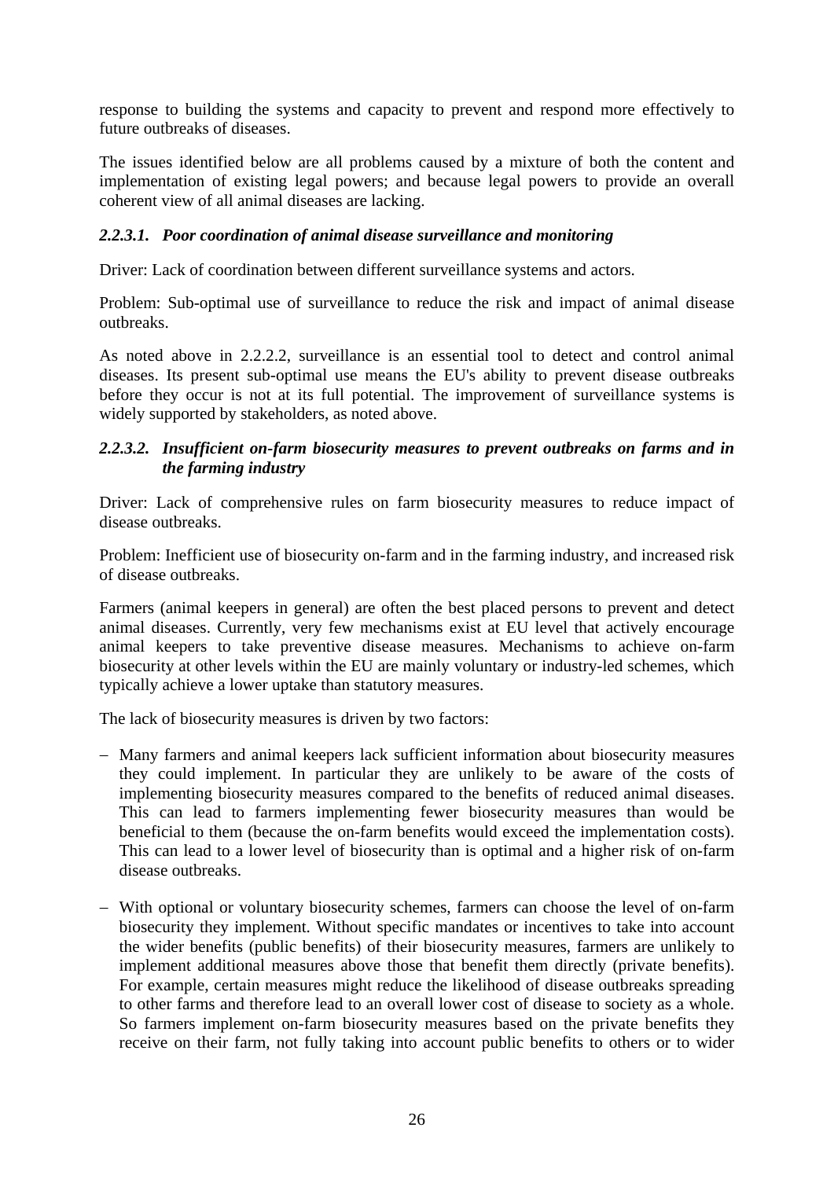response to building the systems and capacity to prevent and respond more effectively to future outbreaks of diseases.

The issues identified below are all problems caused by a mixture of both the content and implementation of existing legal powers; and because legal powers to provide an overall coherent view of all animal diseases are lacking.

#### *2.2.3.1. Poor coordination of animal disease surveillance and monitoring*

Driver: Lack of coordination between different surveillance systems and actors.

Problem: Sub-optimal use of surveillance to reduce the risk and impact of animal disease outbreaks.

As noted above in 2.2.2.2, surveillance is an essential tool to detect and control animal diseases. Its present sub-optimal use means the EU's ability to prevent disease outbreaks before they occur is not at its full potential. The improvement of surveillance systems is widely supported by stakeholders, as noted above.

#### *2.2.3.2. Insufficient on-farm biosecurity measures to prevent outbreaks on farms and in the farming industry*

Driver: Lack of comprehensive rules on farm biosecurity measures to reduce impact of disease outbreaks.

Problem: Inefficient use of biosecurity on-farm and in the farming industry, and increased risk of disease outbreaks.

Farmers (animal keepers in general) are often the best placed persons to prevent and detect animal diseases. Currently, very few mechanisms exist at EU level that actively encourage animal keepers to take preventive disease measures. Mechanisms to achieve on-farm biosecurity at other levels within the EU are mainly voluntary or industry-led schemes, which typically achieve a lower uptake than statutory measures.

The lack of biosecurity measures is driven by two factors:

- Many farmers and animal keepers lack sufficient information about biosecurity measures they could implement. In particular they are unlikely to be aware of the costs of implementing biosecurity measures compared to the benefits of reduced animal diseases. This can lead to farmers implementing fewer biosecurity measures than would be beneficial to them (because the on-farm benefits would exceed the implementation costs). This can lead to a lower level of biosecurity than is optimal and a higher risk of on-farm disease outbreaks.

- With optional or voluntary biosecurity schemes, farmers can choose the level of on-farm biosecurity they implement. Without specific mandates or incentives to take into account the wider benefits (public benefits) of their biosecurity measures, farmers are unlikely to implement additional measures above those that benefit them directly (private benefits). For example, certain measures might reduce the likelihood of disease outbreaks spreading to other farms and therefore lead to an overall lower cost of disease to society as a whole. So farmers implement on-farm biosecurity measures based on the private benefits they receive on their farm, not fully taking into account public benefits to others or to wider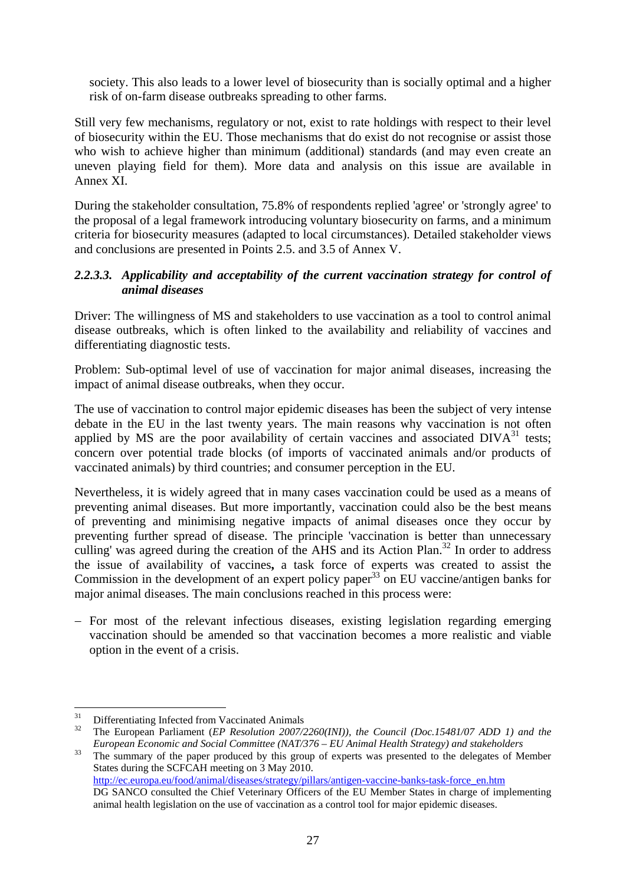society. This also leads to a lower level of biosecurity than is socially optimal and a higher risk of on-farm disease outbreaks spreading to other farms.

Still very few mechanisms, regulatory or not, exist to rate holdings with respect to their level of biosecurity within the EU. Those mechanisms that do exist do not recognise or assist those who wish to achieve higher than minimum (additional) standards (and may even create an uneven playing field for them). More data and analysis on this issue are available in Annex XI.

During the stakeholder consultation, 75.8% of respondents replied 'agree' or 'strongly agree' to the proposal of a legal framework introducing voluntary biosecurity on farms, and a minimum criteria for biosecurity measures (adapted to local circumstances). Detailed stakeholder views and conclusions are presented in Points 2.5. and 3.5 of Annex V.

#### *2.2.3.3. Applicability and acceptability of the current vaccination strategy for control of animal diseases*

Driver: The willingness of MS and stakeholders to use vaccination as a tool to control animal disease outbreaks, which is often linked to the availability and reliability of vaccines and differentiating diagnostic tests.

Problem: Sub-optimal level of use of vaccination for major animal diseases, increasing the impact of animal disease outbreaks, when they occur.

The use of vaccination to control major epidemic diseases has been the subject of very intense debate in the EU in the last twenty years. The main reasons why vaccination is not often applied by MS are the poor availability of certain vaccines and associated DIVA[31] tests; concern over potential trade blocks (of imports of vaccinated animals and/or products of vaccinated animals) by third countries; and consumer perception in the EU.

Nevertheless, it is widely agreed that in many cases vaccination could be used as a means of preventing animal diseases. But more importantly, vaccination could also be the best means of preventing and minimising negative impacts of animal diseases once they occur by preventing further spread of disease. The principle 'vaccination is better than unnecessary culling' was agreed during the creation of the AHS and its Action Plan.[32] In order to address the issue of availability of vaccines**,** a task force of experts was created to assist the Commission in the development of an expert policy paper[33] on EU vaccine/antigen banks for major animal diseases. The main conclusions reached in this process were:

- For most of the relevant infectious diseases, existing legislation regarding emerging vaccination should be amended so that vaccination becomes a more realistic and viable option in the event of a crisis.

---

[31] Differentiating Infected from Vaccinated Animals

[32] The European Parliament (*EP Resolution 2007/2260(INI)), the Council (Doc.15481/07 ADD 1) and the European Economic and Social Committee (NAT/376 – EU Animal Health Strategy) and stakeholders*

[33] The summary of the paper produced by this group of experts was presented to the delegates of Member States during the SCFCAH meeting on 3 May 2010.
http://ec.europa.eu/food/animal/diseases/strategy/pillars/antigen-vaccine-banks-task-force_en.htm
DG SANCO consulted the Chief Veterinary Officers of the EU Member States in charge of implementing animal health legislation on the use of vaccination as a control tool for major epidemic diseases.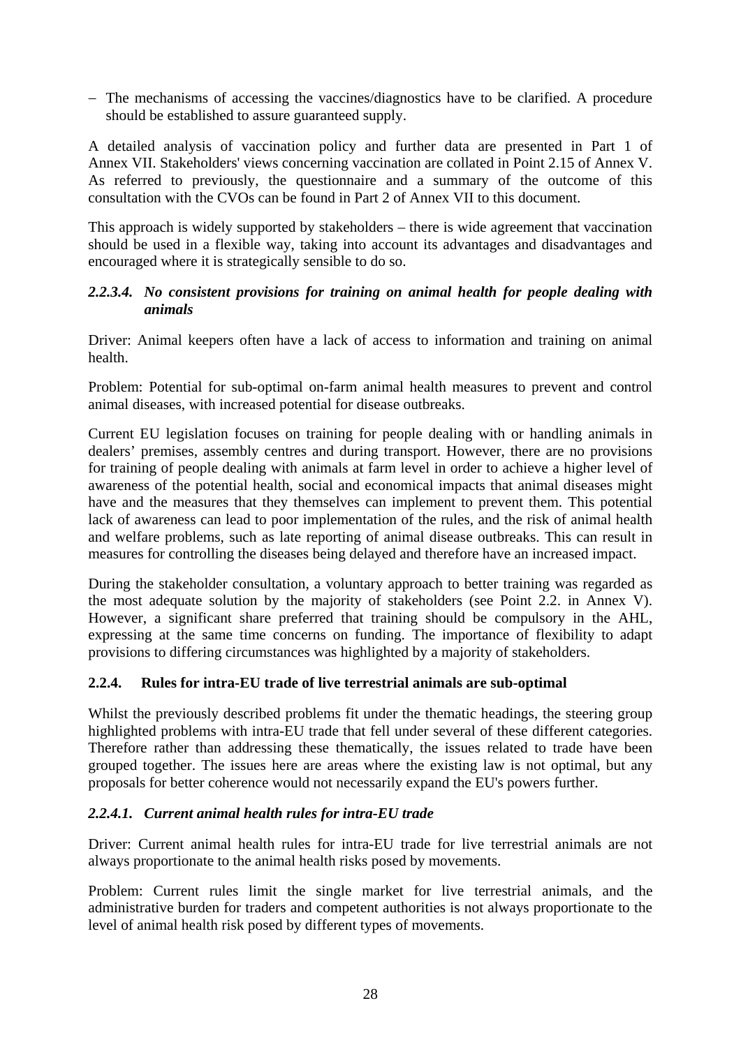- The mechanisms of accessing the vaccines/diagnostics have to be clarified. A procedure should be established to assure guaranteed supply.

A detailed analysis of vaccination policy and further data are presented in Part 1 of Annex VII. Stakeholders' views concerning vaccination are collated in Point 2.15 of Annex V. As referred to previously, the questionnaire and a summary of the outcome of this consultation with the CVOs can be found in Part 2 of Annex VII to this document.

This approach is widely supported by stakeholders – there is wide agreement that vaccination should be used in a flexible way, taking into account its advantages and disadvantages and encouraged where it is strategically sensible to do so.

#### *2.2.3.4. No consistent provisions for training on animal health for people dealing with animals*

Driver: Animal keepers often have a lack of access to information and training on animal health.

Problem: Potential for sub-optimal on-farm animal health measures to prevent and control animal diseases, with increased potential for disease outbreaks.

Current EU legislation focuses on training for people dealing with or handling animals in dealers' premises, assembly centres and during transport. However, there are no provisions for training of people dealing with animals at farm level in order to achieve a higher level of awareness of the potential health, social and economical impacts that animal diseases might have and the measures that they themselves can implement to prevent them. This potential lack of awareness can lead to poor implementation of the rules, and the risk of animal health and welfare problems, such as late reporting of animal disease outbreaks. This can result in measures for controlling the diseases being delayed and therefore have an increased impact.

During the stakeholder consultation, a voluntary approach to better training was regarded as the most adequate solution by the majority of stakeholders (see Point 2.2. in Annex V). However, a significant share preferred that training should be compulsory in the AHL, expressing at the same time concerns on funding. The importance of flexibility to adapt provisions to differing circumstances was highlighted by a majority of stakeholders.

### 2.2.4. Rules for intra-EU trade of live terrestrial animals are sub-optimal

Whilst the previously described problems fit under the thematic headings, the steering group highlighted problems with intra-EU trade that fell under several of these different categories. Therefore rather than addressing these thematically, the issues related to trade have been grouped together. The issues here are areas where the existing law is not optimal, but any proposals for better coherence would not necessarily expand the EU's powers further.

#### *2.2.4.1. Current animal health rules for intra-EU trade*

Driver: Current animal health rules for intra-EU trade for live terrestrial animals are not always proportionate to the animal health risks posed by movements.

Problem: Current rules limit the single market for live terrestrial animals, and the administrative burden for traders and competent authorities is not always proportionate to the level of animal health risk posed by different types of movements.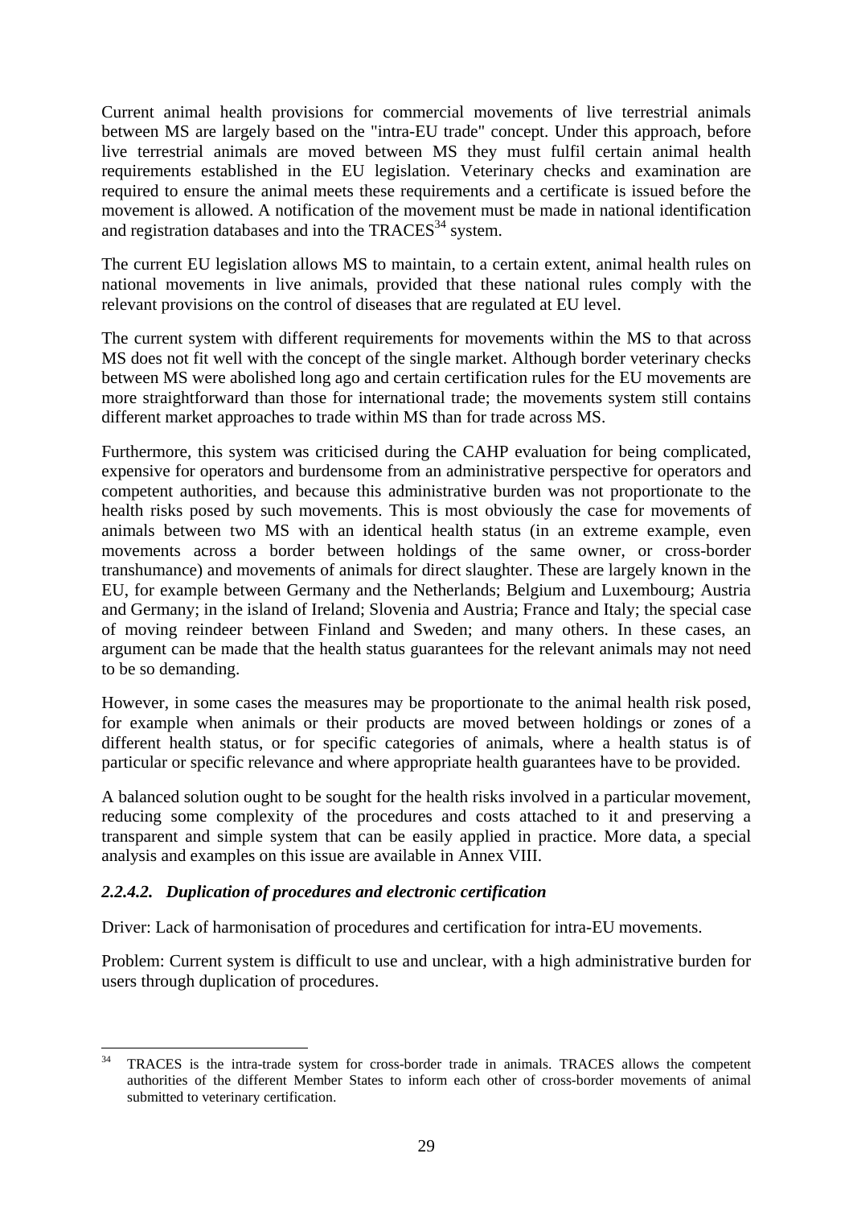Current animal health provisions for commercial movements of live terrestrial animals between MS are largely based on the "intra-EU trade" concept. Under this approach, before live terrestrial animals are moved between MS they must fulfil certain animal health requirements established in the EU legislation. Veterinary checks and examination are required to ensure the animal meets these requirements and a certificate is issued before the movement is allowed. A notification of the movement must be made in national identification and registration databases and into the TRACES[34] system.

The current EU legislation allows MS to maintain, to a certain extent, animal health rules on national movements in live animals, provided that these national rules comply with the relevant provisions on the control of diseases that are regulated at EU level.

The current system with different requirements for movements within the MS to that across MS does not fit well with the concept of the single market. Although border veterinary checks between MS were abolished long ago and certain certification rules for the EU movements are more straightforward than those for international trade; the movements system still contains different market approaches to trade within MS than for trade across MS.

Furthermore, this system was criticised during the CAHP evaluation for being complicated, expensive for operators and burdensome from an administrative perspective for operators and competent authorities, and because this administrative burden was not proportionate to the health risks posed by such movements. This is most obviously the case for movements of animals between two MS with an identical health status (in an extreme example, even movements across a border between holdings of the same owner, or cross-border transhumance) and movements of animals for direct slaughter. These are largely known in the EU, for example between Germany and the Netherlands; Belgium and Luxembourg; Austria and Germany; in the island of Ireland; Slovenia and Austria; France and Italy; the special case of moving reindeer between Finland and Sweden; and many others. In these cases, an argument can be made that the health status guarantees for the relevant animals may not need to be so demanding.

However, in some cases the measures may be proportionate to the animal health risk posed, for example when animals or their products are moved between holdings or zones of a different health status, or for specific categories of animals, where a health status is of particular or specific relevance and where appropriate health guarantees have to be provided.

A balanced solution ought to be sought for the health risks involved in a particular movement, reducing some complexity of the procedures and costs attached to it and preserving a transparent and simple system that can be easily applied in practice. More data, a special analysis and examples on this issue are available in Annex VIII.

#### *2.2.4.2. Duplication of procedures and electronic certification*

Driver: Lack of harmonisation of procedures and certification for intra-EU movements.

Problem: Current system is difficult to use and unclear, with a high administrative burden for users through duplication of procedures.

---

[34] TRACES is the intra-trade system for cross-border trade in animals. TRACES allows the competent authorities of the different Member States to inform each other of cross-border movements of animal submitted to veterinary certification.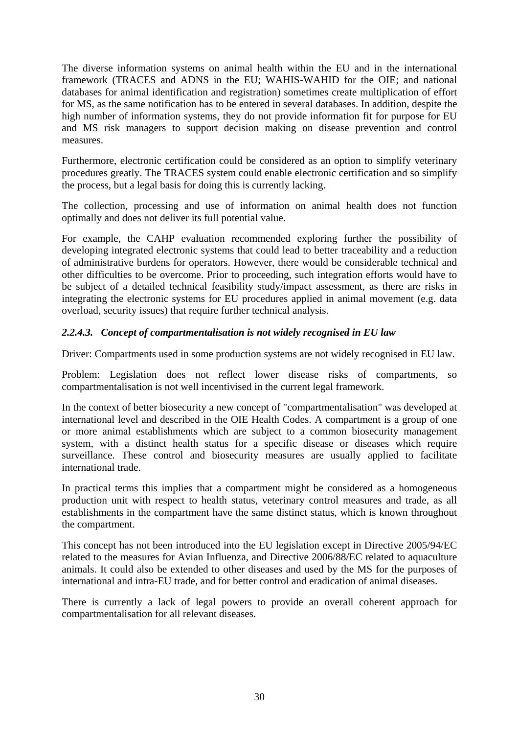The diverse information systems on animal health within the EU and in the international framework (TRACES and ADNS in the EU; WAHIS-WAHID for the OIE; and national databases for animal identification and registration) sometimes create multiplication of effort for MS, as the same notification has to be entered in several databases. In addition, despite the high number of information systems, they do not provide information fit for purpose for EU and MS risk managers to support decision making on disease prevention and control measures.

Furthermore, electronic certification could be considered as an option to simplify veterinary procedures greatly. The TRACES system could enable electronic certification and so simplify the process, but a legal basis for doing this is currently lacking.

The collection, processing and use of information on animal health does not function optimally and does not deliver its full potential value.

For example, the CAHP evaluation recommended exploring further the possibility of developing integrated electronic systems that could lead to better traceability and a reduction of administrative burdens for operators. However, there would be considerable technical and other difficulties to be overcome. Prior to proceeding, such integration efforts would have to be subject of a detailed technical feasibility study/impact assessment, as there are risks in integrating the electronic systems for EU procedures applied in animal movement (e.g. data overload, security issues) that require further technical analysis.

#### *2.2.4.3. Concept of compartmentalisation is not widely recognised in EU law*

Driver: Compartments used in some production systems are not widely recognised in EU law.

Problem: Legislation does not reflect lower disease risks of compartments, so compartmentalisation is not well incentivised in the current legal framework.

In the context of better biosecurity a new concept of "compartmentalisation" was developed at international level and described in the OIE Health Codes. A compartment is a group of one or more animal establishments which are subject to a common biosecurity management system, with a distinct health status for a specific disease or diseases which require surveillance. These control and biosecurity measures are usually applied to facilitate international trade.

In practical terms this implies that a compartment might be considered as a homogeneous production unit with respect to health status, veterinary control measures and trade, as all establishments in the compartment have the same distinct status, which is known throughout the compartment.

This concept has not been introduced into the EU legislation except in Directive 2005/94/EC related to the measures for Avian Influenza, and Directive 2006/88/EC related to aquaculture animals. It could also be extended to other diseases and used by the MS for the purposes of international and intra-EU trade, and for better control and eradication of animal diseases.

There is currently a lack of legal powers to provide an overall coherent approach for compartmentalisation for all relevant diseases.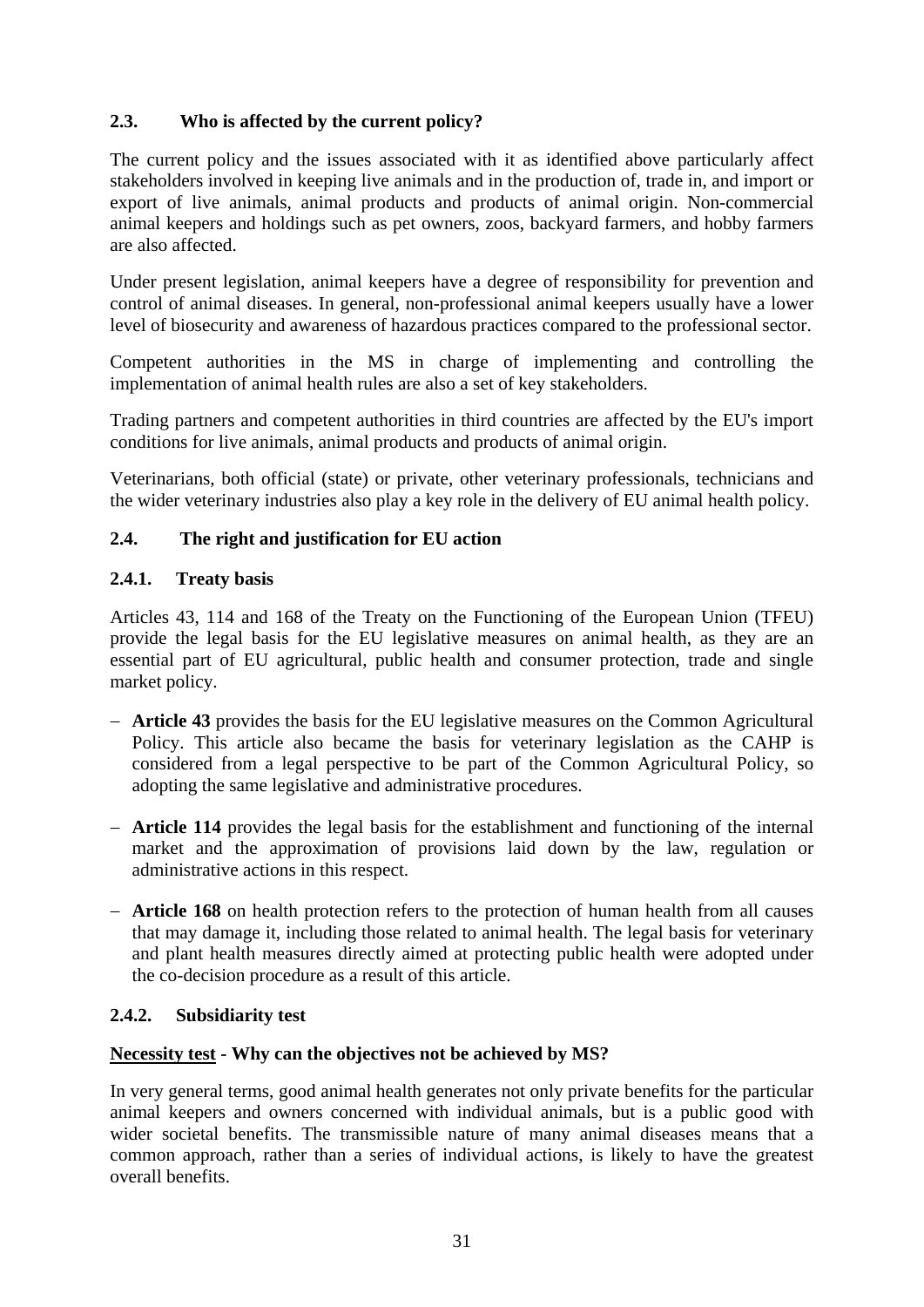### 2.3. Who is affected by the current policy?

The current policy and the issues associated with it as identified above particularly affect stakeholders involved in keeping live animals and in the production of, trade in, and import or export of live animals, animal products and products of animal origin. Non-commercial animal keepers and holdings such as pet owners, zoos, backyard farmers, and hobby farmers are also affected.

Under present legislation, animal keepers have a degree of responsibility for prevention and control of animal diseases. In general, non-professional animal keepers usually have a lower level of biosecurity and awareness of hazardous practices compared to the professional sector.

Competent authorities in the MS in charge of implementing and controlling the implementation of animal health rules are also a set of key stakeholders.

Trading partners and competent authorities in third countries are affected by the EU's import conditions for live animals, animal products and products of animal origin.

Veterinarians, both official (state) or private, other veterinary professionals, technicians and the wider veterinary industries also play a key role in the delivery of EU animal health policy.

### 2.4. The right and justification for EU action

#### 2.4.1. Treaty basis

Articles 43, 114 and 168 of the Treaty on the Functioning of the European Union (TFEU) provide the legal basis for the EU legislative measures on animal health, as they are an essential part of EU agricultural, public health and consumer protection, trade and single market policy.

- **Article 43** provides the basis for the EU legislative measures on the Common Agricultural Policy. This article also became the basis for veterinary legislation as the CAHP is considered from a legal perspective to be part of the Common Agricultural Policy, so adopting the same legislative and administrative procedures.
- **Article 114** provides the legal basis for the establishment and functioning of the internal market and the approximation of provisions laid down by the law, regulation or administrative actions in this respect.
- **Article 168** on health protection refers to the protection of human health from all causes that may damage it, including those related to animal health. The legal basis for veterinary and plant health measures directly aimed at protecting public health were adopted under the co-decision procedure as a result of this article.

#### 2.4.2. Subsidiarity test

**Necessity test - Why can the objectives not be achieved by MS?**

In very general terms, good animal health generates not only private benefits for the particular animal keepers and owners concerned with individual animals, but is a public good with wider societal benefits. The transmissible nature of many animal diseases means that a common approach, rather than a series of individual actions, is likely to have the greatest overall benefits.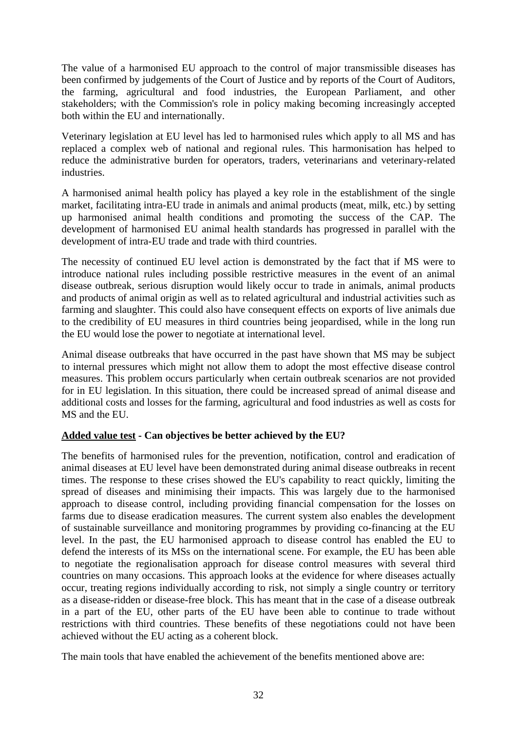The value of a harmonised EU approach to the control of major transmissible diseases has been confirmed by judgements of the Court of Justice and by reports of the Court of Auditors, the farming, agricultural and food industries, the European Parliament, and other stakeholders; with the Commission's role in policy making becoming increasingly accepted both within the EU and internationally.

Veterinary legislation at EU level has led to harmonised rules which apply to all MS and has replaced a complex web of national and regional rules. This harmonisation has helped to reduce the administrative burden for operators, traders, veterinarians and veterinary-related industries.

A harmonised animal health policy has played a key role in the establishment of the single market, facilitating intra-EU trade in animals and animal products (meat, milk, etc.) by setting up harmonised animal health conditions and promoting the success of the CAP. The development of harmonised EU animal health standards has progressed in parallel with the development of intra-EU trade and trade with third countries.

The necessity of continued EU level action is demonstrated by the fact that if MS were to introduce national rules including possible restrictive measures in the event of an animal disease outbreak, serious disruption would likely occur to trade in animals, animal products and products of animal origin as well as to related agricultural and industrial activities such as farming and slaughter. This could also have consequent effects on exports of live animals due to the credibility of EU measures in third countries being jeopardised, while in the long run the EU would lose the power to negotiate at international level.

Animal disease outbreaks that have occurred in the past have shown that MS may be subject to internal pressures which might not allow them to adopt the most effective disease control measures. This problem occurs particularly when certain outbreak scenarios are not provided for in EU legislation. In this situation, there could be increased spread of animal disease and additional costs and losses for the farming, agricultural and food industries as well as costs for MS and the EU.

**<u>Added value test</u> - Can objectives be better achieved by the EU?**

The benefits of harmonised rules for the prevention, notification, control and eradication of animal diseases at EU level have been demonstrated during animal disease outbreaks in recent times. The response to these crises showed the EU's capability to react quickly, limiting the spread of diseases and minimising their impacts. This was largely due to the harmonised approach to disease control, including providing financial compensation for the losses on farms due to disease eradication measures. The current system also enables the development of sustainable surveillance and monitoring programmes by providing co-financing at the EU level. In the past, the EU harmonised approach to disease control has enabled the EU to defend the interests of its MSs on the international scene. For example, the EU has been able to negotiate the regionalisation approach for disease control measures with several third countries on many occasions. This approach looks at the evidence for where diseases actually occur, treating regions individually according to risk, not simply a single country or territory as a disease-ridden or disease-free block. This has meant that in the case of a disease outbreak in a part of the EU, other parts of the EU have been able to continue to trade without restrictions with third countries. These benefits of these negotiations could not have been achieved without the EU acting as a coherent block.

The main tools that have enabled the achievement of the benefits mentioned above are: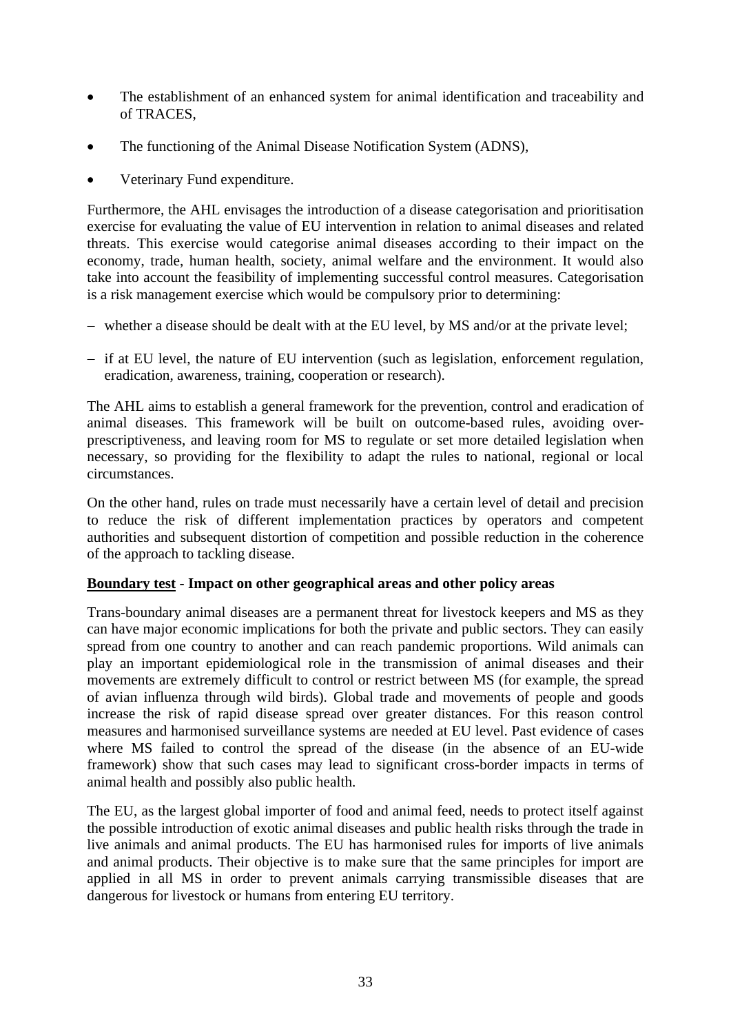- The establishment of an enhanced system for animal identification and traceability and of TRACES,
- The functioning of the Animal Disease Notification System (ADNS),
- Veterinary Fund expenditure.

Furthermore, the AHL envisages the introduction of a disease categorisation and prioritisation exercise for evaluating the value of EU intervention in relation to animal diseases and related threats. This exercise would categorise animal diseases according to their impact on the economy, trade, human health, society, animal welfare and the environment. It would also take into account the feasibility of implementing successful control measures. Categorisation is a risk management exercise which would be compulsory prior to determining:

- whether a disease should be dealt with at the EU level, by MS and/or at the private level;
- if at EU level, the nature of EU intervention (such as legislation, enforcement regulation, eradication, awareness, training, cooperation or research).

The AHL aims to establish a general framework for the prevention, control and eradication of animal diseases. This framework will be built on outcome-based rules, avoiding over-prescriptiveness, and leaving room for MS to regulate or set more detailed legislation when necessary, so providing for the flexibility to adapt the rules to national, regional or local circumstances.

On the other hand, rules on trade must necessarily have a certain level of detail and precision to reduce the risk of different implementation practices by operators and competent authorities and subsequent distortion of competition and possible reduction in the coherence of the approach to tackling disease.

**<u>Boundary test</u> - Impact on other geographical areas and other policy areas**

Trans-boundary animal diseases are a permanent threat for livestock keepers and MS as they can have major economic implications for both the private and public sectors. They can easily spread from one country to another and can reach pandemic proportions. Wild animals can play an important epidemiological role in the transmission of animal diseases and their movements are extremely difficult to control or restrict between MS (for example, the spread of avian influenza through wild birds). Global trade and movements of people and goods increase the risk of rapid disease spread over greater distances. For this reason control measures and harmonised surveillance systems are needed at EU level. Past evidence of cases where MS failed to control the spread of the disease (in the absence of an EU-wide framework) show that such cases may lead to significant cross-border impacts in terms of animal health and possibly also public health.

The EU, as the largest global importer of food and animal feed, needs to protect itself against the possible introduction of exotic animal diseases and public health risks through the trade in live animals and animal products. The EU has harmonised rules for imports of live animals and animal products. Their objective is to make sure that the same principles for import are applied in all MS in order to prevent animals carrying transmissible diseases that are dangerous for livestock or humans from entering EU territory.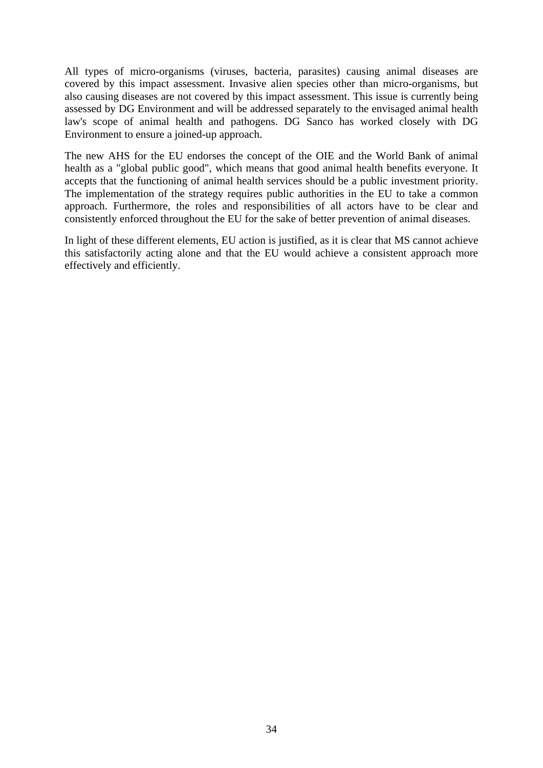All types of micro-organisms (viruses, bacteria, parasites) causing animal diseases are covered by this impact assessment. Invasive alien species other than micro-organisms, but also causing diseases are not covered by this impact assessment. This issue is currently being assessed by DG Environment and will be addressed separately to the envisaged animal health law's scope of animal health and pathogens. DG Sanco has worked closely with DG Environment to ensure a joined-up approach.

The new AHS for the EU endorses the concept of the OIE and the World Bank of animal health as a "global public good", which means that good animal health benefits everyone. It accepts that the functioning of animal health services should be a public investment priority. The implementation of the strategy requires public authorities in the EU to take a common approach. Furthermore, the roles and responsibilities of all actors have to be clear and consistently enforced throughout the EU for the sake of better prevention of animal diseases.

In light of these different elements, EU action is justified, as it is clear that MS cannot achieve this satisfactorily acting alone and that the EU would achieve a consistent approach more effectively and efficiently.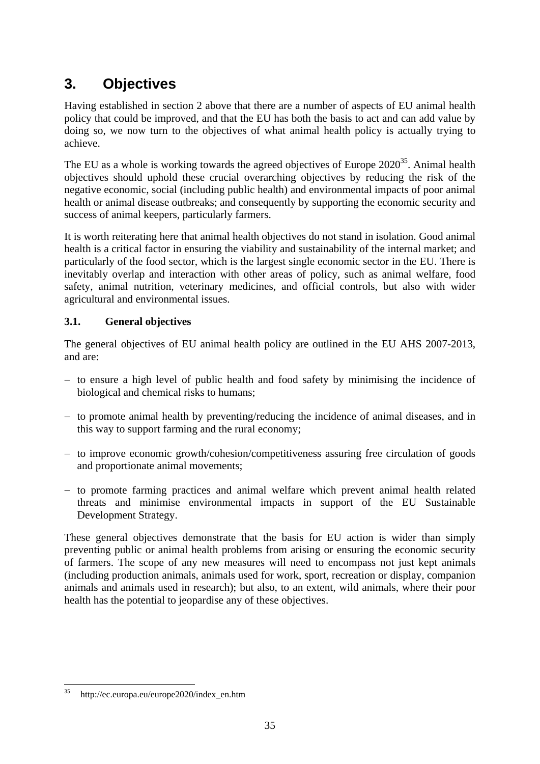# 3. Objectives

Having established in section 2 above that there are a number of aspects of EU animal health policy that could be improved, and that the EU has both the basis to act and can add value by doing so, we now turn to the objectives of what animal health policy is actually trying to achieve.

The EU as a whole is working towards the agreed objectives of Europe 2020[35]. Animal health objectives should uphold these crucial overarching objectives by reducing the risk of the negative economic, social (including public health) and environmental impacts of poor animal health or animal disease outbreaks; and consequently by supporting the economic security and success of animal keepers, particularly farmers.

It is worth reiterating here that animal health objectives do not stand in isolation. Good animal health is a critical factor in ensuring the viability and sustainability of the internal market; and particularly of the food sector, which is the largest single economic sector in the EU. There is inevitably overlap and interaction with other areas of policy, such as animal welfare, food safety, animal nutrition, veterinary medicines, and official controls, but also with wider agricultural and environmental issues.

## 3.1. General objectives

The general objectives of EU animal health policy are outlined in the EU AHS 2007-2013, and are:

- to ensure a high level of public health and food safety by minimising the incidence of biological and chemical risks to humans;
- to promote animal health by preventing/reducing the incidence of animal diseases, and in this way to support farming and the rural economy;
- to improve economic growth/cohesion/competitiveness assuring free circulation of goods and proportionate animal movements;
- to promote farming practices and animal welfare which prevent animal health related threats and minimise environmental impacts in support of the EU Sustainable Development Strategy.

These general objectives demonstrate that the basis for EU action is wider than simply preventing public or animal health problems from arising or ensuring the economic security of farmers. The scope of any new measures will need to encompass not just kept animals (including production animals, animals used for work, sport, recreation or display, companion animals and animals used in research); but also, to an extent, wild animals, where their poor health has the potential to jeopardise any of these objectives.

[35] http://ec.europa.eu/europe2020/index_en.htm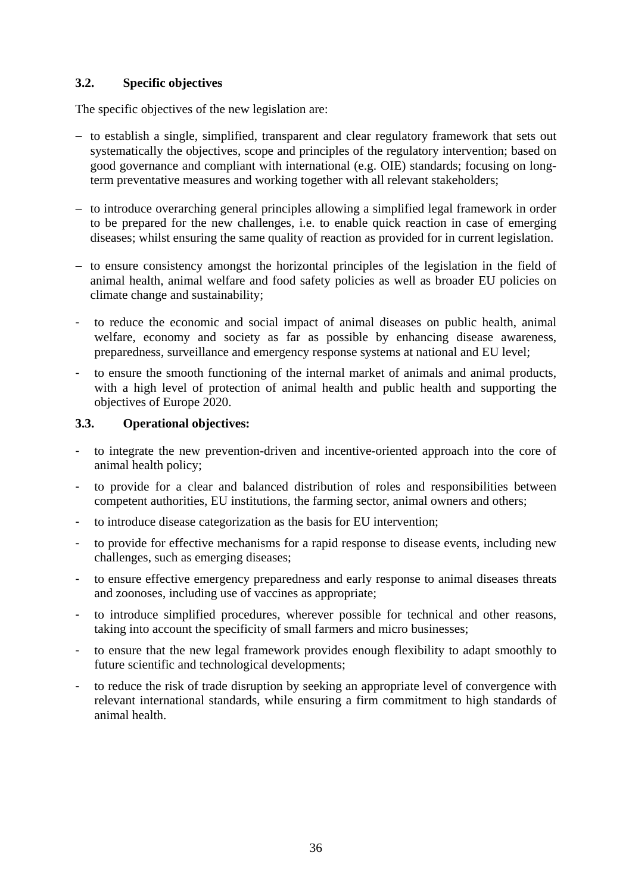### 3.2. Specific objectives

The specific objectives of the new legislation are:

- to establish a single, simplified, transparent and clear regulatory framework that sets out systematically the objectives, scope and principles of the regulatory intervention; based on good governance and compliant with international (e.g. OIE) standards; focusing on long-term preventative measures and working together with all relevant stakeholders;
- to introduce overarching general principles allowing a simplified legal framework in order to be prepared for the new challenges, i.e. to enable quick reaction in case of emerging diseases; whilst ensuring the same quality of reaction as provided for in current legislation.
- to ensure consistency amongst the horizontal principles of the legislation in the field of animal health, animal welfare and food safety policies as well as broader EU policies on climate change and sustainability;
- to reduce the economic and social impact of animal diseases on public health, animal welfare, economy and society as far as possible by enhancing disease awareness, preparedness, surveillance and emergency response systems at national and EU level;
- to ensure the smooth functioning of the internal market of animals and animal products, with a high level of protection of animal health and public health and supporting the objectives of Europe 2020.

### 3.3. Operational objectives:

- to integrate the new prevention-driven and incentive-oriented approach into the core of animal health policy;
- to provide for a clear and balanced distribution of roles and responsibilities between competent authorities, EU institutions, the farming sector, animal owners and others;
- to introduce disease categorization as the basis for EU intervention;
- to provide for effective mechanisms for a rapid response to disease events, including new challenges, such as emerging diseases;
- to ensure effective emergency preparedness and early response to animal diseases threats and zoonoses, including use of vaccines as appropriate;
- to introduce simplified procedures, wherever possible for technical and other reasons, taking into account the specificity of small farmers and micro businesses;
- to ensure that the new legal framework provides enough flexibility to adapt smoothly to future scientific and technological developments;
- to reduce the risk of trade disruption by seeking an appropriate level of convergence with relevant international standards, while ensuring a firm commitment to high standards of animal health.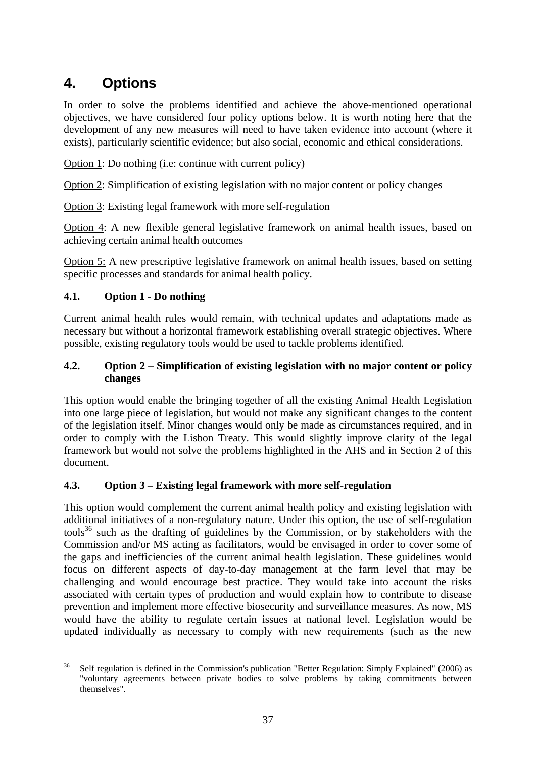# 4. Options

In order to solve the problems identified and achieve the above-mentioned operational objectives, we have considered four policy options below. It is worth noting here that the development of any new measures will need to have taken evidence into account (where it exists), particularly scientific evidence; but also social, economic and ethical considerations.

Option 1: Do nothing (i.e: continue with current policy)

Option 2: Simplification of existing legislation with no major content or policy changes

Option 3: Existing legal framework with more self-regulation

Option 4: A new flexible general legislative framework on animal health issues, based on achieving certain animal health outcomes

Option 5: A new prescriptive legislative framework on animal health issues, based on setting specific processes and standards for animal health policy.

## 4.1. Option 1 - Do nothing

Current animal health rules would remain, with technical updates and adaptations made as necessary but without a horizontal framework establishing overall strategic objectives. Where possible, existing regulatory tools would be used to tackle problems identified.

## 4.2. Option 2 – Simplification of existing legislation with no major content or policy changes

This option would enable the bringing together of all the existing Animal Health Legislation into one large piece of legislation, but would not make any significant changes to the content of the legislation itself. Minor changes would only be made as circumstances required, and in order to comply with the Lisbon Treaty. This would slightly improve clarity of the legal framework but would not solve the problems highlighted in the AHS and in Section 2 of this document.

## 4.3. Option 3 – Existing legal framework with more self-regulation

This option would complement the current animal health policy and existing legislation with additional initiatives of a non-regulatory nature. Under this option, the use of self-regulation tools[36] such as the drafting of guidelines by the Commission, or by stakeholders with the Commission and/or MS acting as facilitators, would be envisaged in order to cover some of the gaps and inefficiencies of the current animal health legislation. These guidelines would focus on different aspects of day-to-day management at the farm level that may be challenging and would encourage best practice. They would take into account the risks associated with certain types of production and would explain how to contribute to disease prevention and implement more effective biosecurity and surveillance measures. As now, MS would have the ability to regulate certain issues at national level. Legislation would be updated individually as necessary to comply with new requirements (such as the new

[36] Self regulation is defined in the Commission's publication "Better Regulation: Simply Explained" (2006) as "voluntary agreements between private bodies to solve problems by taking commitments between themselves".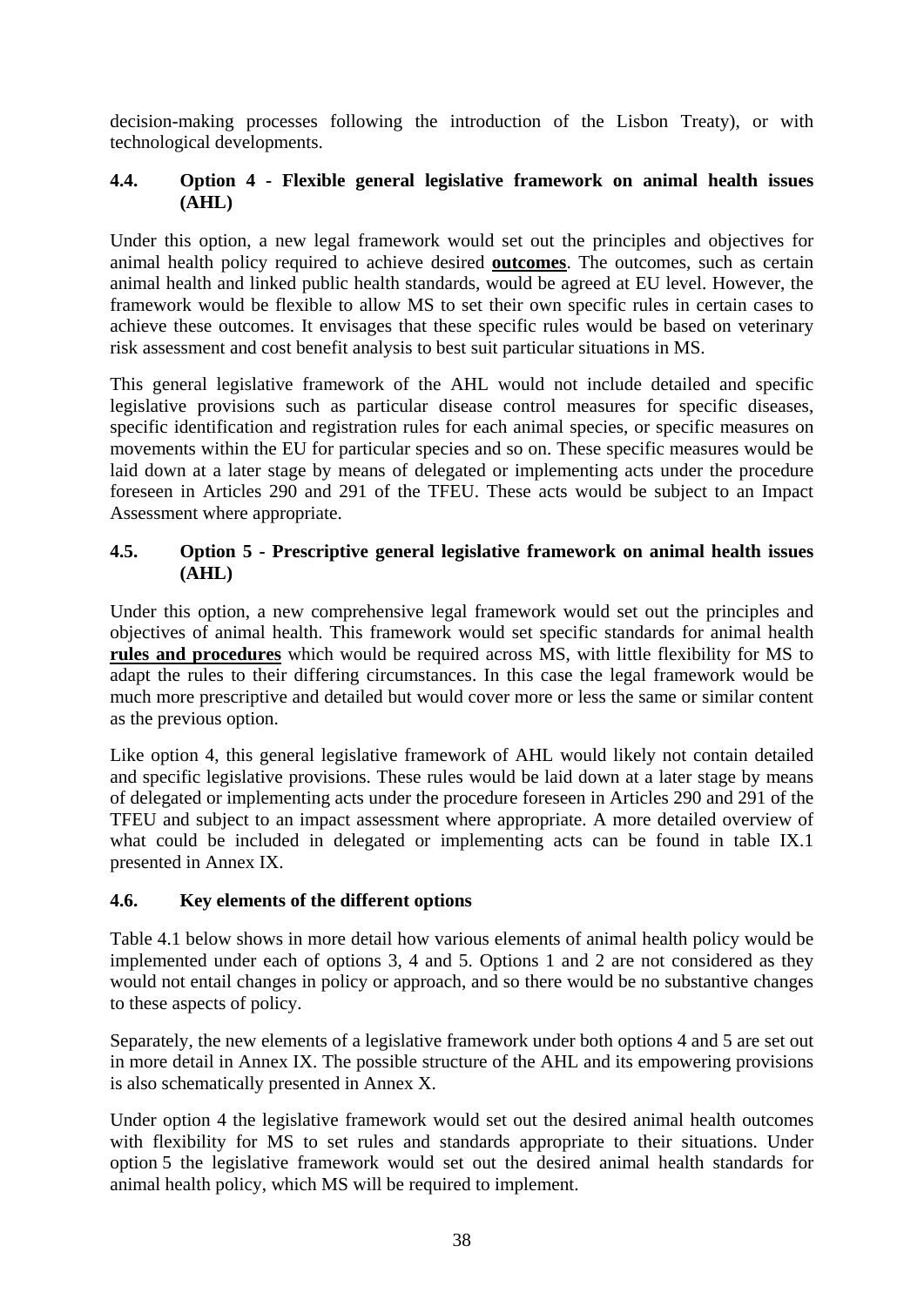decision-making processes following the introduction of the Lisbon Treaty), or with technological developments.

### 4.4. Option 4 - Flexible general legislative framework on animal health issues (AHL)

Under this option, a new legal framework would set out the principles and objectives for animal health policy required to achieve desired **outcomes**. The outcomes, such as certain animal health and linked public health standards, would be agreed at EU level. However, the framework would be flexible to allow MS to set their own specific rules in certain cases to achieve these outcomes. It envisages that these specific rules would be based on veterinary risk assessment and cost benefit analysis to best suit particular situations in MS.

This general legislative framework of the AHL would not include detailed and specific legislative provisions such as particular disease control measures for specific diseases, specific identification and registration rules for each animal species, or specific measures on movements within the EU for particular species and so on. These specific measures would be laid down at a later stage by means of delegated or implementing acts under the procedure foreseen in Articles 290 and 291 of the TFEU. These acts would be subject to an Impact Assessment where appropriate.

### 4.5. Option 5 - Prescriptive general legislative framework on animal health issues (AHL)

Under this option, a new comprehensive legal framework would set out the principles and objectives of animal health. This framework would set specific standards for animal health **rules and procedures** which would be required across MS, with little flexibility for MS to adapt the rules to their differing circumstances. In this case the legal framework would be much more prescriptive and detailed but would cover more or less the same or similar content as the previous option.

Like option 4, this general legislative framework of AHL would likely not contain detailed and specific legislative provisions. These rules would be laid down at a later stage by means of delegated or implementing acts under the procedure foreseen in Articles 290 and 291 of the TFEU and subject to an impact assessment where appropriate. A more detailed overview of what could be included in delegated or implementing acts can be found in table IX.1 presented in Annex IX.

### 4.6. Key elements of the different options

Table 4.1 below shows in more detail how various elements of animal health policy would be implemented under each of options 3, 4 and 5. Options 1 and 2 are not considered as they would not entail changes in policy or approach, and so there would be no substantive changes to these aspects of policy.

Separately, the new elements of a legislative framework under both options 4 and 5 are set out in more detail in Annex IX. The possible structure of the AHL and its empowering provisions is also schematically presented in Annex X.

Under option 4 the legislative framework would set out the desired animal health outcomes with flexibility for MS to set rules and standards appropriate to their situations. Under option 5 the legislative framework would set out the desired animal health standards for animal health policy, which MS will be required to implement.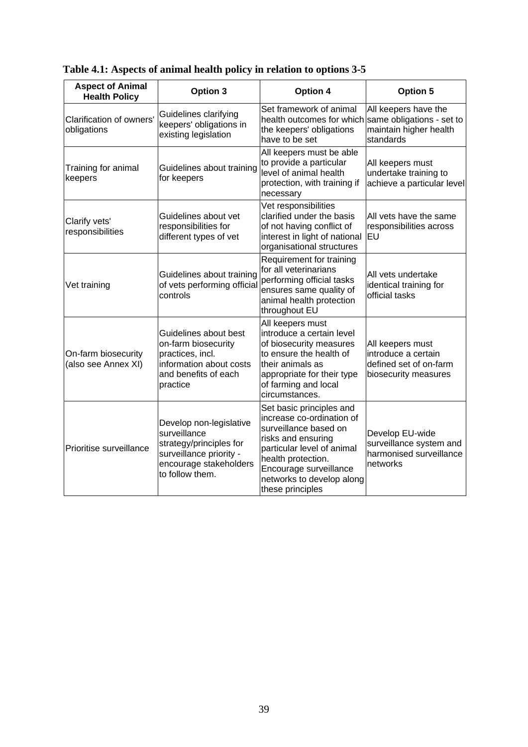**Table 4.1: Aspects of animal health policy in relation to options 3-5**

| Aspect of Animal Health Policy | Option 3 | Option 4 | Option 5 |
|---|---|---|---|
| Clarification of owners' obligations | Guidelines clarifying keepers' obligations in existing legislation | Set framework of animal health outcomes for which the keepers' obligations have to be set | All keepers have the same obligations - set to maintain higher health standards |
| Training for animal keepers | Guidelines about training for keepers | All keepers must be able to provide a particular level of animal health protection, with training if necessary | All keepers must undertake training to achieve a particular level |
| Clarify vets' responsibilities | Guidelines about vet responsibilities for different types of vet | Vet responsibilities clarified under the basis of not having conflict of interest in light of national organisational structures | All vets have the same responsibilities across EU |
| Vet training | Guidelines about training of vets performing official controls | Requirement for training for all veterinarians performing official tasks ensures same quality of animal health protection throughout EU | All vets undertake identical training for official tasks |
| On-farm biosecurity (also see Annex XI) | Guidelines about best on-farm biosecurity practices, incl. information about costs and benefits of each practice | All keepers must introduce a certain level of biosecurity measures to ensure the health of their animals as appropriate for their type of farming and local circumstances. | All keepers must introduce a certain defined set of on-farm biosecurity measures |
| Prioritise surveillance | Develop non-legislative surveillance strategy/principles for surveillance priority - encourage stakeholders to follow them. | Set basic principles and increase co-ordination of surveillance based on risks and ensuring particular level of animal health protection. Encourage surveillance networks to develop along these principles | Develop EU-wide surveillance system and harmonised surveillance networks |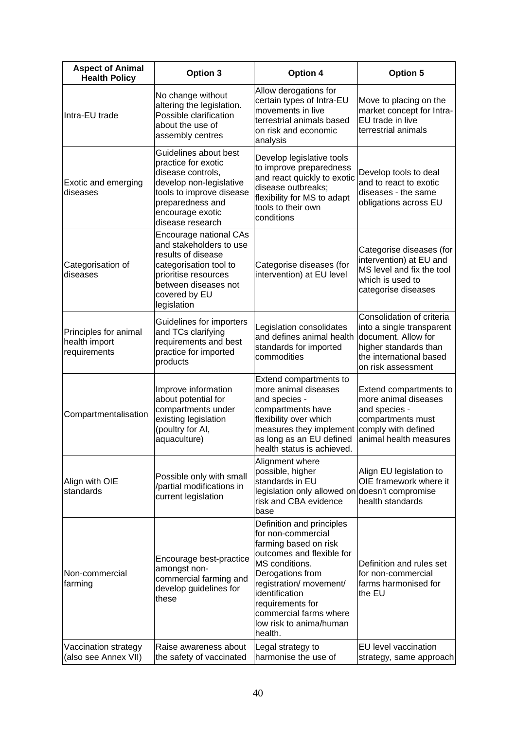| Aspect of Animal Health Policy | Option 3 | Option 4 | Option 5 |
|---|---|---|---|
| Intra-EU trade | No change without altering the legislation. Possible clarification about the use of assembly centres | Allow derogations for certain types of Intra-EU movements in live terrestrial animals based on risk and economic analysis | Move to placing on the market concept for Intra-EU trade in live terrestrial animals |
| Exotic and emerging diseases | Guidelines about best practice for exotic disease controls, develop non-legislative tools to improve disease preparedness and encourage exotic disease research | Develop legislative tools to improve preparedness and react quickly to exotic disease outbreaks; flexibility for MS to adapt tools to their own conditions | Develop tools to deal and to react to exotic diseases - the same obligations across EU |
| Categorisation of diseases | Encourage national CAs and stakeholders to use results of disease categorisation tool to prioritise resources between diseases not covered by EU legislation | Categorise diseases (for intervention) at EU level | Categorise diseases (for intervention) at EU and MS level and fix the tool which is used to categorise diseases |
| Principles for animal health import requirements | Guidelines for importers and TCs clarifying requirements and best practice for imported products | Legislation consolidates and defines animal health standards for imported commodities | Consolidation of criteria into a single transparent document. Allow for higher standards than the international based on risk assessment |
| Compartmentalisation | Improve information about potential for compartments under existing legislation (poultry for AI, aquaculture) | Extend compartments to more animal diseases and species - compartments have flexibility over which measures they implement as long as an EU defined health status is achieved. | Extend compartments to more animal diseases and species - compartments must comply with defined animal health measures |
| Align with OIE standards | Possible only with small /partial modifications in current legislation | Alignment where possible, higher standards in EU legislation only allowed on risk and CBA evidence base | Align EU legislation to OIE framework where it doesn't compromise health standards |
| Non-commercial farming | Encourage best-practice amongst non-commercial farming and develop guidelines for these | Definition and principles for non-commercial farming based on risk outcomes and flexible for MS conditions. Derogations from registration/ movement/ identification requirements for commercial farms where low risk to anima/human health. | Definition and rules set for non-commercial farms harmonised for the EU |
| Vaccination strategy (also see Annex VII) | Raise awareness about the safety of vaccinated | Legal strategy to harmonise the use of | EU level vaccination strategy, same approach |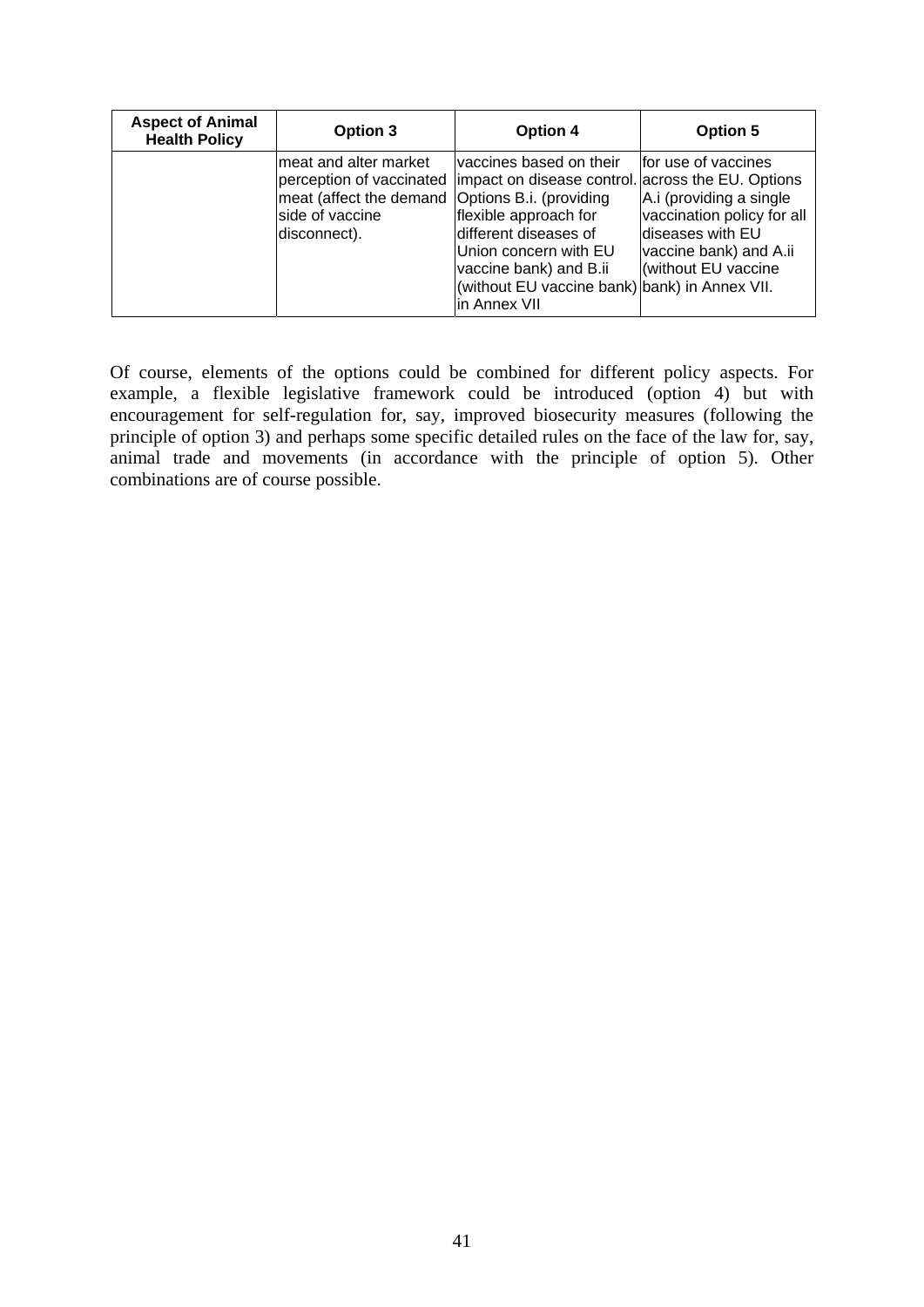| Aspect of Animal Health Policy | Option 3 | Option 4 | Option 5 |
|---|---|---|---|
| | meat and alter market perception of vaccinated meat (affect the demand side of vaccine disconnect). | vaccines based on their impact on disease control. Options B.i. (providing flexible approach for different diseases of Union concern with EU vaccine bank) and B.ii (without EU vaccine bank) in Annex VII | for use of vaccines across the EU. Options A.i (providing a single vaccination policy for all diseases with EU vaccine bank) and A.ii (without EU vaccine bank) in Annex VII. |

Of course, elements of the options could be combined for different policy aspects. For example, a flexible legislative framework could be introduced (option 4) but with encouragement for self-regulation for, say, improved biosecurity measures (following the principle of option 3) and perhaps some specific detailed rules on the face of the law for, say, animal trade and movements (in accordance with the principle of option 5). Other combinations are of course possible.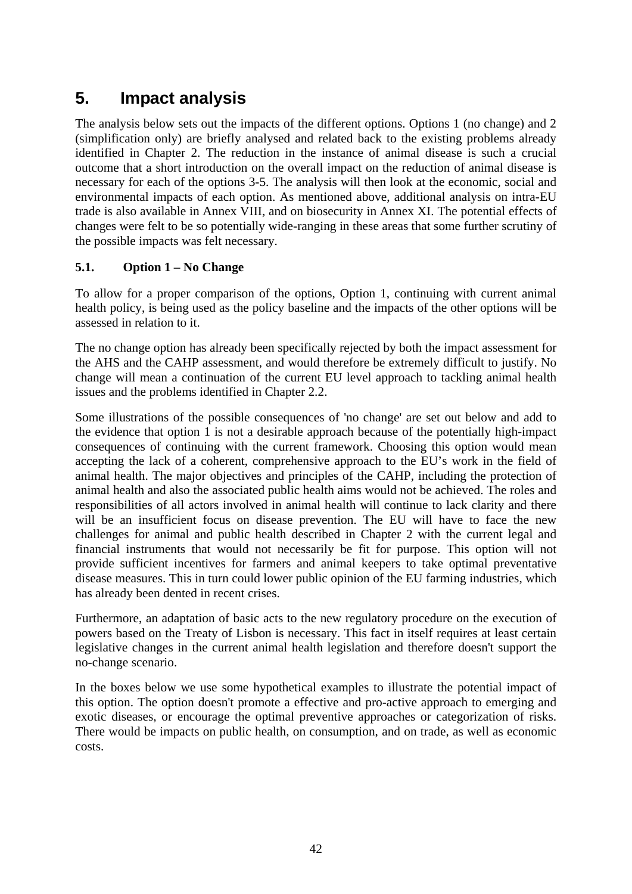# 5. Impact analysis

The analysis below sets out the impacts of the different options. Options 1 (no change) and 2 (simplification only) are briefly analysed and related back to the existing problems already identified in Chapter 2. The reduction in the instance of animal disease is such a crucial outcome that a short introduction on the overall impact on the reduction of animal disease is necessary for each of the options 3-5. The analysis will then look at the economic, social and environmental impacts of each option. As mentioned above, additional analysis on intra-EU trade is also available in Annex VIII, and on biosecurity in Annex XI. The potential effects of changes were felt to be so potentially wide-ranging in these areas that some further scrutiny of the possible impacts was felt necessary.

## 5.1. Option 1 – No Change

To allow for a proper comparison of the options, Option 1, continuing with current animal health policy, is being used as the policy baseline and the impacts of the other options will be assessed in relation to it.

The no change option has already been specifically rejected by both the impact assessment for the AHS and the CAHP assessment, and would therefore be extremely difficult to justify. No change will mean a continuation of the current EU level approach to tackling animal health issues and the problems identified in Chapter 2.2.

Some illustrations of the possible consequences of 'no change' are set out below and add to the evidence that option 1 is not a desirable approach because of the potentially high-impact consequences of continuing with the current framework. Choosing this option would mean accepting the lack of a coherent, comprehensive approach to the EU's work in the field of animal health. The major objectives and principles of the CAHP, including the protection of animal health and also the associated public health aims would not be achieved. The roles and responsibilities of all actors involved in animal health will continue to lack clarity and there will be an insufficient focus on disease prevention. The EU will have to face the new challenges for animal and public health described in Chapter 2 with the current legal and financial instruments that would not necessarily be fit for purpose. This option will not provide sufficient incentives for farmers and animal keepers to take optimal preventative disease measures. This in turn could lower public opinion of the EU farming industries, which has already been dented in recent crises.

Furthermore, an adaptation of basic acts to the new regulatory procedure on the execution of powers based on the Treaty of Lisbon is necessary. This fact in itself requires at least certain legislative changes in the current animal health legislation and therefore doesn't support the no-change scenario.

In the boxes below we use some hypothetical examples to illustrate the potential impact of this option. The option doesn't promote a effective and pro-active approach to emerging and exotic diseases, or encourage the optimal preventive approaches or categorization of risks. There would be impacts on public health, on consumption, and on trade, as well as economic costs.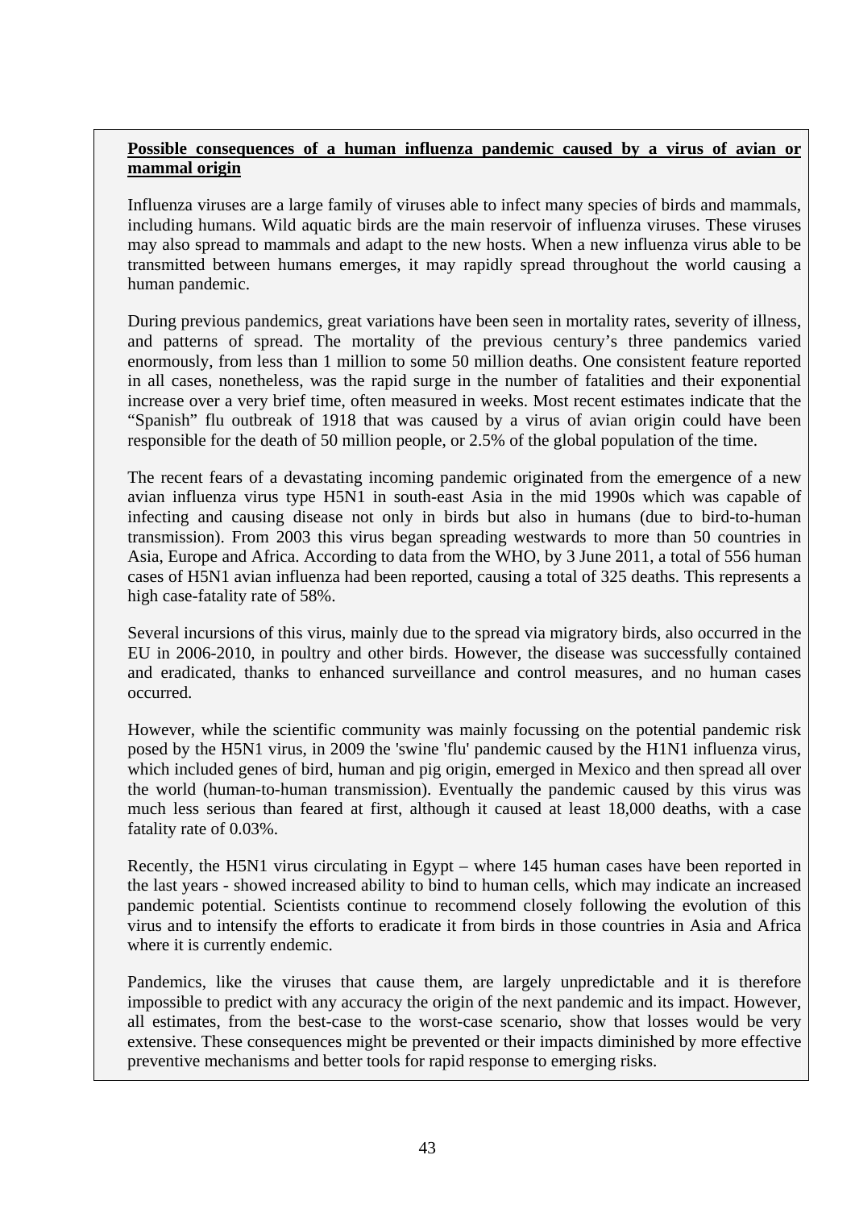**Possible consequences of a human influenza pandemic caused by a virus of avian or mammal origin**

Influenza viruses are a large family of viruses able to infect many species of birds and mammals, including humans. Wild aquatic birds are the main reservoir of influenza viruses. These viruses may also spread to mammals and adapt to the new hosts. When a new influenza virus able to be transmitted between humans emerges, it may rapidly spread throughout the world causing a human pandemic.

During previous pandemics, great variations have been seen in mortality rates, severity of illness, and patterns of spread. The mortality of the previous century's three pandemics varied enormously, from less than 1 million to some 50 million deaths. One consistent feature reported in all cases, nonetheless, was the rapid surge in the number of fatalities and their exponential increase over a very brief time, often measured in weeks. Most recent estimates indicate that the "Spanish" flu outbreak of 1918 that was caused by a virus of avian origin could have been responsible for the death of 50 million people, or 2.5% of the global population of the time.

The recent fears of a devastating incoming pandemic originated from the emergence of a new avian influenza virus type H5N1 in south-east Asia in the mid 1990s which was capable of infecting and causing disease not only in birds but also in humans (due to bird-to-human transmission). From 2003 this virus began spreading westwards to more than 50 countries in Asia, Europe and Africa. According to data from the WHO, by 3 June 2011, a total of 556 human cases of H5N1 avian influenza had been reported, causing a total of 325 deaths. This represents a high case-fatality rate of 58%.

Several incursions of this virus, mainly due to the spread via migratory birds, also occurred in the EU in 2006-2010, in poultry and other birds. However, the disease was successfully contained and eradicated, thanks to enhanced surveillance and control measures, and no human cases occurred.

However, while the scientific community was mainly focussing on the potential pandemic risk posed by the H5N1 virus, in 2009 the 'swine 'flu' pandemic caused by the H1N1 influenza virus, which included genes of bird, human and pig origin, emerged in Mexico and then spread all over the world (human-to-human transmission). Eventually the pandemic caused by this virus was much less serious than feared at first, although it caused at least 18,000 deaths, with a case fatality rate of 0.03%.

Recently, the H5N1 virus circulating in Egypt – where 145 human cases have been reported in the last years - showed increased ability to bind to human cells, which may indicate an increased pandemic potential. Scientists continue to recommend closely following the evolution of this virus and to intensify the efforts to eradicate it from birds in those countries in Asia and Africa where it is currently endemic.

Pandemics, like the viruses that cause them, are largely unpredictable and it is therefore impossible to predict with any accuracy the origin of the next pandemic and its impact. However, all estimates, from the best-case to the worst-case scenario, show that losses would be very extensive. These consequences might be prevented or their impacts diminished by more effective preventive mechanisms and better tools for rapid response to emerging risks.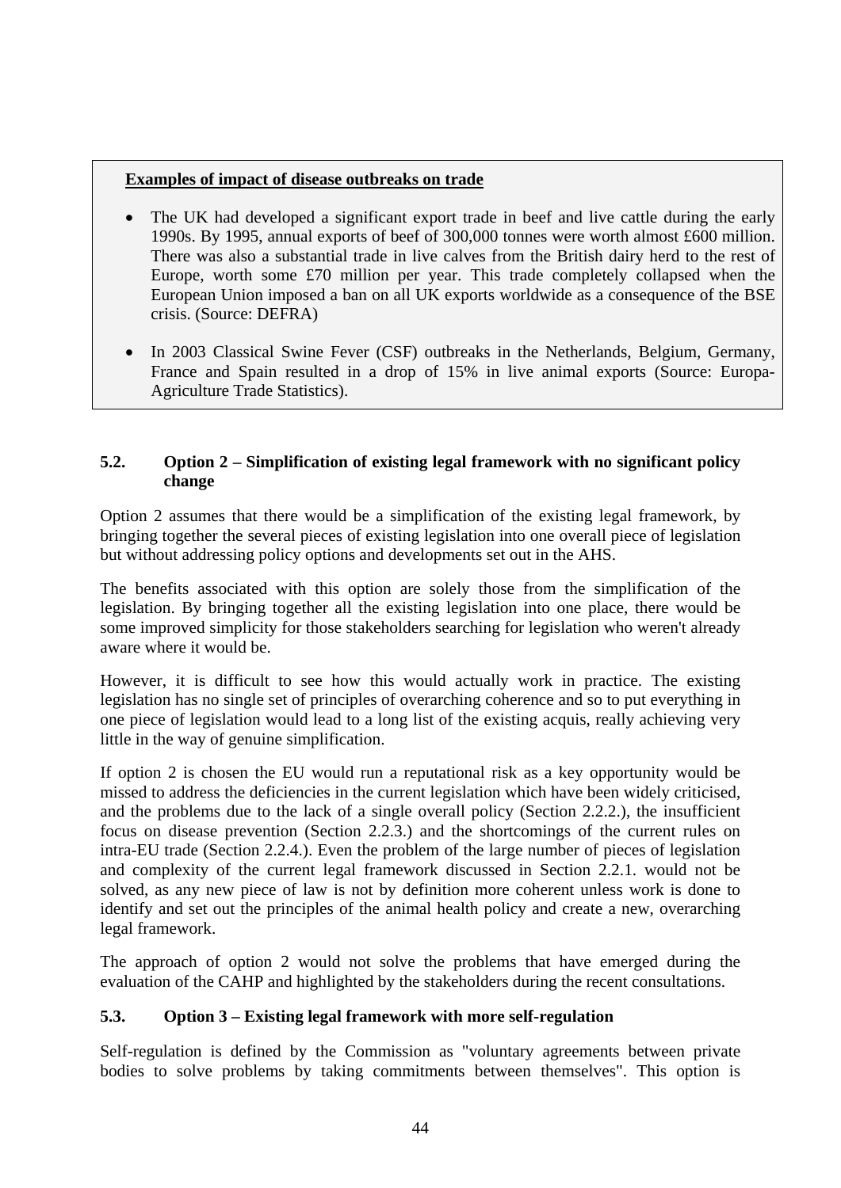**Examples of impact of disease outbreaks on trade**

- The UK had developed a significant export trade in beef and live cattle during the early 1990s. By 1995, annual exports of beef of 300,000 tonnes were worth almost £600 million. There was also a substantial trade in live calves from the British dairy herd to the rest of Europe, worth some £70 million per year. This trade completely collapsed when the European Union imposed a ban on all UK exports worldwide as a consequence of the BSE crisis. (Source: DEFRA)
- In 2003 Classical Swine Fever (CSF) outbreaks in the Netherlands, Belgium, Germany, France and Spain resulted in a drop of 15% in live animal exports (Source: Europa-Agriculture Trade Statistics).

### 5.2. Option 2 – Simplification of existing legal framework with no significant policy change

Option 2 assumes that there would be a simplification of the existing legal framework, by bringing together the several pieces of existing legislation into one overall piece of legislation but without addressing policy options and developments set out in the AHS.

The benefits associated with this option are solely those from the simplification of the legislation. By bringing together all the existing legislation into one place, there would be some improved simplicity for those stakeholders searching for legislation who weren't already aware where it would be.

However, it is difficult to see how this would actually work in practice. The existing legislation has no single set of principles of overarching coherence and so to put everything in one piece of legislation would lead to a long list of the existing acquis, really achieving very little in the way of genuine simplification.

If option 2 is chosen the EU would run a reputational risk as a key opportunity would be missed to address the deficiencies in the current legislation which have been widely criticised, and the problems due to the lack of a single overall policy (Section 2.2.2.), the insufficient focus on disease prevention (Section 2.2.3.) and the shortcomings of the current rules on intra-EU trade (Section 2.2.4.). Even the problem of the large number of pieces of legislation and complexity of the current legal framework discussed in Section 2.2.1. would not be solved, as any new piece of law is not by definition more coherent unless work is done to identify and set out the principles of the animal health policy and create a new, overarching legal framework.

The approach of option 2 would not solve the problems that have emerged during the evaluation of the CAHP and highlighted by the stakeholders during the recent consultations.

### 5.3. Option 3 – Existing legal framework with more self-regulation

Self-regulation is defined by the Commission as "voluntary agreements between private bodies to solve problems by taking commitments between themselves". This option is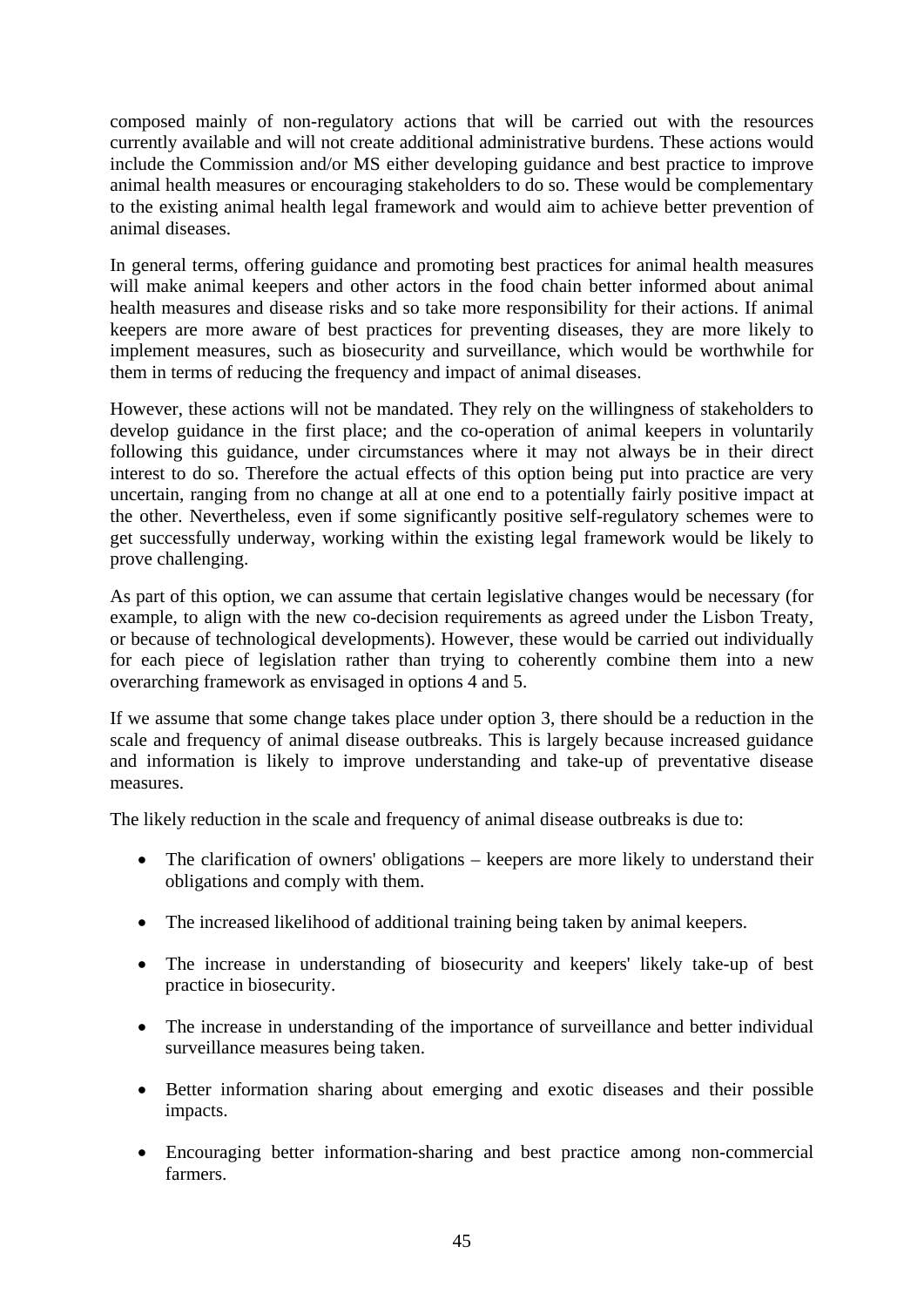composed mainly of non-regulatory actions that will be carried out with the resources currently available and will not create additional administrative burdens. These actions would include the Commission and/or MS either developing guidance and best practice to improve animal health measures or encouraging stakeholders to do so. These would be complementary to the existing animal health legal framework and would aim to achieve better prevention of animal diseases.

In general terms, offering guidance and promoting best practices for animal health measures will make animal keepers and other actors in the food chain better informed about animal health measures and disease risks and so take more responsibility for their actions. If animal keepers are more aware of best practices for preventing diseases, they are more likely to implement measures, such as biosecurity and surveillance, which would be worthwhile for them in terms of reducing the frequency and impact of animal diseases.

However, these actions will not be mandated. They rely on the willingness of stakeholders to develop guidance in the first place; and the co-operation of animal keepers in voluntarily following this guidance, under circumstances where it may not always be in their direct interest to do so. Therefore the actual effects of this option being put into practice are very uncertain, ranging from no change at all at one end to a potentially fairly positive impact at the other. Nevertheless, even if some significantly positive self-regulatory schemes were to get successfully underway, working within the existing legal framework would be likely to prove challenging.

As part of this option, we can assume that certain legislative changes would be necessary (for example, to align with the new co-decision requirements as agreed under the Lisbon Treaty, or because of technological developments). However, these would be carried out individually for each piece of legislation rather than trying to coherently combine them into a new overarching framework as envisaged in options 4 and 5.

If we assume that some change takes place under option 3, there should be a reduction in the scale and frequency of animal disease outbreaks. This is largely because increased guidance and information is likely to improve understanding and take-up of preventative disease measures.

The likely reduction in the scale and frequency of animal disease outbreaks is due to:

- The clarification of owners' obligations – keepers are more likely to understand their obligations and comply with them.
- The increased likelihood of additional training being taken by animal keepers.
- The increase in understanding of biosecurity and keepers' likely take-up of best practice in biosecurity.
- The increase in understanding of the importance of surveillance and better individual surveillance measures being taken.
- Better information sharing about emerging and exotic diseases and their possible impacts.
- Encouraging better information-sharing and best practice among non-commercial farmers.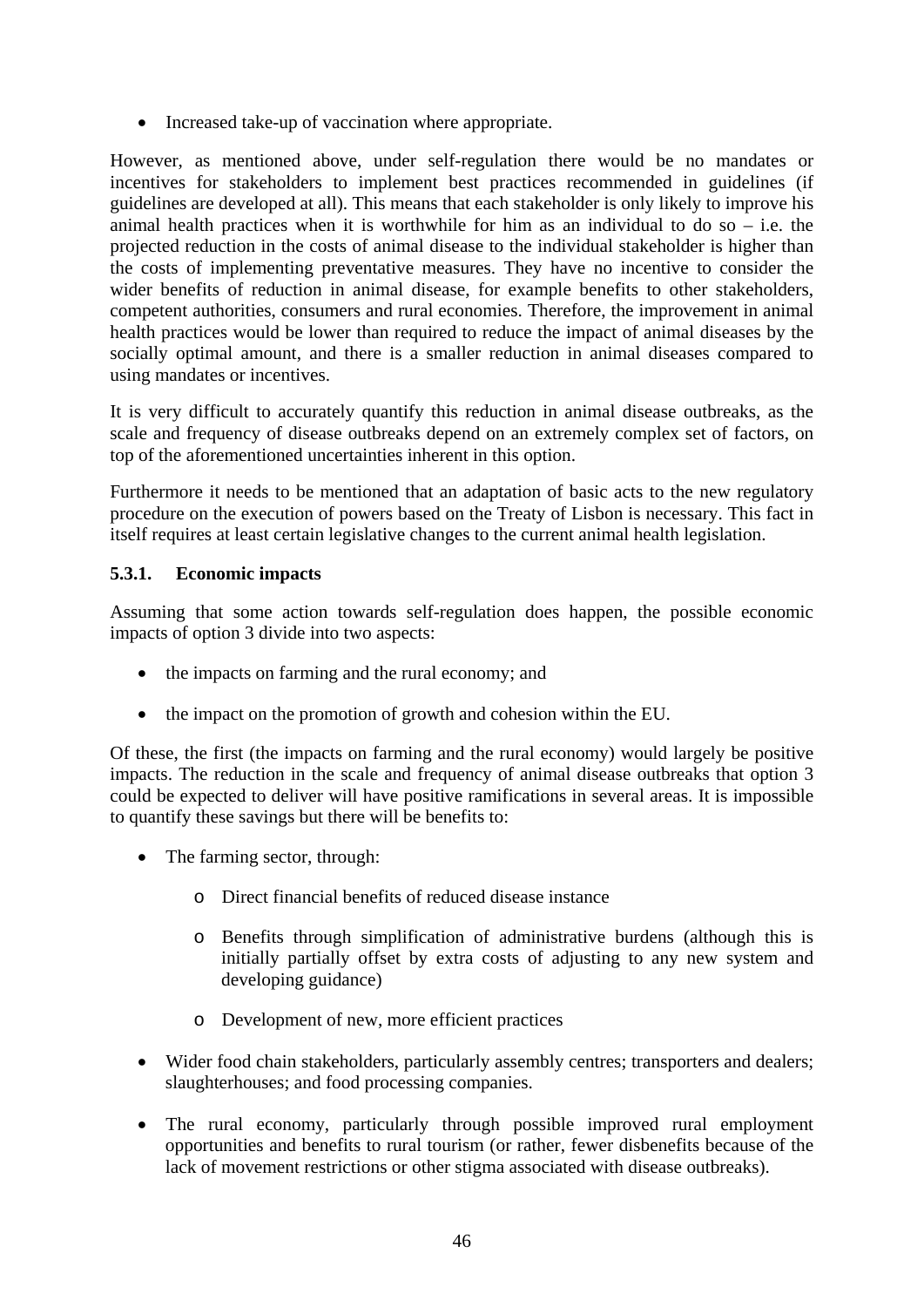- Increased take-up of vaccination where appropriate.

However, as mentioned above, under self-regulation there would be no mandates or incentives for stakeholders to implement best practices recommended in guidelines (if guidelines are developed at all). This means that each stakeholder is only likely to improve his animal health practices when it is worthwhile for him as an individual to do so – i.e. the projected reduction in the costs of animal disease to the individual stakeholder is higher than the costs of implementing preventative measures. They have no incentive to consider the wider benefits of reduction in animal disease, for example benefits to other stakeholders, competent authorities, consumers and rural economies. Therefore, the improvement in animal health practices would be lower than required to reduce the impact of animal diseases by the socially optimal amount, and there is a smaller reduction in animal diseases compared to using mandates or incentives.

It is very difficult to accurately quantify this reduction in animal disease outbreaks, as the scale and frequency of disease outbreaks depend on an extremely complex set of factors, on top of the aforementioned uncertainties inherent in this option.

Furthermore it needs to be mentioned that an adaptation of basic acts to the new regulatory procedure on the execution of powers based on the Treaty of Lisbon is necessary. This fact in itself requires at least certain legislative changes to the current animal health legislation.

### 5.3.1. Economic impacts

Assuming that some action towards self-regulation does happen, the possible economic impacts of option 3 divide into two aspects:

- the impacts on farming and the rural economy; and
- the impact on the promotion of growth and cohesion within the EU.

Of these, the first (the impacts on farming and the rural economy) would largely be positive impacts. The reduction in the scale and frequency of animal disease outbreaks that option 3 could be expected to deliver will have positive ramifications in several areas. It is impossible to quantify these savings but there will be benefits to:

- The farming sector, through:
    - Direct financial benefits of reduced disease instance
    - Benefits through simplification of administrative burdens (although this is initially partially offset by extra costs of adjusting to any new system and developing guidance)
    - Development of new, more efficient practices
- Wider food chain stakeholders, particularly assembly centres; transporters and dealers; slaughterhouses; and food processing companies.
- The rural economy, particularly through possible improved rural employment opportunities and benefits to rural tourism (or rather, fewer disbenefits because of the lack of movement restrictions or other stigma associated with disease outbreaks).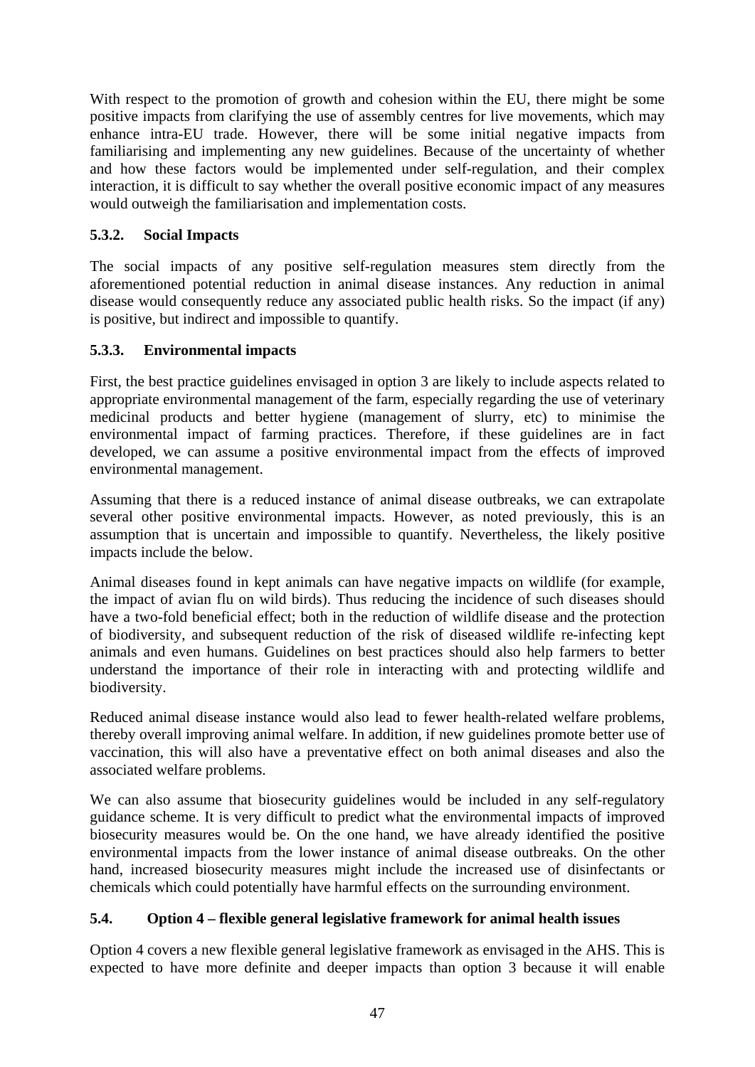With respect to the promotion of growth and cohesion within the EU, there might be some positive impacts from clarifying the use of assembly centres for live movements, which may enhance intra-EU trade. However, there will be some initial negative impacts from familiarising and implementing any new guidelines. Because of the uncertainty of whether and how these factors would be implemented under self-regulation, and their complex interaction, it is difficult to say whether the overall positive economic impact of any measures would outweigh the familiarisation and implementation costs.

### 5.3.2. Social Impacts

The social impacts of any positive self-regulation measures stem directly from the aforementioned potential reduction in animal disease instances. Any reduction in animal disease would consequently reduce any associated public health risks. So the impact (if any) is positive, but indirect and impossible to quantify.

### 5.3.3. Environmental impacts

First, the best practice guidelines envisaged in option 3 are likely to include aspects related to appropriate environmental management of the farm, especially regarding the use of veterinary medicinal products and better hygiene (management of slurry, etc) to minimise the environmental impact of farming practices. Therefore, if these guidelines are in fact developed, we can assume a positive environmental impact from the effects of improved environmental management.

Assuming that there is a reduced instance of animal disease outbreaks, we can extrapolate several other positive environmental impacts. However, as noted previously, this is an assumption that is uncertain and impossible to quantify. Nevertheless, the likely positive impacts include the below.

Animal diseases found in kept animals can have negative impacts on wildlife (for example, the impact of avian flu on wild birds). Thus reducing the incidence of such diseases should have a two-fold beneficial effect; both in the reduction of wildlife disease and the protection of biodiversity, and subsequent reduction of the risk of diseased wildlife re-infecting kept animals and even humans. Guidelines on best practices should also help farmers to better understand the importance of their role in interacting with and protecting wildlife and biodiversity.

Reduced animal disease instance would also lead to fewer health-related welfare problems, thereby overall improving animal welfare. In addition, if new guidelines promote better use of vaccination, this will also have a preventative effect on both animal diseases and also the associated welfare problems.

We can also assume that biosecurity guidelines would be included in any self-regulatory guidance scheme. It is very difficult to predict what the environmental impacts of improved biosecurity measures would be. On the one hand, we have already identified the positive environmental impacts from the lower instance of animal disease outbreaks. On the other hand, increased biosecurity measures might include the increased use of disinfectants or chemicals which could potentially have harmful effects on the surrounding environment.

## 5.4. Option 4 – flexible general legislative framework for animal health issues

Option 4 covers a new flexible general legislative framework as envisaged in the AHS. This is expected to have more definite and deeper impacts than option 3 because it will enable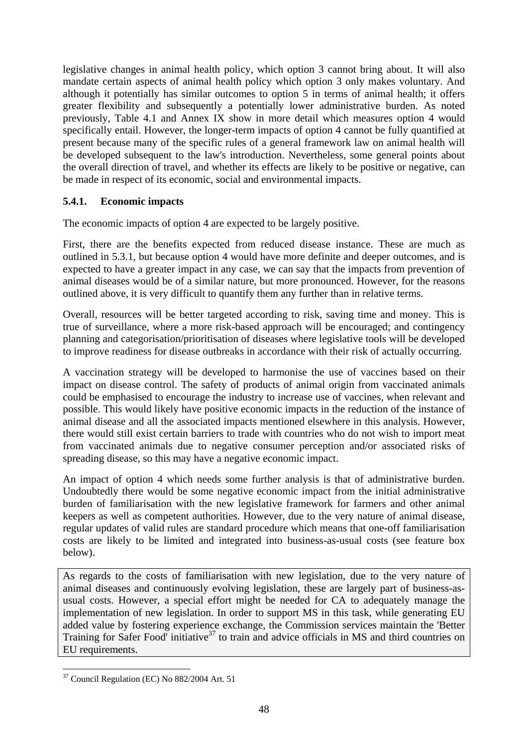legislative changes in animal health policy, which option 3 cannot bring about. It will also mandate certain aspects of animal health policy which option 3 only makes voluntary. And although it potentially has similar outcomes to option 5 in terms of animal health; it offers greater flexibility and subsequently a potentially lower administrative burden. As noted previously, Table 4.1 and Annex IX show in more detail which measures option 4 would specifically entail. However, the longer-term impacts of option 4 cannot be fully quantified at present because many of the specific rules of a general framework law on animal health will be developed subsequent to the law's introduction. Nevertheless, some general points about the overall direction of travel, and whether its effects are likely to be positive or negative, can be made in respect of its economic, social and environmental impacts.

### 5.4.1. Economic impacts

The economic impacts of option 4 are expected to be largely positive.

First, there are the benefits expected from reduced disease instance. These are much as outlined in 5.3.1, but because option 4 would have more definite and deeper outcomes, and is expected to have a greater impact in any case, we can say that the impacts from prevention of animal diseases would be of a similar nature, but more pronounced. However, for the reasons outlined above, it is very difficult to quantify them any further than in relative terms.

Overall, resources will be better targeted according to risk, saving time and money. This is true of surveillance, where a more risk-based approach will be encouraged; and contingency planning and categorisation/prioritisation of diseases where legislative tools will be developed to improve readiness for disease outbreaks in accordance with their risk of actually occurring.

A vaccination strategy will be developed to harmonise the use of vaccines based on their impact on disease control. The safety of products of animal origin from vaccinated animals could be emphasised to encourage the industry to increase use of vaccines, when relevant and possible. This would likely have positive economic impacts in the reduction of the instance of animal disease and all the associated impacts mentioned elsewhere in this analysis. However, there would still exist certain barriers to trade with countries who do not wish to import meat from vaccinated animals due to negative consumer perception and/or associated risks of spreading disease, so this may have a negative economic impact.

An impact of option 4 which needs some further analysis is that of administrative burden. Undoubtedly there would be some negative economic impact from the initial administrative burden of familiarisation with the new legislative framework for farmers and other animal keepers as well as competent authorities. However, due to the very nature of animal disease, regular updates of valid rules are standard procedure which means that one-off familiarisation costs are likely to be limited and integrated into business-as-usual costs (see feature box below).

> As regards to the costs of familiarisation with new legislation, due to the very nature of animal diseases and continuously evolving legislation, these are largely part of business-as-usual costs. However, a special effort might be needed for CA to adequately manage the implementation of new legislation. In order to support MS in this task, while generating EU added value by fostering experience exchange, the Commission services maintain the 'Better Training for Safer Food' initiative[37] to train and advice officials in MS and third countries on EU requirements.

[37] Council Regulation (EC) No 882/2004 Art. 51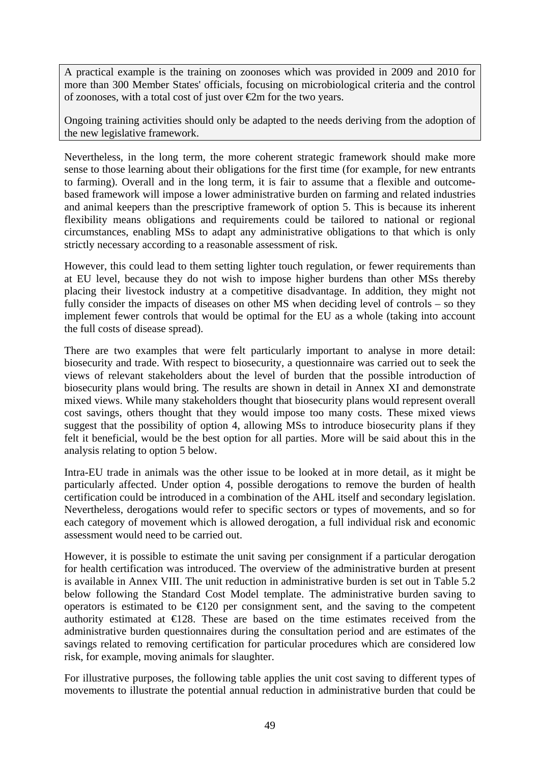A practical example is the training on zoonoses which was provided in 2009 and 2010 for more than 300 Member States' officials, focusing on microbiological criteria and the control of zoonoses, with a total cost of just over €2m for the two years.

Ongoing training activities should only be adapted to the needs deriving from the adoption of the new legislative framework.

Nevertheless, in the long term, the more coherent strategic framework should make more sense to those learning about their obligations for the first time (for example, for new entrants to farming). Overall and in the long term, it is fair to assume that a flexible and outcome-based framework will impose a lower administrative burden on farming and related industries and animal keepers than the prescriptive framework of option 5. This is because its inherent flexibility means obligations and requirements could be tailored to national or regional circumstances, enabling MSs to adapt any administrative obligations to that which is only strictly necessary according to a reasonable assessment of risk.

However, this could lead to them setting lighter touch regulation, or fewer requirements than at EU level, because they do not wish to impose higher burdens than other MSs thereby placing their livestock industry at a competitive disadvantage. In addition, they might not fully consider the impacts of diseases on other MS when deciding level of controls – so they implement fewer controls that would be optimal for the EU as a whole (taking into account the full costs of disease spread).

There are two examples that were felt particularly important to analyse in more detail: biosecurity and trade. With respect to biosecurity, a questionnaire was carried out to seek the views of relevant stakeholders about the level of burden that the possible introduction of biosecurity plans would bring. The results are shown in detail in Annex XI and demonstrate mixed views. While many stakeholders thought that biosecurity plans would represent overall cost savings, others thought that they would impose too many costs. These mixed views suggest that the possibility of option 4, allowing MSs to introduce biosecurity plans if they felt it beneficial, would be the best option for all parties. More will be said about this in the analysis relating to option 5 below.

Intra-EU trade in animals was the other issue to be looked at in more detail, as it might be particularly affected. Under option 4, possible derogations to remove the burden of health certification could be introduced in a combination of the AHL itself and secondary legislation. Nevertheless, derogations would refer to specific sectors or types of movements, and so for each category of movement which is allowed derogation, a full individual risk and economic assessment would need to be carried out.

However, it is possible to estimate the unit saving per consignment if a particular derogation for health certification was introduced. The overview of the administrative burden at present is available in Annex VIII. The unit reduction in administrative burden is set out in Table 5.2 below following the Standard Cost Model template. The administrative burden saving to operators is estimated to be €120 per consignment sent, and the saving to the competent authority estimated at €128. These are based on the time estimates received from the administrative burden questionnaires during the consultation period and are estimates of the savings related to removing certification for particular procedures which are considered low risk, for example, moving animals for slaughter.

For illustrative purposes, the following table applies the unit cost saving to different types of movements to illustrate the potential annual reduction in administrative burden that could be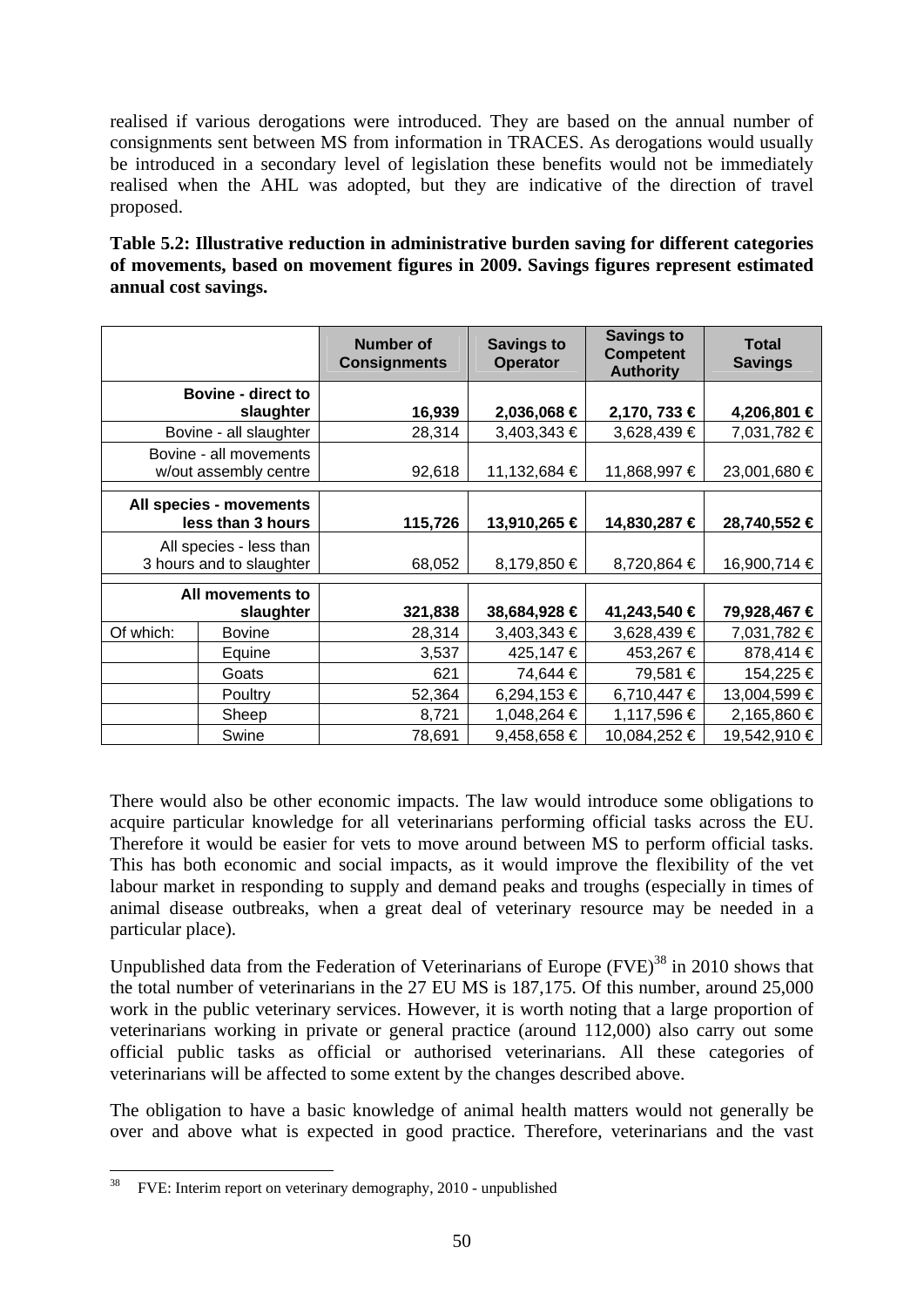realised if various derogations were introduced. They are based on the annual number of consignments sent between MS from information in TRACES. As derogations would usually be introduced in a secondary level of legislation these benefits would not be immediately realised when the AHL was adopted, but they are indicative of the direction of travel proposed.

**Table 5.2: Illustrative reduction in administrative burden saving for different categories of movements, based on movement figures in 2009. Savings figures represent estimated annual cost savings.**

| | | Number of Consignments | Savings to Operator | Savings to Competent Authority | Total Savings |
|---|---|---|---|---|---|
| **Bovine - direct to slaughter** | | **16,939** | **2,036,068 €** | **2,170, 733 €** | **4,206,801 €** |
| Bovine - all slaughter | | 28,314 | 3,403,343 € | 3,628,439 € | 7,031,782 € |
| Bovine - all movements w/out assembly centre | | 92,618 | 11,132,684 € | 11,868,997 € | 23,001,680 € |
| **All species - movements less than 3 hours** | | **115,726** | **13,910,265 €** | **14,830,287 €** | **28,740,552 €** |
| All species - less than 3 hours and to slaughter | | 68,052 | 8,179,850 € | 8,720,864 € | 16,900,714 € |
| **All movements to slaughter** | | **321,838** | **38,684,928 €** | **41,243,540 €** | **79,928,467 €** |
| Of which: | Bovine | 28,314 | 3,403,343 € | 3,628,439 € | 7,031,782 € |
| | Equine | 3,537 | 425,147 € | 453,267 € | 878,414 € |
| | Goats | 621 | 74,644 € | 79,581 € | 154,225 € |
| | Poultry | 52,364 | 6,294,153 € | 6,710,447 € | 13,004,599 € |
| | Sheep | 8,721 | 1,048,264 € | 1,117,596 € | 2,165,860 € |
| | Swine | 78,691 | 9,458,658 € | 10,084,252 € | 19,542,910 € |

There would also be other economic impacts. The law would introduce some obligations to acquire particular knowledge for all veterinarians performing official tasks across the EU. Therefore it would be easier for vets to move around between MS to perform official tasks. This has both economic and social impacts, as it would improve the flexibility of the vet labour market in responding to supply and demand peaks and troughs (especially in times of animal disease outbreaks, when a great deal of veterinary resource may be needed in a particular place).

Unpublished data from the Federation of Veterinarians of Europe (FVE)[38] in 2010 shows that the total number of veterinarians in the 27 EU MS is 187,175. Of this number, around 25,000 work in the public veterinary services. However, it is worth noting that a large proportion of veterinarians working in private or general practice (around 112,000) also carry out some official public tasks as official or authorised veterinarians. All these categories of veterinarians will be affected to some extent by the changes described above.

The obligation to have a basic knowledge of animal health matters would not generally be over and above what is expected in good practice. Therefore, veterinarians and the vast

[38] FVE: Interim report on veterinary demography, 2010 - unpublished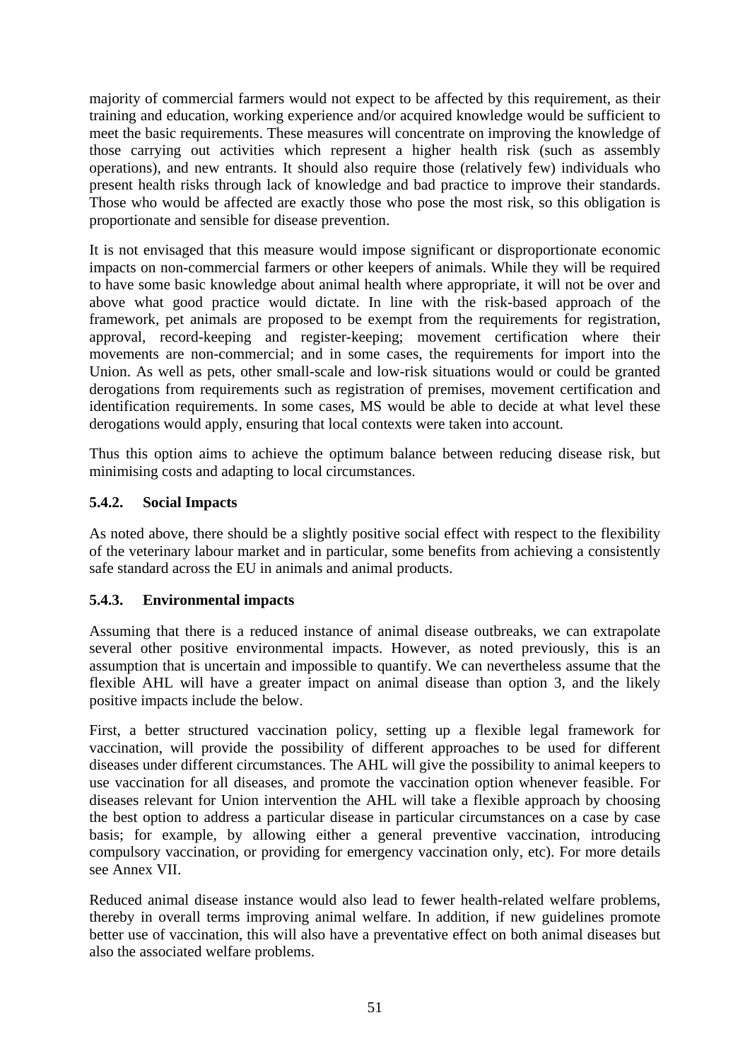majority of commercial farmers would not expect to be affected by this requirement, as their training and education, working experience and/or acquired knowledge would be sufficient to meet the basic requirements. These measures will concentrate on improving the knowledge of those carrying out activities which represent a higher health risk (such as assembly operations), and new entrants. It should also require those (relatively few) individuals who present health risks through lack of knowledge and bad practice to improve their standards. Those who would be affected are exactly those who pose the most risk, so this obligation is proportionate and sensible for disease prevention.

It is not envisaged that this measure would impose significant or disproportionate economic impacts on non-commercial farmers or other keepers of animals. While they will be required to have some basic knowledge about animal health where appropriate, it will not be over and above what good practice would dictate. In line with the risk-based approach of the framework, pet animals are proposed to be exempt from the requirements for registration, approval, record-keeping and register-keeping; movement certification where their movements are non-commercial; and in some cases, the requirements for import into the Union. As well as pets, other small-scale and low-risk situations would or could be granted derogations from requirements such as registration of premises, movement certification and identification requirements. In some cases, MS would be able to decide at what level these derogations would apply, ensuring that local contexts were taken into account.

Thus this option aims to achieve the optimum balance between reducing disease risk, but minimising costs and adapting to local circumstances.

### 5.4.2. Social Impacts

As noted above, there should be a slightly positive social effect with respect to the flexibility of the veterinary labour market and in particular, some benefits from achieving a consistently safe standard across the EU in animals and animal products.

### 5.4.3. Environmental impacts

Assuming that there is a reduced instance of animal disease outbreaks, we can extrapolate several other positive environmental impacts. However, as noted previously, this is an assumption that is uncertain and impossible to quantify. We can nevertheless assume that the flexible AHL will have a greater impact on animal disease than option 3, and the likely positive impacts include the below.

First, a better structured vaccination policy, setting up a flexible legal framework for vaccination, will provide the possibility of different approaches to be used for different diseases under different circumstances. The AHL will give the possibility to animal keepers to use vaccination for all diseases, and promote the vaccination option whenever feasible. For diseases relevant for Union intervention the AHL will take a flexible approach by choosing the best option to address a particular disease in particular circumstances on a case by case basis; for example, by allowing either a general preventive vaccination, introducing compulsory vaccination, or providing for emergency vaccination only, etc). For more details see Annex VII.

Reduced animal disease instance would also lead to fewer health-related welfare problems, thereby in overall terms improving animal welfare. In addition, if new guidelines promote better use of vaccination, this will also have a preventative effect on both animal diseases but also the associated welfare problems.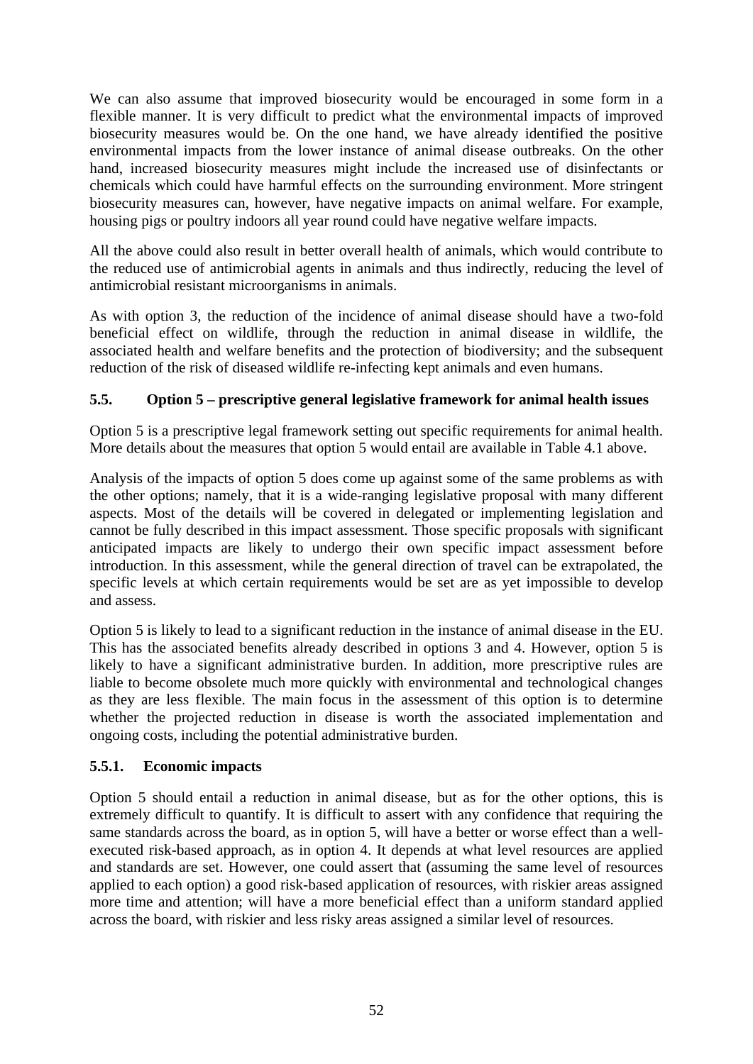We can also assume that improved biosecurity would be encouraged in some form in a flexible manner. It is very difficult to predict what the environmental impacts of improved biosecurity measures would be. On the one hand, we have already identified the positive environmental impacts from the lower instance of animal disease outbreaks. On the other hand, increased biosecurity measures might include the increased use of disinfectants or chemicals which could have harmful effects on the surrounding environment. More stringent biosecurity measures can, however, have negative impacts on animal welfare. For example, housing pigs or poultry indoors all year round could have negative welfare impacts.

All the above could also result in better overall health of animals, which would contribute to the reduced use of antimicrobial agents in animals and thus indirectly, reducing the level of antimicrobial resistant microorganisms in animals.

As with option 3, the reduction of the incidence of animal disease should have a two-fold beneficial effect on wildlife, through the reduction in animal disease in wildlife, the associated health and welfare benefits and the protection of biodiversity; and the subsequent reduction of the risk of diseased wildlife re-infecting kept animals and even humans.

### 5.5. Option 5 – prescriptive general legislative framework for animal health issues

Option 5 is a prescriptive legal framework setting out specific requirements for animal health. More details about the measures that option 5 would entail are available in Table 4.1 above.

Analysis of the impacts of option 5 does come up against some of the same problems as with the other options; namely, that it is a wide-ranging legislative proposal with many different aspects. Most of the details will be covered in delegated or implementing legislation and cannot be fully described in this impact assessment. Those specific proposals with significant anticipated impacts are likely to undergo their own specific impact assessment before introduction. In this assessment, while the general direction of travel can be extrapolated, the specific levels at which certain requirements would be set are as yet impossible to develop and assess.

Option 5 is likely to lead to a significant reduction in the instance of animal disease in the EU. This has the associated benefits already described in options 3 and 4. However, option 5 is likely to have a significant administrative burden. In addition, more prescriptive rules are liable to become obsolete much more quickly with environmental and technological changes as they are less flexible. The main focus in the assessment of this option is to determine whether the projected reduction in disease is worth the associated implementation and ongoing costs, including the potential administrative burden.

#### 5.5.1. Economic impacts

Option 5 should entail a reduction in animal disease, but as for the other options, this is extremely difficult to quantify. It is difficult to assert with any confidence that requiring the same standards across the board, as in option 5, will have a better or worse effect than a well-executed risk-based approach, as in option 4. It depends at what level resources are applied and standards are set. However, one could assert that (assuming the same level of resources applied to each option) a good risk-based application of resources, with riskier areas assigned more time and attention; will have a more beneficial effect than a uniform standard applied across the board, with riskier and less risky areas assigned a similar level of resources.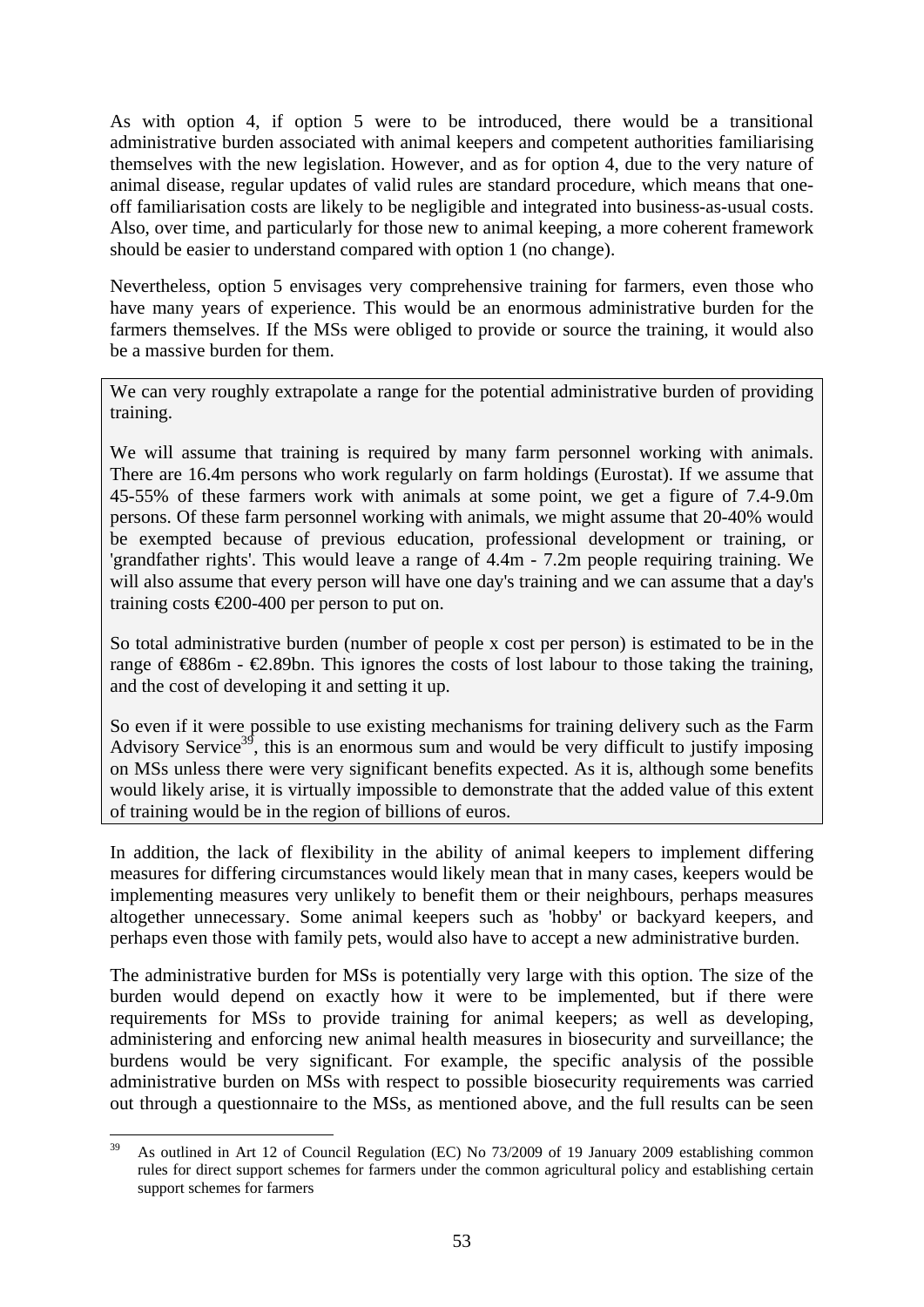As with option 4, if option 5 were to be introduced, there would be a transitional administrative burden associated with animal keepers and competent authorities familiarising themselves with the new legislation. However, and as for option 4, due to the very nature of animal disease, regular updates of valid rules are standard procedure, which means that one-off familiarisation costs are likely to be negligible and integrated into business-as-usual costs. Also, over time, and particularly for those new to animal keeping, a more coherent framework should be easier to understand compared with option 1 (no change).

Nevertheless, option 5 envisages very comprehensive training for farmers, even those who have many years of experience. This would be an enormous administrative burden for the farmers themselves. If the MSs were obliged to provide or source the training, it would also be a massive burden for them.

> We can very roughly extrapolate a range for the potential administrative burden of providing training.
>
> We will assume that training is required by many farm personnel working with animals. There are 16.4m persons who work regularly on farm holdings (Eurostat). If we assume that 45-55% of these farmers work with animals at some point, we get a figure of 7.4-9.0m persons. Of these farm personnel working with animals, we might assume that 20-40% would be exempted because of previous education, professional development or training, or 'grandfather rights'. This would leave a range of 4.4m - 7.2m people requiring training. We will also assume that every person will have one day's training and we can assume that a day's training costs €200-400 per person to put on.
>
> So total administrative burden (number of people x cost per person) is estimated to be in the range of €886m - €2.89bn. This ignores the costs of lost labour to those taking the training, and the cost of developing it and setting it up.
>
> So even if it were possible to use existing mechanisms for training delivery such as the Farm Advisory Service[39], this is an enormous sum and would be very difficult to justify imposing on MSs unless there were very significant benefits expected. As it is, although some benefits would likely arise, it is virtually impossible to demonstrate that the added value of this extent of training would be in the region of billions of euros.

In addition, the lack of flexibility in the ability of animal keepers to implement differing measures for differing circumstances would likely mean that in many cases, keepers would be implementing measures very unlikely to benefit them or their neighbours, perhaps measures altogether unnecessary. Some animal keepers such as 'hobby' or backyard keepers, and perhaps even those with family pets, would also have to accept a new administrative burden.

The administrative burden for MSs is potentially very large with this option. The size of the burden would depend on exactly how it were to be implemented, but if there were requirements for MSs to provide training for animal keepers; as well as developing, administering and enforcing new animal health measures in biosecurity and surveillance; the burdens would be very significant. For example, the specific analysis of the possible administrative burden on MSs with respect to possible biosecurity requirements was carried out through a questionnaire to the MSs, as mentioned above, and the full results can be seen

---

[39] As outlined in Art 12 of Council Regulation (EC) No 73/2009 of 19 January 2009 establishing common rules for direct support schemes for farmers under the common agricultural policy and establishing certain support schemes for farmers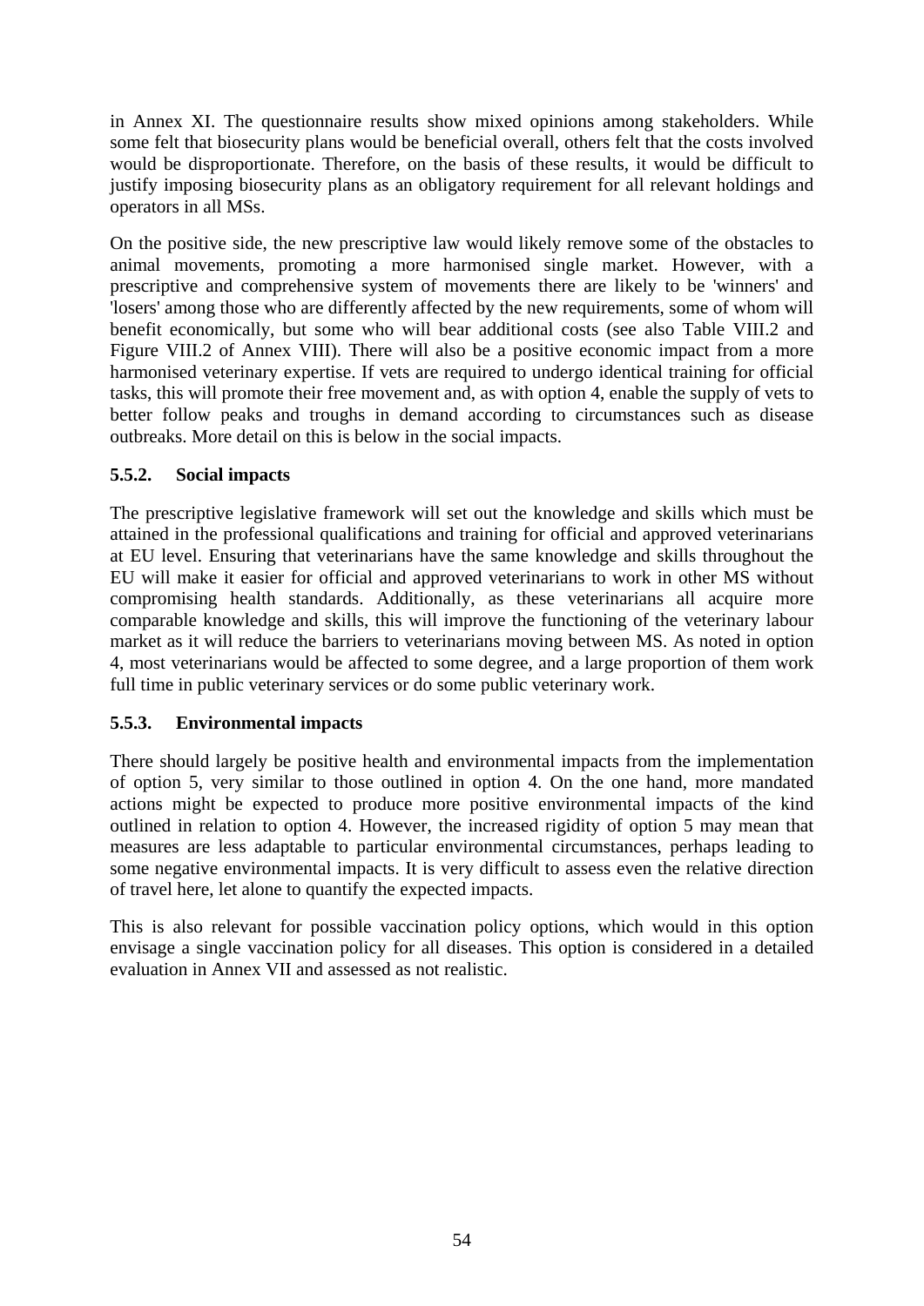in Annex XI. The questionnaire results show mixed opinions among stakeholders. While some felt that biosecurity plans would be beneficial overall, others felt that the costs involved would be disproportionate. Therefore, on the basis of these results, it would be difficult to justify imposing biosecurity plans as an obligatory requirement for all relevant holdings and operators in all MSs.

On the positive side, the new prescriptive law would likely remove some of the obstacles to animal movements, promoting a more harmonised single market. However, with a prescriptive and comprehensive system of movements there are likely to be 'winners' and 'losers' among those who are differently affected by the new requirements, some of whom will benefit economically, but some who will bear additional costs (see also Table VIII.2 and Figure VIII.2 of Annex VIII). There will also be a positive economic impact from a more harmonised veterinary expertise. If vets are required to undergo identical training for official tasks, this will promote their free movement and, as with option 4, enable the supply of vets to better follow peaks and troughs in demand according to circumstances such as disease outbreaks. More detail on this is below in the social impacts.

### 5.5.2. Social impacts

The prescriptive legislative framework will set out the knowledge and skills which must be attained in the professional qualifications and training for official and approved veterinarians at EU level. Ensuring that veterinarians have the same knowledge and skills throughout the EU will make it easier for official and approved veterinarians to work in other MS without compromising health standards. Additionally, as these veterinarians all acquire more comparable knowledge and skills, this will improve the functioning of the veterinary labour market as it will reduce the barriers to veterinarians moving between MS. As noted in option 4, most veterinarians would be affected to some degree, and a large proportion of them work full time in public veterinary services or do some public veterinary work.

### 5.5.3. Environmental impacts

There should largely be positive health and environmental impacts from the implementation of option 5, very similar to those outlined in option 4. On the one hand, more mandated actions might be expected to produce more positive environmental impacts of the kind outlined in relation to option 4. However, the increased rigidity of option 5 may mean that measures are less adaptable to particular environmental circumstances, perhaps leading to some negative environmental impacts. It is very difficult to assess even the relative direction of travel here, let alone to quantify the expected impacts.

This is also relevant for possible vaccination policy options, which would in this option envisage a single vaccination policy for all diseases. This option is considered in a detailed evaluation in Annex VII and assessed as not realistic.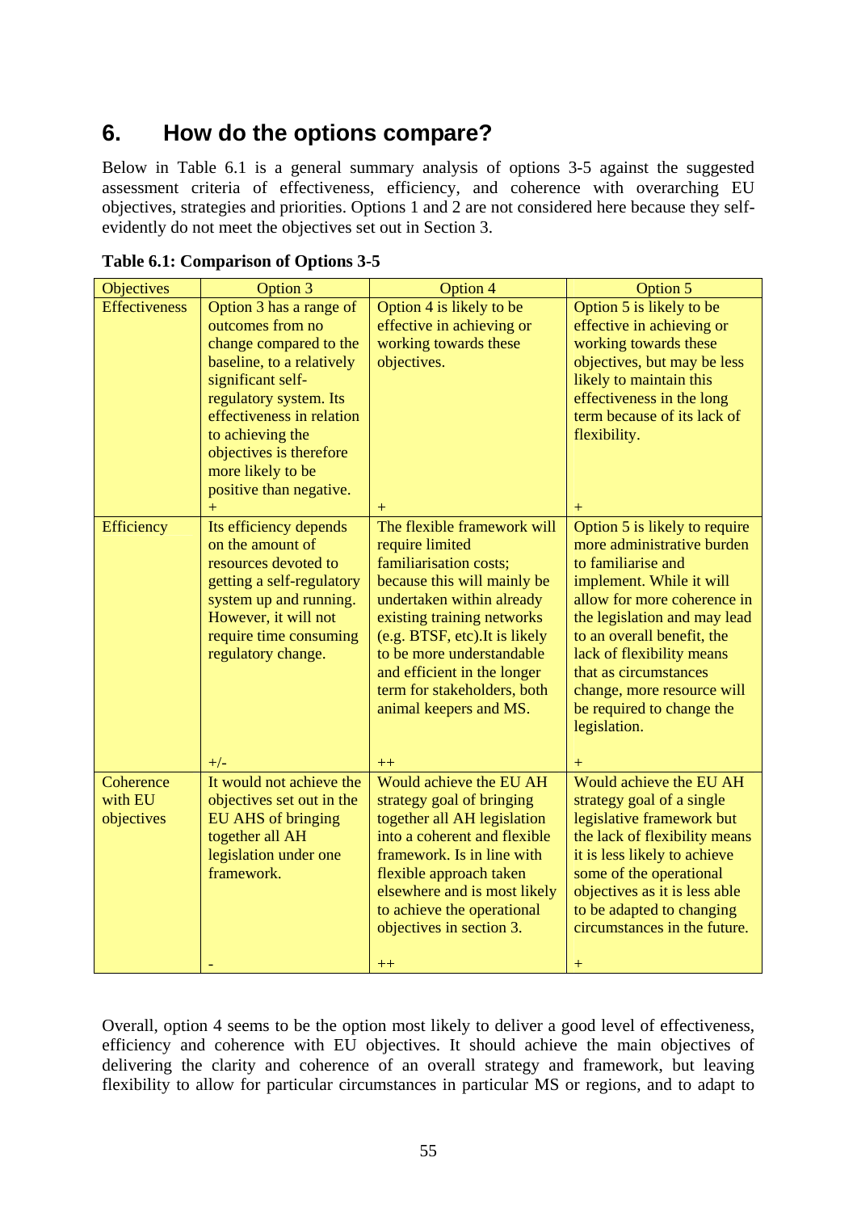## 6. How do the options compare?

Below in Table 6.1 is a general summary analysis of options 3-5 against the suggested assessment criteria of effectiveness, efficiency, and coherence with overarching EU objectives, strategies and priorities. Options 1 and 2 are not considered here because they self-evidently do not meet the objectives set out in Section 3.

**Table 6.1: Comparison of Options 3-5**

| Objectives | Option 3 | Option 4 | Option 5 |
|---|---|---|---|
| Effectiveness | Option 3 has a range of outcomes from no change compared to the baseline, to a relatively significant self-regulatory system. Its effectiveness in relation to achieving the objectives is therefore more likely to be positive than negative. + | Option 4 is likely to be effective in achieving or working towards these objectives. + | Option 5 is likely to be effective in achieving or working towards these objectives, but may be less likely to maintain this effectiveness in the long term because of its lack of flexibility. + |
| Efficiency | Its efficiency depends on the amount of resources devoted to getting a self-regulatory system up and running. However, it will not require time consuming regulatory change. +/- | The flexible framework will require limited familiarisation costs; because this will mainly be undertaken within already existing training networks (e.g. BTSF, etc).It is likely to be more understandable and efficient in the longer term for stakeholders, both animal keepers and MS. ++ | Option 5 is likely to require more administrative burden to familiarise and implement. While it will allow for more coherence in the legislation and may lead to an overall benefit, the lack of flexibility means that as circumstances change, more resource will be required to change the legislation. + |
| Coherence with EU objectives | It would not achieve the objectives set out in the EU AHS of bringing together all AH legislation under one framework. - | Would achieve the EU AH strategy goal of bringing together all AH legislation into a coherent and flexible framework. Is in line with flexible approach taken elsewhere and is most likely to achieve the operational objectives in section 3. ++ | Would achieve the EU AH strategy goal of a single legislative framework but the lack of flexibility means it is less likely to achieve some of the operational objectives as it is less able to be adapted to changing circumstances in the future. + |

Overall, option 4 seems to be the option most likely to deliver a good level of effectiveness, efficiency and coherence with EU objectives. It should achieve the main objectives of delivering the clarity and coherence of an overall strategy and framework, but leaving flexibility to allow for particular circumstances in particular MS or regions, and to adapt to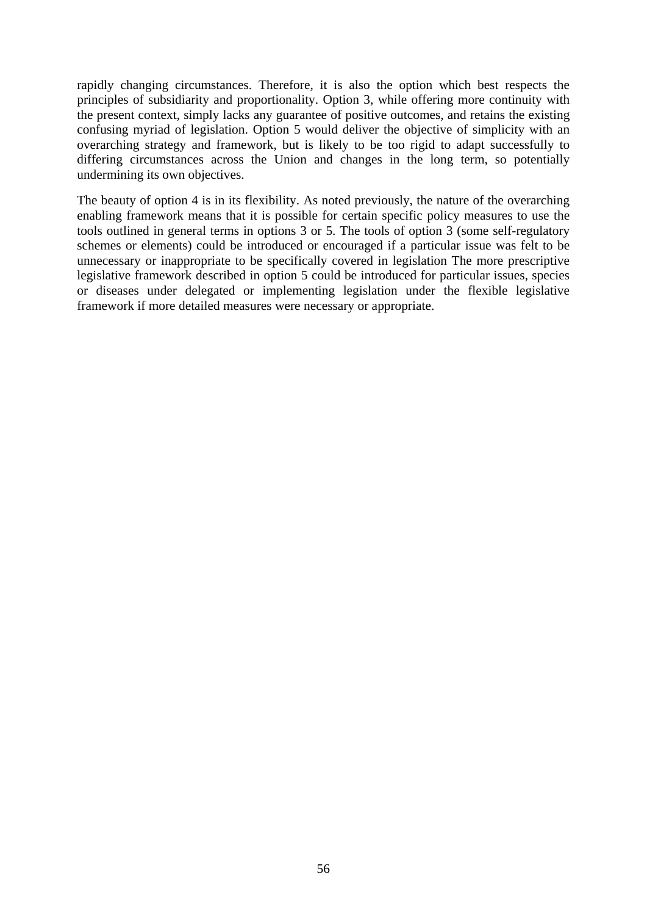rapidly changing circumstances. Therefore, it is also the option which best respects the principles of subsidiarity and proportionality. Option 3, while offering more continuity with the present context, simply lacks any guarantee of positive outcomes, and retains the existing confusing myriad of legislation. Option 5 would deliver the objective of simplicity with an overarching strategy and framework, but is likely to be too rigid to adapt successfully to differing circumstances across the Union and changes in the long term, so potentially undermining its own objectives.

The beauty of option 4 is in its flexibility. As noted previously, the nature of the overarching enabling framework means that it is possible for certain specific policy measures to use the tools outlined in general terms in options 3 or 5. The tools of option 3 (some self-regulatory schemes or elements) could be introduced or encouraged if a particular issue was felt to be unnecessary or inappropriate to be specifically covered in legislation The more prescriptive legislative framework described in option 5 could be introduced for particular issues, species or diseases under delegated or implementing legislation under the flexible legislative framework if more detailed measures were necessary or appropriate.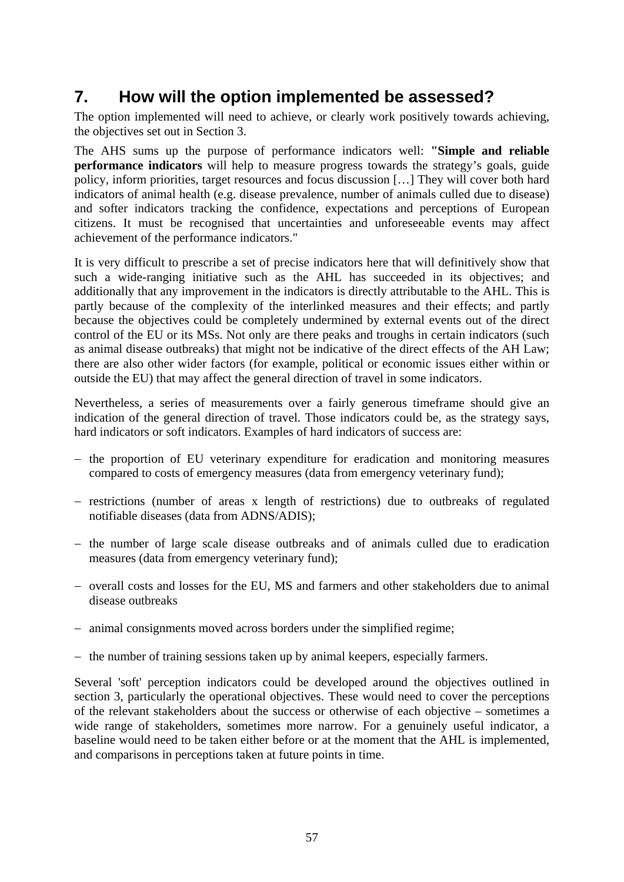## 7. How will the option implemented be assessed?

The option implemented will need to achieve, or clearly work positively towards achieving, the objectives set out in Section 3.

The AHS sums up the purpose of performance indicators well: **"Simple and reliable performance indicators** will help to measure progress towards the strategy's goals, guide policy, inform priorities, target resources and focus discussion […] They will cover both hard indicators of animal health (e.g. disease prevalence, number of animals culled due to disease) and softer indicators tracking the confidence, expectations and perceptions of European citizens. It must be recognised that uncertainties and unforeseeable events may affect achievement of the performance indicators."

It is very difficult to prescribe a set of precise indicators here that will definitively show that such a wide-ranging initiative such as the AHL has succeeded in its objectives; and additionally that any improvement in the indicators is directly attributable to the AHL. This is partly because of the complexity of the interlinked measures and their effects; and partly because the objectives could be completely undermined by external events out of the direct control of the EU or its MSs. Not only are there peaks and troughs in certain indicators (such as animal disease outbreaks) that might not be indicative of the direct effects of the AH Law; there are also other wider factors (for example, political or economic issues either within or outside the EU) that may affect the general direction of travel in some indicators.

Nevertheless, a series of measurements over a fairly generous timeframe should give an indication of the general direction of travel. Those indicators could be, as the strategy says, hard indicators or soft indicators. Examples of hard indicators of success are:

- the proportion of EU veterinary expenditure for eradication and monitoring measures compared to costs of emergency measures (data from emergency veterinary fund);
- restrictions (number of areas x length of restrictions) due to outbreaks of regulated notifiable diseases (data from ADNS/ADIS);
- the number of large scale disease outbreaks and of animals culled due to eradication measures (data from emergency veterinary fund);
- overall costs and losses for the EU, MS and farmers and other stakeholders due to animal disease outbreaks
- animal consignments moved across borders under the simplified regime;
- the number of training sessions taken up by animal keepers, especially farmers.

Several 'soft' perception indicators could be developed around the objectives outlined in section 3, particularly the operational objectives. These would need to cover the perceptions of the relevant stakeholders about the success or otherwise of each objective – sometimes a wide range of stakeholders, sometimes more narrow. For a genuinely useful indicator, a baseline would need to be taken either before or at the moment that the AHL is implemented, and comparisons in perceptions taken at future points in time.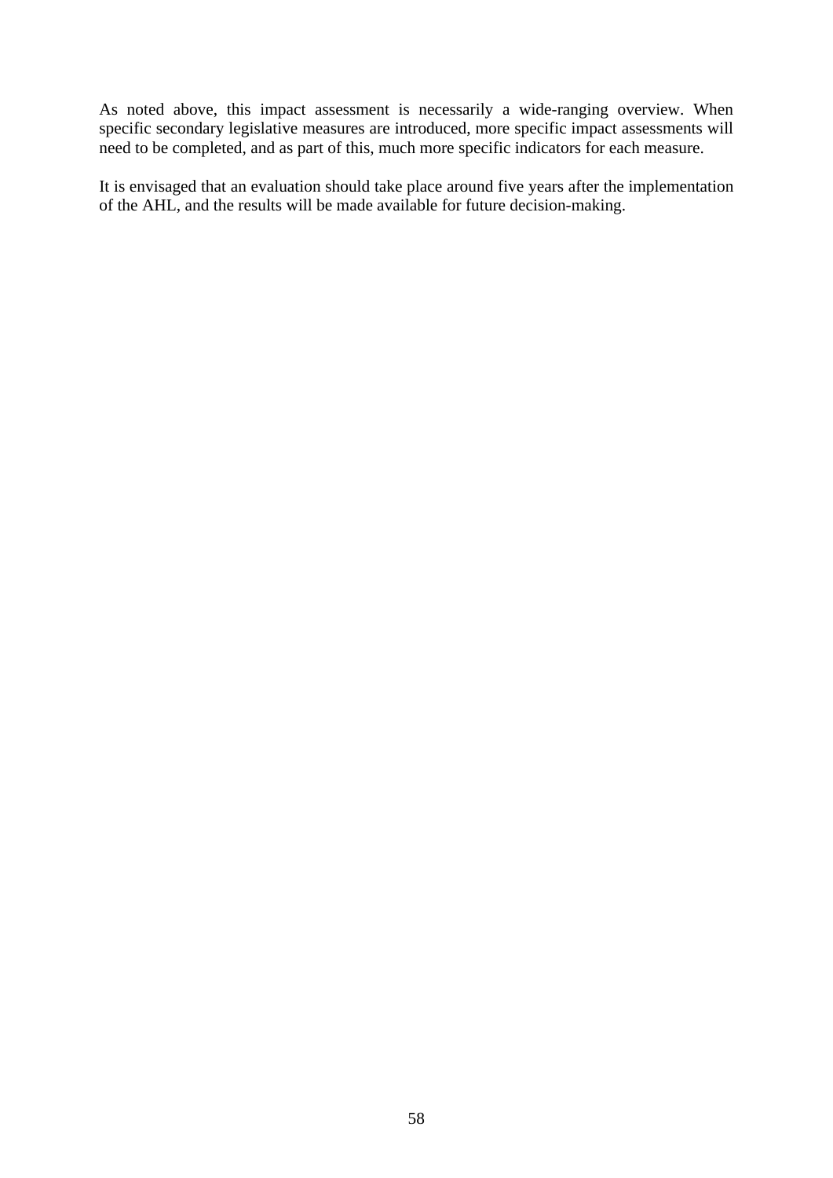As noted above, this impact assessment is necessarily a wide-ranging overview. When specific secondary legislative measures are introduced, more specific impact assessments will need to be completed, and as part of this, much more specific indicators for each measure.

It is envisaged that an evaluation should take place around five years after the implementation of the AHL, and the results will be made available for future decision-making.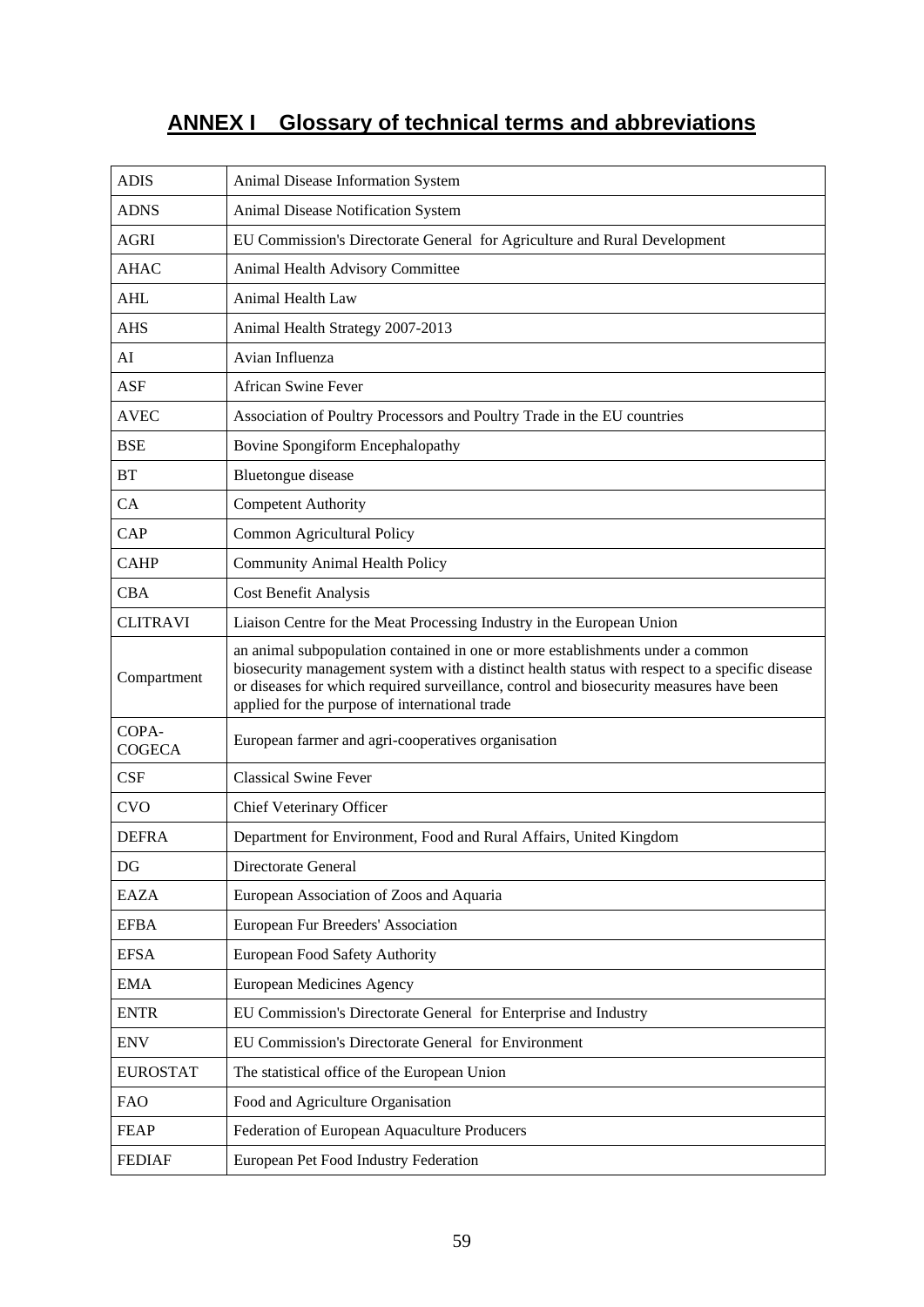# ANNEX I Glossary of technical terms and abbreviations

| | |
|---|---|
| ADIS | Animal Disease Information System |
| ADNS | Animal Disease Notification System |
| AGRI | EU Commission's Directorate General for Agriculture and Rural Development |
| AHAC | Animal Health Advisory Committee |
| AHL | Animal Health Law |
| AHS | Animal Health Strategy 2007-2013 |
| AI | Avian Influenza |
| ASF | African Swine Fever |
| AVEC | Association of Poultry Processors and Poultry Trade in the EU countries |
| BSE | Bovine Spongiform Encephalopathy |
| BT | Bluetongue disease |
| CA | Competent Authority |
| CAP | Common Agricultural Policy |
| CAHP | Community Animal Health Policy |
| CBA | Cost Benefit Analysis |
| CLITRAVI | Liaison Centre for the Meat Processing Industry in the European Union |
| Compartment | an animal subpopulation contained in one or more establishments under a common biosecurity management system with a distinct health status with respect to a specific disease or diseases for which required surveillance, control and biosecurity measures have been applied for the purpose of international trade |
| COPA-COGECA | European farmer and agri-cooperatives organisation |
| CSF | Classical Swine Fever |
| CVO | Chief Veterinary Officer |
| DEFRA | Department for Environment, Food and Rural Affairs, United Kingdom |
| DG | Directorate General |
| EAZA | European Association of Zoos and Aquaria |
| EFBA | European Fur Breeders' Association |
| EFSA | European Food Safety Authority |
| EMA | European Medicines Agency |
| ENTR | EU Commission's Directorate General for Enterprise and Industry |
| ENV | EU Commission's Directorate General for Environment |
| EUROSTAT | The statistical office of the European Union |
| FAO | Food and Agriculture Organisation |
| FEAP | Federation of European Aquaculture Producers |
| FEDIAF | European Pet Food Industry Federation |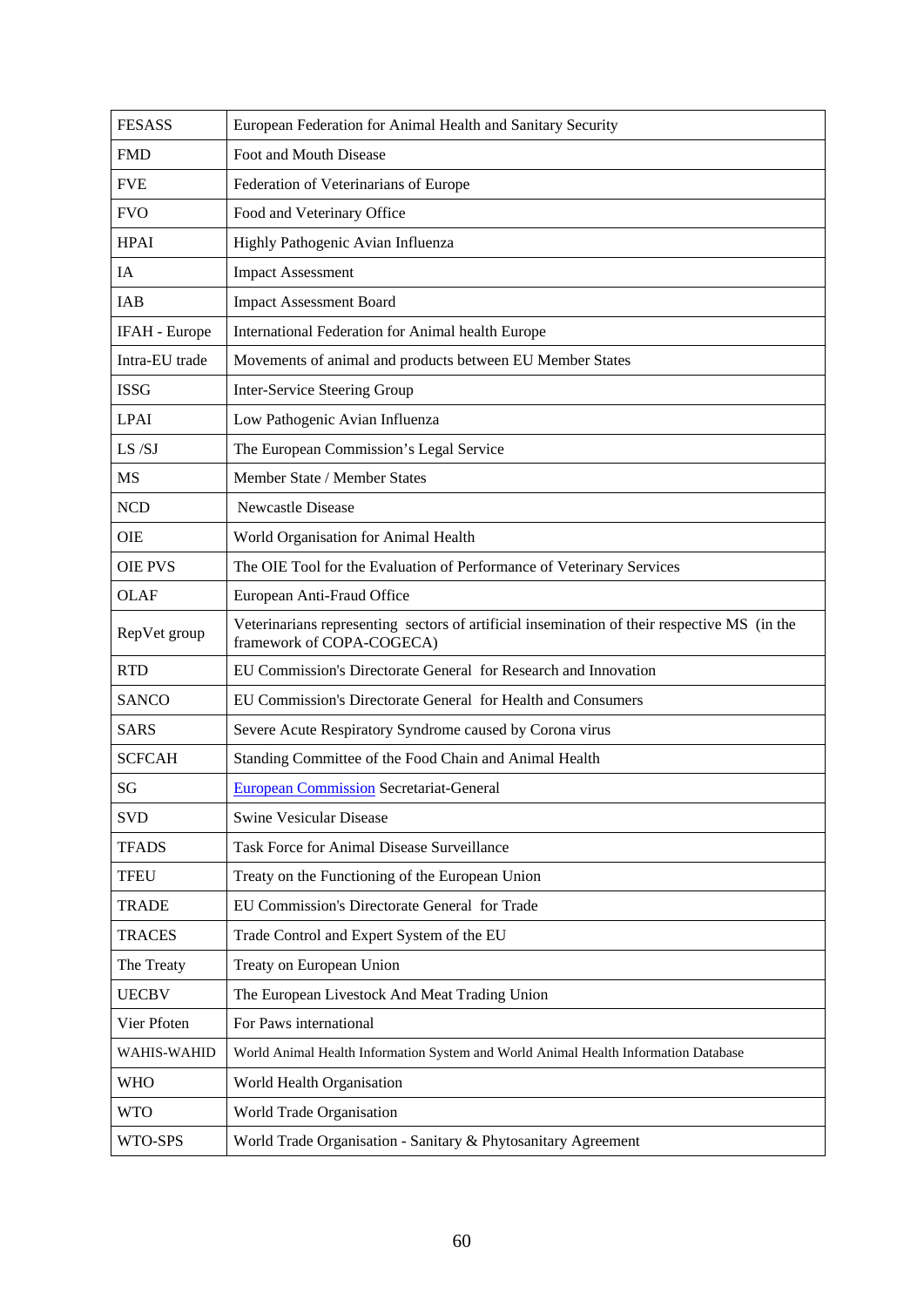| FESASS | European Federation for Animal Health and Sanitary Security |
|---|---|
| FMD | Foot and Mouth Disease |
| FVE | Federation of Veterinarians of Europe |
| FVO | Food and Veterinary Office |
| HPAI | Highly Pathogenic Avian Influenza |
| IA | Impact Assessment |
| IAB | Impact Assessment Board |
| IFAH - Europe | International Federation for Animal health Europe |
| Intra-EU trade | Movements of animal and products between EU Member States |
| ISSG | Inter-Service Steering Group |
| LPAI | Low Pathogenic Avian Influenza |
| LS /SJ | The European Commission's Legal Service |
| MS | Member State / Member States |
| NCD | Newcastle Disease |
| OIE | World Organisation for Animal Health |
| OIE PVS | The OIE Tool for the Evaluation of Performance of Veterinary Services |
| OLAF | European Anti-Fraud Office |
| RepVet group | Veterinarians representing sectors of artificial insemination of their respective MS (in the framework of COPA-COGECA) |
| RTD | EU Commission's Directorate General for Research and Innovation |
| SANCO | EU Commission's Directorate General for Health and Consumers |
| SARS | Severe Acute Respiratory Syndrome caused by Corona virus |
| SCFCAH | Standing Committee of the Food Chain and Animal Health |
| SG | European Commission Secretariat-General |
| SVD | Swine Vesicular Disease |
| TFADS | Task Force for Animal Disease Surveillance |
| TFEU | Treaty on the Functioning of the European Union |
| TRADE | EU Commission's Directorate General for Trade |
| TRACES | Trade Control and Expert System of the EU |
| The Treaty | Treaty on European Union |
| UECBV | The European Livestock And Meat Trading Union |
| Vier Pfoten | For Paws international |
| WAHIS-WAHID | World Animal Health Information System and World Animal Health Information Database |
| WHO | World Health Organisation |
| WTO | World Trade Organisation |
| WTO-SPS | World Trade Organisation - Sanitary & Phytosanitary Agreement |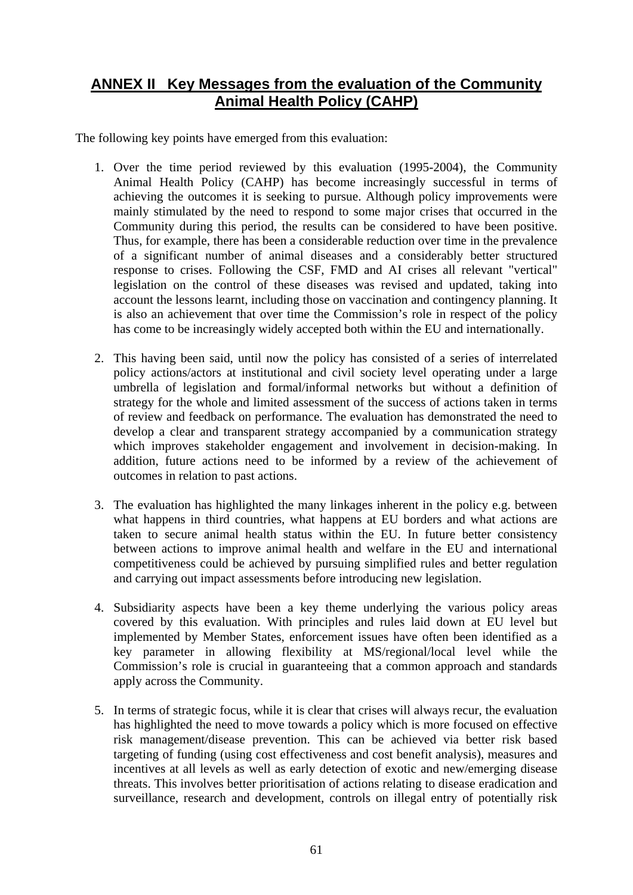# ANNEX II Key Messages from the evaluation of the Community Animal Health Policy (CAHP)

The following key points have emerged from this evaluation:

1. Over the time period reviewed by this evaluation (1995-2004), the Community Animal Health Policy (CAHP) has become increasingly successful in terms of achieving the outcomes it is seeking to pursue. Although policy improvements were mainly stimulated by the need to respond to some major crises that occurred in the Community during this period, the results can be considered to have been positive. Thus, for example, there has been a considerable reduction over time in the prevalence of a significant number of animal diseases and a considerably better structured response to crises. Following the CSF, FMD and AI crises all relevant "vertical" legislation on the control of these diseases was revised and updated, taking into account the lessons learnt, including those on vaccination and contingency planning. It is also an achievement that over time the Commission's role in respect of the policy has come to be increasingly widely accepted both within the EU and internationally.

2. This having been said, until now the policy has consisted of a series of interrelated policy actions/actors at institutional and civil society level operating under a large umbrella of legislation and formal/informal networks but without a definition of strategy for the whole and limited assessment of the success of actions taken in terms of review and feedback on performance. The evaluation has demonstrated the need to develop a clear and transparent strategy accompanied by a communication strategy which improves stakeholder engagement and involvement in decision-making. In addition, future actions need to be informed by a review of the achievement of outcomes in relation to past actions.

3. The evaluation has highlighted the many linkages inherent in the policy e.g. between what happens in third countries, what happens at EU borders and what actions are taken to secure animal health status within the EU. In future better consistency between actions to improve animal health and welfare in the EU and international competitiveness could be achieved by pursuing simplified rules and better regulation and carrying out impact assessments before introducing new legislation.

4. Subsidiarity aspects have been a key theme underlying the various policy areas covered by this evaluation. With principles and rules laid down at EU level but implemented by Member States, enforcement issues have often been identified as a key parameter in allowing flexibility at MS/regional/local level while the Commission's role is crucial in guaranteeing that a common approach and standards apply across the Community.

5. In terms of strategic focus, while it is clear that crises will always recur, the evaluation has highlighted the need to move towards a policy which is more focused on effective risk management/disease prevention. This can be achieved via better risk based targeting of funding (using cost effectiveness and cost benefit analysis), measures and incentives at all levels as well as early detection of exotic and new/emerging disease threats. This involves better prioritisation of actions relating to disease eradication and surveillance, research and development, controls on illegal entry of potentially risk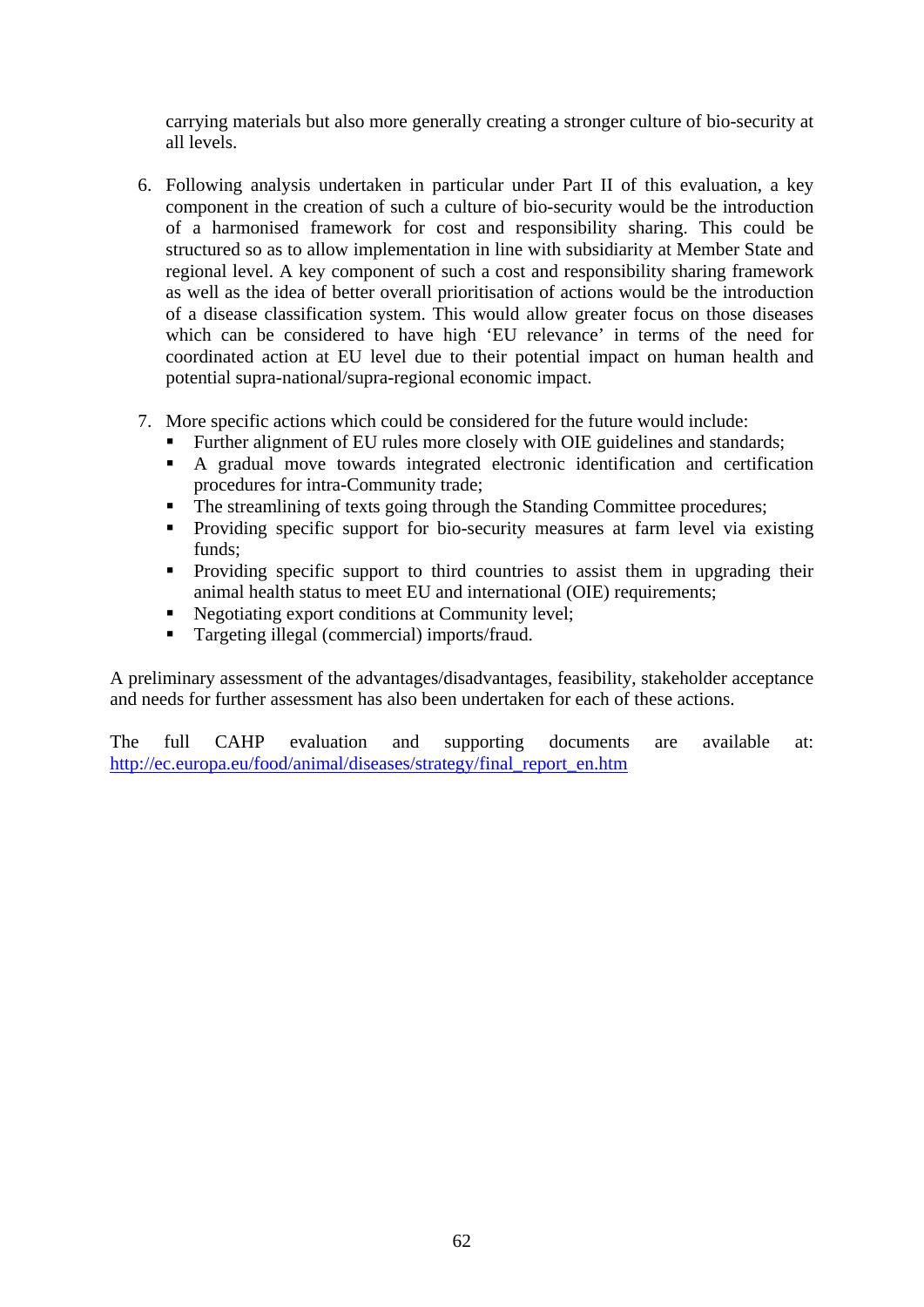carrying materials but also more generally creating a stronger culture of bio-security at all levels.

6. Following analysis undertaken in particular under Part II of this evaluation, a key component in the creation of such a culture of bio-security would be the introduction of a harmonised framework for cost and responsibility sharing. This could be structured so as to allow implementation in line with subsidiarity at Member State and regional level. A key component of such a cost and responsibility sharing framework as well as the idea of better overall prioritisation of actions would be the introduction of a disease classification system. This would allow greater focus on those diseases which can be considered to have high 'EU relevance' in terms of the need for coordinated action at EU level due to their potential impact on human health and potential supra-national/supra-regional economic impact.

7. More specific actions which could be considered for the future would include:
   - Further alignment of EU rules more closely with OIE guidelines and standards;
   - A gradual move towards integrated electronic identification and certification procedures for intra-Community trade;
   - The streamlining of texts going through the Standing Committee procedures;
   - Providing specific support for bio-security measures at farm level via existing funds;
   - Providing specific support to third countries to assist them in upgrading their animal health status to meet EU and international (OIE) requirements;
   - Negotiating export conditions at Community level;
   - Targeting illegal (commercial) imports/fraud.

A preliminary assessment of the advantages/disadvantages, feasibility, stakeholder acceptance and needs for further assessment has also been undertaken for each of these actions.

The full CAHP evaluation and supporting documents are available at: http://ec.europa.eu/food/animal/diseases/strategy/final_report_en.htm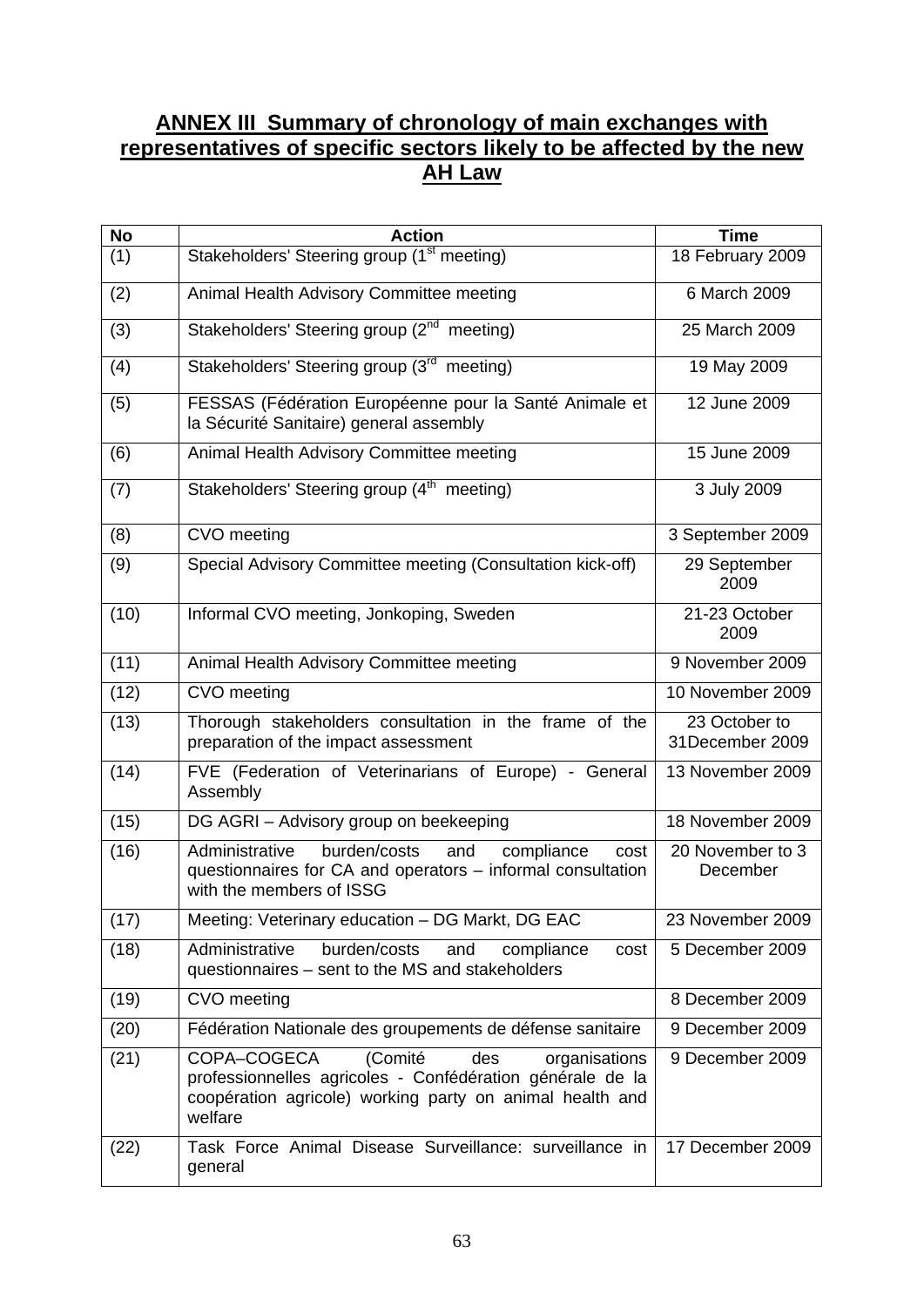## ANNEX III Summary of chronology of main exchanges with representatives of specific sectors likely to be affected by the new AH Law

| No | Action | Time |
|---|---|---|
| (1) | Stakeholders' Steering group (1st meeting) | 18 February 2009 |
| (2) | Animal Health Advisory Committee meeting | 6 March 2009 |
| (3) | Stakeholders' Steering group (2nd meeting) | 25 March 2009 |
| (4) | Stakeholders' Steering group (3rd meeting) | 19 May 2009 |
| (5) | FESSAS (Fédération Européenne pour la Santé Animale et la Sécurité Sanitaire) general assembly | 12 June 2009 |
| (6) | Animal Health Advisory Committee meeting | 15 June 2009 |
| (7) | Stakeholders' Steering group (4th meeting) | 3 July 2009 |
| (8) | CVO meeting | 3 September 2009 |
| (9) | Special Advisory Committee meeting (Consultation kick-off) | 29 September 2009 |
| (10) | Informal CVO meeting, Jonkoping, Sweden | 21-23 October 2009 |
| (11) | Animal Health Advisory Committee meeting | 9 November 2009 |
| (12) | CVO meeting | 10 November 2009 |
| (13) | Thorough stakeholders consultation in the frame of the preparation of the impact assessment | 23 October to 31December 2009 |
| (14) | FVE (Federation of Veterinarians of Europe) - General Assembly | 13 November 2009 |
| (15) | DG AGRI – Advisory group on beekeeping | 18 November 2009 |
| (16) | Administrative burden/costs and compliance cost questionnaires for CA and operators – informal consultation with the members of ISSG | 20 November to 3 December |
| (17) | Meeting: Veterinary education – DG Markt, DG EAC | 23 November 2009 |
| (18) | Administrative burden/costs and compliance cost questionnaires – sent to the MS and stakeholders | 5 December 2009 |
| (19) | CVO meeting | 8 December 2009 |
| (20) | Fédération Nationale des groupements de défense sanitaire | 9 December 2009 |
| (21) | COPA–COGECA (Comité des organisations professionnelles agricoles - Confédération générale de la coopération agricole) working party on animal health and welfare | 9 December 2009 |
| (22) | Task Force Animal Disease Surveillance: surveillance in general | 17 December 2009 |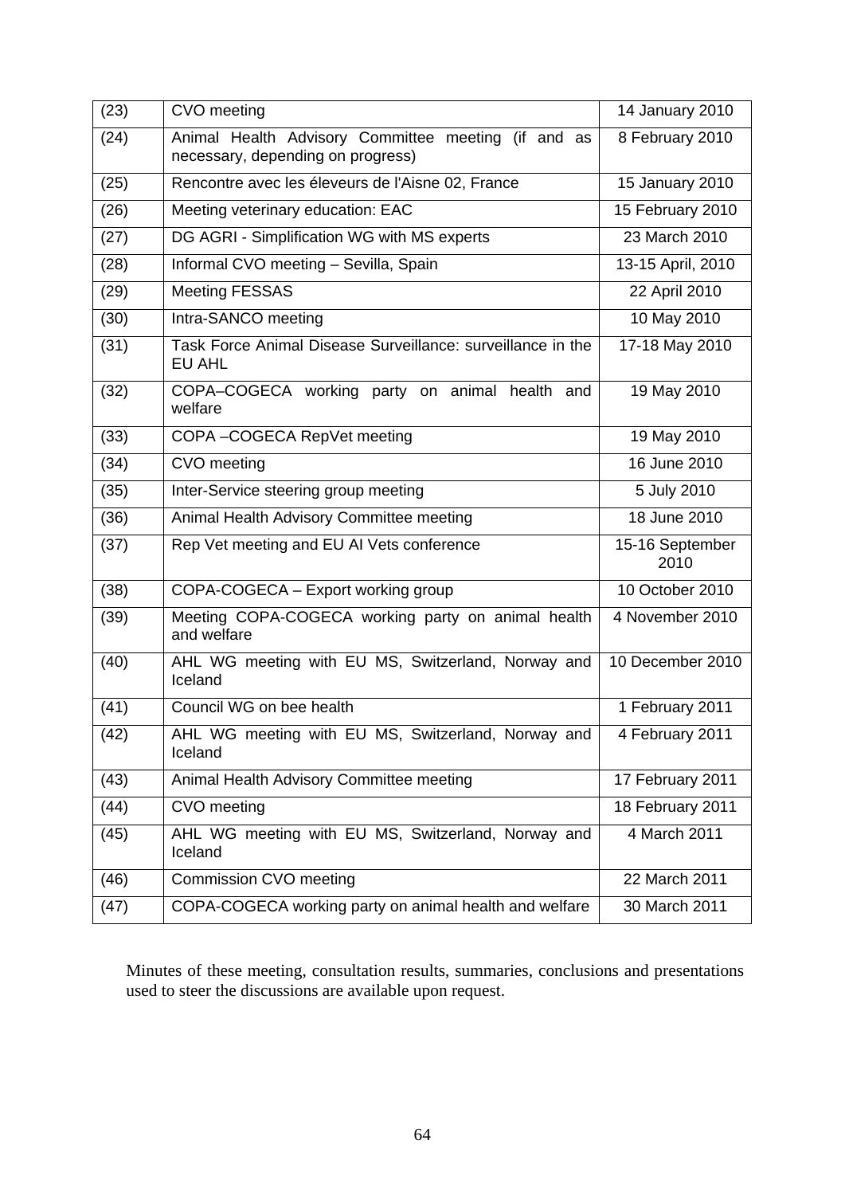| (23) | CVO meeting | 14 January 2010 |
|---|---|---|
| (24) | Animal Health Advisory Committee meeting (if and as necessary, depending on progress) | 8 February 2010 |
| (25) | Rencontre avec les éleveurs de l'Aisne 02, France | 15 January 2010 |
| (26) | Meeting veterinary education: EAC | 15 February 2010 |
| (27) | DG AGRI - Simplification WG with MS experts | 23 March 2010 |
| (28) | Informal CVO meeting – Sevilla, Spain | 13-15 April, 2010 |
| (29) | Meeting FESSAS | 22 April 2010 |
| (30) | Intra-SANCO meeting | 10 May 2010 |
| (31) | Task Force Animal Disease Surveillance: surveillance in the EU AHL | 17-18 May 2010 |
| (32) | COPA–COGECA working party on animal health and welfare | 19 May 2010 |
| (33) | COPA –COGECA RepVet meeting | 19 May 2010 |
| (34) | CVO meeting | 16 June 2010 |
| (35) | Inter-Service steering group meeting | 5 July 2010 |
| (36) | Animal Health Advisory Committee meeting | 18 June 2010 |
| (37) | Rep Vet meeting and EU AI Vets conference | 15-16 September 2010 |
| (38) | COPA-COGECA – Export working group | 10 October 2010 |
| (39) | Meeting COPA-COGECA working party on animal health and welfare | 4 November 2010 |
| (40) | AHL WG meeting with EU MS, Switzerland, Norway and Iceland | 10 December 2010 |
| (41) | Council WG on bee health | 1 February 2011 |
| (42) | AHL WG meeting with EU MS, Switzerland, Norway and Iceland | 4 February 2011 |
| (43) | Animal Health Advisory Committee meeting | 17 February 2011 |
| (44) | CVO meeting | 18 February 2011 |
| (45) | AHL WG meeting with EU MS, Switzerland, Norway and Iceland | 4 March 2011 |
| (46) | Commission CVO meeting | 22 March 2011 |
| (47) | COPA-COGECA working party on animal health and welfare | 30 March 2011 |

Minutes of these meeting, consultation results, summaries, conclusions and presentations used to steer the discussions are available upon request.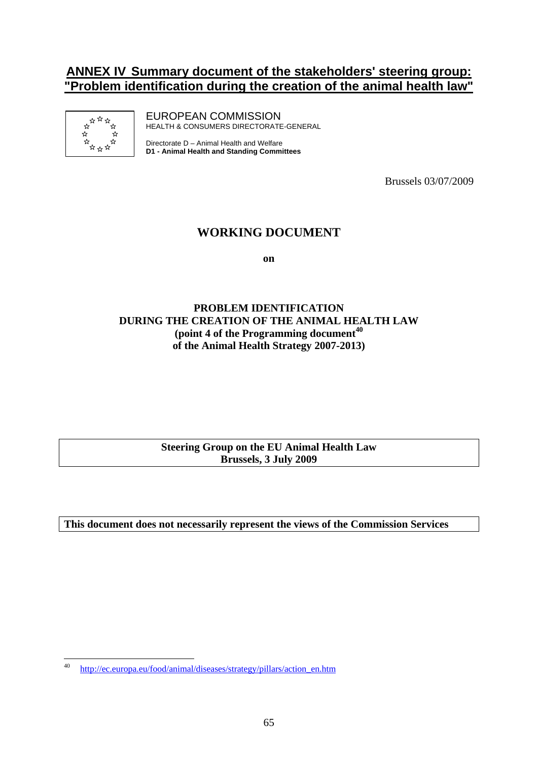# ANNEX IV Summary document of the stakeholders' steering group: "Problem identification during the creation of the animal health law"

EUROPEAN COMMISSION
HEALTH & CONSUMERS DIRECTORATE-GENERAL

Directorate D – Animal Health and Welfare
**D1 - Animal Health and Standing Committees**

Brussels 03/07/2009

## WORKING DOCUMENT

**on**

**PROBLEM IDENTIFICATION DURING THE CREATION OF THE ANIMAL HEALTH LAW (point 4 of the Programming document[40] of the Animal Health Strategy 2007-2013)**

**Steering Group on the EU Animal Health Law**
**Brussels, 3 July 2009**

**This document does not necessarily represent the views of the Commission Services**

[40] http://ec.europa.eu/food/animal/diseases/strategy/pillars/action_en.htm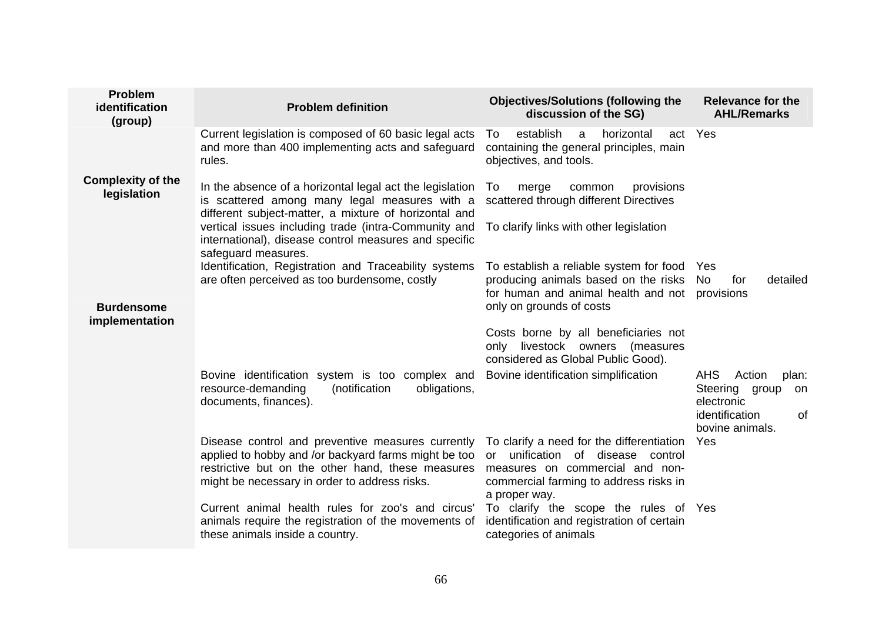| Problem identification (group) | Problem definition | Objectives/Solutions (following the discussion of the SG) | Relevance for the AHL/Remarks |
|---|---|---|---|
| **Complexity of the legislation** | Current legislation is composed of 60 basic legal acts and more than 400 implementing acts and safeguard rules. | To establish a horizontal act containing the general principles, main objectives, and tools. | Yes |
| | In the absence of a horizontal legal act the legislation is scattered among many legal measures with a different subject-matter, a mixture of horizontal and vertical issues including trade (intra-Community and international), disease control measures and specific safeguard measures. | To merge common provisions scattered through different Directives<br><br>To clarify links with other legislation | |
| **Burdensome implementation** | Identification, Registration and Traceability systems are often perceived as too burdensome, costly | To establish a reliable system for food producing animals based on the risks for human and animal health and not only on grounds of costs<br><br>Costs borne by all beneficiaries not only livestock owners (measures considered as Global Public Good). | Yes<br>No for detailed provisions |
| | Bovine identification system is too complex and resource-demanding (notification obligations, documents, finances). | Bovine identification simplification | AHS Action plan: Steering group on electronic identification of bovine animals. |
| | Disease control and preventive measures currently applied to hobby and /or backyard farms might be too restrictive but on the other hand, these measures might be necessary in order to address risks. | To clarify a need for the differentiation or unification of disease control measures on commercial and non-commercial farming to address risks in a proper way. | Yes |
| | Current animal health rules for zoo's and circus' animals require the registration of the movements of these animals inside a country. | To clarify the scope the rules of identification and registration of certain categories of animals | Yes |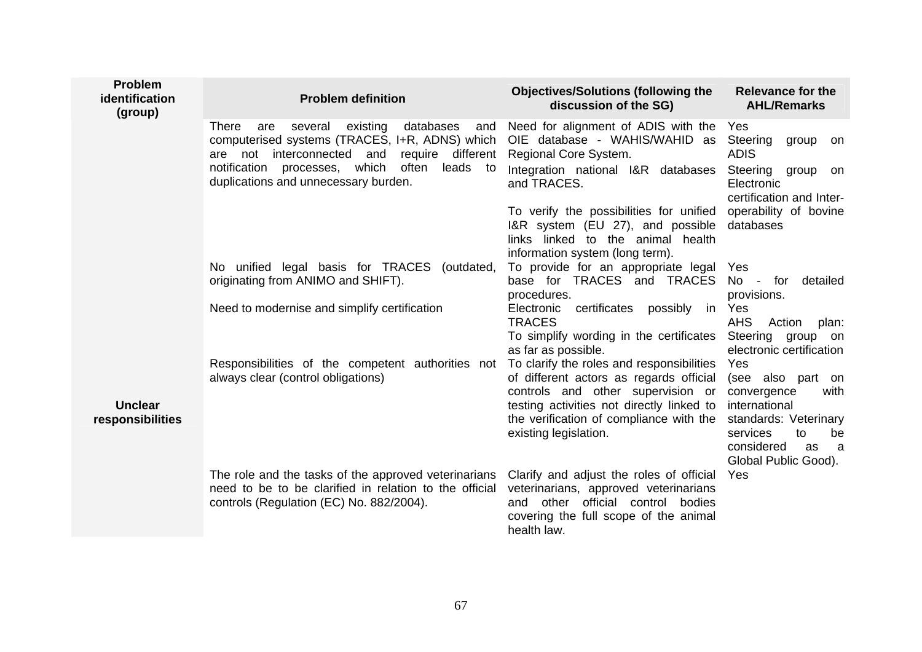| Problem identification (group) | Problem definition | Objectives/Solutions (following the discussion of the SG) | Relevance for the AHL/Remarks |
|---|---|---|---|
| | There are several existing databases and computerised systems (TRACES, I+R, ADNS) which are not interconnected and require different notification processes, which often leads to duplications and unnecessary burden. | Need for alignment of ADIS with the OIE database - WAHIS/WAHID as Regional Core System.<br>Integration national I&R databases and TRACES.<br><br>To verify the possibilities for unified I&R system (EU 27), and possible links linked to the animal health information system (long term). | Yes<br>Steering group on ADIS<br>Steering group on Electronic certification and Inter-operability of bovine databases |
| | No unified legal basis for TRACES (outdated, originating from ANIMO and SHIFT). | To provide for an appropriate legal base for TRACES and TRACES procedures. | Yes<br>No - for detailed provisions. |
| | Need to modernise and simplify certification | Electronic certificates possibly in TRACES<br>To simplify wording in the certificates as far as possible. | Yes<br>AHS Action plan: Steering group on electronic certification |
| **Unclear responsibilities** | Responsibilities of the competent authorities not always clear (control obligations) | To clarify the roles and responsibilities of different actors as regards official controls and other supervision or testing activities not directly linked to the verification of compliance with the existing legislation. | Yes<br>(see also part on convergence with international standards: Veterinary services to be considered as a Global Public Good). |
| | The role and the tasks of the approved veterinarians need to be to be clarified in relation to the official controls (Regulation (EC) No. 882/2004). | Clarify and adjust the roles of official veterinarians, approved veterinarians and other official control bodies covering the full scope of the animal health law. | Yes |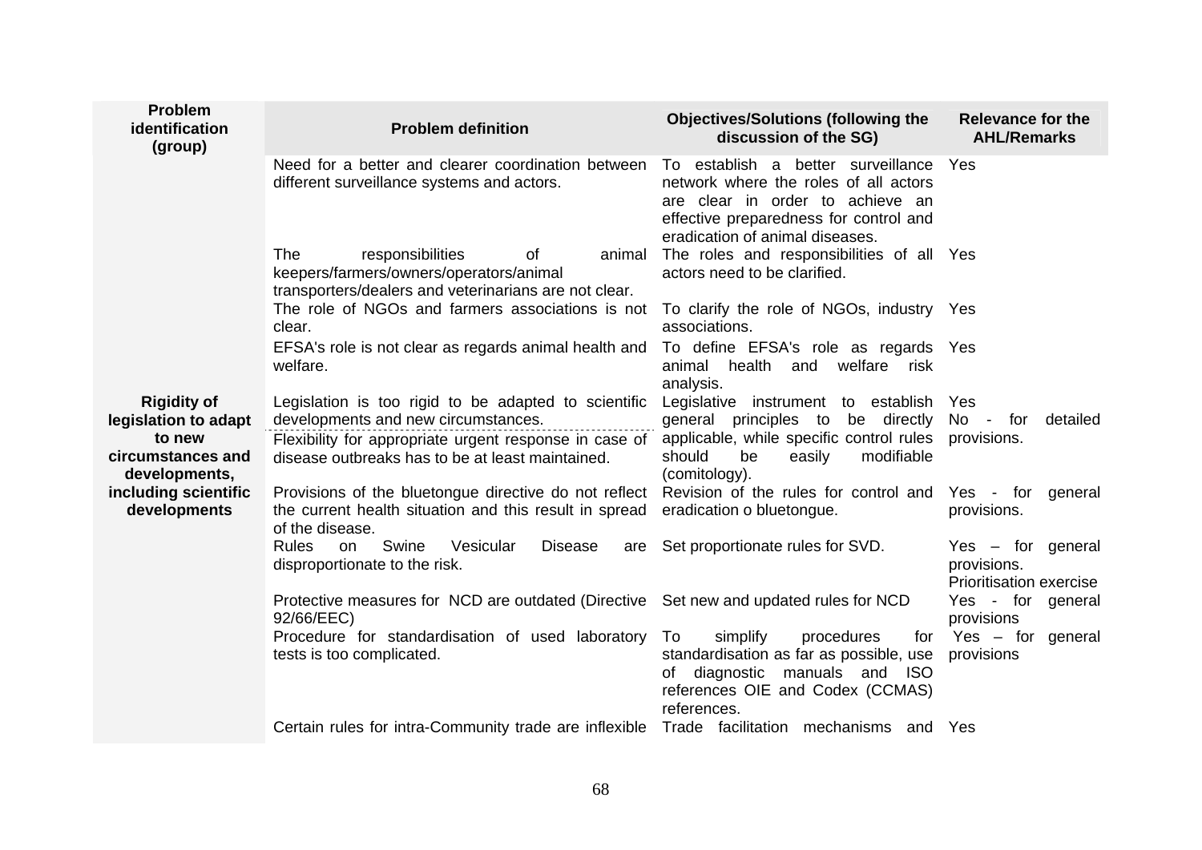| Problem identification (group) | Problem definition | Objectives/Solutions (following the discussion of the SG) | Relevance for the AHL/Remarks |
|---|---|---|---|
| | Need for a better and clearer coordination between different surveillance systems and actors. | To establish a better surveillance network where the roles of all actors are clear in order to achieve an effective preparedness for control and eradication of animal diseases. | Yes |
| | The responsibilities of animal keepers/farmers/owners/operators/animal transporters/dealers and veterinarians are not clear. | The roles and responsibilities of all actors need to be clarified. | Yes |
| | The role of NGOs and farmers associations is not clear. | To clarify the role of NGOs, industry associations. | Yes |
| | EFSA's role is not clear as regards animal health and welfare. | To define EFSA's role as regards animal health and welfare risk analysis. | Yes |
| **Rigidity of legislation to adapt to new circumstances and developments, including scientific developments** | Legislation is too rigid to be adapted to scientific developments and new circumstances. | Legislative instrument to establish general principles to be directly applicable, while specific control rules should be easily modifiable (comitology). | Yes<br>No - for detailed provisions. |
| | Flexibility for appropriate urgent response in case of disease outbreaks has to be at least maintained. | | |
| | Provisions of the bluetongue directive do not reflect the current health situation and this result in spread of the disease. | Revision of the rules for control and eradication o bluetongue. | Yes - for general provisions. |
| | Rules on Swine Vesicular Disease are disproportionate to the risk. | Set proportionate rules for SVD. | Yes – for general provisions.<br>Prioritisation exercise |
| | Protective measures for NCD are outdated (Directive 92/66/EEC) | Set new and updated rules for NCD | Yes - for general provisions |
| | Procedure for standardisation of used laboratory tests is too complicated. | To simplify procedures for standardisation as far as possible, use of diagnostic manuals and ISO references OIE and Codex (CCMAS) references. | Yes – for general provisions |
| | Certain rules for intra-Community trade are inflexible | Trade facilitation mechanisms and | Yes |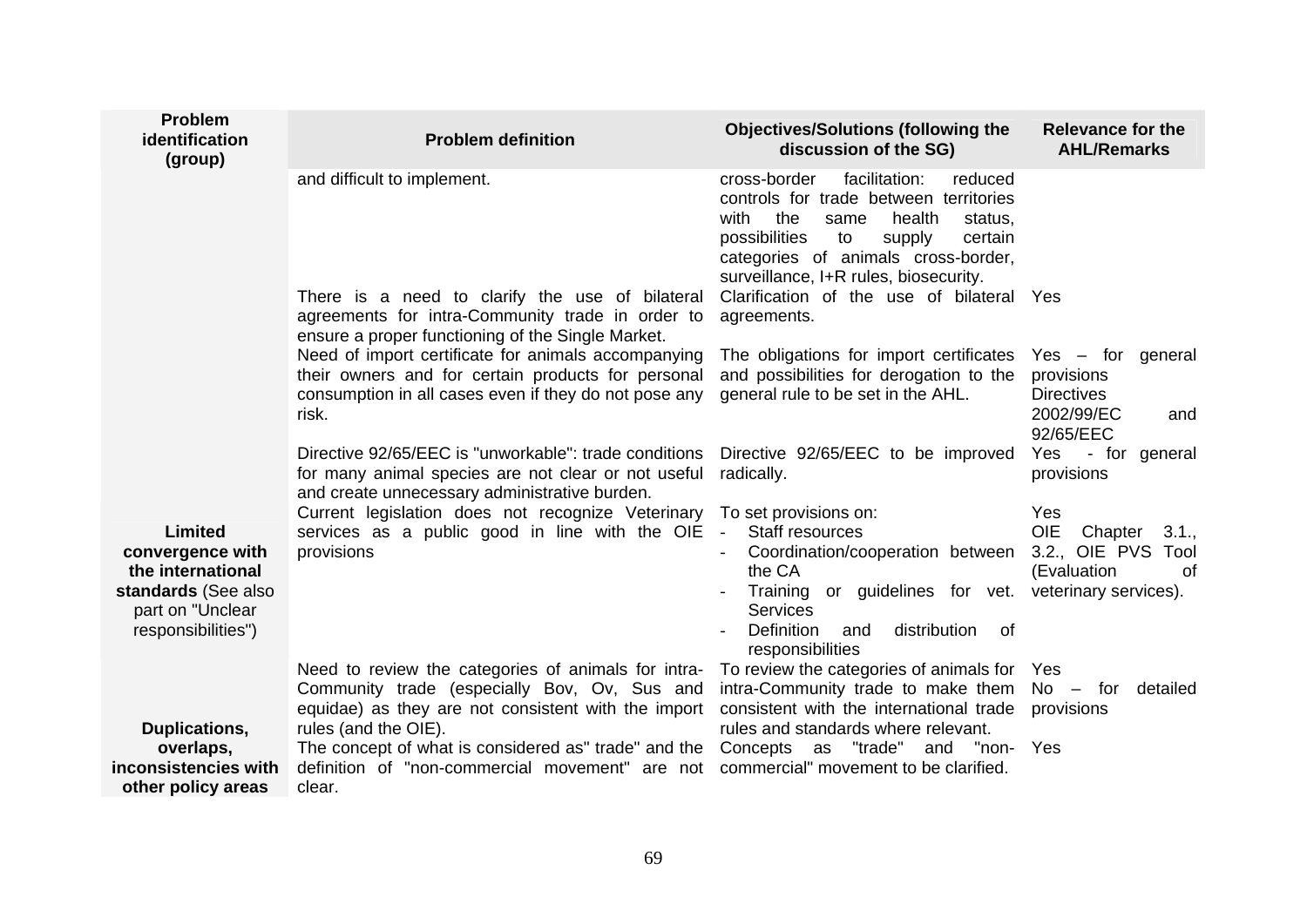| Problem identification (group) | Problem definition | Objectives/Solutions (following the discussion of the SG) | Relevance for the AHL/Remarks |
|---|---|---|---|
| | and difficult to implement. | cross-border facilitation: reduced controls for trade between territories with the same health status, possibilities to supply certain categories of animals cross-border, surveillance, I+R rules, biosecurity. | |
| | There is a need to clarify the use of bilateral agreements for intra-Community trade in order to ensure a proper functioning of the Single Market. | Clarification of the use of bilateral agreements. | Yes |
| | Need of import certificate for animals accompanying their owners and for certain products for personal consumption in all cases even if they do not pose any risk. | The obligations for import certificates and possibilities for derogation to the general rule to be set in the AHL. | Yes – for general provisions<br>Directives 2002/99/EC and 92/65/EEC |
| | Directive 92/65/EEC is "unworkable": trade conditions for many animal species are not clear or not useful and create unnecessary administrative burden. | Directive 92/65/EEC to be improved radically. | Yes - for general provisions |
| **Limited convergence with the international standards** (See also part on "Unclear responsibilities") | Current legislation does not recognize Veterinary services as a public good in line with the OIE provisions | To set provisions on:<br>- Staff resources<br>- Coordination/cooperation between the CA<br>- Training or guidelines for vet. Services<br>- Definition and distribution of responsibilities | Yes<br>OIE Chapter 3.1., 3.2., OIE PVS Tool (Evaluation of veterinary services). |
| **Duplications, overlaps, inconsistencies with other policy areas** | Need to review the categories of animals for intra-Community trade (especially Bov, Ov, Sus and equidae) as they are not consistent with the import rules (and the OIE). | To review the categories of animals for intra-Community trade to make them consistent with the international trade rules and standards where relevant. | Yes<br>No – for detailed provisions |
| | The concept of what is considered as" trade" and the definition of "non-commercial movement" are not clear. | Concepts as "trade" and "non-commercial" movement to be clarified. | Yes |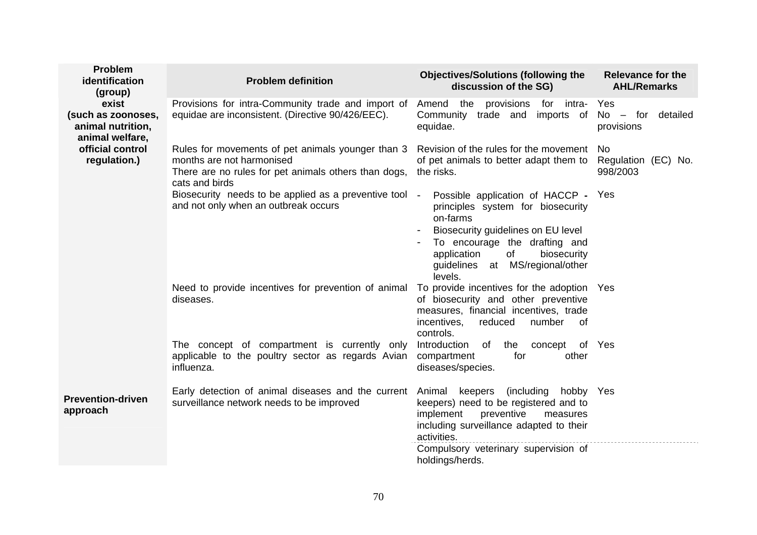| Problem identification (group) | Problem definition | Objectives/Solutions (following the discussion of the SG) | Relevance for the AHL/Remarks |
|---|---|---|---|
| exist (such as zoonoses, animal nutrition, animal welfare, official control regulation.) | Provisions for intra-Community trade and import of equidae are inconsistent. (Directive 90/426/EEC). | Amend the provisions for intra-Community trade and imports of equidae. | Yes<br>No – for detailed provisions |
| | Rules for movements of pet animals younger than 3 months are not harmonised<br>There are no rules for pet animals others than dogs, cats and birds | Revision of the rules for the movement of pet animals to better adapt them to the risks. | No<br>Regulation (EC) No. 998/2003 |
| | Biosecurity needs to be applied as a preventive tool and not only when an outbreak occurs | - Possible application of HACCP - principles system for biosecurity on-farms<br>- Biosecurity guidelines on EU level<br>- To encourage the drafting and application of biosecurity guidelines at MS/regional/other levels. | Yes |
| | Need to provide incentives for prevention of animal diseases. | To provide incentives for the adoption of biosecurity and other preventive measures, financial incentives, trade incentives, reduced number of controls. | Yes |
| | The concept of compartment is currently only applicable to the poultry sector as regards Avian influenza. | Introduction of the concept of compartment for other diseases/species. | Yes |
| **Prevention-driven approach** | Early detection of animal diseases and the current surveillance network needs to be improved | Animal keepers (including hobby keepers) need to be registered and to implement preventive measures including surveillance adapted to their activities. | Yes |
| | | Compulsory veterinary supervision of holdings/herds. | |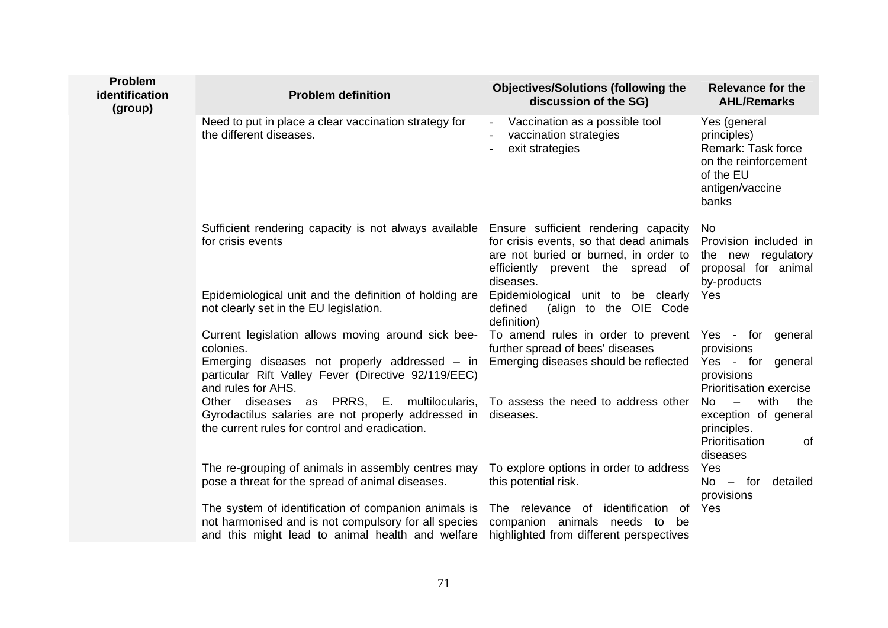| Problem identification (group) | Problem definition | Objectives/Solutions (following the discussion of the SG) | Relevance for the AHL/Remarks |
|---|---|---|---|
| | Need to put in place a clear vaccination strategy for the different diseases. | - Vaccination as a possible tool<br>- vaccination strategies<br>- exit strategies | Yes (general principles)<br>Remark: Task force on the reinforcement of the EU antigen/vaccine banks |
| | Sufficient rendering capacity is not always available for crisis events | Ensure sufficient rendering capacity for crisis events, so that dead animals are not buried or burned, in order to efficiently prevent the spread of diseases. | No<br>Provision included in the new regulatory proposal for animal by-products |
| | Epidemiological unit and the definition of holding are not clearly set in the EU legislation. | Epidemiological unit to be clearly defined (align to the OIE Code definition) | Yes |
| | Current legislation allows moving around sick bee-colonies. | To amend rules in order to prevent further spread of bees' diseases | Yes - for general provisions |
| | Emerging diseases not properly addressed – in particular Rift Valley Fever (Directive 92/119/EEC) and rules for AHS. | Emerging diseases should be reflected | Yes - for general provisions<br>Prioritisation exercise |
| | Other diseases as PRRS, E. multilocularis, Gyrodactilus salaries are not properly addressed in the current rules for control and eradication. | To assess the need to address other diseases. | No – with the exception of general principles.<br>Prioritisation of diseases |
| | The re-grouping of animals in assembly centres may pose a threat for the spread of animal diseases. | To explore options in order to address this potential risk. | Yes<br>No – for detailed provisions |
| | The system of identification of companion animals is not harmonised and is not compulsory for all species and this might lead to animal health and welfare | The relevance of identification of companion animals needs to be highlighted from different perspectives | Yes |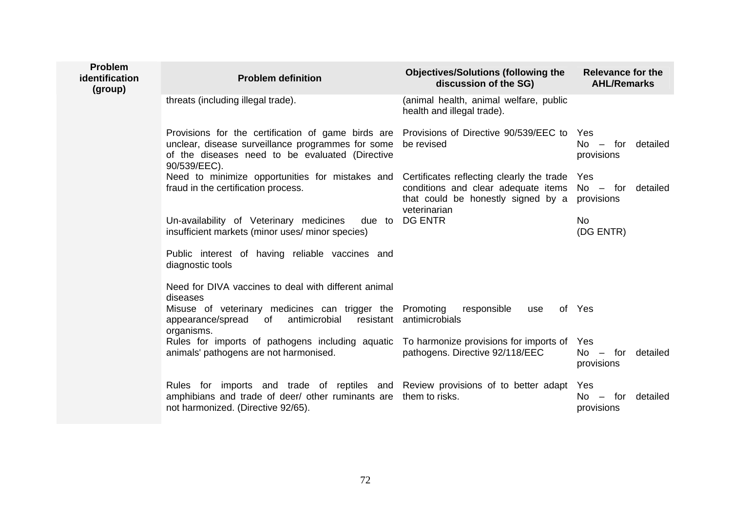| Problem identification (group) | Problem definition | Objectives/Solutions (following the discussion of the SG) | Relevance for the AHL/Remarks |
|---|---|---|---|
| | threats (including illegal trade). | (animal health, animal welfare, public health and illegal trade). | |
| | Provisions for the certification of game birds are unclear, disease surveillance programmes for some of the diseases need to be evaluated (Directive 90/539/EEC). | Provisions of Directive 90/539/EEC to be revised | Yes<br>No – for detailed provisions |
| | Need to minimize opportunities for mistakes and fraud in the certification process. | Certificates reflecting clearly the trade conditions and clear adequate items that could be honestly signed by a veterinarian | Yes<br>No – for detailed provisions |
| | Un-availability of Veterinary medicines due to insufficient markets (minor uses/ minor species) | DG ENTR | No<br>(DG ENTR) |
| | Public interest of having reliable vaccines and diagnostic tools | | |
| | Need for DIVA vaccines to deal with different animal diseases | | |
| | Misuse of veterinary medicines can trigger the appearance/spread of antimicrobial resistant organisms. | Promoting responsible use of antimicrobials | Yes |
| | Rules for imports of pathogens including aquatic animals' pathogens are not harmonised. | To harmonize provisions for imports of pathogens. Directive 92/118/EEC | Yes<br>No – for detailed provisions |
| | Rules for imports and trade of reptiles and amphibians and trade of deer/ other ruminants are not harmonized. (Directive 92/65). | Review provisions of to better adapt them to risks. | Yes<br>No – for detailed provisions |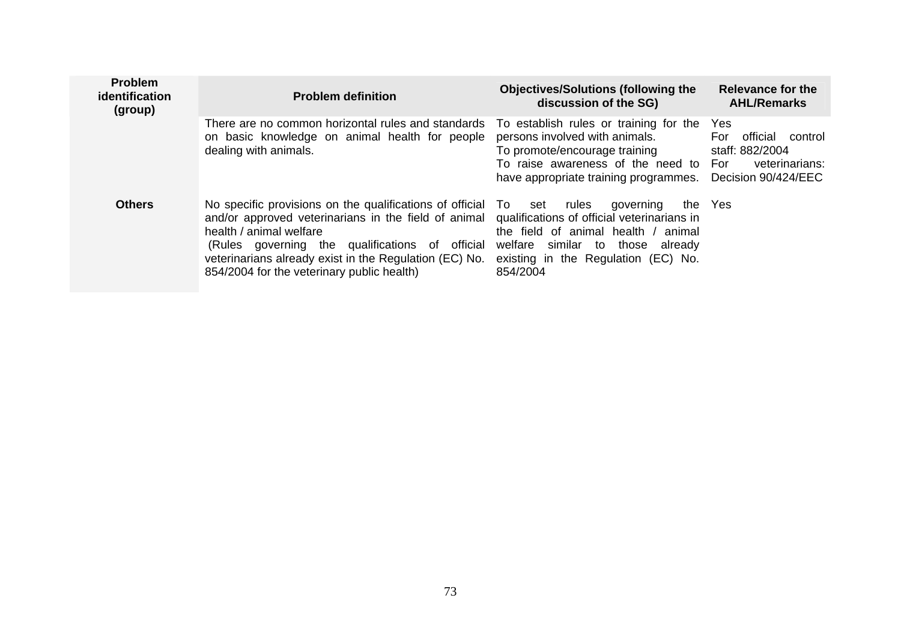| Problem identification (group) | Problem definition | Objectives/Solutions (following the discussion of the SG) | Relevance for the AHL/Remarks |
|---|---|---|---|
| | There are no common horizontal rules and standards on basic knowledge on animal health for people dealing with animals. | To establish rules or training for the persons involved with animals.<br>To promote/encourage training<br>To raise awareness of the need to have appropriate training programmes. | Yes<br>For official control staff: 882/2004<br>For veterinarians: Decision 90/424/EEC |
| **Others** | No specific provisions on the qualifications of official and/or approved veterinarians in the field of animal health / animal welfare<br>(Rules governing the qualifications of official veterinarians already exist in the Regulation (EC) No. 854/2004 for the veterinary public health) | To set rules governing the qualifications of official veterinarians in the field of animal health / animal welfare similar to those already existing in the Regulation (EC) No. 854/2004 | Yes |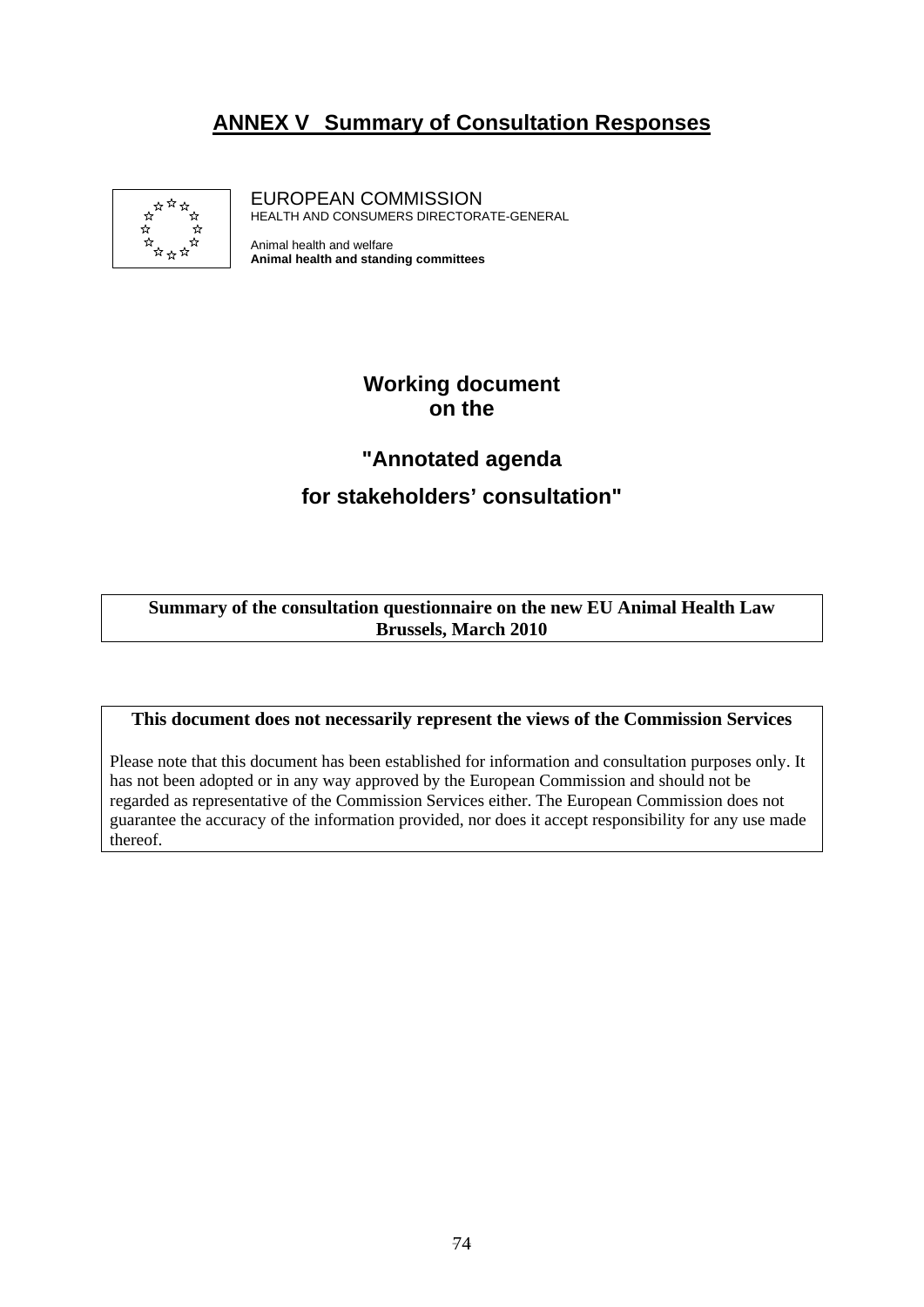# ANNEX V Summary of Consultation Responses

EUROPEAN COMMISSION
HEALTH AND CONSUMERS DIRECTORATE-GENERAL

Animal health and welfare
**Animal health and standing committees**

## Working document on the

## "Annotated agenda for stakeholders' consultation"

**Summary of the consultation questionnaire on the new EU Animal Health Law Brussels, March 2010**

**This document does not necessarily represent the views of the Commission Services**

Please note that this document has been established for information and consultation purposes only. It has not been adopted or in any way approved by the European Commission and should not be regarded as representative of the Commission Services either. The European Commission does not guarantee the accuracy of the information provided, nor does it accept responsibility for any use made thereof.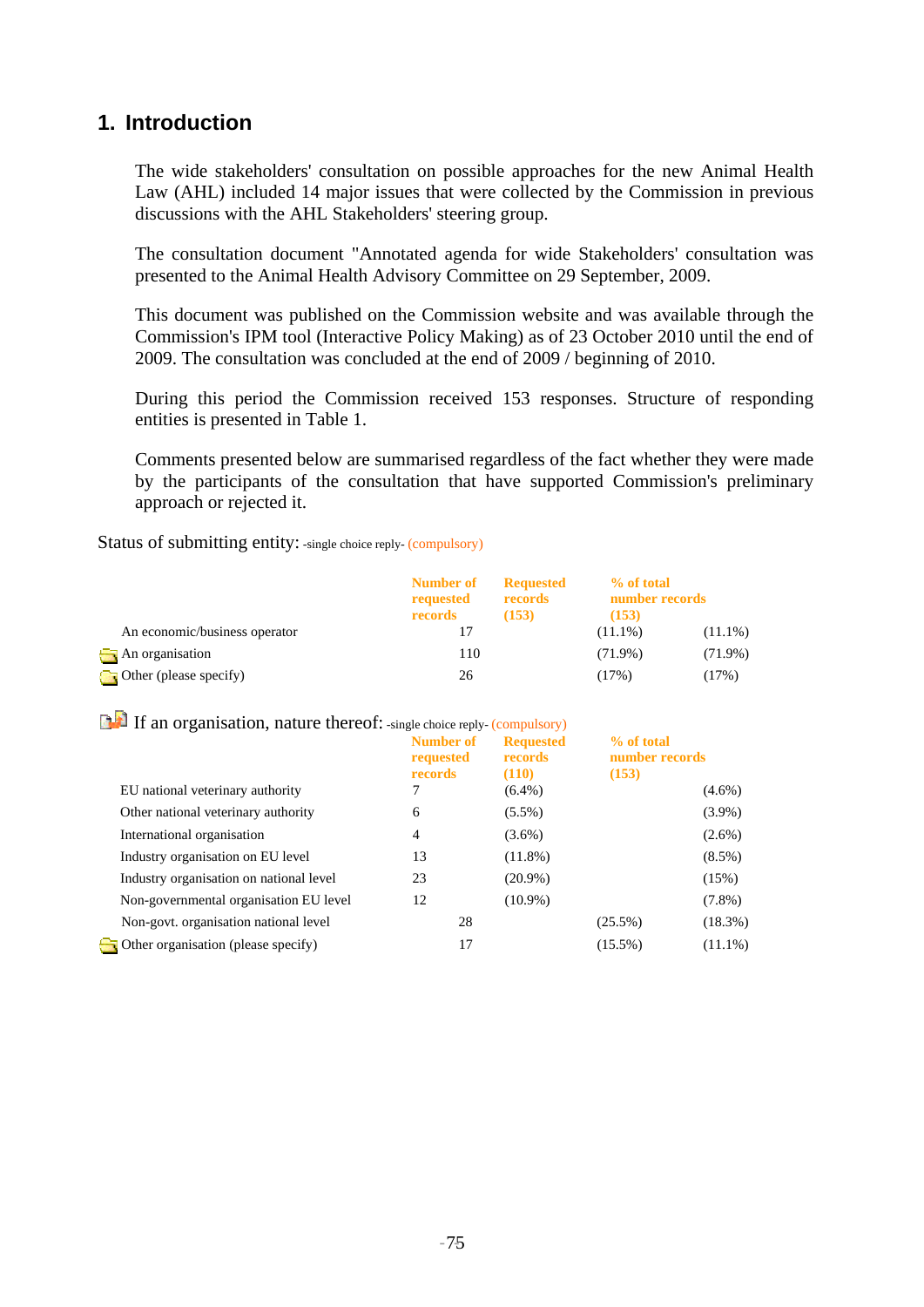## 1. Introduction

The wide stakeholders' consultation on possible approaches for the new Animal Health Law (AHL) included 14 major issues that were collected by the Commission in previous discussions with the AHL Stakeholders' steering group.

The consultation document "Annotated agenda for wide Stakeholders' consultation was presented to the Animal Health Advisory Committee on 29 September, 2009.

This document was published on the Commission website and was available through the Commission's IPM tool (Interactive Policy Making) as of 23 October 2010 until the end of 2009. The consultation was concluded at the end of 2009 / beginning of 2010.

During this period the Commission received 153 responses. Structure of responding entities is presented in Table 1.

Comments presented below are summarised regardless of the fact whether they were made by the participants of the consultation that have supported Commission's preliminary approach or rejected it.

Status of submitting entity: -single choice reply- (compulsory)

| | Number of requested records | Requested records (153) | % of total number records (153) | |
|---|---|---|---|---|
| An economic/business operator | 17 | | (11.1%) | (11.1%) |
| An organisation | 110 | | (71.9%) | (71.9%) |
| Other (please specify) | 26 | | (17%) | (17%) |

If an organisation, nature thereof: -single choice reply- (compulsory)

| | Number of requested records | Requested records (110) | % of total number records (153) | |
|---|---|---|---|---|
| EU national veterinary authority | 7 | (6.4%) | | (4.6%) |
| Other national veterinary authority | 6 | (5.5%) | | (3.9%) |
| International organisation | 4 | (3.6%) | | (2.6%) |
| Industry organisation on EU level | 13 | (11.8%) | | (8.5%) |
| Industry organisation on national level | 23 | (20.9%) | | (15%) |
| Non-governmental organisation EU level | 12 | (10.9%) | | (7.8%) |
| Non-govt. organisation national level | 28 | | (25.5%) | (18.3%) |
| Other organisation (please specify) | 17 | | (15.5%) | (11.1%) |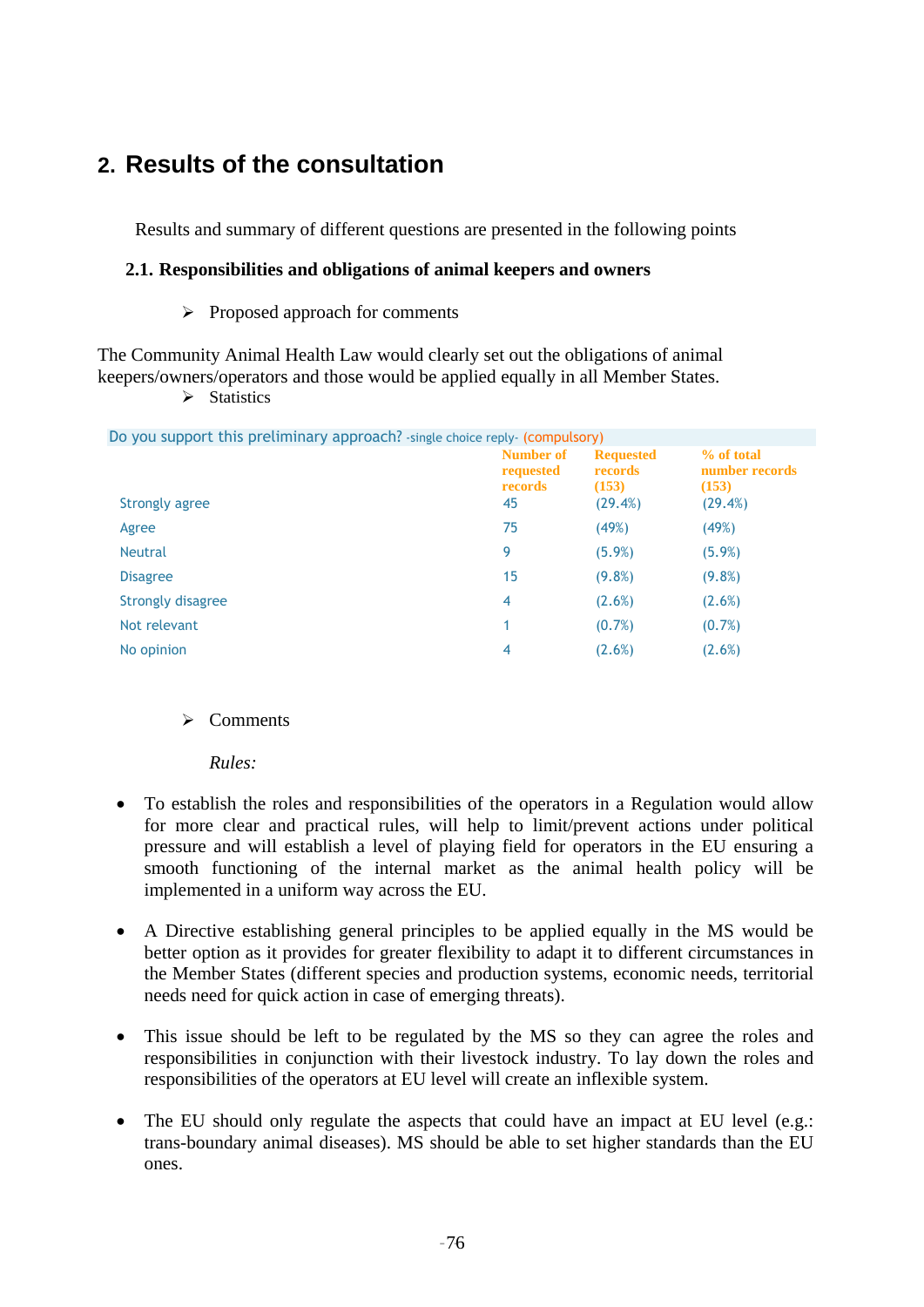## 2. Results of the consultation

Results and summary of different questions are presented in the following points

### 2.1. Responsibilities and obligations of animal keepers and owners

➢ Proposed approach for comments

The Community Animal Health Law would clearly set out the obligations of animal keepers/owners/operators and those would be applied equally in all Member States.

➢ Statistics

Do you support this preliminary approach? -single choice reply- (compulsory)

| | Number of requested records | Requested records (153) | % of total number records (153) |
|---|---|---|---|
| Strongly agree | 45 | (29.4%) | (29.4%) |
| Agree | 75 | (49%) | (49%) |
| Neutral | 9 | (5.9%) | (5.9%) |
| Disagree | 15 | (9.8%) | (9.8%) |
| Strongly disagree | 4 | (2.6%) | (2.6%) |
| Not relevant | 1 | (0.7%) | (0.7%) |
| No opinion | 4 | (2.6%) | (2.6%) |

➢ Comments

*Rules:*

- To establish the roles and responsibilities of the operators in a Regulation would allow for more clear and practical rules, will help to limit/prevent actions under political pressure and will establish a level of playing field for operators in the EU ensuring a smooth functioning of the internal market as the animal health policy will be implemented in a uniform way across the EU.
- A Directive establishing general principles to be applied equally in the MS would be better option as it provides for greater flexibility to adapt it to different circumstances in the Member States (different species and production systems, economic needs, territorial needs need for quick action in case of emerging threats).
- This issue should be left to be regulated by the MS so they can agree the roles and responsibilities in conjunction with their livestock industry. To lay down the roles and responsibilities of the operators at EU level will create an inflexible system.
- The EU should only regulate the aspects that could have an impact at EU level (e.g.: trans-boundary animal diseases). MS should be able to set higher standards than the EU ones.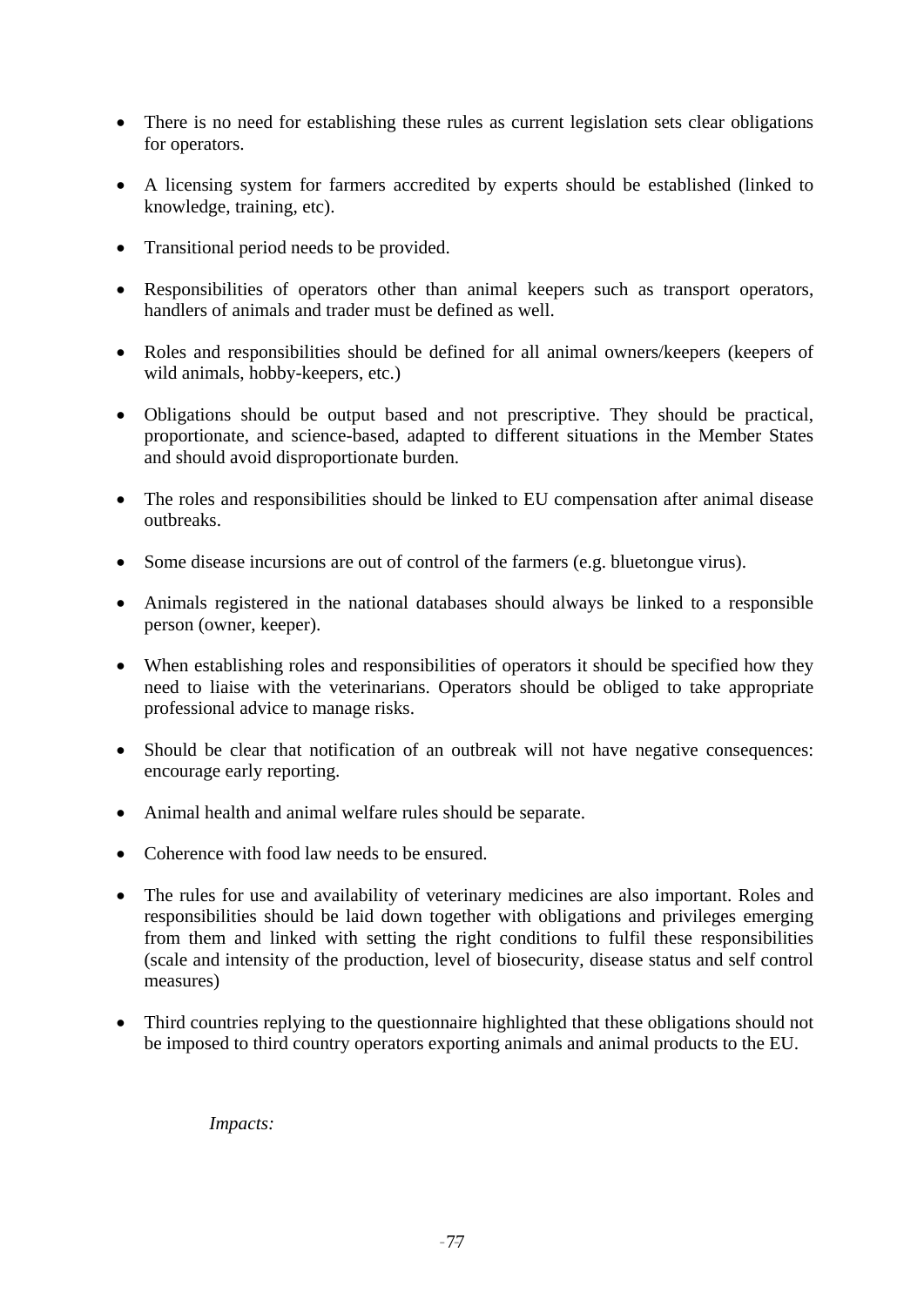- There is no need for establishing these rules as current legislation sets clear obligations for operators.

- A licensing system for farmers accredited by experts should be established (linked to knowledge, training, etc).

- Transitional period needs to be provided.

- Responsibilities of operators other than animal keepers such as transport operators, handlers of animals and trader must be defined as well.

- Roles and responsibilities should be defined for all animal owners/keepers (keepers of wild animals, hobby-keepers, etc.)

- Obligations should be output based and not prescriptive. They should be practical, proportionate, and science-based, adapted to different situations in the Member States and should avoid disproportionate burden.

- The roles and responsibilities should be linked to EU compensation after animal disease outbreaks.

- Some disease incursions are out of control of the farmers (e.g. bluetongue virus).

- Animals registered in the national databases should always be linked to a responsible person (owner, keeper).

- When establishing roles and responsibilities of operators it should be specified how they need to liaise with the veterinarians. Operators should be obliged to take appropriate professional advice to manage risks.

- Should be clear that notification of an outbreak will not have negative consequences: encourage early reporting.

- Animal health and animal welfare rules should be separate.

- Coherence with food law needs to be ensured.

- The rules for use and availability of veterinary medicines are also important. Roles and responsibilities should be laid down together with obligations and privileges emerging from them and linked with setting the right conditions to fulfil these responsibilities (scale and intensity of the production, level of biosecurity, disease status and self control measures)

- Third countries replying to the questionnaire highlighted that these obligations should not be imposed to third country operators exporting animals and animal products to the EU.

*Impacts:*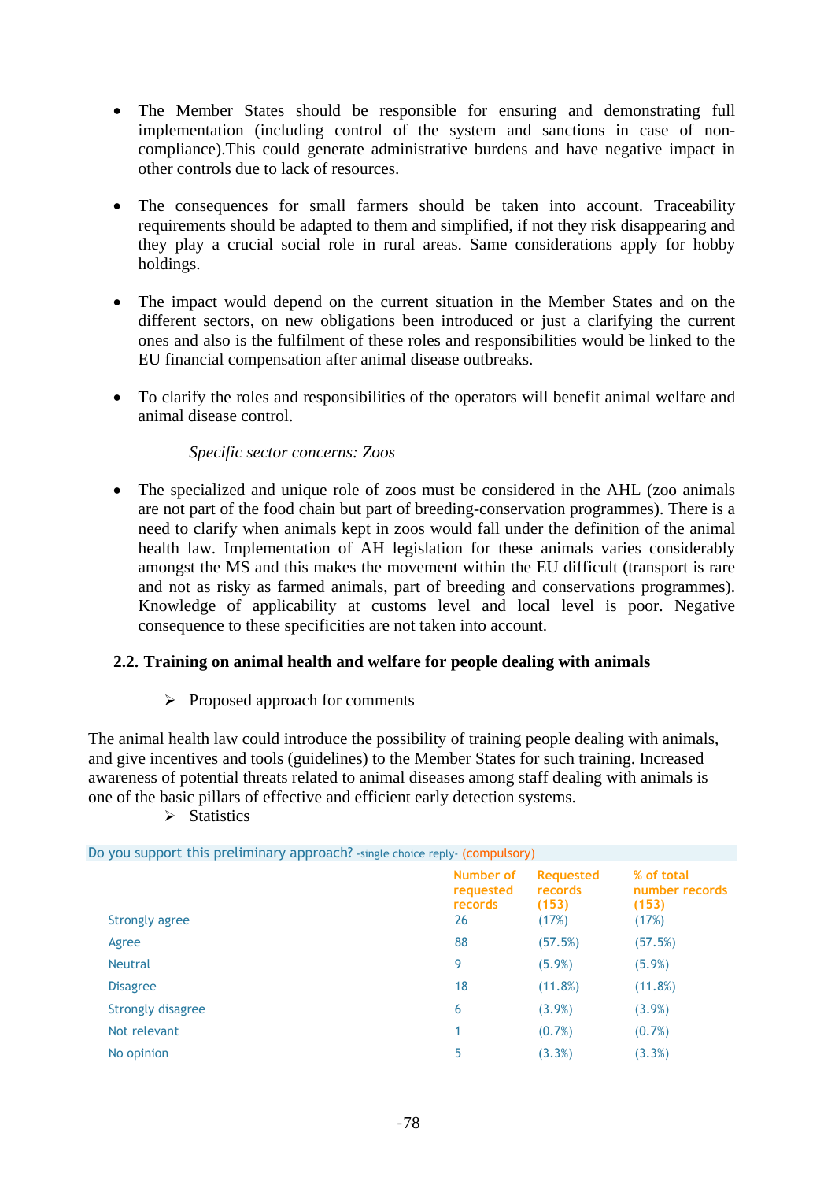- The Member States should be responsible for ensuring and demonstrating full implementation (including control of the system and sanctions in case of non-compliance).This could generate administrative burdens and have negative impact in other controls due to lack of resources.

- The consequences for small farmers should be taken into account. Traceability requirements should be adapted to them and simplified, if not they risk disappearing and they play a crucial social role in rural areas. Same considerations apply for hobby holdings.

- The impact would depend on the current situation in the Member States and on the different sectors, on new obligations been introduced or just a clarifying the current ones and also is the fulfilment of these roles and responsibilities would be linked to the EU financial compensation after animal disease outbreaks.

- To clarify the roles and responsibilities of the operators will benefit animal welfare and animal disease control.

*Specific sector concerns: Zoos*

- The specialized and unique role of zoos must be considered in the AHL (zoo animals are not part of the food chain but part of breeding-conservation programmes). There is a need to clarify when animals kept in zoos would fall under the definition of the animal health law. Implementation of AH legislation for these animals varies considerably amongst the MS and this makes the movement within the EU difficult (transport is rare and not as risky as farmed animals, part of breeding and conservations programmes). Knowledge of applicability at customs level and local level is poor. Negative consequence to these specificities are not taken into account.

## 2.2. Training on animal health and welfare for people dealing with animals

➢ Proposed approach for comments

The animal health law could introduce the possibility of training people dealing with animals, and give incentives and tools (guidelines) to the Member States for such training. Increased awareness of potential threats related to animal diseases among staff dealing with animals is one of the basic pillars of effective and efficient early detection systems.

➢ Statistics

Do you support this preliminary approach? -single choice reply- (compulsory)

| | Number of requested records | Requested records (153) | % of total number records (153) |
|---|---|---|---|
| Strongly agree | 26 | (17%) | (17%) |
| Agree | 88 | (57.5%) | (57.5%) |
| Neutral | 9 | (5.9%) | (5.9%) |
| Disagree | 18 | (11.8%) | (11.8%) |
| Strongly disagree | 6 | (3.9%) | (3.9%) |
| Not relevant | 1 | (0.7%) | (0.7%) |
| No opinion | 5 | (3.3%) | (3.3%) |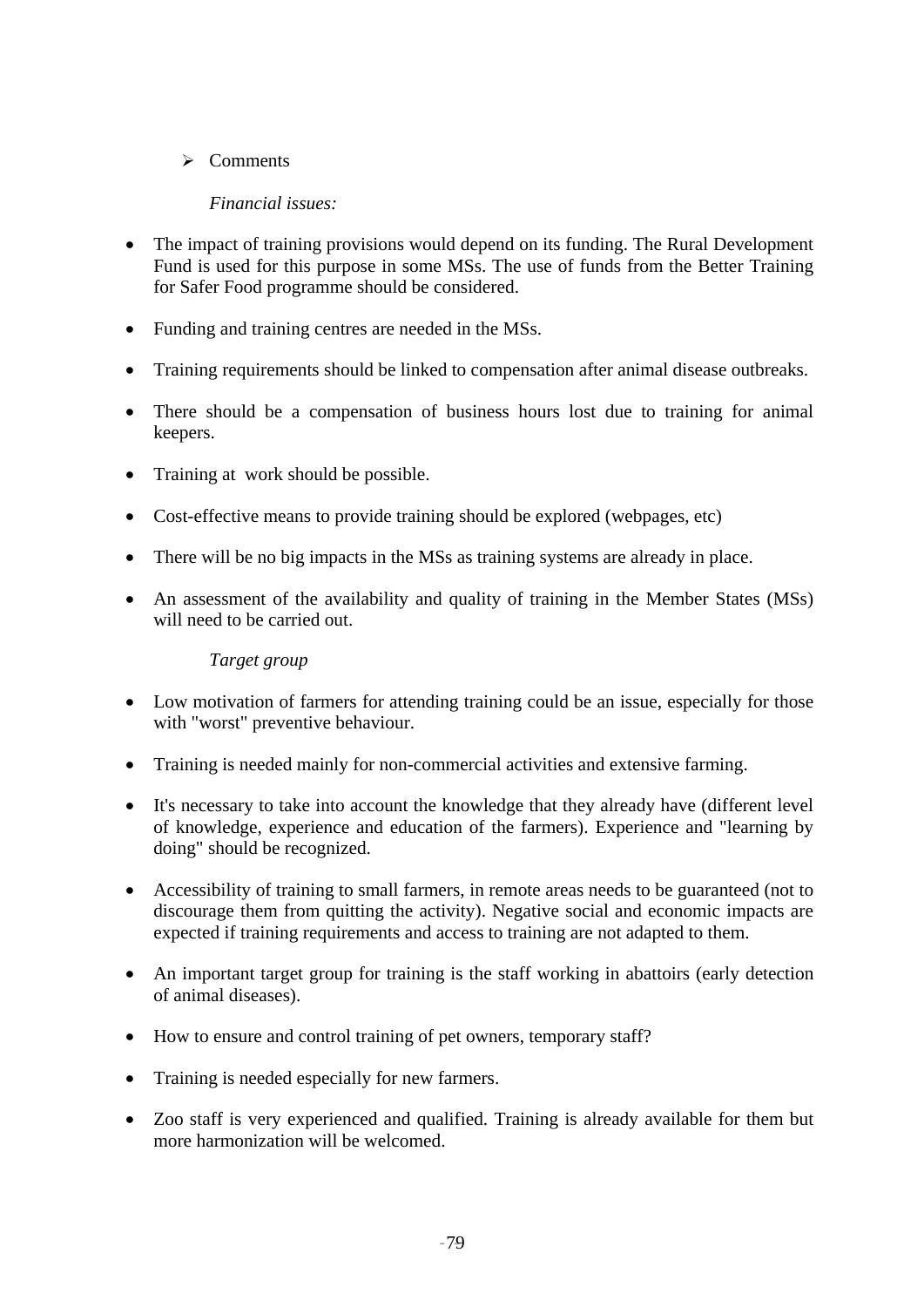- Comments

*Financial issues:*

- The impact of training provisions would depend on its funding. The Rural Development Fund is used for this purpose in some MSs. The use of funds from the Better Training for Safer Food programme should be considered.
- Funding and training centres are needed in the MSs.
- Training requirements should be linked to compensation after animal disease outbreaks.
- There should be a compensation of business hours lost due to training for animal keepers.
- Training at work should be possible.
- Cost-effective means to provide training should be explored (webpages, etc)
- There will be no big impacts in the MSs as training systems are already in place.
- An assessment of the availability and quality of training in the Member States (MSs) will need to be carried out.

*Target group*

- Low motivation of farmers for attending training could be an issue, especially for those with "worst" preventive behaviour.
- Training is needed mainly for non-commercial activities and extensive farming.
- It's necessary to take into account the knowledge that they already have (different level of knowledge, experience and education of the farmers). Experience and "learning by doing" should be recognized.
- Accessibility of training to small farmers, in remote areas needs to be guaranteed (not to discourage them from quitting the activity). Negative social and economic impacts are expected if training requirements and access to training are not adapted to them.
- An important target group for training is the staff working in abattoirs (early detection of animal diseases).
- How to ensure and control training of pet owners, temporary staff?
- Training is needed especially for new farmers.
- Zoo staff is very experienced and qualified. Training is already available for them but more harmonization will be welcomed.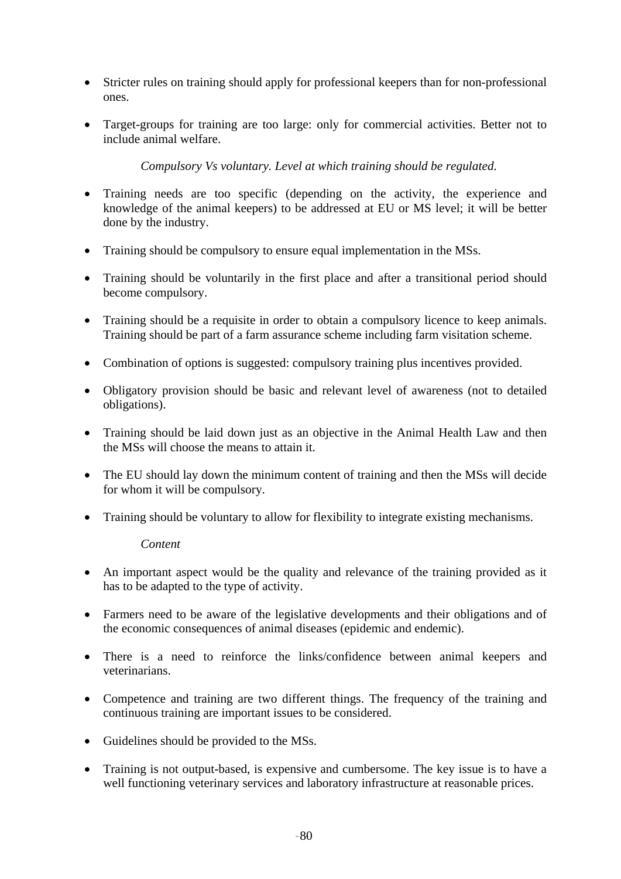- Stricter rules on training should apply for professional keepers than for non-professional ones.

- Target-groups for training are too large: only for commercial activities. Better not to include animal welfare.

*Compulsory Vs voluntary. Level at which training should be regulated.*

- Training needs are too specific (depending on the activity, the experience and knowledge of the animal keepers) to be addressed at EU or MS level; it will be better done by the industry.

- Training should be compulsory to ensure equal implementation in the MSs.

- Training should be voluntarily in the first place and after a transitional period should become compulsory.

- Training should be a requisite in order to obtain a compulsory licence to keep animals. Training should be part of a farm assurance scheme including farm visitation scheme.

- Combination of options is suggested: compulsory training plus incentives provided.

- Obligatory provision should be basic and relevant level of awareness (not to detailed obligations).

- Training should be laid down just as an objective in the Animal Health Law and then the MSs will choose the means to attain it.

- The EU should lay down the minimum content of training and then the MSs will decide for whom it will be compulsory.

- Training should be voluntary to allow for flexibility to integrate existing mechanisms.

*Content*

- An important aspect would be the quality and relevance of the training provided as it has to be adapted to the type of activity.

- Farmers need to be aware of the legislative developments and their obligations and of the economic consequences of animal diseases (epidemic and endemic).

- There is a need to reinforce the links/confidence between animal keepers and veterinarians.

- Competence and training are two different things. The frequency of the training and continuous training are important issues to be considered.

- Guidelines should be provided to the MSs.

- Training is not output-based, is expensive and cumbersome. The key issue is to have a well functioning veterinary services and laboratory infrastructure at reasonable prices.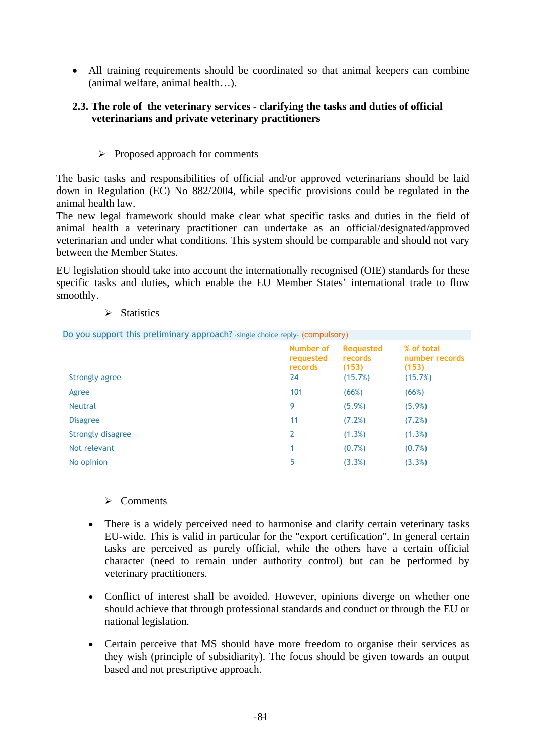- All training requirements should be coordinated so that animal keepers can combine (animal welfare, animal health…).

## 2.3. The role of the veterinary services - clarifying the tasks and duties of official veterinarians and private veterinary practitioners

➢ Proposed approach for comments

The basic tasks and responsibilities of official and/or approved veterinarians should be laid down in Regulation (EC) No 882/2004, while specific provisions could be regulated in the animal health law.

The new legal framework should make clear what specific tasks and duties in the field of animal health a veterinary practitioner can undertake as an official/designated/approved veterinarian and under what conditions. This system should be comparable and should not vary between the Member States.

EU legislation should take into account the internationally recognised (OIE) standards for these specific tasks and duties, which enable the EU Member States' international trade to flow smoothly.

➢ Statistics

Do you support this preliminary approach? -single choice reply- (compulsory)

| | Number of requested records | Requested records (153) | % of total number records (153) |
|---|---|---|---|
| Strongly agree | 24 | (15.7%) | (15.7%) |
| Agree | 101 | (66%) | (66%) |
| Neutral | 9 | (5.9%) | (5.9%) |
| Disagree | 11 | (7.2%) | (7.2%) |
| Strongly disagree | 2 | (1.3%) | (1.3%) |
| Not relevant | 1 | (0.7%) | (0.7%) |
| No opinion | 5 | (3.3%) | (3.3%) |

➢ Comments

- There is a widely perceived need to harmonise and clarify certain veterinary tasks EU-wide. This is valid in particular for the "export certification". In general certain tasks are perceived as purely official, while the others have a certain official character (need to remain under authority control) but can be performed by veterinary practitioners.

- Conflict of interest shall be avoided. However, opinions diverge on whether one should achieve that through professional standards and conduct or through the EU or national legislation.

- Certain perceive that MS should have more freedom to organise their services as they wish (principle of subsidiarity). The focus should be given towards an output based and not prescriptive approach.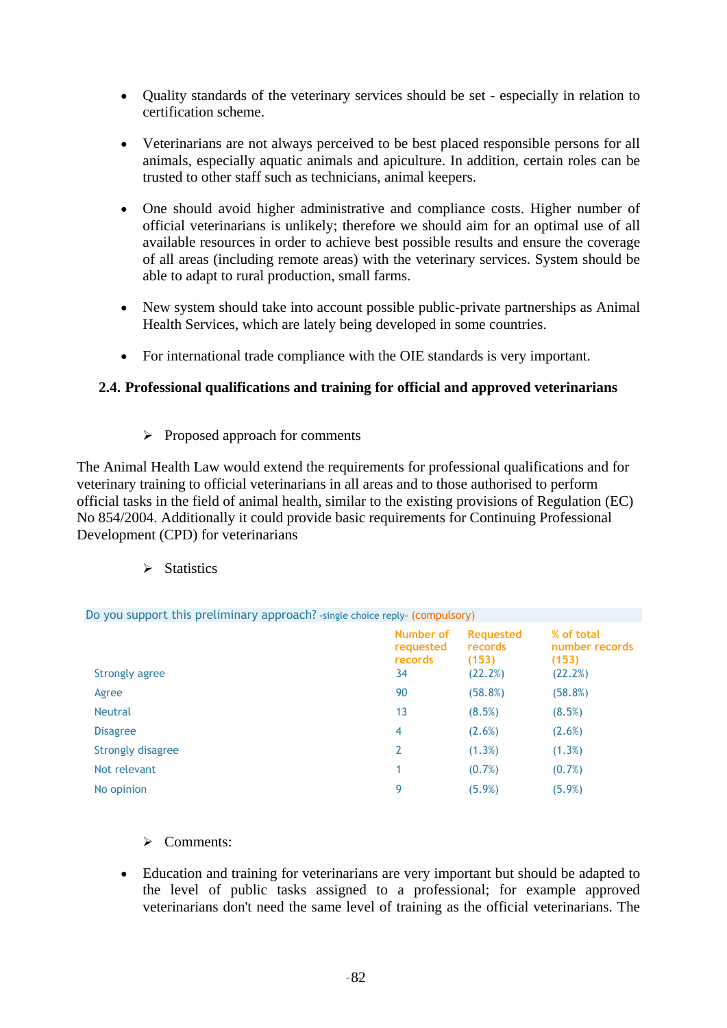- Quality standards of the veterinary services should be set - especially in relation to certification scheme.

- Veterinarians are not always perceived to be best placed responsible persons for all animals, especially aquatic animals and apiculture. In addition, certain roles can be trusted to other staff such as technicians, animal keepers.

- One should avoid higher administrative and compliance costs. Higher number of official veterinarians is unlikely; therefore we should aim for an optimal use of all available resources in order to achieve best possible results and ensure the coverage of all areas (including remote areas) with the veterinary services. System should be able to adapt to rural production, small farms.

- New system should take into account possible public-private partnerships as Animal Health Services, which are lately being developed in some countries.

- For international trade compliance with the OIE standards is very important.

### 2.4. Professional qualifications and training for official and approved veterinarians

➢ Proposed approach for comments

The Animal Health Law would extend the requirements for professional qualifications and for veterinary training to official veterinarians in all areas and to those authorised to perform official tasks in the field of animal health, similar to the existing provisions of Regulation (EC) No 854/2004. Additionally it could provide basic requirements for Continuing Professional Development (CPD) for veterinarians

➢ Statistics

Do you support this preliminary approach? -single choice reply- (compulsory)

| | Number of requested records | Requested records (153) | % of total number records (153) |
|---|---|---|---|
| Strongly agree | 34 | (22.2%) | (22.2%) |
| Agree | 90 | (58.8%) | (58.8%) |
| Neutral | 13 | (8.5%) | (8.5%) |
| Disagree | 4 | (2.6%) | (2.6%) |
| Strongly disagree | 2 | (1.3%) | (1.3%) |
| Not relevant | 1 | (0.7%) | (0.7%) |
| No opinion | 9 | (5.9%) | (5.9%) |

➢ Comments:

- Education and training for veterinarians are very important but should be adapted to the level of public tasks assigned to a professional; for example approved veterinarians don't need the same level of training as the official veterinarians. The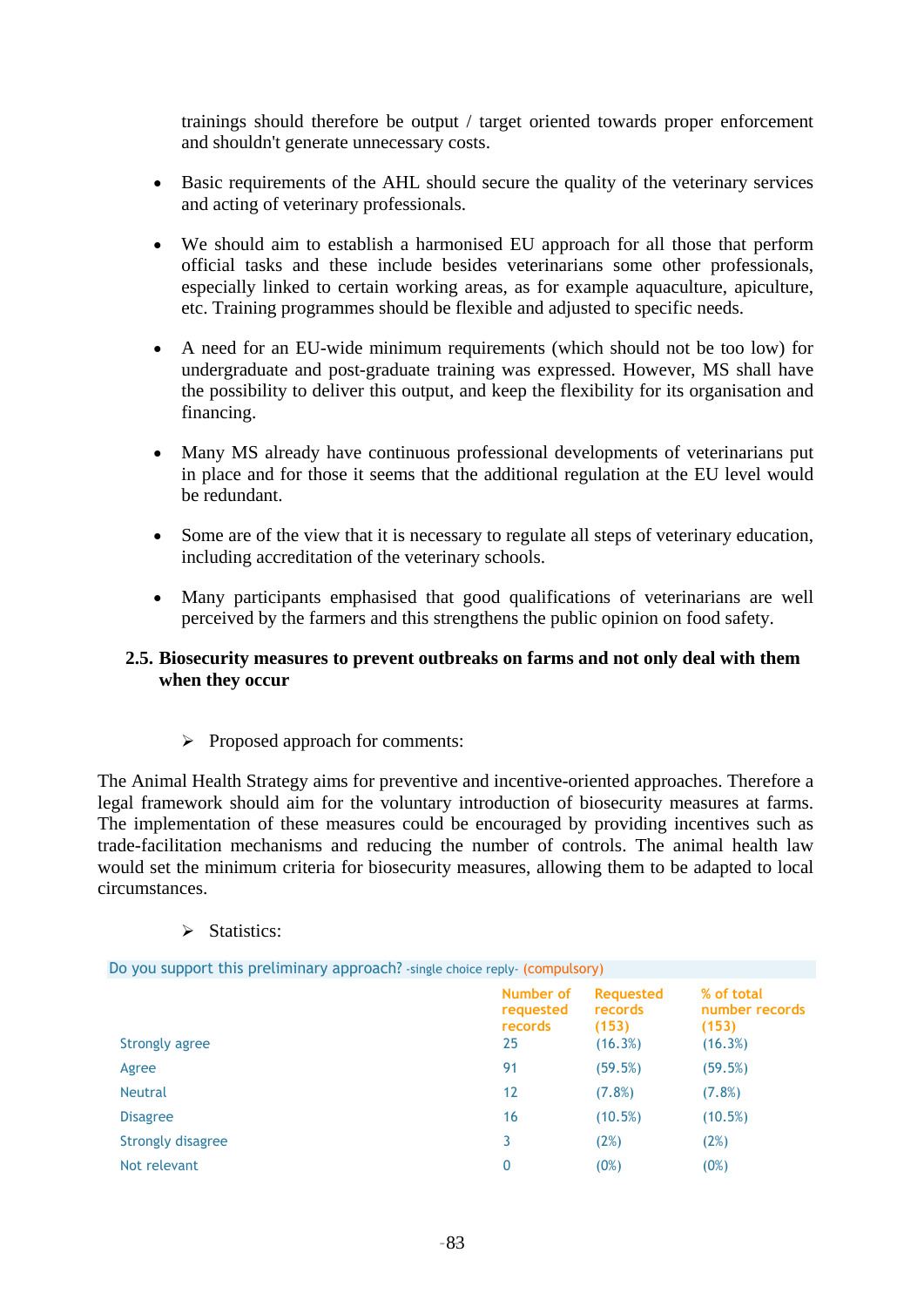trainings should therefore be output / target oriented towards proper enforcement and shouldn't generate unnecessary costs.

- Basic requirements of the AHL should secure the quality of the veterinary services and acting of veterinary professionals.

- We should aim to establish a harmonised EU approach for all those that perform official tasks and these include besides veterinarians some other professionals, especially linked to certain working areas, as for example aquaculture, apiculture, etc. Training programmes should be flexible and adjusted to specific needs.

- A need for an EU-wide minimum requirements (which should not be too low) for undergraduate and post-graduate training was expressed. However, MS shall have the possibility to deliver this output, and keep the flexibility for its organisation and financing.

- Many MS already have continuous professional developments of veterinarians put in place and for those it seems that the additional regulation at the EU level would be redundant.

- Some are of the view that it is necessary to regulate all steps of veterinary education, including accreditation of the veterinary schools.

- Many participants emphasised that good qualifications of veterinarians are well perceived by the farmers and this strengthens the public opinion on food safety.

## 2.5. Biosecurity measures to prevent outbreaks on farms and not only deal with them when they occur

➢ Proposed approach for comments:

The Animal Health Strategy aims for preventive and incentive-oriented approaches. Therefore a legal framework should aim for the voluntary introduction of biosecurity measures at farms. The implementation of these measures could be encouraged by providing incentives such as trade-facilitation mechanisms and reducing the number of controls. The animal health law would set the minimum criteria for biosecurity measures, allowing them to be adapted to local circumstances.

➢ Statistics:

Do you support this preliminary approach? -single choice reply- (compulsory)

| | Number of requested records | Requested records (153) | % of total number records (153) |
|---|---|---|---|
| Strongly agree | 25 | (16.3%) | (16.3%) |
| Agree | 91 | (59.5%) | (59.5%) |
| Neutral | 12 | (7.8%) | (7.8%) |
| Disagree | 16 | (10.5%) | (10.5%) |
| Strongly disagree | 3 | (2%) | (2%) |
| Not relevant | 0 | (0%) | (0%) |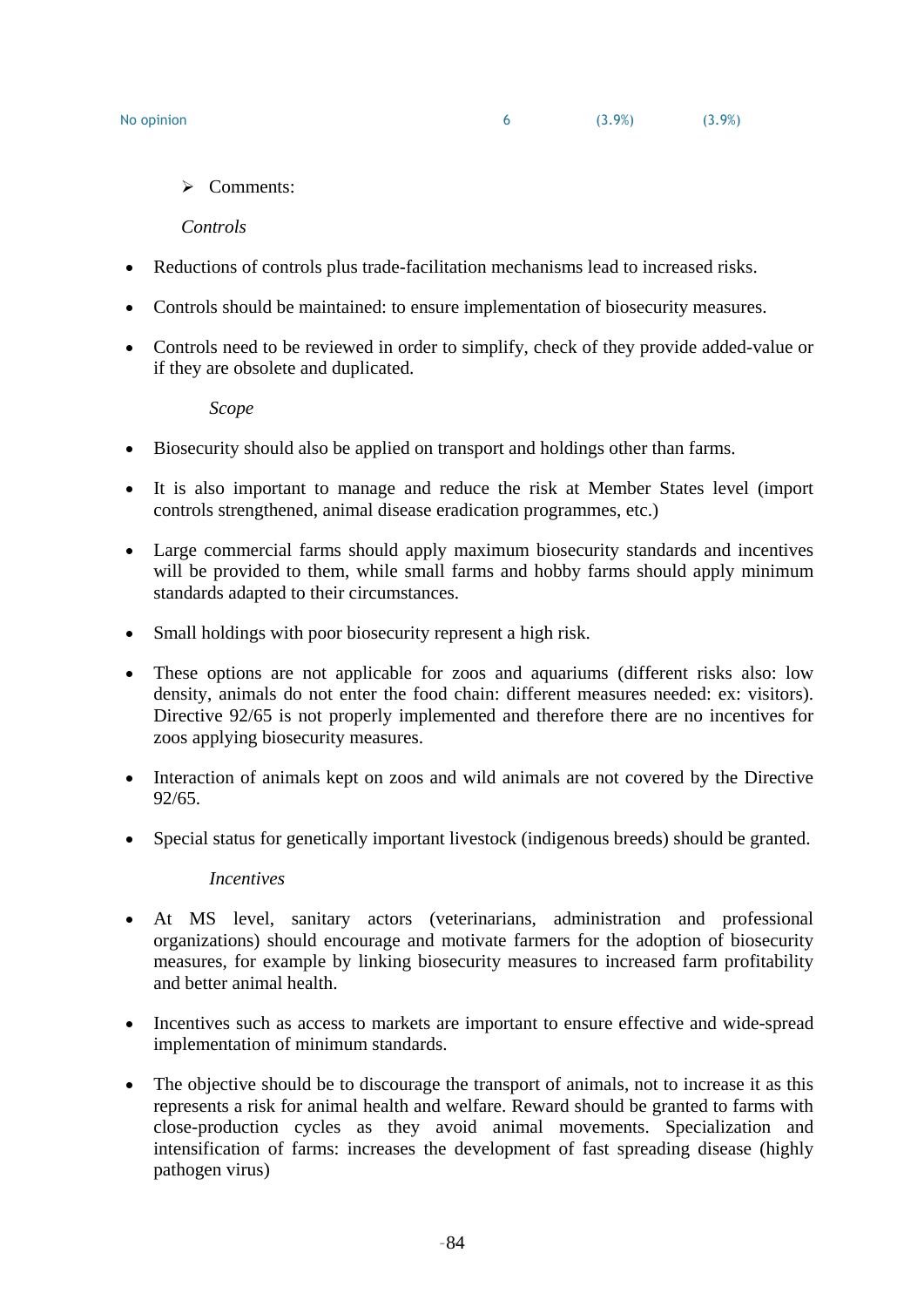| No opinion | 6 | (3.9%) | (3.9%) |
|---|---|---|---|

- Comments:

*Controls*

- Reductions of controls plus trade-facilitation mechanisms lead to increased risks.
- Controls should be maintained: to ensure implementation of biosecurity measures.
- Controls need to be reviewed in order to simplify, check of they provide added-value or if they are obsolete and duplicated.

*Scope*

- Biosecurity should also be applied on transport and holdings other than farms.
- It is also important to manage and reduce the risk at Member States level (import controls strengthened, animal disease eradication programmes, etc.)
- Large commercial farms should apply maximum biosecurity standards and incentives will be provided to them, while small farms and hobby farms should apply minimum standards adapted to their circumstances.
- Small holdings with poor biosecurity represent a high risk.
- These options are not applicable for zoos and aquariums (different risks also: low density, animals do not enter the food chain: different measures needed: ex: visitors). Directive 92/65 is not properly implemented and therefore there are no incentives for zoos applying biosecurity measures.
- Interaction of animals kept on zoos and wild animals are not covered by the Directive 92/65.
- Special status for genetically important livestock (indigenous breeds) should be granted.

*Incentives*

- At MS level, sanitary actors (veterinarians, administration and professional organizations) should encourage and motivate farmers for the adoption of biosecurity measures, for example by linking biosecurity measures to increased farm profitability and better animal health.
- Incentives such as access to markets are important to ensure effective and wide-spread implementation of minimum standards.
- The objective should be to discourage the transport of animals, not to increase it as this represents a risk for animal health and welfare. Reward should be granted to farms with close-production cycles as they avoid animal movements. Specialization and intensification of farms: increases the development of fast spreading disease (highly pathogen virus)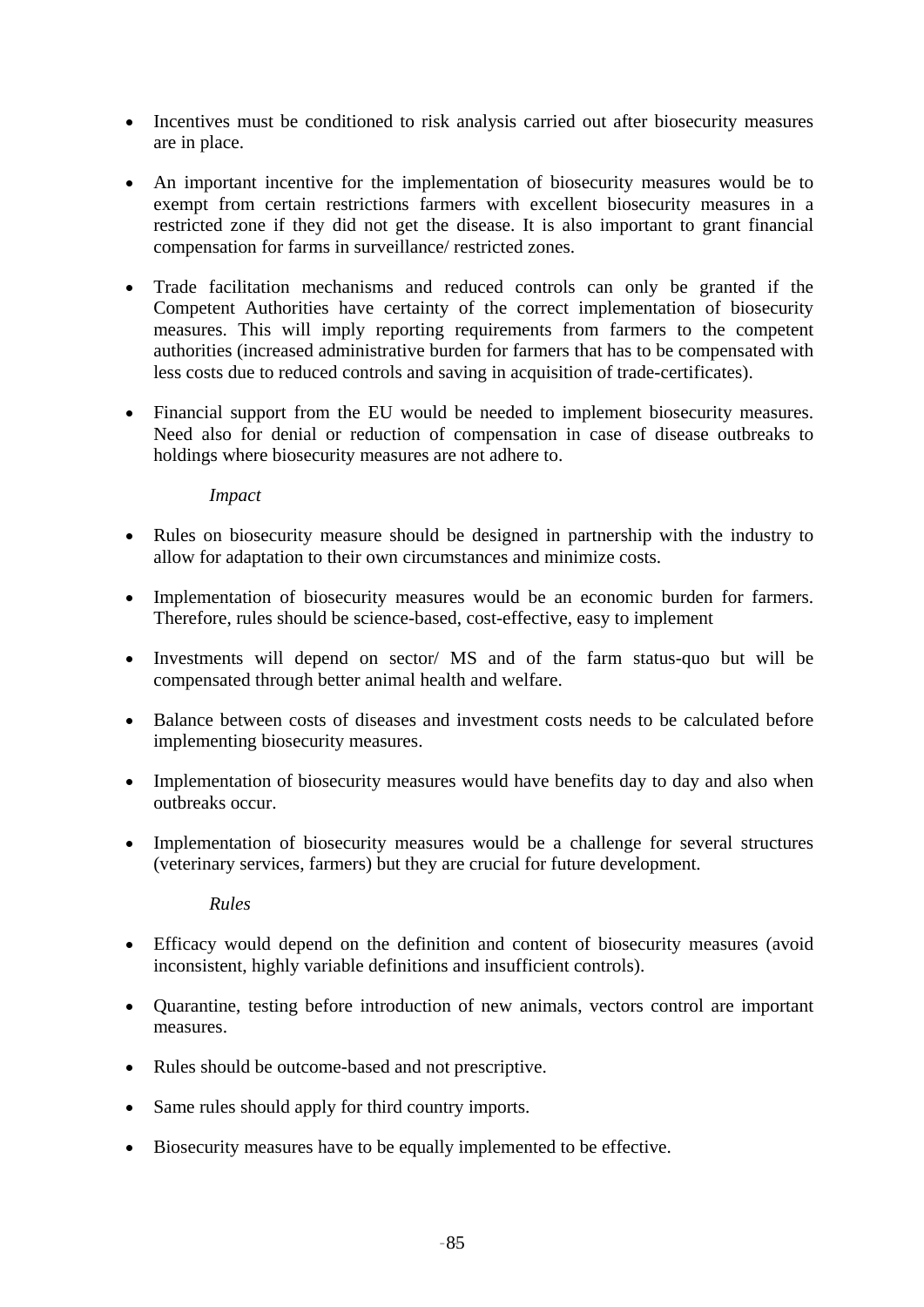- Incentives must be conditioned to risk analysis carried out after biosecurity measures are in place.

- An important incentive for the implementation of biosecurity measures would be to exempt from certain restrictions farmers with excellent biosecurity measures in a restricted zone if they did not get the disease. It is also important to grant financial compensation for farms in surveillance/ restricted zones.

- Trade facilitation mechanisms and reduced controls can only be granted if the Competent Authorities have certainty of the correct implementation of biosecurity measures. This will imply reporting requirements from farmers to the competent authorities (increased administrative burden for farmers that has to be compensated with less costs due to reduced controls and saving in acquisition of trade-certificates).

- Financial support from the EU would be needed to implement biosecurity measures. Need also for denial or reduction of compensation in case of disease outbreaks to holdings where biosecurity measures are not adhere to.

*Impact*

- Rules on biosecurity measure should be designed in partnership with the industry to allow for adaptation to their own circumstances and minimize costs.

- Implementation of biosecurity measures would be an economic burden for farmers. Therefore, rules should be science-based, cost-effective, easy to implement

- Investments will depend on sector/ MS and of the farm status-quo but will be compensated through better animal health and welfare.

- Balance between costs of diseases and investment costs needs to be calculated before implementing biosecurity measures.

- Implementation of biosecurity measures would have benefits day to day and also when outbreaks occur.

- Implementation of biosecurity measures would be a challenge for several structures (veterinary services, farmers) but they are crucial for future development.

*Rules*

- Efficacy would depend on the definition and content of biosecurity measures (avoid inconsistent, highly variable definitions and insufficient controls).

- Quarantine, testing before introduction of new animals, vectors control are important measures.

- Rules should be outcome-based and not prescriptive.

- Same rules should apply for third country imports.

- Biosecurity measures have to be equally implemented to be effective.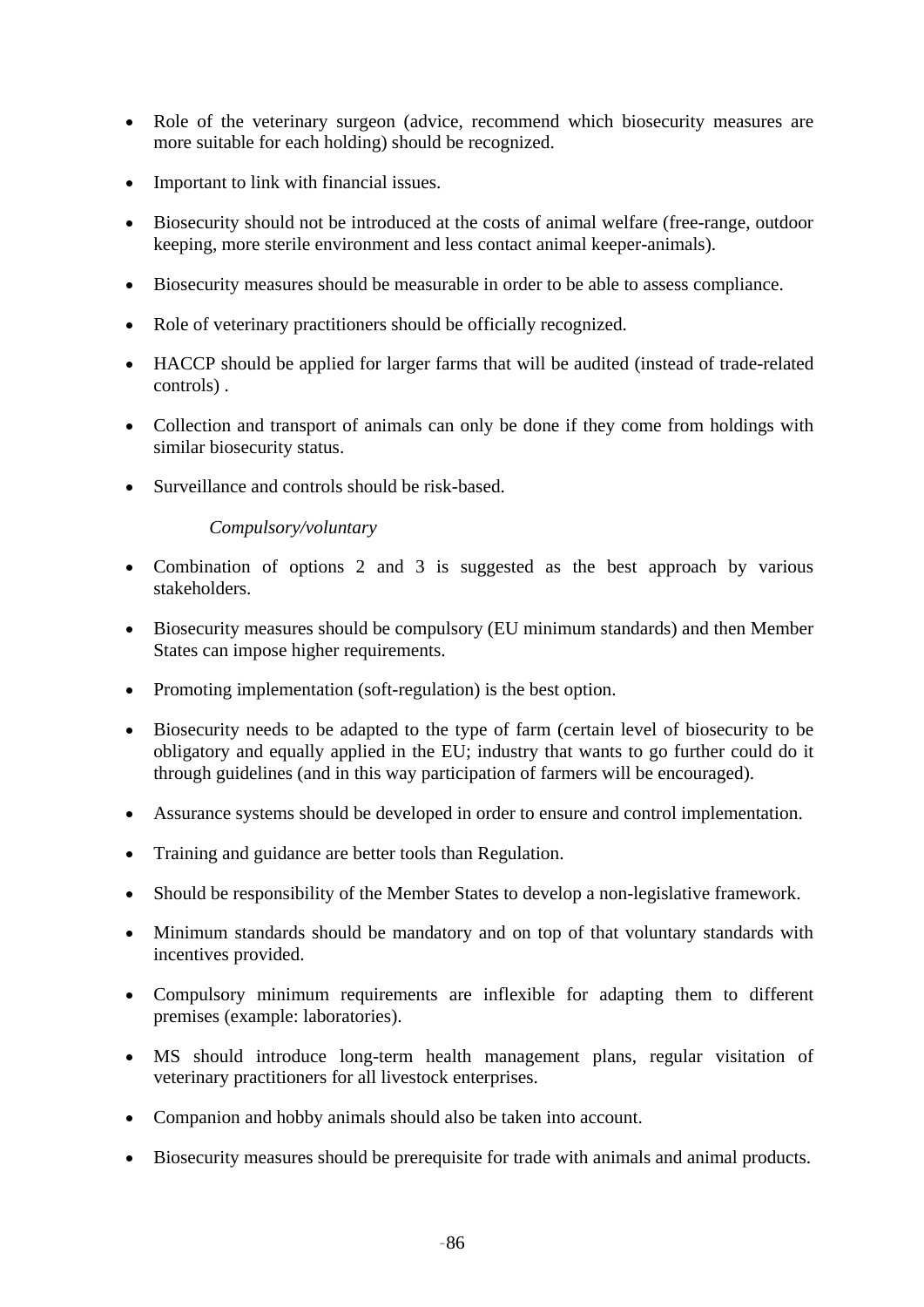- Role of the veterinary surgeon (advice, recommend which biosecurity measures are more suitable for each holding) should be recognized.

- Important to link with financial issues.

- Biosecurity should not be introduced at the costs of animal welfare (free-range, outdoor keeping, more sterile environment and less contact animal keeper-animals).

- Biosecurity measures should be measurable in order to be able to assess compliance.

- Role of veterinary practitioners should be officially recognized.

- HACCP should be applied for larger farms that will be audited (instead of trade-related controls) .

- Collection and transport of animals can only be done if they come from holdings with similar biosecurity status.

- Surveillance and controls should be risk-based.

*Compulsory/voluntary*

- Combination of options 2 and 3 is suggested as the best approach by various stakeholders.

- Biosecurity measures should be compulsory (EU minimum standards) and then Member States can impose higher requirements.

- Promoting implementation (soft-regulation) is the best option.

- Biosecurity needs to be adapted to the type of farm (certain level of biosecurity to be obligatory and equally applied in the EU; industry that wants to go further could do it through guidelines (and in this way participation of farmers will be encouraged).

- Assurance systems should be developed in order to ensure and control implementation.

- Training and guidance are better tools than Regulation.

- Should be responsibility of the Member States to develop a non-legislative framework.

- Minimum standards should be mandatory and on top of that voluntary standards with incentives provided.

- Compulsory minimum requirements are inflexible for adapting them to different premises (example: laboratories).

- MS should introduce long-term health management plans, regular visitation of veterinary practitioners for all livestock enterprises.

- Companion and hobby animals should also be taken into account.

- Biosecurity measures should be prerequisite for trade with animals and animal products.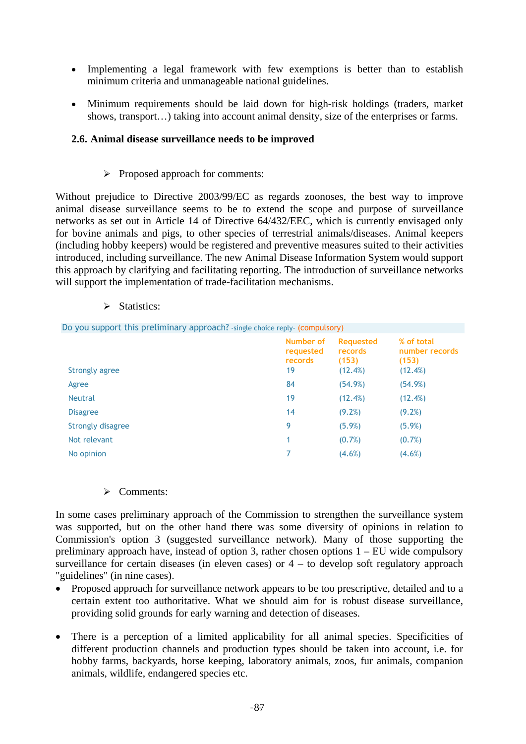- Implementing a legal framework with few exemptions is better than to establish minimum criteria and unmanageable national guidelines.

- Minimum requirements should be laid down for high-risk holdings (traders, market shows, transport…) taking into account animal density, size of the enterprises or farms.

### 2.6. Animal disease surveillance needs to be improved

➢ Proposed approach for comments:

Without prejudice to Directive 2003/99/EC as regards zoonoses, the best way to improve animal disease surveillance seems to be to extend the scope and purpose of surveillance networks as set out in Article 14 of Directive 64/432/EEC, which is currently envisaged only for bovine animals and pigs, to other species of terrestrial animals/diseases. Animal keepers (including hobby keepers) would be registered and preventive measures suited to their activities introduced, including surveillance. The new Animal Disease Information System would support this approach by clarifying and facilitating reporting. The introduction of surveillance networks will support the implementation of trade-facilitation mechanisms.

➢ Statistics:

Do you support this preliminary approach? -single choice reply- (compulsory)

| | Number of requested records | Requested records (153) | % of total number records (153) |
|---|---|---|---|
| Strongly agree | 19 | (12.4%) | (12.4%) |
| Agree | 84 | (54.9%) | (54.9%) |
| Neutral | 19 | (12.4%) | (12.4%) |
| Disagree | 14 | (9.2%) | (9.2%) |
| Strongly disagree | 9 | (5.9%) | (5.9%) |
| Not relevant | 1 | (0.7%) | (0.7%) |
| No opinion | 7 | (4.6%) | (4.6%) |

➢ Comments:

In some cases preliminary approach of the Commission to strengthen the surveillance system was supported, but on the other hand there was some diversity of opinions in relation to Commission's option 3 (suggested surveillance network). Many of those supporting the preliminary approach have, instead of option 3, rather chosen options 1 – EU wide compulsory surveillance for certain diseases (in eleven cases) or 4 – to develop soft regulatory approach "guidelines" (in nine cases).

- Proposed approach for surveillance network appears to be too prescriptive, detailed and to a certain extent too authoritative. What we should aim for is robust disease surveillance, providing solid grounds for early warning and detection of diseases.

- There is a perception of a limited applicability for all animal species. Specificities of different production channels and production types should be taken into account, i.e. for hobby farms, backyards, horse keeping, laboratory animals, zoos, fur animals, companion animals, wildlife, endangered species etc.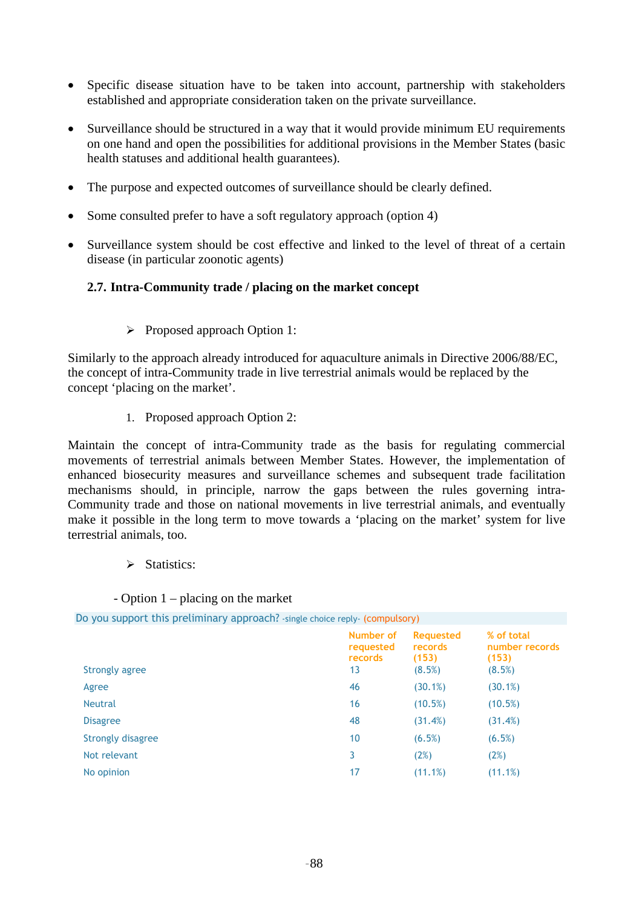- Specific disease situation have to be taken into account, partnership with stakeholders established and appropriate consideration taken on the private surveillance.

- Surveillance should be structured in a way that it would provide minimum EU requirements on one hand and open the possibilities for additional provisions in the Member States (basic health statuses and additional health guarantees).

- The purpose and expected outcomes of surveillance should be clearly defined.

- Some consulted prefer to have a soft regulatory approach (option 4)

- Surveillance system should be cost effective and linked to the level of threat of a certain disease (in particular zoonotic agents)

### 2.7. Intra-Community trade / placing on the market concept

➢ Proposed approach Option 1:

Similarly to the approach already introduced for aquaculture animals in Directive 2006/88/EC, the concept of intra-Community trade in live terrestrial animals would be replaced by the concept 'placing on the market'.

1. Proposed approach Option 2:

Maintain the concept of intra-Community trade as the basis for regulating commercial movements of terrestrial animals between Member States. However, the implementation of enhanced biosecurity measures and surveillance schemes and subsequent trade facilitation mechanisms should, in principle, narrow the gaps between the rules governing intra-Community trade and those on national movements in live terrestrial animals, and eventually make it possible in the long term to move towards a 'placing on the market' system for live terrestrial animals, too.

➢ Statistics:

- Option 1 – placing on the market

Do you support this preliminary approach? -single choice reply- (compulsory)

| | Number of requested records | Requested records (153) | % of total number records (153) |
|---|---|---|---|
| Strongly agree | 13 | (8.5%) | (8.5%) |
| Agree | 46 | (30.1%) | (30.1%) |
| Neutral | 16 | (10.5%) | (10.5%) |
| Disagree | 48 | (31.4%) | (31.4%) |
| Strongly disagree | 10 | (6.5%) | (6.5%) |
| Not relevant | 3 | (2%) | (2%) |
| No opinion | 17 | (11.1%) | (11.1%) |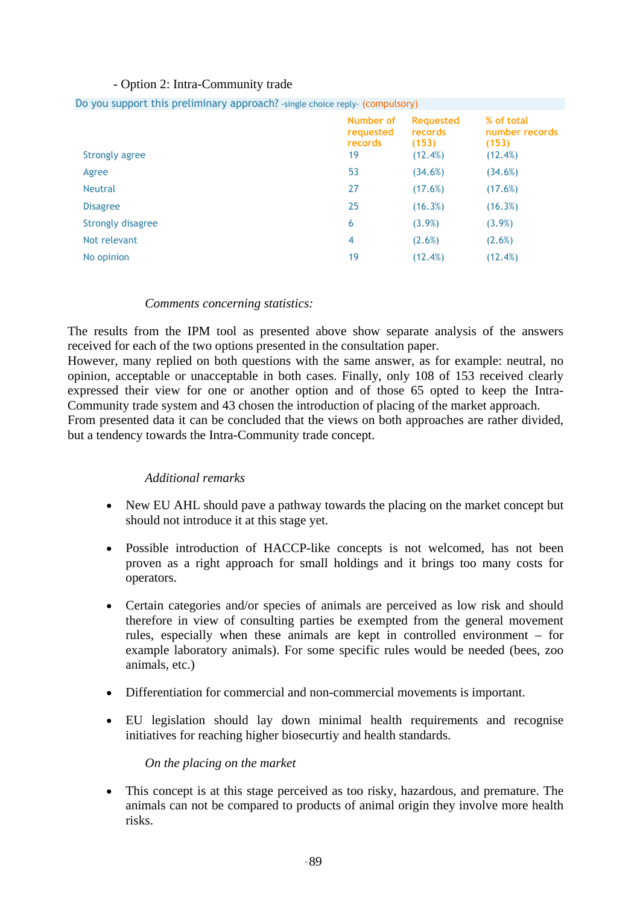- Option 2: Intra-Community trade

Do you support this preliminary approach? -single choice reply- (compulsory)

| | Number of requested records | Requested records (153) | % of total number records (153) |
|---|---|---|---|
| Strongly agree | 19 | (12.4%) | (12.4%) |
| Agree | 53 | (34.6%) | (34.6%) |
| Neutral | 27 | (17.6%) | (17.6%) |
| Disagree | 25 | (16.3%) | (16.3%) |
| Strongly disagree | 6 | (3.9%) | (3.9%) |
| Not relevant | 4 | (2.6%) | (2.6%) |
| No opinion | 19 | (12.4%) | (12.4%) |

*Comments concerning statistics:*

The results from the IPM tool as presented above show separate analysis of the answers received for each of the two options presented in the consultation paper.

However, many replied on both questions with the same answer, as for example: neutral, no opinion, acceptable or unacceptable in both cases. Finally, only 108 of 153 received clearly expressed their view for one or another option and of those 65 opted to keep the Intra-Community trade system and 43 chosen the introduction of placing of the market approach.

From presented data it can be concluded that the views on both approaches are rather divided, but a tendency towards the Intra-Community trade concept.

*Additional remarks*

- New EU AHL should pave a pathway towards the placing on the market concept but should not introduce it at this stage yet.
- Possible introduction of HACCP-like concepts is not welcomed, has not been proven as a right approach for small holdings and it brings too many costs for operators.
- Certain categories and/or species of animals are perceived as low risk and should therefore in view of consulting parties be exempted from the general movement rules, especially when these animals are kept in controlled environment – for example laboratory animals). For some specific rules would be needed (bees, zoo animals, etc.)
- Differentiation for commercial and non-commercial movements is important.
- EU legislation should lay down minimal health requirements and recognise initiatives for reaching higher biosecurtiy and health standards.

*On the placing on the market*

- This concept is at this stage perceived as too risky, hazardous, and premature. The animals can not be compared to products of animal origin they involve more health risks.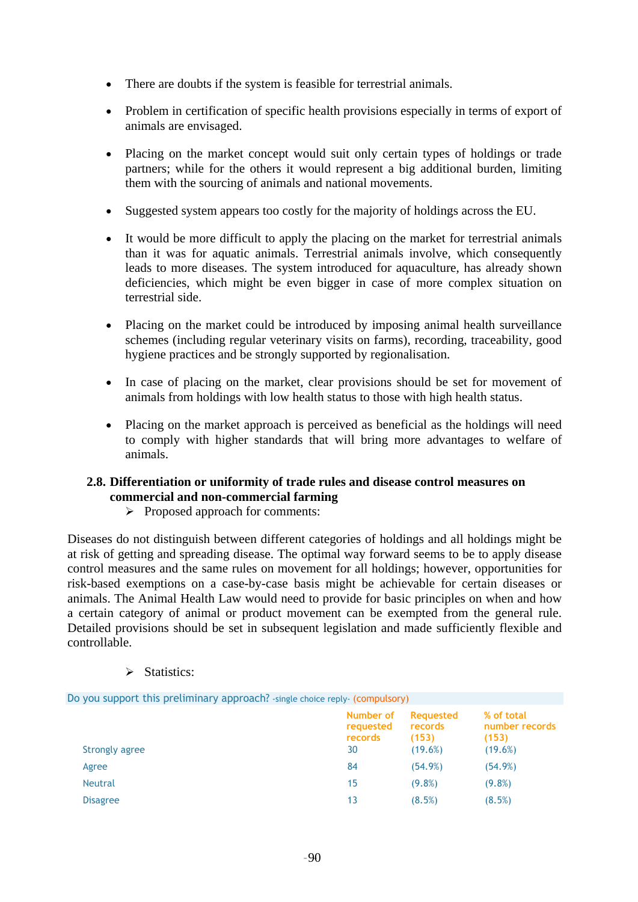- There are doubts if the system is feasible for terrestrial animals.

- Problem in certification of specific health provisions especially in terms of export of animals are envisaged.

- Placing on the market concept would suit only certain types of holdings or trade partners; while for the others it would represent a big additional burden, limiting them with the sourcing of animals and national movements.

- Suggested system appears too costly for the majority of holdings across the EU.

- It would be more difficult to apply the placing on the market for terrestrial animals than it was for aquatic animals. Terrestrial animals involve, which consequently leads to more diseases. The system introduced for aquaculture, has already shown deficiencies, which might be even bigger in case of more complex situation on terrestrial side.

- Placing on the market could be introduced by imposing animal health surveillance schemes (including regular veterinary visits on farms), recording, traceability, good hygiene practices and be strongly supported by regionalisation.

- In case of placing on the market, clear provisions should be set for movement of animals from holdings with low health status to those with high health status.

- Placing on the market approach is perceived as beneficial as the holdings will need to comply with higher standards that will bring more advantages to welfare of animals.

### 2.8. Differentiation or uniformity of trade rules and disease control measures on commercial and non-commercial farming

- Proposed approach for comments:

Diseases do not distinguish between different categories of holdings and all holdings might be at risk of getting and spreading disease. The optimal way forward seems to be to apply disease control measures and the same rules on movement for all holdings; however, opportunities for risk-based exemptions on a case-by-case basis might be achievable for certain diseases or animals. The Animal Health Law would need to provide for basic principles on when and how a certain category of animal or product movement can be exempted from the general rule. Detailed provisions should be set in subsequent legislation and made sufficiently flexible and controllable.

- Statistics:

Do you support this preliminary approach? -single choice reply- (compulsory)

| | Number of requested records | Requested records (153) | % of total number records (153) |
|---|---|---|---|
| Strongly agree | 30 | (19.6%) | (19.6%) |
| Agree | 84 | (54.9%) | (54.9%) |
| Neutral | 15 | (9.8%) | (9.8%) |
| Disagree | 13 | (8.5%) | (8.5%) |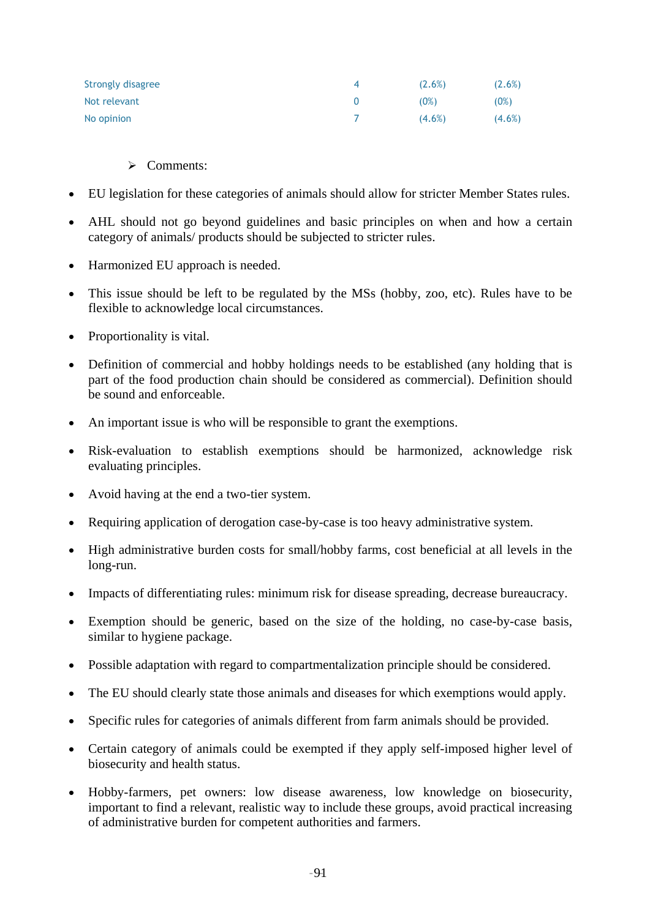| | | | |
|---|---|---|---|
| Strongly disagree | 4 | (2.6%) | (2.6%) |
| Not relevant | 0 | (0%) | (0%) |
| No opinion | 7 | (4.6%) | (4.6%) |

➢ Comments:

- EU legislation for these categories of animals should allow for stricter Member States rules.
- AHL should not go beyond guidelines and basic principles on when and how a certain category of animals/ products should be subjected to stricter rules.
- Harmonized EU approach is needed.
- This issue should be left to be regulated by the MSs (hobby, zoo, etc). Rules have to be flexible to acknowledge local circumstances.
- Proportionality is vital.
- Definition of commercial and hobby holdings needs to be established (any holding that is part of the food production chain should be considered as commercial). Definition should be sound and enforceable.
- An important issue is who will be responsible to grant the exemptions.
- Risk-evaluation to establish exemptions should be harmonized, acknowledge risk evaluating principles.
- Avoid having at the end a two-tier system.
- Requiring application of derogation case-by-case is too heavy administrative system.
- High administrative burden costs for small/hobby farms, cost beneficial at all levels in the long-run.
- Impacts of differentiating rules: minimum risk for disease spreading, decrease bureaucracy.
- Exemption should be generic, based on the size of the holding, no case-by-case basis, similar to hygiene package.
- Possible adaptation with regard to compartmentalization principle should be considered.
- The EU should clearly state those animals and diseases for which exemptions would apply.
- Specific rules for categories of animals different from farm animals should be provided.
- Certain category of animals could be exempted if they apply self-imposed higher level of biosecurity and health status.
- Hobby-farmers, pet owners: low disease awareness, low knowledge on biosecurity, important to find a relevant, realistic way to include these groups, avoid practical increasing of administrative burden for competent authorities and farmers.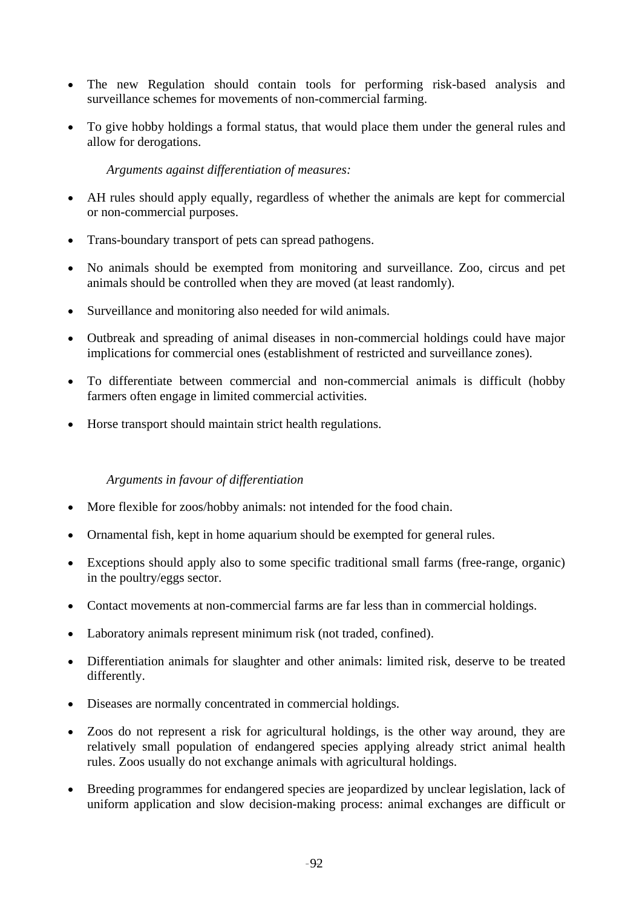- The new Regulation should contain tools for performing risk-based analysis and surveillance schemes for movements of non-commercial farming.
- To give hobby holdings a formal status, that would place them under the general rules and allow for derogations.

*Arguments against differentiation of measures:*

- AH rules should apply equally, regardless of whether the animals are kept for commercial or non-commercial purposes.
- Trans-boundary transport of pets can spread pathogens.
- No animals should be exempted from monitoring and surveillance. Zoo, circus and pet animals should be controlled when they are moved (at least randomly).
- Surveillance and monitoring also needed for wild animals.
- Outbreak and spreading of animal diseases in non-commercial holdings could have major implications for commercial ones (establishment of restricted and surveillance zones).
- To differentiate between commercial and non-commercial animals is difficult (hobby farmers often engage in limited commercial activities.
- Horse transport should maintain strict health regulations.

*Arguments in favour of differentiation*

- More flexible for zoos/hobby animals: not intended for the food chain.
- Ornamental fish, kept in home aquarium should be exempted for general rules.
- Exceptions should apply also to some specific traditional small farms (free-range, organic) in the poultry/eggs sector.
- Contact movements at non-commercial farms are far less than in commercial holdings.
- Laboratory animals represent minimum risk (not traded, confined).
- Differentiation animals for slaughter and other animals: limited risk, deserve to be treated differently.
- Diseases are normally concentrated in commercial holdings.
- Zoos do not represent a risk for agricultural holdings, is the other way around, they are relatively small population of endangered species applying already strict animal health rules. Zoos usually do not exchange animals with agricultural holdings.
- Breeding programmes for endangered species are jeopardized by unclear legislation, lack of uniform application and slow decision-making process: animal exchanges are difficult or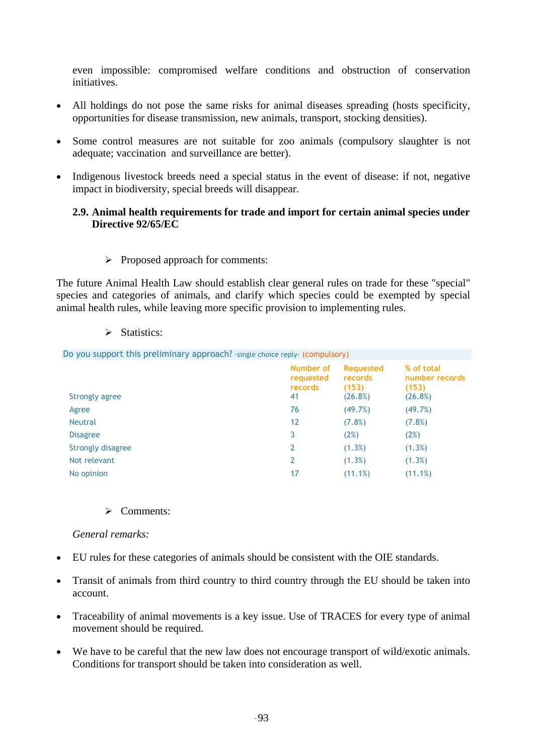even impossible: compromised welfare conditions and obstruction of conservation initiatives.

- All holdings do not pose the same risks for animal diseases spreading (hosts specificity, opportunities for disease transmission, new animals, transport, stocking densities).
- Some control measures are not suitable for zoo animals (compulsory slaughter is not adequate; vaccination and surveillance are better).
- Indigenous livestock breeds need a special status in the event of disease: if not, negative impact in biodiversity, special breeds will disappear.

### 2.9. Animal health requirements for trade and import for certain animal species under Directive 92/65/EC

➢ Proposed approach for comments:

The future Animal Health Law should establish clear general rules on trade for these "special" species and categories of animals, and clarify which species could be exempted by special animal health rules, while leaving more specific provision to implementing rules.

➢ Statistics:

Do you support this preliminary approach? -single choice reply- (compulsory)

| | Number of requested records | Requested records (153) | % of total number records (153) |
|---|---|---|---|
| Strongly agree | 41 | (26.8%) | (26.8%) |
| Agree | 76 | (49.7%) | (49.7%) |
| Neutral | 12 | (7.8%) | (7.8%) |
| Disagree | 3 | (2%) | (2%) |
| Strongly disagree | 2 | (1.3%) | (1.3%) |
| Not relevant | 2 | (1.3%) | (1.3%) |
| No opinion | 17 | (11.1%) | (11.1%) |

➢ Comments:

*General remarks:*

- EU rules for these categories of animals should be consistent with the OIE standards.
- Transit of animals from third country to third country through the EU should be taken into account.
- Traceability of animal movements is a key issue. Use of TRACES for every type of animal movement should be required.
- We have to be careful that the new law does not encourage transport of wild/exotic animals. Conditions for transport should be taken into consideration as well.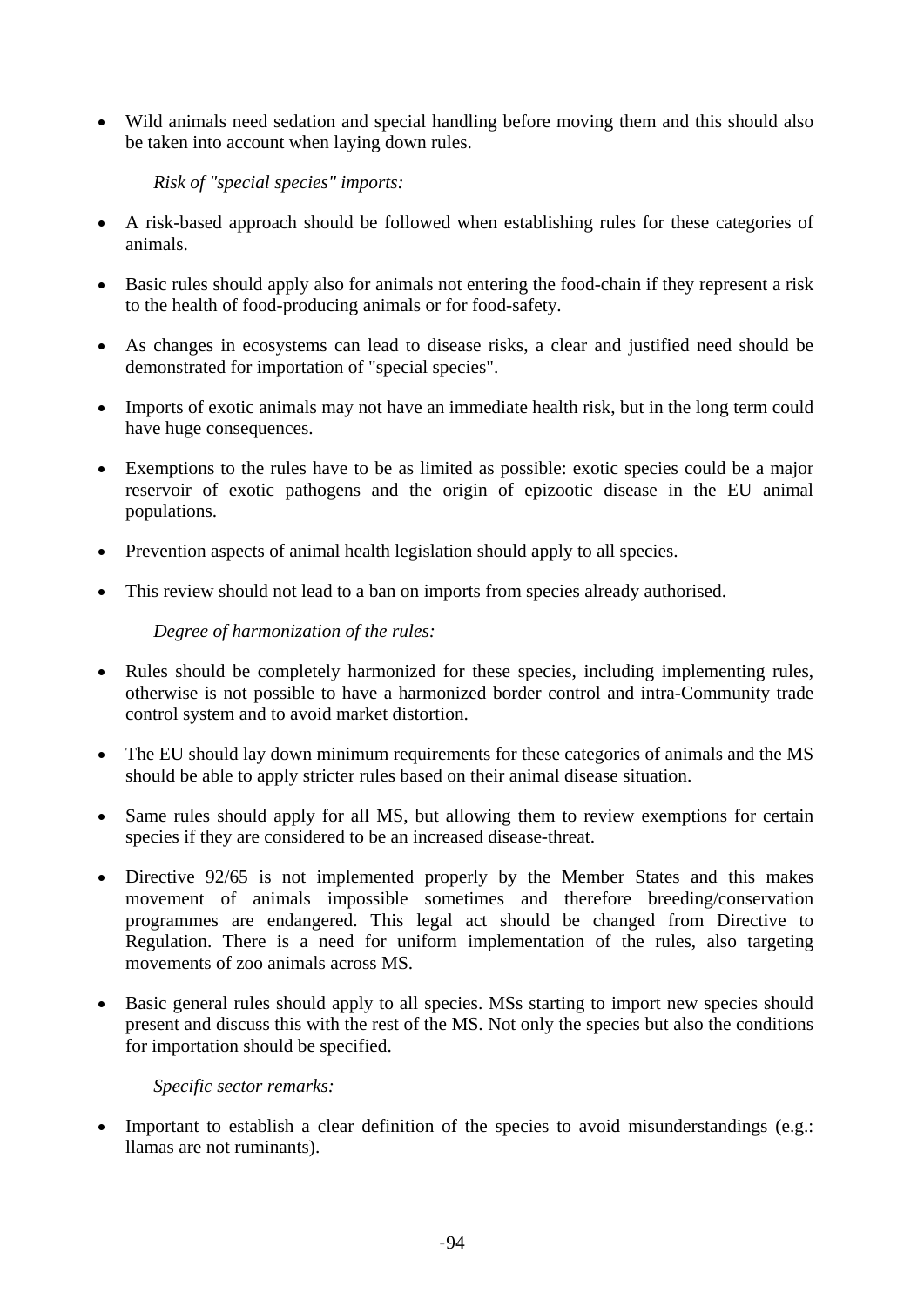- Wild animals need sedation and special handling before moving them and this should also be taken into account when laying down rules.

*Risk of "special species" imports:*

- A risk-based approach should be followed when establishing rules for these categories of animals.
- Basic rules should apply also for animals not entering the food-chain if they represent a risk to the health of food-producing animals or for food-safety.
- As changes in ecosystems can lead to disease risks, a clear and justified need should be demonstrated for importation of "special species".
- Imports of exotic animals may not have an immediate health risk, but in the long term could have huge consequences.
- Exemptions to the rules have to be as limited as possible: exotic species could be a major reservoir of exotic pathogens and the origin of epizootic disease in the EU animal populations.
- Prevention aspects of animal health legislation should apply to all species.
- This review should not lead to a ban on imports from species already authorised.

*Degree of harmonization of the rules:*

- Rules should be completely harmonized for these species, including implementing rules, otherwise is not possible to have a harmonized border control and intra-Community trade control system and to avoid market distortion.
- The EU should lay down minimum requirements for these categories of animals and the MS should be able to apply stricter rules based on their animal disease situation.
- Same rules should apply for all MS, but allowing them to review exemptions for certain species if they are considered to be an increased disease-threat.
- Directive 92/65 is not implemented properly by the Member States and this makes movement of animals impossible sometimes and therefore breeding/conservation programmes are endangered. This legal act should be changed from Directive to Regulation. There is a need for uniform implementation of the rules, also targeting movements of zoo animals across MS.
- Basic general rules should apply to all species. MSs starting to import new species should present and discuss this with the rest of the MS. Not only the species but also the conditions for importation should be specified.

*Specific sector remarks:*

- Important to establish a clear definition of the species to avoid misunderstandings (e.g.: llamas are not ruminants).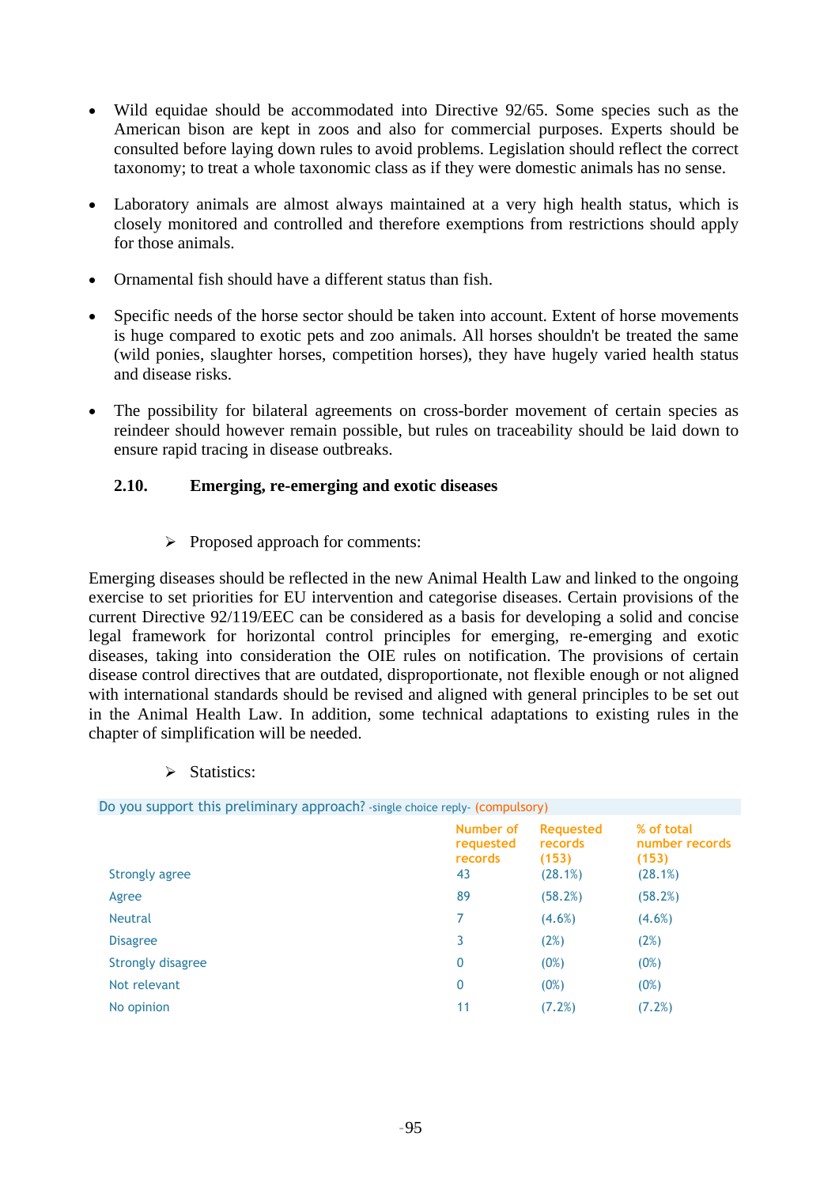- Wild equidae should be accommodated into Directive 92/65. Some species such as the American bison are kept in zoos and also for commercial purposes. Experts should be consulted before laying down rules to avoid problems. Legislation should reflect the correct taxonomy; to treat a whole taxonomic class as if they were domestic animals has no sense.

- Laboratory animals are almost always maintained at a very high health status, which is closely monitored and controlled and therefore exemptions from restrictions should apply for those animals.

- Ornamental fish should have a different status than fish.

- Specific needs of the horse sector should be taken into account. Extent of horse movements is huge compared to exotic pets and zoo animals. All horses shouldn't be treated the same (wild ponies, slaughter horses, competition horses), they have hugely varied health status and disease risks.

- The possibility for bilateral agreements on cross-border movement of certain species as reindeer should however remain possible, but rules on traceability should be laid down to ensure rapid tracing in disease outbreaks.

### 2.10. Emerging, re-emerging and exotic diseases

➢ Proposed approach for comments:

Emerging diseases should be reflected in the new Animal Health Law and linked to the ongoing exercise to set priorities for EU intervention and categorise diseases. Certain provisions of the current Directive 92/119/EEC can be considered as a basis for developing a solid and concise legal framework for horizontal control principles for emerging, re-emerging and exotic diseases, taking into consideration the OIE rules on notification. The provisions of certain disease control directives that are outdated, disproportionate, not flexible enough or not aligned with international standards should be revised and aligned with general principles to be set out in the Animal Health Law. In addition, some technical adaptations to existing rules in the chapter of simplification will be needed.

➢ Statistics:

Do you support this preliminary approach? -single choice reply- (compulsory)

| | Number of requested records | Requested records (153) | % of total number records (153) |
|---|---|---|---|
| Strongly agree | 43 | (28.1%) | (28.1%) |
| Agree | 89 | (58.2%) | (58.2%) |
| Neutral | 7 | (4.6%) | (4.6%) |
| Disagree | 3 | (2%) | (2%) |
| Strongly disagree | 0 | (0%) | (0%) |
| Not relevant | 0 | (0%) | (0%) |
| No opinion | 11 | (7.2%) | (7.2%) |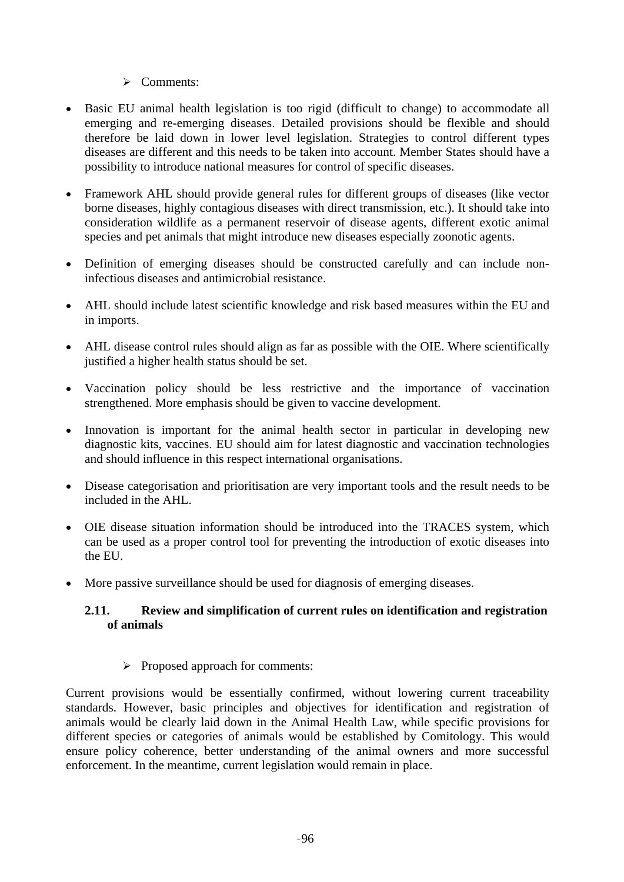- Comments:

- Basic EU animal health legislation is too rigid (difficult to change) to accommodate all emerging and re-emerging diseases. Detailed provisions should be flexible and should therefore be laid down in lower level legislation. Strategies to control different types diseases are different and this needs to be taken into account. Member States should have a possibility to introduce national measures for control of specific diseases.

- Framework AHL should provide general rules for different groups of diseases (like vector borne diseases, highly contagious diseases with direct transmission, etc.). It should take into consideration wildlife as a permanent reservoir of disease agents, different exotic animal species and pet animals that might introduce new diseases especially zoonotic agents.

- Definition of emerging diseases should be constructed carefully and can include non-infectious diseases and antimicrobial resistance.

- AHL should include latest scientific knowledge and risk based measures within the EU and in imports.

- AHL disease control rules should align as far as possible with the OIE. Where scientifically justified a higher health status should be set.

- Vaccination policy should be less restrictive and the importance of vaccination strengthened. More emphasis should be given to vaccine development.

- Innovation is important for the animal health sector in particular in developing new diagnostic kits, vaccines. EU should aim for latest diagnostic and vaccination technologies and should influence in this respect international organisations.

- Disease categorisation and prioritisation are very important tools and the result needs to be included in the AHL.

- OIE disease situation information should be introduced into the TRACES system, which can be used as a proper control tool for preventing the introduction of exotic diseases into the EU.

- More passive surveillance should be used for diagnosis of emerging diseases.

### 2.11. Review and simplification of current rules on identification and registration of animals

- Proposed approach for comments:

Current provisions would be essentially confirmed, without lowering current traceability standards. However, basic principles and objectives for identification and registration of animals would be clearly laid down in the Animal Health Law, while specific provisions for different species or categories of animals would be established by Comitology. This would ensure policy coherence, better understanding of the animal owners and more successful enforcement. In the meantime, current legislation would remain in place.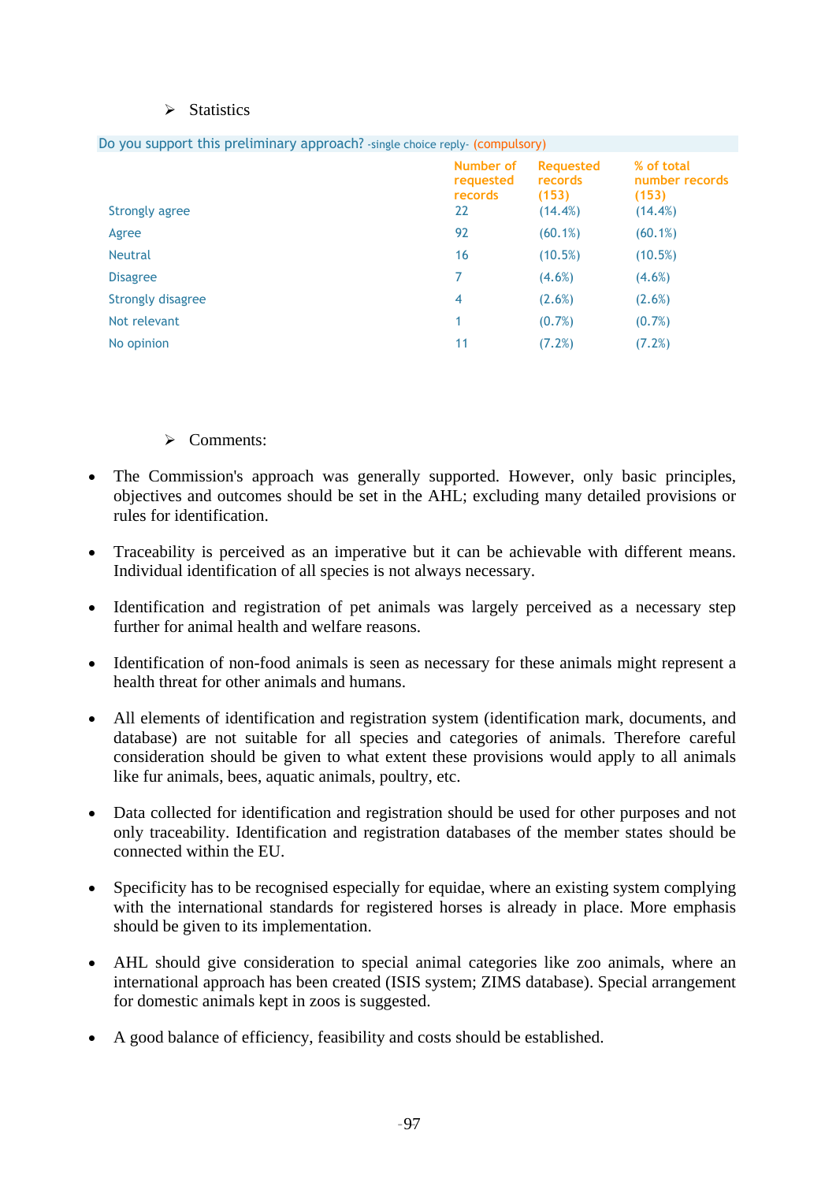- Statistics

| Do you support this preliminary approach? -single choice reply- (compulsory) | Number of requested records | Requested records (153) | % of total number records (153) |
|---|---|---|---|
| Strongly agree | 22 | (14.4%) | (14.4%) |
| Agree | 92 | (60.1%) | (60.1%) |
| Neutral | 16 | (10.5%) | (10.5%) |
| Disagree | 7 | (4.6%) | (4.6%) |
| Strongly disagree | 4 | (2.6%) | (2.6%) |
| Not relevant | 1 | (0.7%) | (0.7%) |
| No opinion | 11 | (7.2%) | (7.2%) |

- Comments:

- The Commission's approach was generally supported. However, only basic principles, objectives and outcomes should be set in the AHL; excluding many detailed provisions or rules for identification.
- Traceability is perceived as an imperative but it can be achievable with different means. Individual identification of all species is not always necessary.
- Identification and registration of pet animals was largely perceived as a necessary step further for animal health and welfare reasons.
- Identification of non-food animals is seen as necessary for these animals might represent a health threat for other animals and humans.
- All elements of identification and registration system (identification mark, documents, and database) are not suitable for all species and categories of animals. Therefore careful consideration should be given to what extent these provisions would apply to all animals like fur animals, bees, aquatic animals, poultry, etc.
- Data collected for identification and registration should be used for other purposes and not only traceability. Identification and registration databases of the member states should be connected within the EU.
- Specificity has to be recognised especially for equidae, where an existing system complying with the international standards for registered horses is already in place. More emphasis should be given to its implementation.
- AHL should give consideration to special animal categories like zoo animals, where an international approach has been created (ISIS system; ZIMS database). Special arrangement for domestic animals kept in zoos is suggested.
- A good balance of efficiency, feasibility and costs should be established.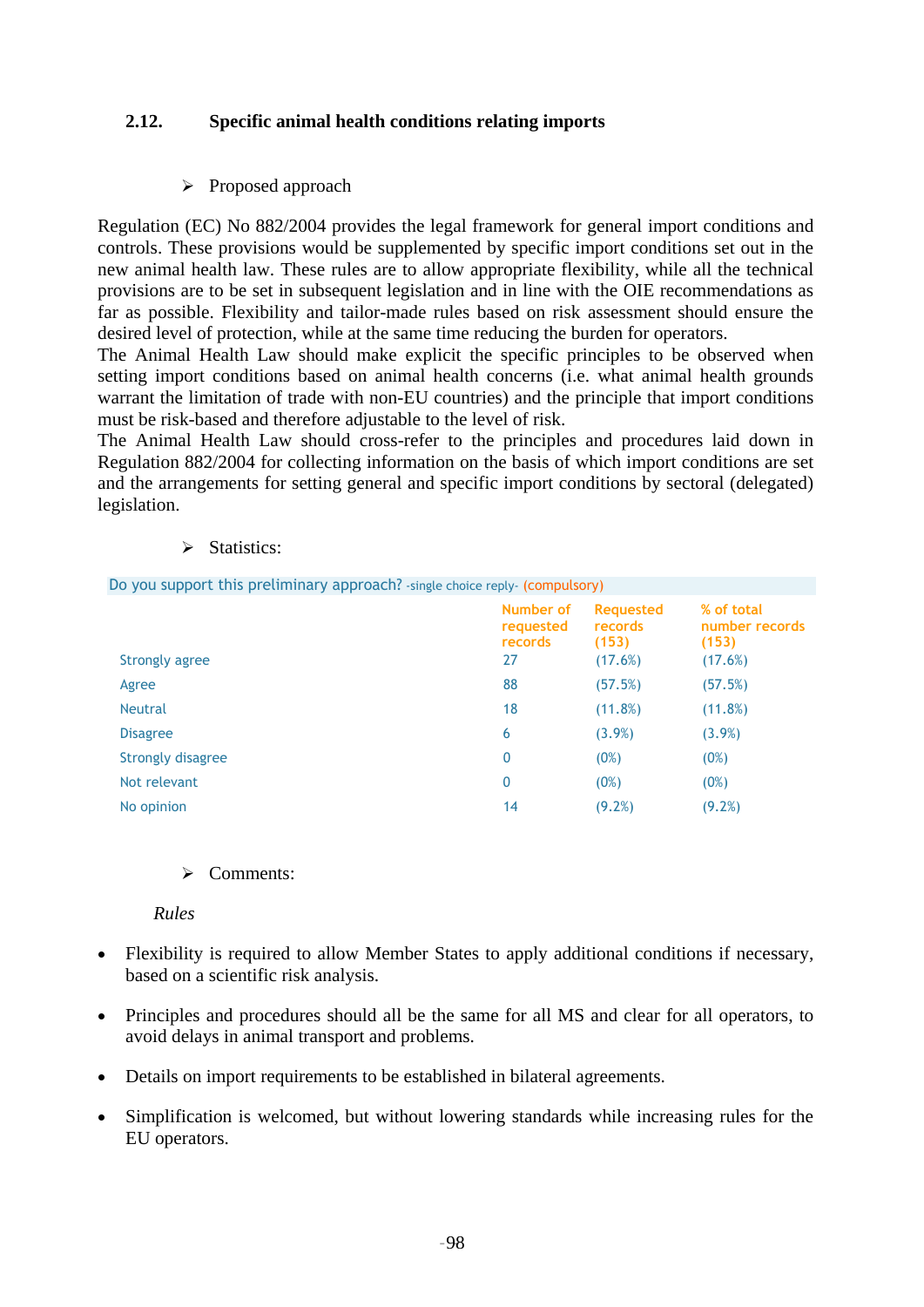## 2.12. Specific animal health conditions relating imports

➢ Proposed approach

Regulation (EC) No 882/2004 provides the legal framework for general import conditions and controls. These provisions would be supplemented by specific import conditions set out in the new animal health law. These rules are to allow appropriate flexibility, while all the technical provisions are to be set in subsequent legislation and in line with the OIE recommendations as far as possible. Flexibility and tailor-made rules based on risk assessment should ensure the desired level of protection, while at the same time reducing the burden for operators.
The Animal Health Law should make explicit the specific principles to be observed when setting import conditions based on animal health concerns (i.e. what animal health grounds warrant the limitation of trade with non-EU countries) and the principle that import conditions must be risk-based and therefore adjustable to the level of risk.
The Animal Health Law should cross-refer to the principles and procedures laid down in Regulation 882/2004 for collecting information on the basis of which import conditions are set and the arrangements for setting general and specific import conditions by sectoral (delegated) legislation.

➢ Statistics:

Do you support this preliminary approach? -single choice reply- (compulsory)

| | Number of requested records | Requested records (153) | % of total number records (153) |
|---|---|---|---|
| Strongly agree | 27 | (17.6%) | (17.6%) |
| Agree | 88 | (57.5%) | (57.5%) |
| Neutral | 18 | (11.8%) | (11.8%) |
| Disagree | 6 | (3.9%) | (3.9%) |
| Strongly disagree | 0 | (0%) | (0%) |
| Not relevant | 0 | (0%) | (0%) |
| No opinion | 14 | (9.2%) | (9.2%) |

➢ Comments:

*Rules*

- Flexibility is required to allow Member States to apply additional conditions if necessary, based on a scientific risk analysis.
- Principles and procedures should all be the same for all MS and clear for all operators, to avoid delays in animal transport and problems.
- Details on import requirements to be established in bilateral agreements.
- Simplification is welcomed, but without lowering standards while increasing rules for the EU operators.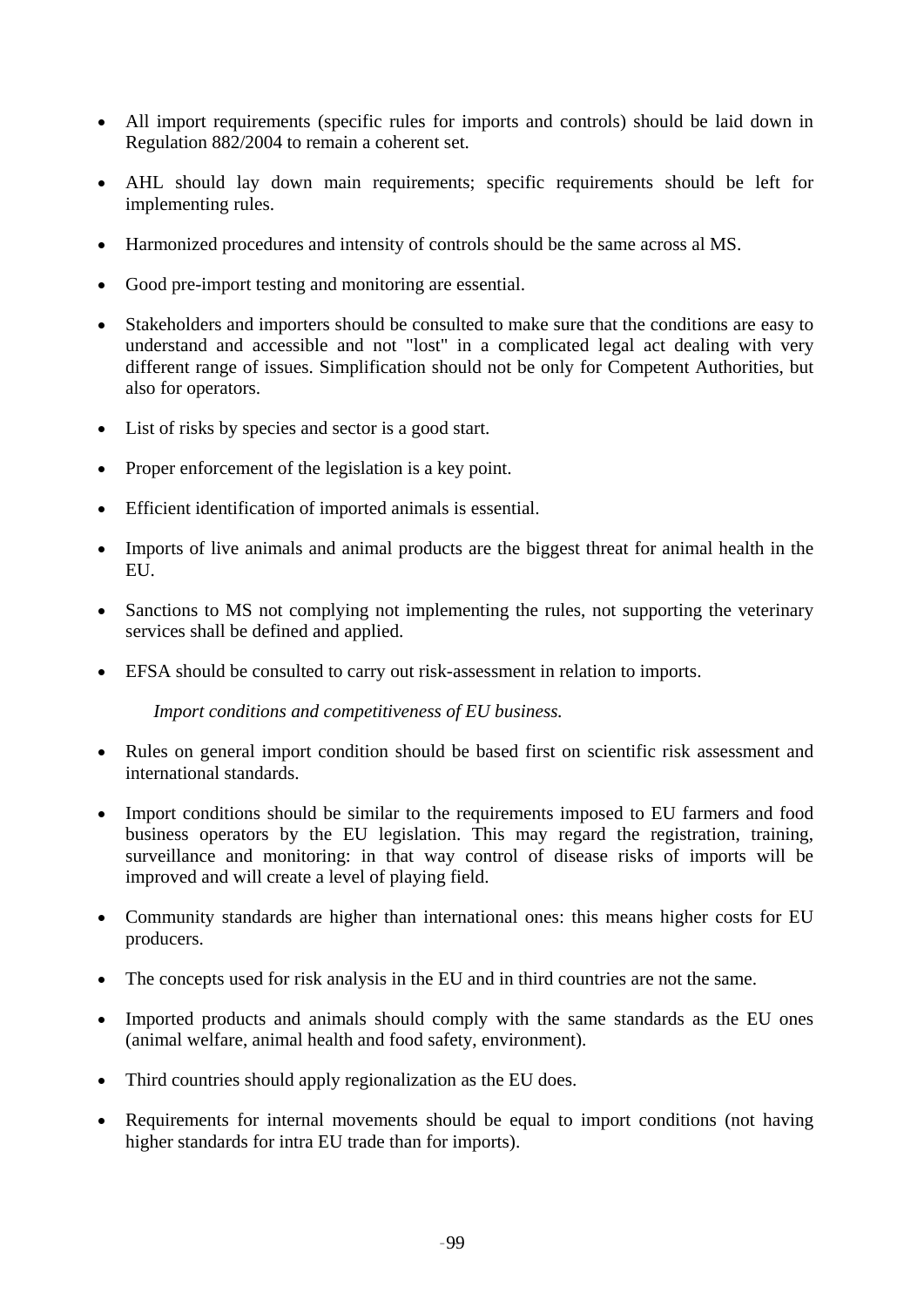- All import requirements (specific rules for imports and controls) should be laid down in Regulation 882/2004 to remain a coherent set.

- AHL should lay down main requirements; specific requirements should be left for implementing rules.

- Harmonized procedures and intensity of controls should be the same across al MS.

- Good pre-import testing and monitoring are essential.

- Stakeholders and importers should be consulted to make sure that the conditions are easy to understand and accessible and not "lost" in a complicated legal act dealing with very different range of issues. Simplification should not be only for Competent Authorities, but also for operators.

- List of risks by species and sector is a good start.

- Proper enforcement of the legislation is a key point.

- Efficient identification of imported animals is essential.

- Imports of live animals and animal products are the biggest threat for animal health in the EU.

- Sanctions to MS not complying not implementing the rules, not supporting the veterinary services shall be defined and applied.

- EFSA should be consulted to carry out risk-assessment in relation to imports.

*Import conditions and competitiveness of EU business.*

- Rules on general import condition should be based first on scientific risk assessment and international standards.

- Import conditions should be similar to the requirements imposed to EU farmers and food business operators by the EU legislation. This may regard the registration, training, surveillance and monitoring: in that way control of disease risks of imports will be improved and will create a level of playing field.

- Community standards are higher than international ones: this means higher costs for EU producers.

- The concepts used for risk analysis in the EU and in third countries are not the same.

- Imported products and animals should comply with the same standards as the EU ones (animal welfare, animal health and food safety, environment).

- Third countries should apply regionalization as the EU does.

- Requirements for internal movements should be equal to import conditions (not having higher standards for intra EU trade than for imports).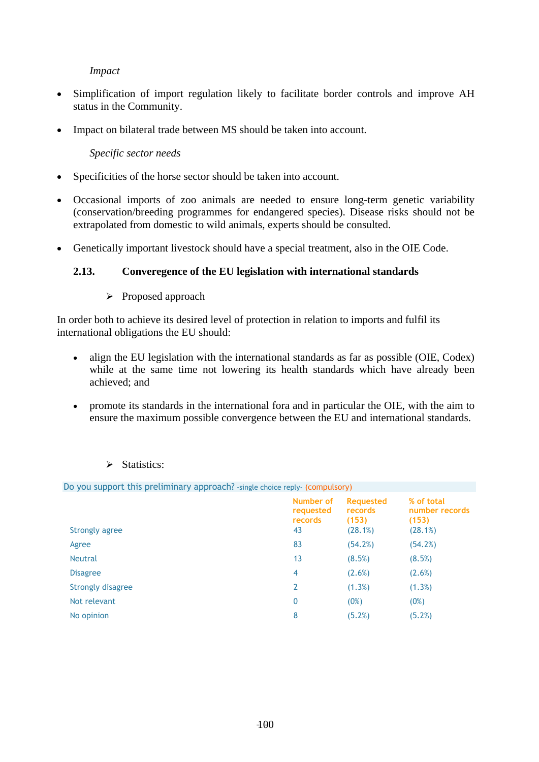*Impact*

- Simplification of import regulation likely to facilitate border controls and improve AH status in the Community.

- Impact on bilateral trade between MS should be taken into account.

*Specific sector needs*

- Specificities of the horse sector should be taken into account.

- Occasional imports of zoo animals are needed to ensure long-term genetic variability (conservation/breeding programmes for endangered species). Disease risks should not be extrapolated from domestic to wild animals, experts should be consulted.

- Genetically important livestock should have a special treatment, also in the OIE Code.

### 2.13. Converegence of the EU legislation with international standards

➢ Proposed approach

In order both to achieve its desired level of protection in relation to imports and fulfil its international obligations the EU should:

- align the EU legislation with the international standards as far as possible (OIE, Codex) while at the same time not lowering its health standards which have already been achieved; and

- promote its standards in the international fora and in particular the OIE, with the aim to ensure the maximum possible convergence between the EU and international standards.

➢ Statistics:

Do you support this preliminary approach? -single choice reply- (compulsory)

| | Number of requested records | Requested records (153) | % of total number records (153) |
|---|---|---|---|
| Strongly agree | 43 | (28.1%) | (28.1%) |
| Agree | 83 | (54.2%) | (54.2%) |
| Neutral | 13 | (8.5%) | (8.5%) |
| Disagree | 4 | (2.6%) | (2.6%) |
| Strongly disagree | 2 | (1.3%) | (1.3%) |
| Not relevant | 0 | (0%) | (0%) |
| No opinion | 8 | (5.2%) | (5.2%) |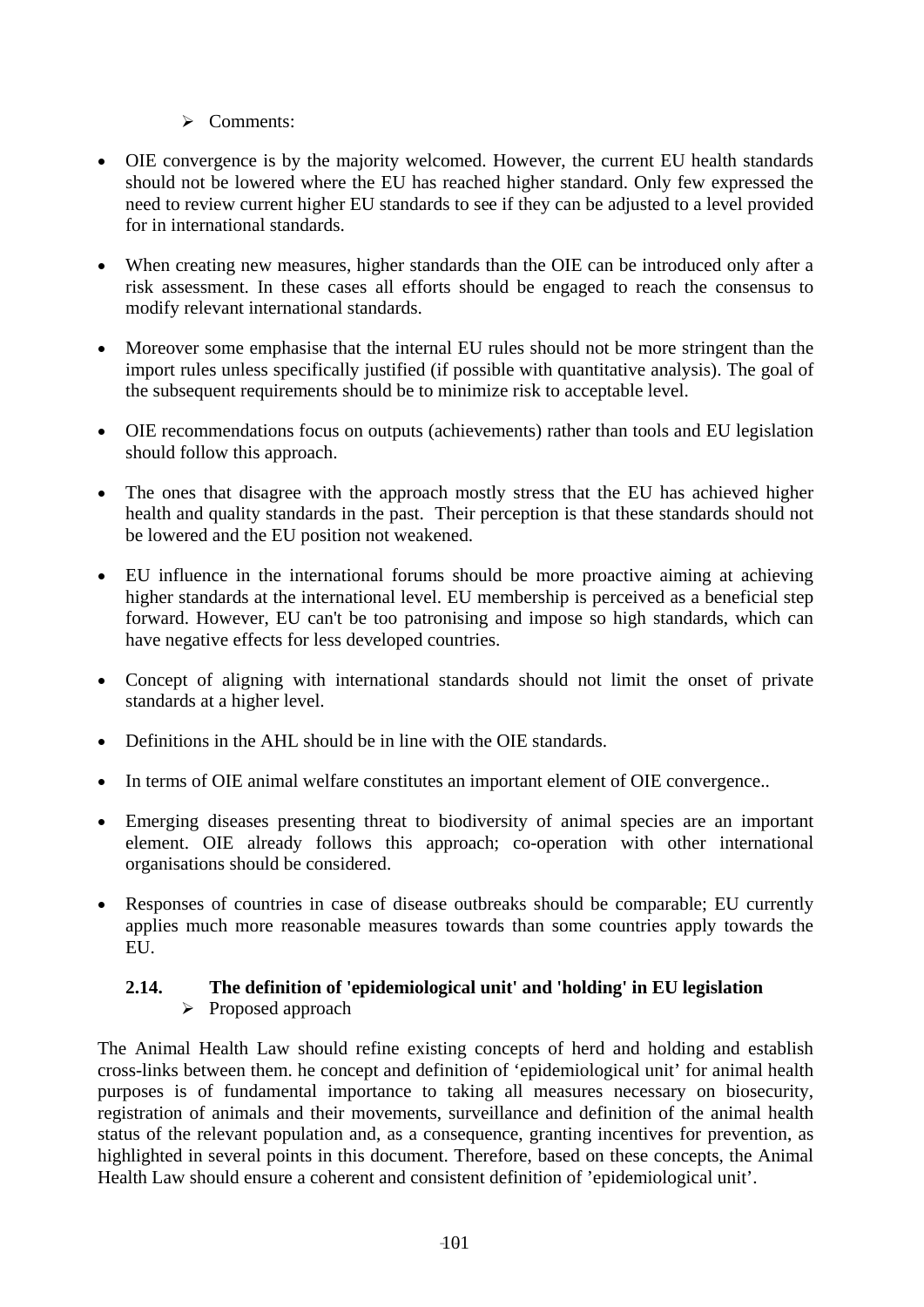- Comments:

- OIE convergence is by the majority welcomed. However, the current EU health standards should not be lowered where the EU has reached higher standard. Only few expressed the need to review current higher EU standards to see if they can be adjusted to a level provided for in international standards.

- When creating new measures, higher standards than the OIE can be introduced only after a risk assessment. In these cases all efforts should be engaged to reach the consensus to modify relevant international standards.

- Moreover some emphasise that the internal EU rules should not be more stringent than the import rules unless specifically justified (if possible with quantitative analysis). The goal of the subsequent requirements should be to minimize risk to acceptable level.

- OIE recommendations focus on outputs (achievements) rather than tools and EU legislation should follow this approach.

- The ones that disagree with the approach mostly stress that the EU has achieved higher health and quality standards in the past. Their perception is that these standards should not be lowered and the EU position not weakened.

- EU influence in the international forums should be more proactive aiming at achieving higher standards at the international level. EU membership is perceived as a beneficial step forward. However, EU can't be too patronising and impose so high standards, which can have negative effects for less developed countries.

- Concept of aligning with international standards should not limit the onset of private standards at a higher level.

- Definitions in the AHL should be in line with the OIE standards.

- In terms of OIE animal welfare constitutes an important element of OIE convergence..

- Emerging diseases presenting threat to biodiversity of animal species are an important element. OIE already follows this approach; co-operation with other international organisations should be considered.

- Responses of countries in case of disease outbreaks should be comparable; EU currently applies much more reasonable measures towards than some countries apply towards the EU.

### 2.14. The definition of 'epidemiological unit' and 'holding' in EU legislation

- Proposed approach

The Animal Health Law should refine existing concepts of herd and holding and establish cross-links between them. he concept and definition of 'epidemiological unit' for animal health purposes is of fundamental importance to taking all measures necessary on biosecurity, registration of animals and their movements, surveillance and definition of the animal health status of the relevant population and, as a consequence, granting incentives for prevention, as highlighted in several points in this document. Therefore, based on these concepts, the Animal Health Law should ensure a coherent and consistent definition of 'epidemiological unit'.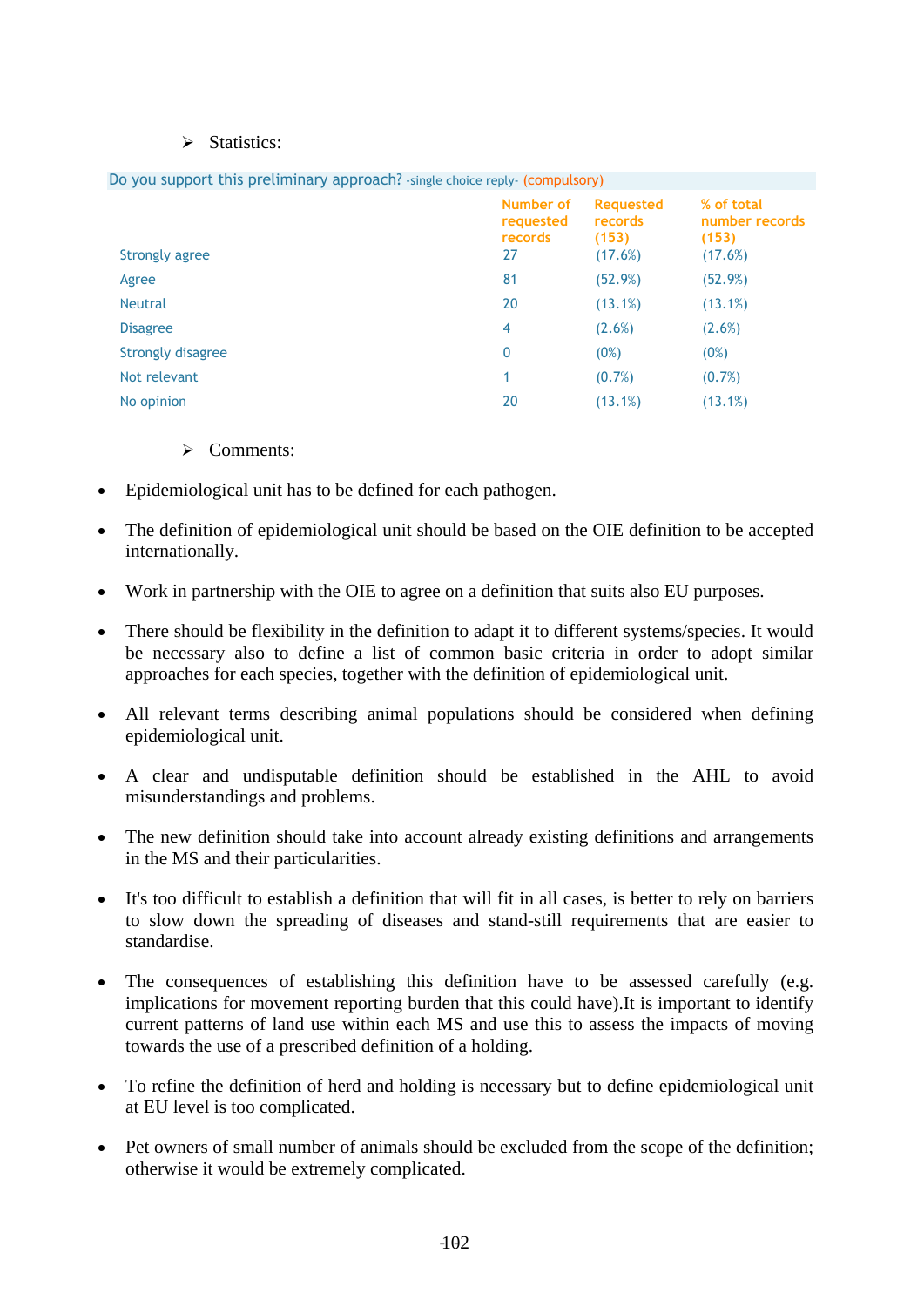- Statistics:

| Do you support this preliminary approach? -single choice reply- (compulsory) | Number of requested records | Requested records (153) | % of total number records (153) |
|---|---|---|---|
| Strongly agree | 27 | (17.6%) | (17.6%) |
| Agree | 81 | (52.9%) | (52.9%) |
| Neutral | 20 | (13.1%) | (13.1%) |
| Disagree | 4 | (2.6%) | (2.6%) |
| Strongly disagree | 0 | (0%) | (0%) |
| Not relevant | 1 | (0.7%) | (0.7%) |
| No opinion | 20 | (13.1%) | (13.1%) |

- Comments:

- Epidemiological unit has to be defined for each pathogen.
- The definition of epidemiological unit should be based on the OIE definition to be accepted internationally.
- Work in partnership with the OIE to agree on a definition that suits also EU purposes.
- There should be flexibility in the definition to adapt it to different systems/species. It would be necessary also to define a list of common basic criteria in order to adopt similar approaches for each species, together with the definition of epidemiological unit.
- All relevant terms describing animal populations should be considered when defining epidemiological unit.
- A clear and undisputable definition should be established in the AHL to avoid misunderstandings and problems.
- The new definition should take into account already existing definitions and arrangements in the MS and their particularities.
- It's too difficult to establish a definition that will fit in all cases, is better to rely on barriers to slow down the spreading of diseases and stand-still requirements that are easier to standardise.
- The consequences of establishing this definition have to be assessed carefully (e.g. implications for movement reporting burden that this could have).It is important to identify current patterns of land use within each MS and use this to assess the impacts of moving towards the use of a prescribed definition of a holding.
- To refine the definition of herd and holding is necessary but to define epidemiological unit at EU level is too complicated.
- Pet owners of small number of animals should be excluded from the scope of the definition; otherwise it would be extremely complicated.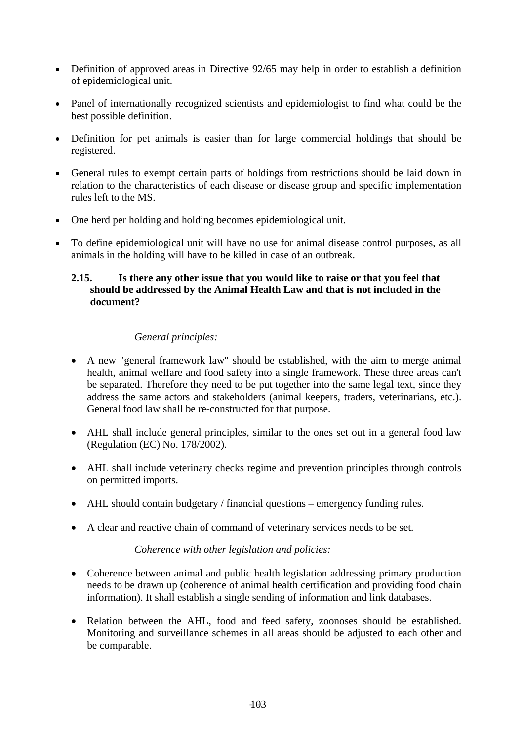- Definition of approved areas in Directive 92/65 may help in order to establish a definition of epidemiological unit.

- Panel of internationally recognized scientists and epidemiologist to find what could be the best possible definition.

- Definition for pet animals is easier than for large commercial holdings that should be registered.

- General rules to exempt certain parts of holdings from restrictions should be laid down in relation to the characteristics of each disease or disease group and specific implementation rules left to the MS.

- One herd per holding and holding becomes epidemiological unit.

- To define epidemiological unit will have no use for animal disease control purposes, as all animals in the holding will have to be killed in case of an outbreak.

### 2.15. Is there any other issue that you would like to raise or that you feel that should be addressed by the Animal Health Law and that is not included in the document?

*General principles:*

- A new "general framework law" should be established, with the aim to merge animal health, animal welfare and food safety into a single framework. These three areas can't be separated. Therefore they need to be put together into the same legal text, since they address the same actors and stakeholders (animal keepers, traders, veterinarians, etc.). General food law shall be re-constructed for that purpose.

- AHL shall include general principles, similar to the ones set out in a general food law (Regulation (EC) No. 178/2002).

- AHL shall include veterinary checks regime and prevention principles through controls on permitted imports.

- AHL should contain budgetary / financial questions – emergency funding rules.

- A clear and reactive chain of command of veterinary services needs to be set.

*Coherence with other legislation and policies:*

- Coherence between animal and public health legislation addressing primary production needs to be drawn up (coherence of animal health certification and providing food chain information). It shall establish a single sending of information and link databases.

- Relation between the AHL, food and feed safety, zoonoses should be established. Monitoring and surveillance schemes in all areas should be adjusted to each other and be comparable.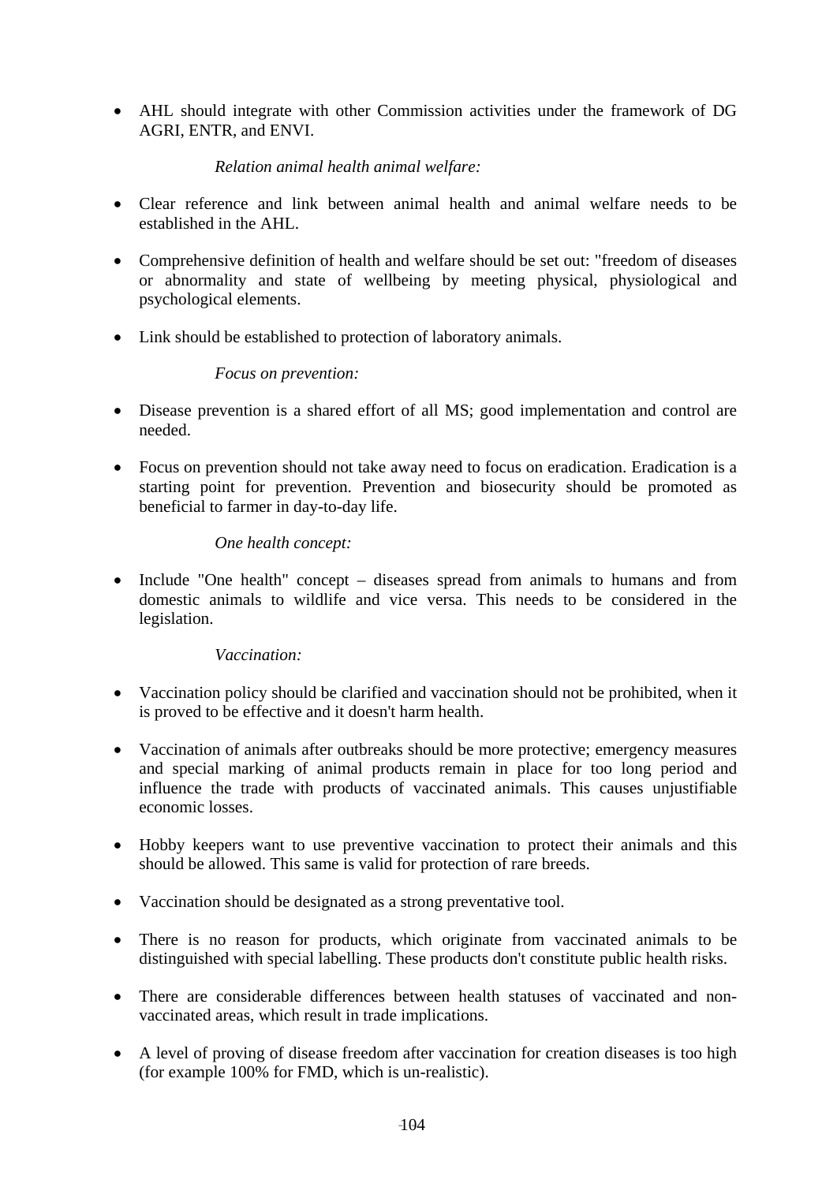- AHL should integrate with other Commission activities under the framework of DG AGRI, ENTR, and ENVI.

*Relation animal health animal welfare:*

- Clear reference and link between animal health and animal welfare needs to be established in the AHL.
- Comprehensive definition of health and welfare should be set out: "freedom of diseases or abnormality and state of wellbeing by meeting physical, physiological and psychological elements.
- Link should be established to protection of laboratory animals.

*Focus on prevention:*

- Disease prevention is a shared effort of all MS; good implementation and control are needed.
- Focus on prevention should not take away need to focus on eradication. Eradication is a starting point for prevention. Prevention and biosecurity should be promoted as beneficial to farmer in day-to-day life.

*One health concept:*

- Include "One health" concept – diseases spread from animals to humans and from domestic animals to wildlife and vice versa. This needs to be considered in the legislation.

*Vaccination:*

- Vaccination policy should be clarified and vaccination should not be prohibited, when it is proved to be effective and it doesn't harm health.
- Vaccination of animals after outbreaks should be more protective; emergency measures and special marking of animal products remain in place for too long period and influence the trade with products of vaccinated animals. This causes unjustifiable economic losses.
- Hobby keepers want to use preventive vaccination to protect their animals and this should be allowed. This same is valid for protection of rare breeds.
- Vaccination should be designated as a strong preventative tool.
- There is no reason for products, which originate from vaccinated animals to be distinguished with special labelling. These products don't constitute public health risks.
- There are considerable differences between health statuses of vaccinated and non-vaccinated areas, which result in trade implications.
- A level of proving of disease freedom after vaccination for creation diseases is too high (for example 100% for FMD, which is un-realistic).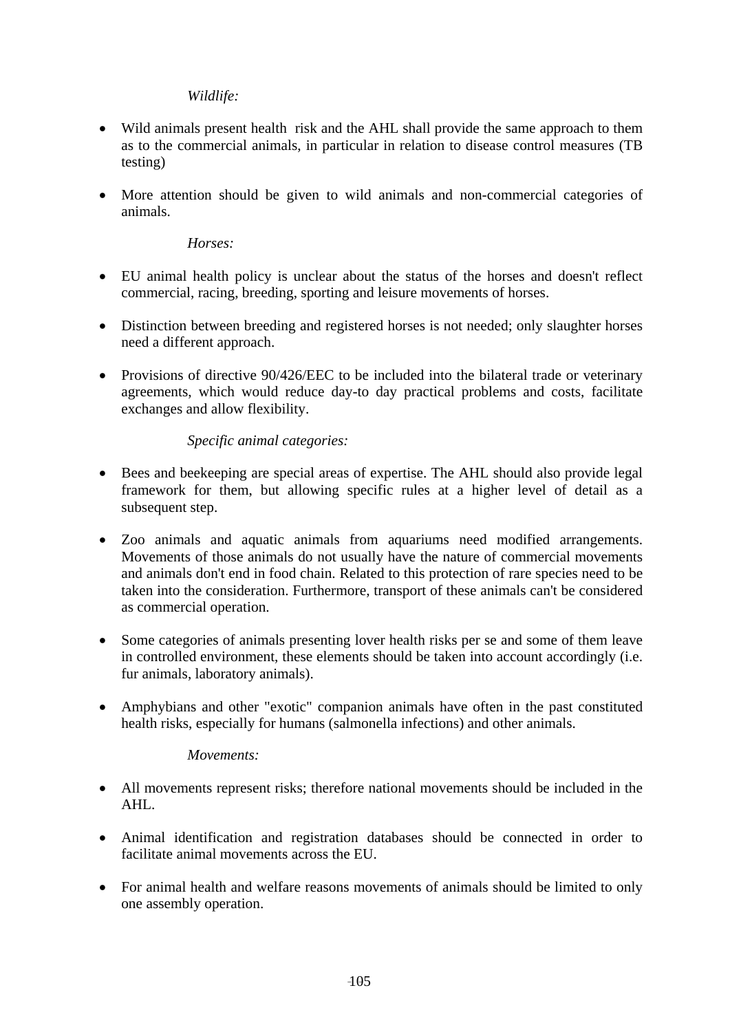*Wildlife:*

- Wild animals present health  risk and the AHL shall provide the same approach to them as to the commercial animals, in particular in relation to disease control measures (TB testing)

- More attention should be given to wild animals and non-commercial categories of animals.

*Horses:*

- EU animal health policy is unclear about the status of the horses and doesn't reflect commercial, racing, breeding, sporting and leisure movements of horses.

- Distinction between breeding and registered horses is not needed; only slaughter horses need a different approach.

- Provisions of directive 90/426/EEC to be included into the bilateral trade or veterinary agreements, which would reduce day-to day practical problems and costs, facilitate exchanges and allow flexibility.

*Specific animal categories:*

- Bees and beekeeping are special areas of expertise. The AHL should also provide legal framework for them, but allowing specific rules at a higher level of detail as a subsequent step.

- Zoo animals and aquatic animals from aquariums need modified arrangements. Movements of those animals do not usually have the nature of commercial movements and animals don't end in food chain. Related to this protection of rare species need to be taken into the consideration. Furthermore, transport of these animals can't be considered as commercial operation.

- Some categories of animals presenting lover health risks per se and some of them leave in controlled environment, these elements should be taken into account accordingly (i.e. fur animals, laboratory animals).

- Amphybians and other "exotic" companion animals have often in the past constituted health risks, especially for humans (salmonella infections) and other animals.

*Movements:*

- All movements represent risks; therefore national movements should be included in the AHL.

- Animal identification and registration databases should be connected in order to facilitate animal movements across the EU.

- For animal health and welfare reasons movements of animals should be limited to only one assembly operation.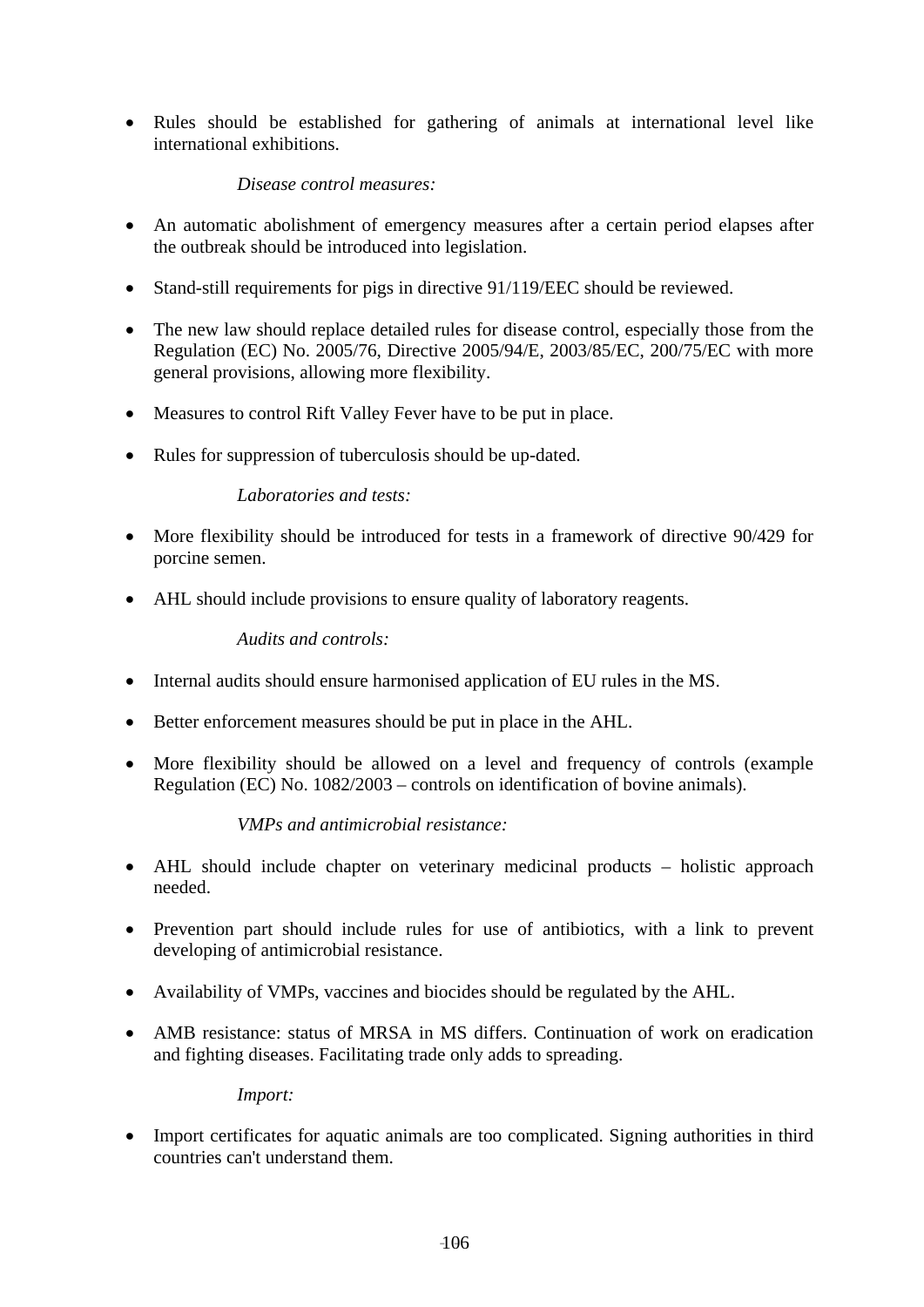- Rules should be established for gathering of animals at international level like international exhibitions.

*Disease control measures:*

- An automatic abolishment of emergency measures after a certain period elapses after the outbreak should be introduced into legislation.
- Stand-still requirements for pigs in directive 91/119/EEC should be reviewed.
- The new law should replace detailed rules for disease control, especially those from the Regulation (EC) No. 2005/76, Directive 2005/94/E, 2003/85/EC, 200/75/EC with more general provisions, allowing more flexibility.
- Measures to control Rift Valley Fever have to be put in place.
- Rules for suppression of tuberculosis should be up-dated.

*Laboratories and tests:*

- More flexibility should be introduced for tests in a framework of directive 90/429 for porcine semen.
- AHL should include provisions to ensure quality of laboratory reagents.

*Audits and controls:*

- Internal audits should ensure harmonised application of EU rules in the MS.
- Better enforcement measures should be put in place in the AHL.
- More flexibility should be allowed on a level and frequency of controls (example Regulation (EC) No. 1082/2003 – controls on identification of bovine animals).

*VMPs and antimicrobial resistance:*

- AHL should include chapter on veterinary medicinal products – holistic approach needed.
- Prevention part should include rules for use of antibiotics, with a link to prevent developing of antimicrobial resistance.
- Availability of VMPs, vaccines and biocides should be regulated by the AHL.
- AMB resistance: status of MRSA in MS differs. Continuation of work on eradication and fighting diseases. Facilitating trade only adds to spreading.

*Import:*

- Import certificates for aquatic animals are too complicated. Signing authorities in third countries can't understand them.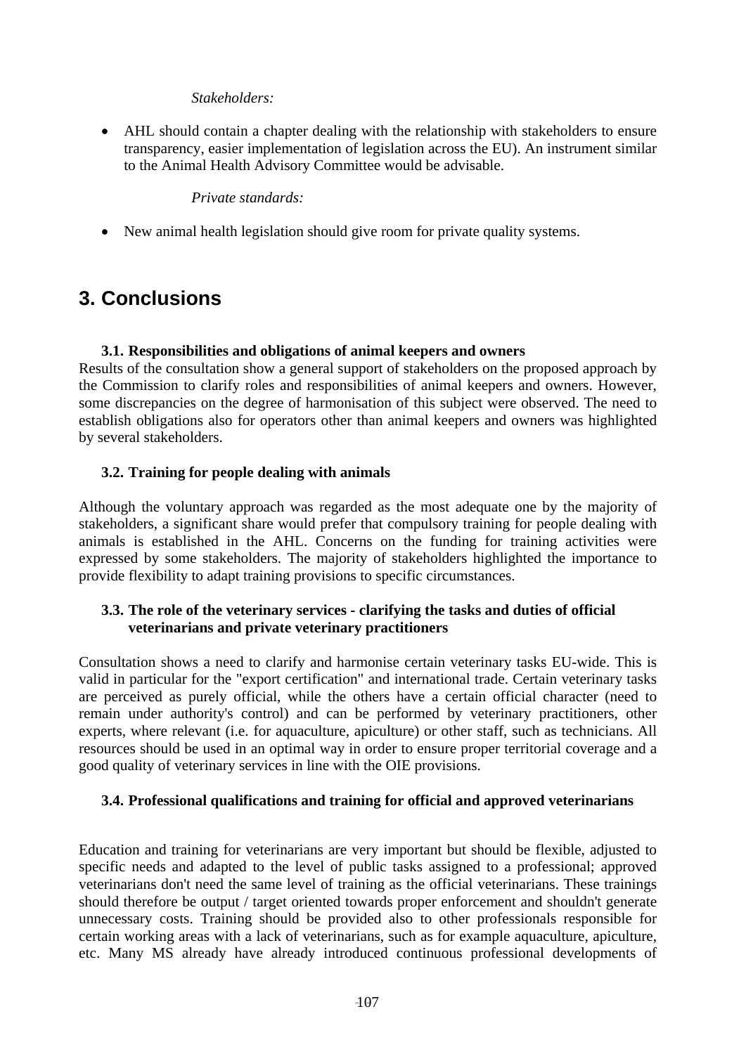*Stakeholders:*

- AHL should contain a chapter dealing with the relationship with stakeholders to ensure transparency, easier implementation of legislation across the EU). An instrument similar to the Animal Health Advisory Committee would be advisable.

*Private standards:*

- New animal health legislation should give room for private quality systems.

# 3. Conclusions

### 3.1. Responsibilities and obligations of animal keepers and owners

Results of the consultation show a general support of stakeholders on the proposed approach by the Commission to clarify roles and responsibilities of animal keepers and owners. However, some discrepancies on the degree of harmonisation of this subject were observed. The need to establish obligations also for operators other than animal keepers and owners was highlighted by several stakeholders.

### 3.2. Training for people dealing with animals

Although the voluntary approach was regarded as the most adequate one by the majority of stakeholders, a significant share would prefer that compulsory training for people dealing with animals is established in the AHL. Concerns on the funding for training activities were expressed by some stakeholders. The majority of stakeholders highlighted the importance to provide flexibility to adapt training provisions to specific circumstances.

### 3.3. The role of the veterinary services - clarifying the tasks and duties of official veterinarians and private veterinary practitioners

Consultation shows a need to clarify and harmonise certain veterinary tasks EU-wide. This is valid in particular for the "export certification" and international trade. Certain veterinary tasks are perceived as purely official, while the others have a certain official character (need to remain under authority's control) and can be performed by veterinary practitioners, other experts, where relevant (i.e. for aquaculture, apiculture) or other staff, such as technicians. All resources should be used in an optimal way in order to ensure proper territorial coverage and a good quality of veterinary services in line with the OIE provisions.

### 3.4. Professional qualifications and training for official and approved veterinarians

Education and training for veterinarians are very important but should be flexible, adjusted to specific needs and adapted to the level of public tasks assigned to a professional; approved veterinarians don't need the same level of training as the official veterinarians. These trainings should therefore be output / target oriented towards proper enforcement and shouldn't generate unnecessary costs. Training should be provided also to other professionals responsible for certain working areas with a lack of veterinarians, such as for example aquaculture, apiculture, etc. Many MS already have already introduced continuous professional developments of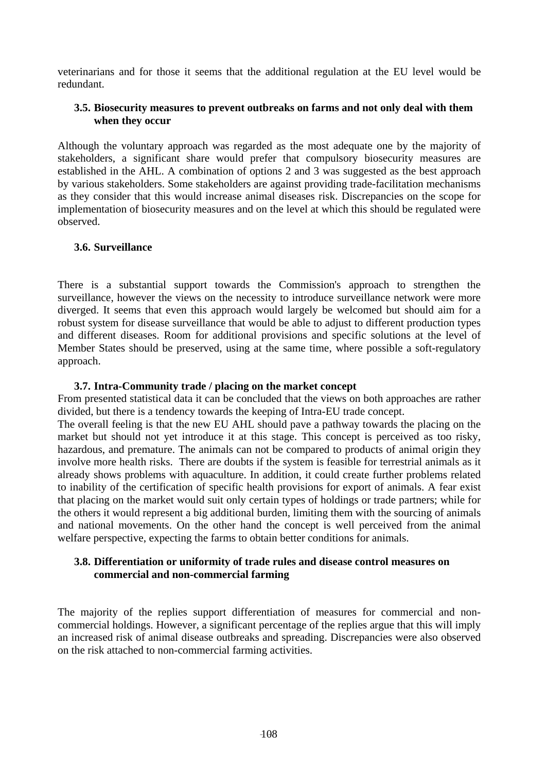veterinarians and for those it seems that the additional regulation at the EU level would be redundant.

### 3.5. Biosecurity measures to prevent outbreaks on farms and not only deal with them when they occur

Although the voluntary approach was regarded as the most adequate one by the majority of stakeholders, a significant share would prefer that compulsory biosecurity measures are established in the AHL. A combination of options 2 and 3 was suggested as the best approach by various stakeholders. Some stakeholders are against providing trade-facilitation mechanisms as they consider that this would increase animal diseases risk. Discrepancies on the scope for implementation of biosecurity measures and on the level at which this should be regulated were observed.

### 3.6. Surveillance

There is a substantial support towards the Commission's approach to strengthen the surveillance, however the views on the necessity to introduce surveillance network were more diverged. It seems that even this approach would largely be welcomed but should aim for a robust system for disease surveillance that would be able to adjust to different production types and different diseases. Room for additional provisions and specific solutions at the level of Member States should be preserved, using at the same time, where possible a soft-regulatory approach.

### 3.7. Intra-Community trade / placing on the market concept

From presented statistical data it can be concluded that the views on both approaches are rather divided, but there is a tendency towards the keeping of Intra-EU trade concept.

The overall feeling is that the new EU AHL should pave a pathway towards the placing on the market but should not yet introduce it at this stage. This concept is perceived as too risky, hazardous, and premature. The animals can not be compared to products of animal origin they involve more health risks. There are doubts if the system is feasible for terrestrial animals as it already shows problems with aquaculture. In addition, it could create further problems related to inability of the certification of specific health provisions for export of animals. A fear exist that placing on the market would suit only certain types of holdings or trade partners; while for the others it would represent a big additional burden, limiting them with the sourcing of animals and national movements. On the other hand the concept is well perceived from the animal welfare perspective, expecting the farms to obtain better conditions for animals.

### 3.8. Differentiation or uniformity of trade rules and disease control measures on commercial and non-commercial farming

The majority of the replies support differentiation of measures for commercial and non-commercial holdings. However, a significant percentage of the replies argue that this will imply an increased risk of animal disease outbreaks and spreading. Discrepancies were also observed on the risk attached to non-commercial farming activities.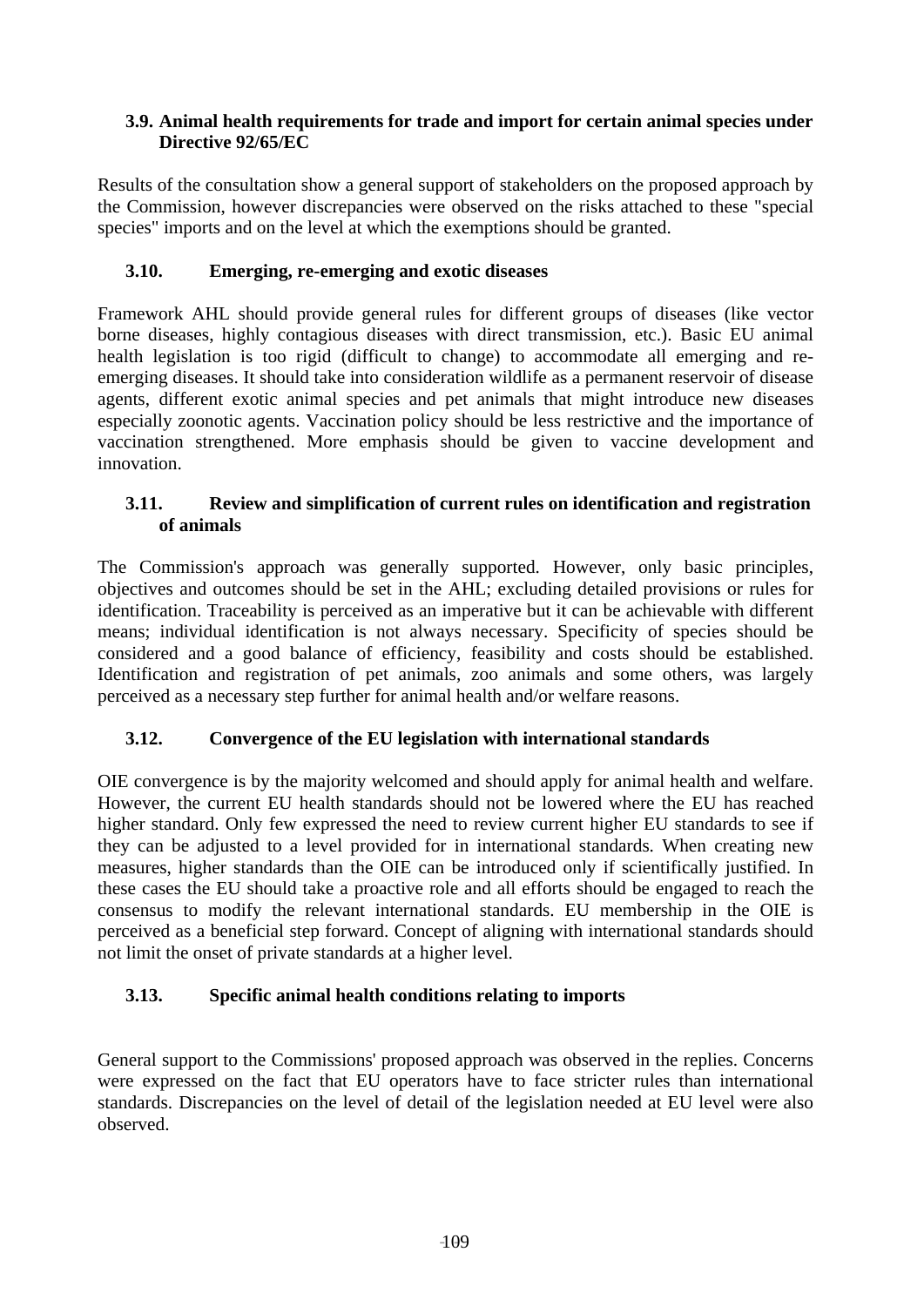### 3.9. Animal health requirements for trade and import for certain animal species under Directive 92/65/EC

Results of the consultation show a general support of stakeholders on the proposed approach by the Commission, however discrepancies were observed on the risks attached to these "special species" imports and on the level at which the exemptions should be granted.

### 3.10. Emerging, re-emerging and exotic diseases

Framework AHL should provide general rules for different groups of diseases (like vector borne diseases, highly contagious diseases with direct transmission, etc.). Basic EU animal health legislation is too rigid (difficult to change) to accommodate all emerging and re-emerging diseases. It should take into consideration wildlife as a permanent reservoir of disease agents, different exotic animal species and pet animals that might introduce new diseases especially zoonotic agents. Vaccination policy should be less restrictive and the importance of vaccination strengthened. More emphasis should be given to vaccine development and innovation.

### 3.11. Review and simplification of current rules on identification and registration of animals

The Commission's approach was generally supported. However, only basic principles, objectives and outcomes should be set in the AHL; excluding detailed provisions or rules for identification. Traceability is perceived as an imperative but it can be achievable with different means; individual identification is not always necessary. Specificity of species should be considered and a good balance of efficiency, feasibility and costs should be established. Identification and registration of pet animals, zoo animals and some others, was largely perceived as a necessary step further for animal health and/or welfare reasons.

### 3.12. Convergence of the EU legislation with international standards

OIE convergence is by the majority welcomed and should apply for animal health and welfare. However, the current EU health standards should not be lowered where the EU has reached higher standard. Only few expressed the need to review current higher EU standards to see if they can be adjusted to a level provided for in international standards. When creating new measures, higher standards than the OIE can be introduced only if scientifically justified. In these cases the EU should take a proactive role and all efforts should be engaged to reach the consensus to modify the relevant international standards. EU membership in the OIE is perceived as a beneficial step forward. Concept of aligning with international standards should not limit the onset of private standards at a higher level.

### 3.13. Specific animal health conditions relating to imports

General support to the Commissions' proposed approach was observed in the replies. Concerns were expressed on the fact that EU operators have to face stricter rules than international standards. Discrepancies on the level of detail of the legislation needed at EU level were also observed.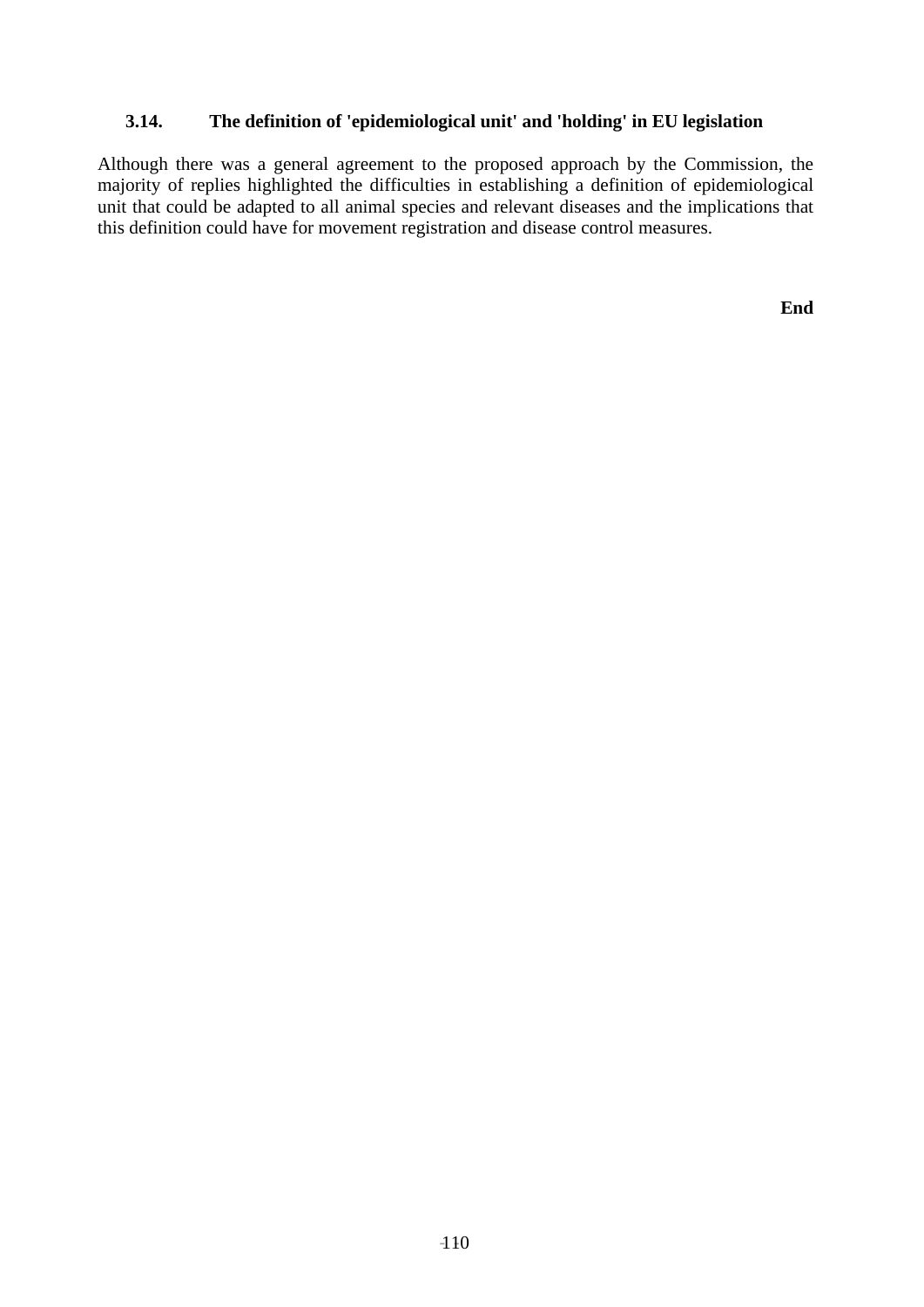### 3.14. The definition of 'epidemiological unit' and 'holding' in EU legislation

Although there was a general agreement to the proposed approach by the Commission, the majority of replies highlighted the difficulties in establishing a definition of epidemiological unit that could be adapted to all animal species and relevant diseases and the implications that this definition could have for movement registration and disease control measures.

**End**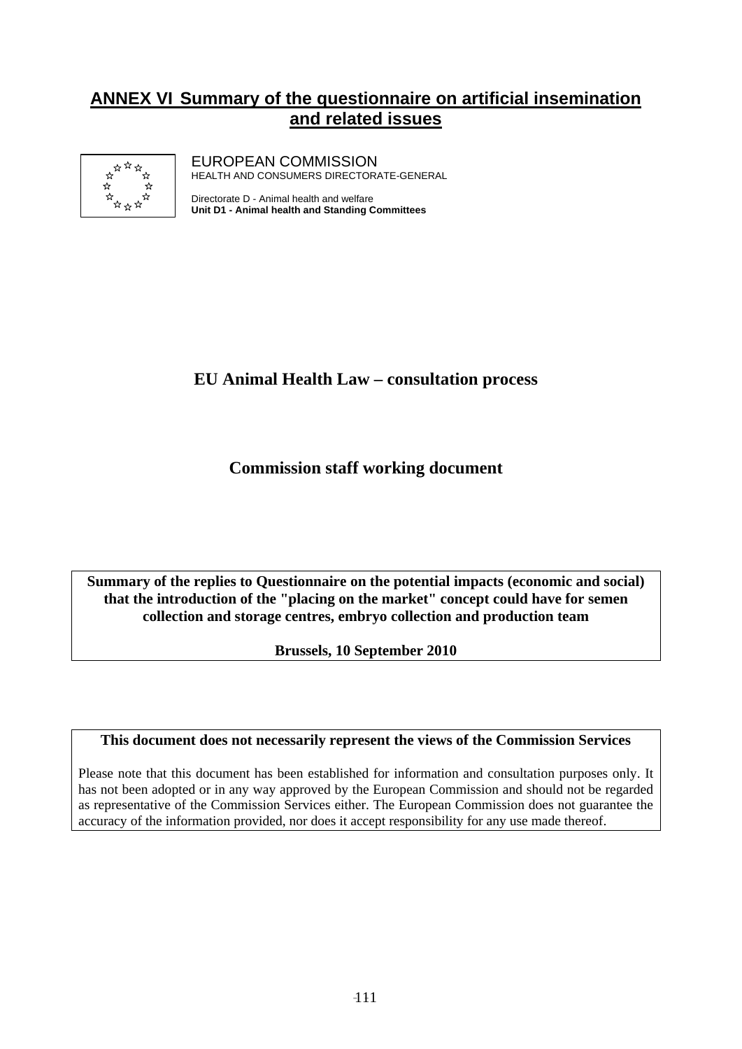# ANNEX VI Summary of the questionnaire on artificial insemination and related issues

EUROPEAN COMMISSION
HEALTH AND CONSUMERS DIRECTORATE-GENERAL

Directorate D - Animal health and welfare
**Unit D1 - Animal health and Standing Committees**

## EU Animal Health Law – consultation process

## Commission staff working document

**Summary of the replies to Questionnaire on the potential impacts (economic and social) that the introduction of the "placing on the market" concept could have for semen collection and storage centres, embryo collection and production team**

**Brussels, 10 September 2010**

**This document does not necessarily represent the views of the Commission Services**

Please note that this document has been established for information and consultation purposes only. It has not been adopted or in any way approved by the European Commission and should not be regarded as representative of the Commission Services either. The European Commission does not guarantee the accuracy of the information provided, nor does it accept responsibility for any use made thereof.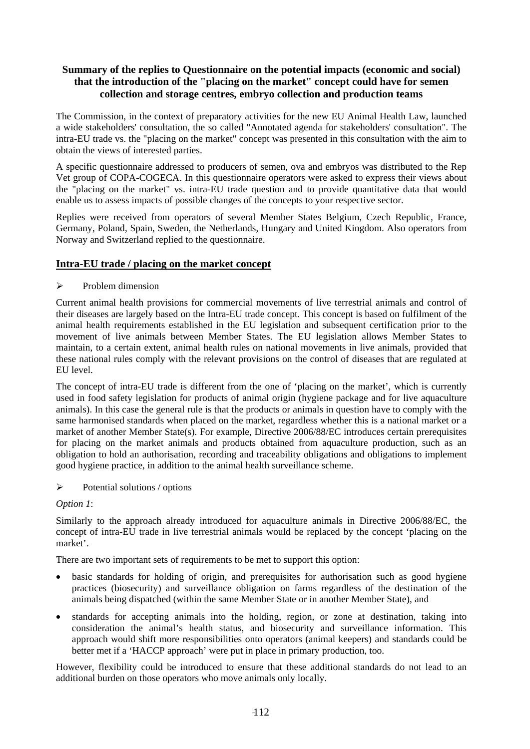**Summary of the replies to Questionnaire on the potential impacts (economic and social) that the introduction of the "placing on the market" concept could have for semen collection and storage centres, embryo collection and production teams**

The Commission, in the context of preparatory activities for the new EU Animal Health Law, launched a wide stakeholders' consultation, the so called "Annotated agenda for stakeholders' consultation". The intra-EU trade vs. the "placing on the market" concept was presented in this consultation with the aim to obtain the views of interested parties.

A specific questionnaire addressed to producers of semen, ova and embryos was distributed to the Rep Vet group of COPA-COGECA. In this questionnaire operators were asked to express their views about the "placing on the market" vs. intra-EU trade question and to provide quantitative data that would enable us to assess impacts of possible changes of the concepts to your respective sector.

Replies were received from operators of several Member States Belgium, Czech Republic, France, Germany, Poland, Spain, Sweden, the Netherlands, Hungary and United Kingdom. Also operators from Norway and Switzerland replied to the questionnaire.

## Intra-EU trade / placing on the market concept

- Problem dimension

Current animal health provisions for commercial movements of live terrestrial animals and control of their diseases are largely based on the Intra-EU trade concept. This concept is based on fulfilment of the animal health requirements established in the EU legislation and subsequent certification prior to the movement of live animals between Member States. The EU legislation allows Member States to maintain, to a certain extent, animal health rules on national movements in live animals, provided that these national rules comply with the relevant provisions on the control of diseases that are regulated at EU level.

The concept of intra-EU trade is different from the one of 'placing on the market', which is currently used in food safety legislation for products of animal origin (hygiene package and for live aquaculture animals). In this case the general rule is that the products or animals in question have to comply with the same harmonised standards when placed on the market, regardless whether this is a national market or a market of another Member State(s). For example, Directive 2006/88/EC introduces certain prerequisites for placing on the market animals and products obtained from aquaculture production, such as an obligation to hold an authorisation, recording and traceability obligations and obligations to implement good hygiene practice, in addition to the animal health surveillance scheme.

- Potential solutions / options

*Option 1*:

Similarly to the approach already introduced for aquaculture animals in Directive 2006/88/EC, the concept of intra-EU trade in live terrestrial animals would be replaced by the concept 'placing on the market'.

There are two important sets of requirements to be met to support this option:

- basic standards for holding of origin, and prerequisites for authorisation such as good hygiene practices (biosecurity) and surveillance obligation on farms regardless of the destination of the animals being dispatched (within the same Member State or in another Member State), and
- standards for accepting animals into the holding, region, or zone at destination, taking into consideration the animal's health status, and biosecurity and surveillance information. This approach would shift more responsibilities onto operators (animal keepers) and standards could be better met if a 'HACCP approach' were put in place in primary production, too.

However, flexibility could be introduced to ensure that these additional standards do not lead to an additional burden on those operators who move animals only locally.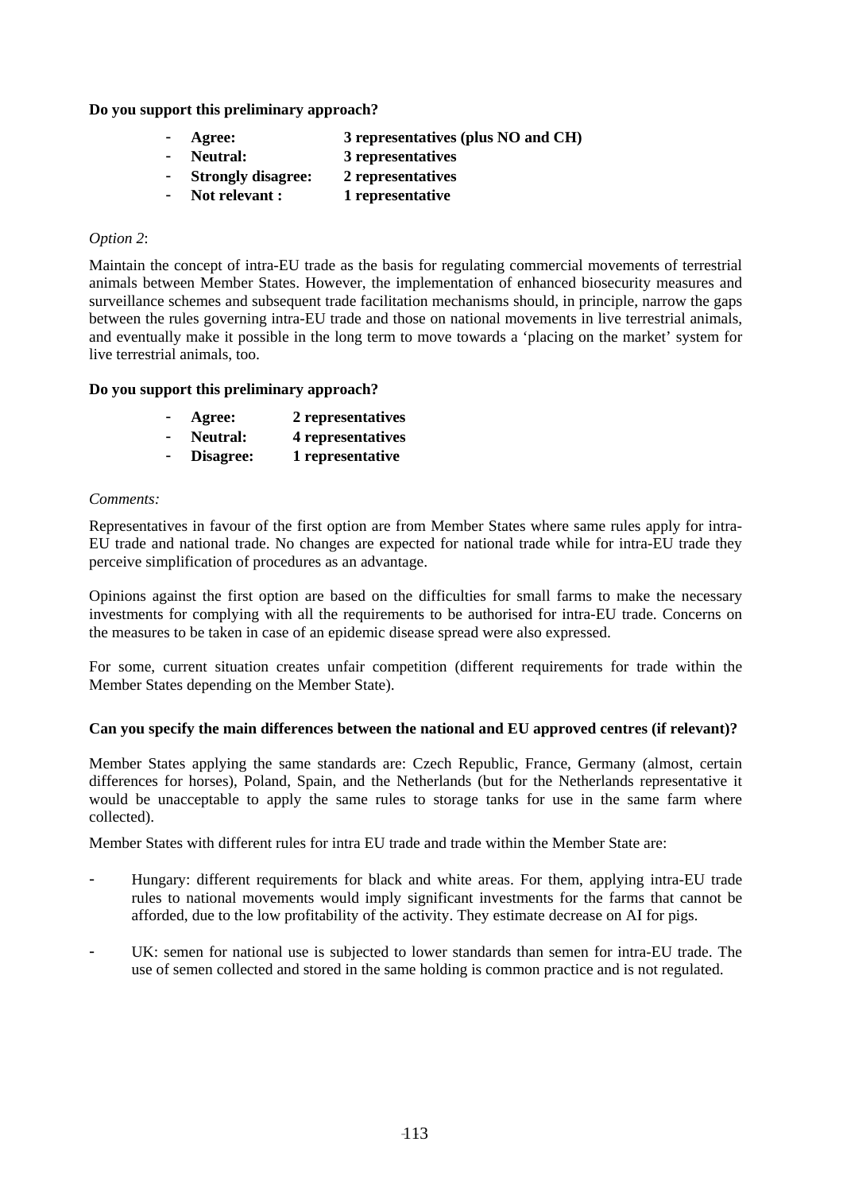**Do you support this preliminary approach?**

- **Agree: 3 representatives (plus NO and CH)**
- **Neutral: 3 representatives**
- **Strongly disagree: 2 representatives**
- **Not relevant : 1 representative**

*Option 2*:

Maintain the concept of intra-EU trade as the basis for regulating commercial movements of terrestrial animals between Member States. However, the implementation of enhanced biosecurity measures and surveillance schemes and subsequent trade facilitation mechanisms should, in principle, narrow the gaps between the rules governing intra-EU trade and those on national movements in live terrestrial animals, and eventually make it possible in the long term to move towards a 'placing on the market' system for live terrestrial animals, too.

**Do you support this preliminary approach?**

- **Agree: 2 representatives**
- **Neutral: 4 representatives**
- **Disagree: 1 representative**

*Comments:*

Representatives in favour of the first option are from Member States where same rules apply for intra-EU trade and national trade. No changes are expected for national trade while for intra-EU trade they perceive simplification of procedures as an advantage.

Opinions against the first option are based on the difficulties for small farms to make the necessary investments for complying with all the requirements to be authorised for intra-EU trade. Concerns on the measures to be taken in case of an epidemic disease spread were also expressed.

For some, current situation creates unfair competition (different requirements for trade within the Member States depending on the Member State).

**Can you specify the main differences between the national and EU approved centres (if relevant)?**

Member States applying the same standards are: Czech Republic, France, Germany (almost, certain differences for horses), Poland, Spain, and the Netherlands (but for the Netherlands representative it would be unacceptable to apply the same rules to storage tanks for use in the same farm where collected).

Member States with different rules for intra EU trade and trade within the Member State are:

- Hungary: different requirements for black and white areas. For them, applying intra-EU trade rules to national movements would imply significant investments for the farms that cannot be afforded, due to the low profitability of the activity. They estimate decrease on AI for pigs.
- UK: semen for national use is subjected to lower standards than semen for intra-EU trade. The use of semen collected and stored in the same holding is common practice and is not regulated.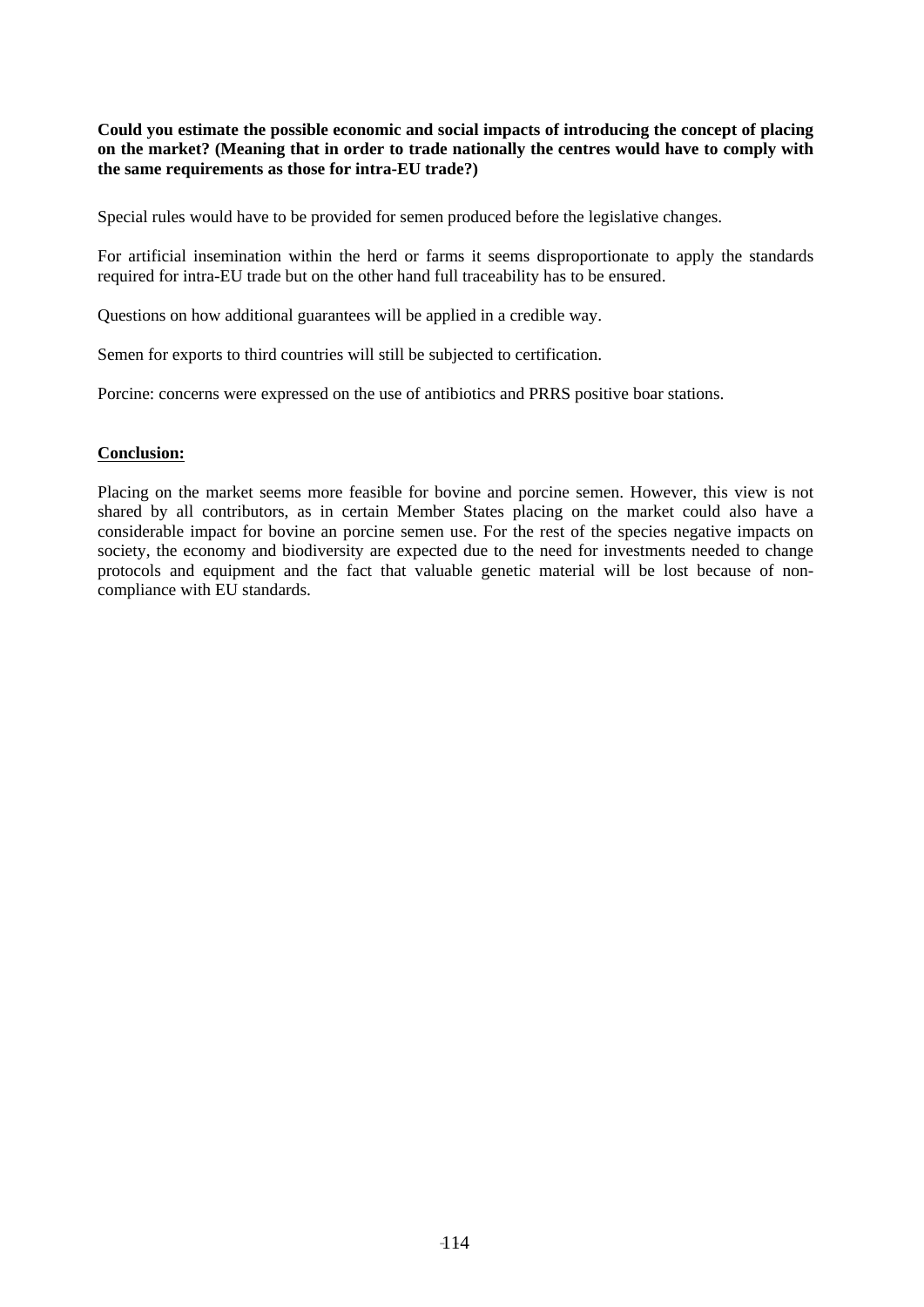**Could you estimate the possible economic and social impacts of introducing the concept of placing on the market? (Meaning that in order to trade nationally the centres would have to comply with the same requirements as those for intra-EU trade?)**

Special rules would have to be provided for semen produced before the legislative changes.

For artificial insemination within the herd or farms it seems disproportionate to apply the standards required for intra-EU trade but on the other hand full traceability has to be ensured.

Questions on how additional guarantees will be applied in a credible way.

Semen for exports to third countries will still be subjected to certification.

Porcine: concerns were expressed on the use of antibiotics and PRRS positive boar stations.

**Conclusion:**

Placing on the market seems more feasible for bovine and porcine semen. However, this view is not shared by all contributors, as in certain Member States placing on the market could also have a considerable impact for bovine an porcine semen use. For the rest of the species negative impacts on society, the economy and biodiversity are expected due to the need for investments needed to change protocols and equipment and the fact that valuable genetic material will be lost because of non-compliance with EU standards.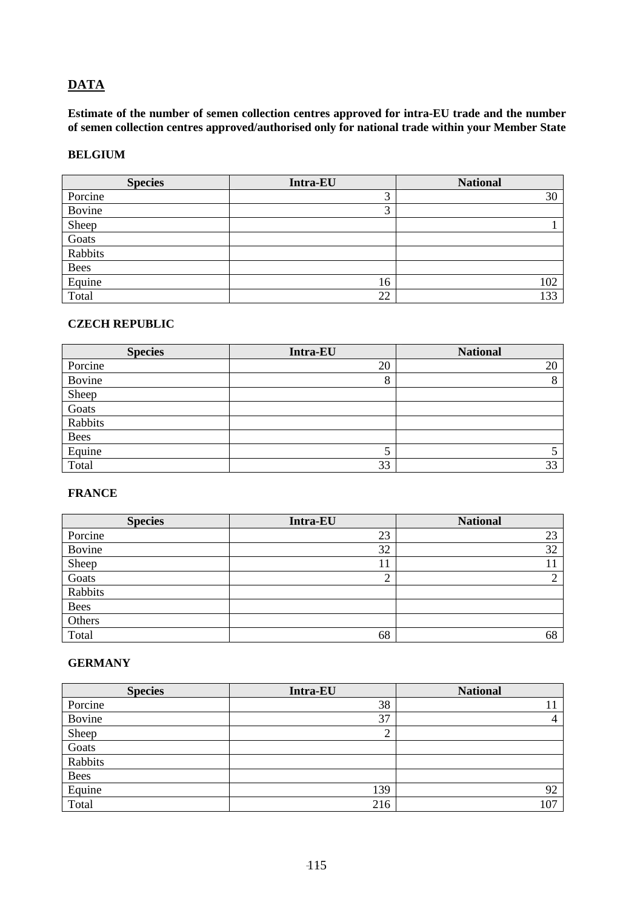## DATA

**Estimate of the number of semen collection centres approved for intra-EU trade and the number of semen collection centres approved/authorised only for national trade within your Member State**

### BELGIUM

| Species | Intra-EU | National |
|---|---|---|
| Porcine | 3 | 30 |
| Bovine | 3 | |
| Sheep | | 1 |
| Goats | | |
| Rabbits | | |
| Bees | | |
| Equine | 16 | 102 |
| Total | 22 | 133 |

### CZECH REPUBLIC

| Species | Intra-EU | National |
|---|---|---|
| Porcine | 20 | 20 |
| Bovine | 8 | 8 |
| Sheep | | |
| Goats | | |
| Rabbits | | |
| Bees | | |
| Equine | 5 | 5 |
| Total | 33 | 33 |

### FRANCE

| Species | Intra-EU | National |
|---|---|---|
| Porcine | 23 | 23 |
| Bovine | 32 | 32 |
| Sheep | 11 | 11 |
| Goats | 2 | 2 |
| Rabbits | | |
| Bees | | |
| Others | | |
| Total | 68 | 68 |

### GERMANY

| Species | Intra-EU | National |
|---|---|---|
| Porcine | 38 | 11 |
| Bovine | 37 | 4 |
| Sheep | 2 | |
| Goats | | |
| Rabbits | | |
| Bees | | |
| Equine | 139 | 92 |
| Total | 216 | 107 |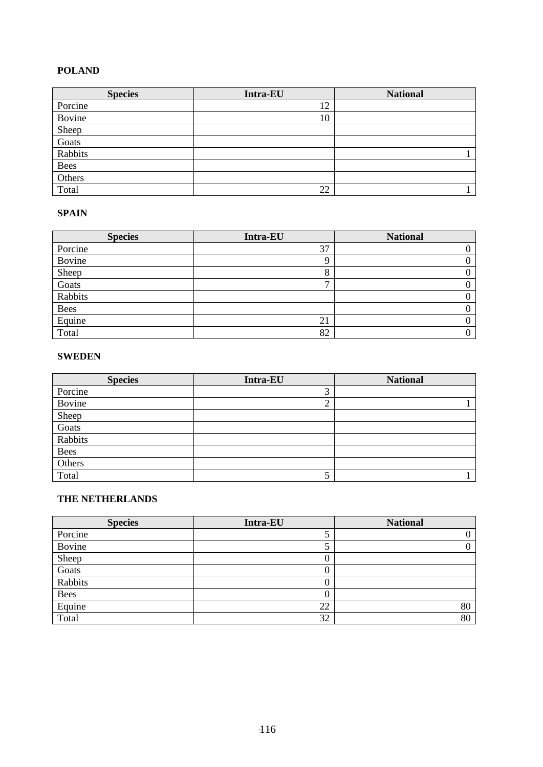**POLAND**

| Species | Intra-EU | National |
|---|---|---|
| Porcine | 12 | |
| Bovine | 10 | |
| Sheep | | |
| Goats | | |
| Rabbits | | 1 |
| Bees | | |
| Others | | |
| Total | 22 | 1 |

**SPAIN**

| Species | Intra-EU | National |
|---|---|---|
| Porcine | 37 | 0 |
| Bovine | 9 | 0 |
| Sheep | 8 | 0 |
| Goats | 7 | 0 |
| Rabbits | | 0 |
| Bees | | 0 |
| Equine | 21 | 0 |
| Total | 82 | 0 |

**SWEDEN**

| Species | Intra-EU | National |
|---|---|---|
| Porcine | 3 | |
| Bovine | 2 | 1 |
| Sheep | | |
| Goats | | |
| Rabbits | | |
| Bees | | |
| Others | | |
| Total | 5 | 1 |

**THE NETHERLANDS**

| Species | Intra-EU | National |
|---|---|---|
| Porcine | 5 | 0 |
| Bovine | 5 | 0 |
| Sheep | 0 | |
| Goats | 0 | |
| Rabbits | 0 | |
| Bees | 0 | |
| Equine | 22 | 80 |
| Total | 32 | 80 |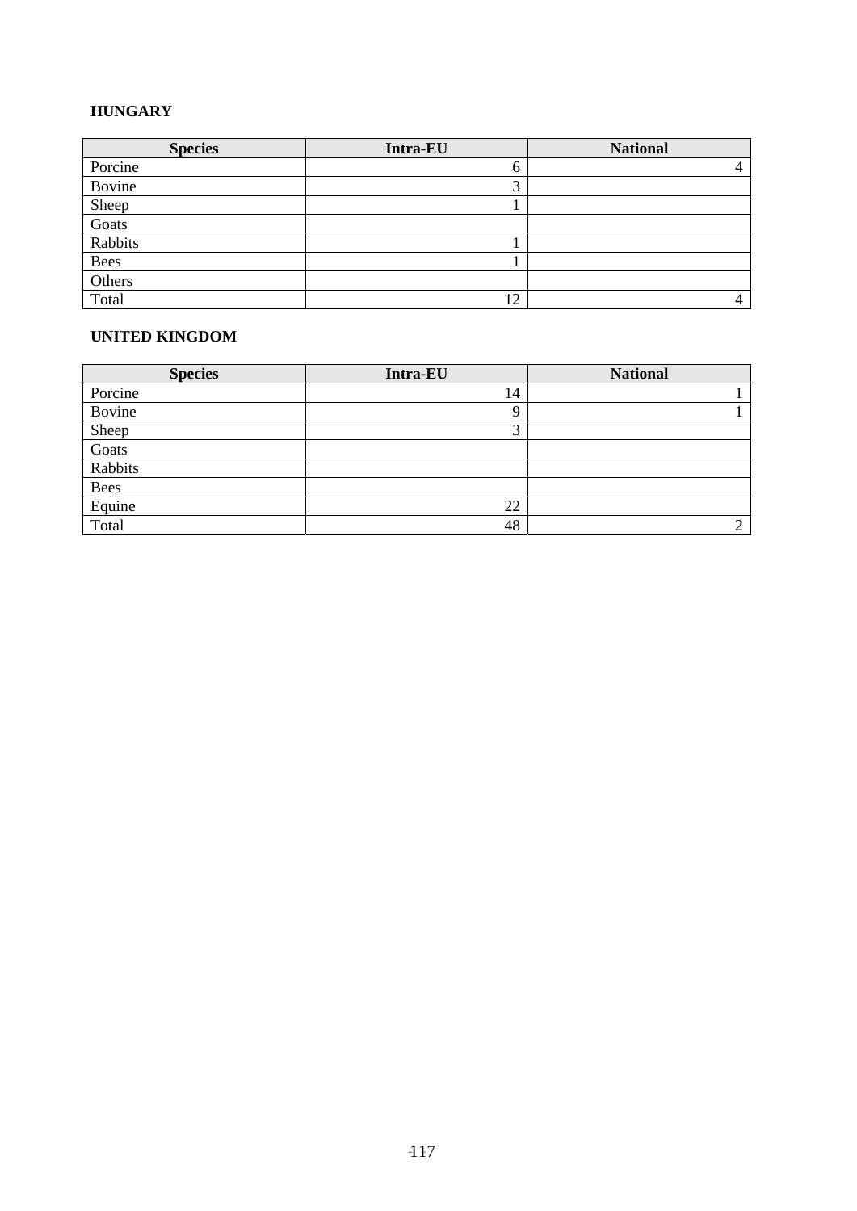**HUNGARY**

| Species | Intra-EU | National |
|---|---|---|
| Porcine | 6 | 4 |
| Bovine | 3 | |
| Sheep | 1 | |
| Goats | | |
| Rabbits | 1 | |
| Bees | 1 | |
| Others | | |
| Total | 12 | 4 |

**UNITED KINGDOM**

| Species | Intra-EU | National |
|---|---|---|
| Porcine | 14 | 1 |
| Bovine | 9 | 1 |
| Sheep | 3 | |
| Goats | | |
| Rabbits | | |
| Bees | | |
| Equine | 22 | |
| Total | 48 | 2 |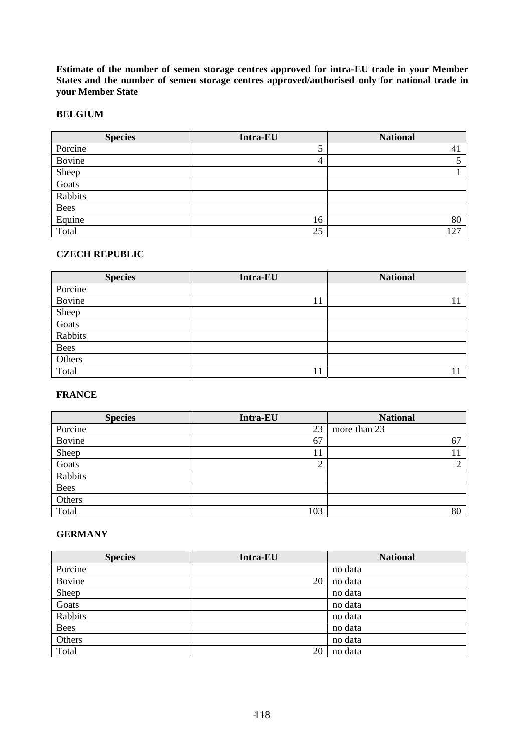**Estimate of the number of semen storage centres approved for intra-EU trade in your Member States and the number of semen storage centres approved/authorised only for national trade in your Member State**

**BELGIUM**

| Species | Intra-EU | National |
|---|---|---|
| Porcine | 5 | 41 |
| Bovine | 4 | 5 |
| Sheep | | 1 |
| Goats | | |
| Rabbits | | |
| Bees | | |
| Equine | 16 | 80 |
| Total | 25 | 127 |

**CZECH REPUBLIC**

| Species | Intra-EU | National |
|---|---|---|
| Porcine | | |
| Bovine | 11 | 11 |
| Sheep | | |
| Goats | | |
| Rabbits | | |
| Bees | | |
| Others | | |
| Total | 11 | 11 |

**FRANCE**

| Species | Intra-EU | National |
|---|---|---|
| Porcine | 23 | more than 23 |
| Bovine | 67 | 67 |
| Sheep | 11 | 11 |
| Goats | 2 | 2 |
| Rabbits | | |
| Bees | | |
| Others | | |
| Total | 103 | 80 |

**GERMANY**

| Species | Intra-EU | National |
|---|---|---|
| Porcine | | no data |
| Bovine | 20 | no data |
| Sheep | | no data |
| Goats | | no data |
| Rabbits | | no data |
| Bees | | no data |
| Others | | no data |
| Total | 20 | no data |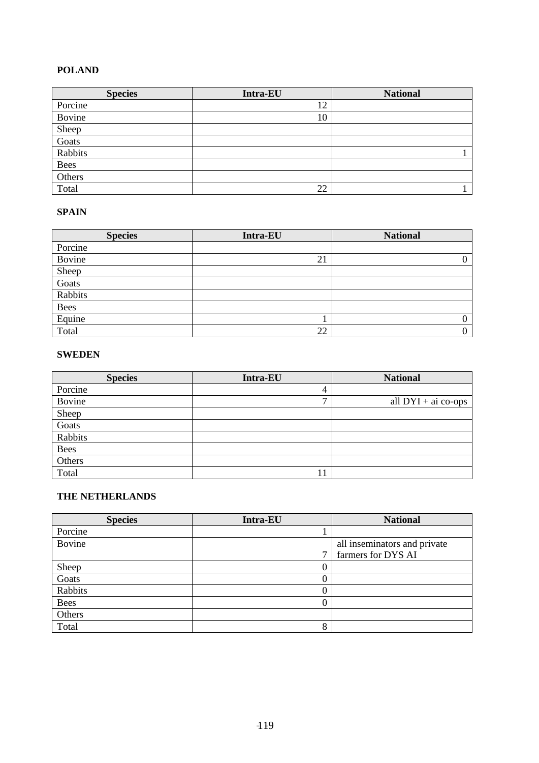**POLAND**

| Species | Intra-EU | National |
|---|---|---|
| Porcine | 12 | |
| Bovine | 10 | |
| Sheep | | |
| Goats | | |
| Rabbits | | 1 |
| Bees | | |
| Others | | |
| Total | 22 | 1 |

**SPAIN**

| Species | Intra-EU | National |
|---|---|---|
| Porcine | | |
| Bovine | 21 | 0 |
| Sheep | | |
| Goats | | |
| Rabbits | | |
| Bees | | |
| Equine | 1 | 0 |
| Total | 22 | 0 |

**SWEDEN**

| Species | Intra-EU | National |
|---|---|---|
| Porcine | 4 | |
| Bovine | 7 | all DYI + ai co-ops |
| Sheep | | |
| Goats | | |
| Rabbits | | |
| Bees | | |
| Others | | |
| Total | 11 | |

**THE NETHERLANDS**

| Species | Intra-EU | National |
|---|---|---|
| Porcine | 1 | |
| Bovine | 7 | all inseminators and private farmers for DYS AI |
| Sheep | 0 | |
| Goats | 0 | |
| Rabbits | 0 | |
| Bees | 0 | |
| Others | | |
| Total | 8 | |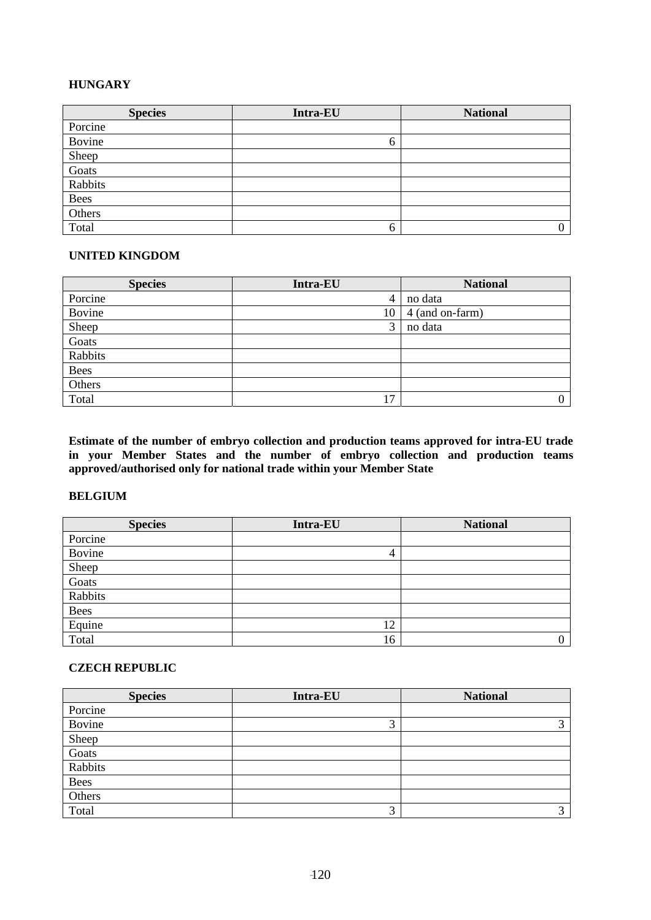**HUNGARY**

| Species | Intra-EU | National |
|---|---|---|
| Porcine | | |
| Bovine | 6 | |
| Sheep | | |
| Goats | | |
| Rabbits | | |
| Bees | | |
| Others | | |
| Total | 6 | 0 |

**UNITED KINGDOM**

| Species | Intra-EU | National |
|---|---|---|
| Porcine | 4 | no data |
| Bovine | 10 | 4 (and on-farm) |
| Sheep | 3 | no data |
| Goats | | |
| Rabbits | | |
| Bees | | |
| Others | | |
| Total | 17 | 0 |

**Estimate of the number of embryo collection and production teams approved for intra-EU trade in your Member States and the number of embryo collection and production teams approved/authorised only for national trade within your Member State**

**BELGIUM**

| Species | Intra-EU | National |
|---|---|---|
| Porcine | | |
| Bovine | 4 | |
| Sheep | | |
| Goats | | |
| Rabbits | | |
| Bees | | |
| Equine | 12 | |
| Total | 16 | 0 |

**CZECH REPUBLIC**

| Species | Intra-EU | National |
|---|---|---|
| Porcine | | |
| Bovine | 3 | 3 |
| Sheep | | |
| Goats | | |
| Rabbits | | |
| Bees | | |
| Others | | |
| Total | 3 | 3 |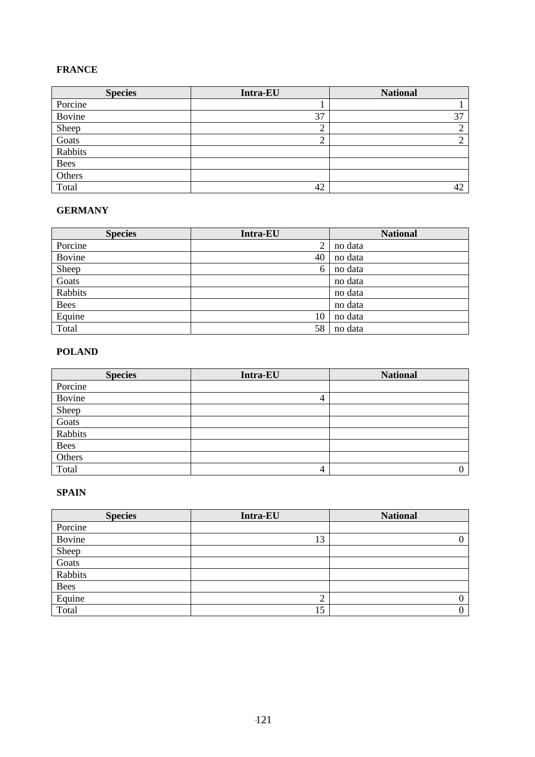**FRANCE**

| Species | Intra-EU | National |
|---|---|---|
| Porcine | 1 | 1 |
| Bovine | 37 | 37 |
| Sheep | 2 | 2 |
| Goats | 2 | 2 |
| Rabbits | | |
| Bees | | |
| Others | | |
| Total | 42 | 42 |

**GERMANY**

| Species | Intra-EU | National |
|---|---|---|
| Porcine | 2 | no data |
| Bovine | 40 | no data |
| Sheep | 6 | no data |
| Goats | | no data |
| Rabbits | | no data |
| Bees | | no data |
| Equine | 10 | no data |
| Total | 58 | no data |

**POLAND**

| Species | Intra-EU | National |
|---|---|---|
| Porcine | | |
| Bovine | 4 | |
| Sheep | | |
| Goats | | |
| Rabbits | | |
| Bees | | |
| Others | | |
| Total | 4 | 0 |

**SPAIN**

| Species | Intra-EU | National |
|---|---|---|
| Porcine | | |
| Bovine | 13 | 0 |
| Sheep | | |
| Goats | | |
| Rabbits | | |
| Bees | | |
| Equine | 2 | 0 |
| Total | 15 | 0 |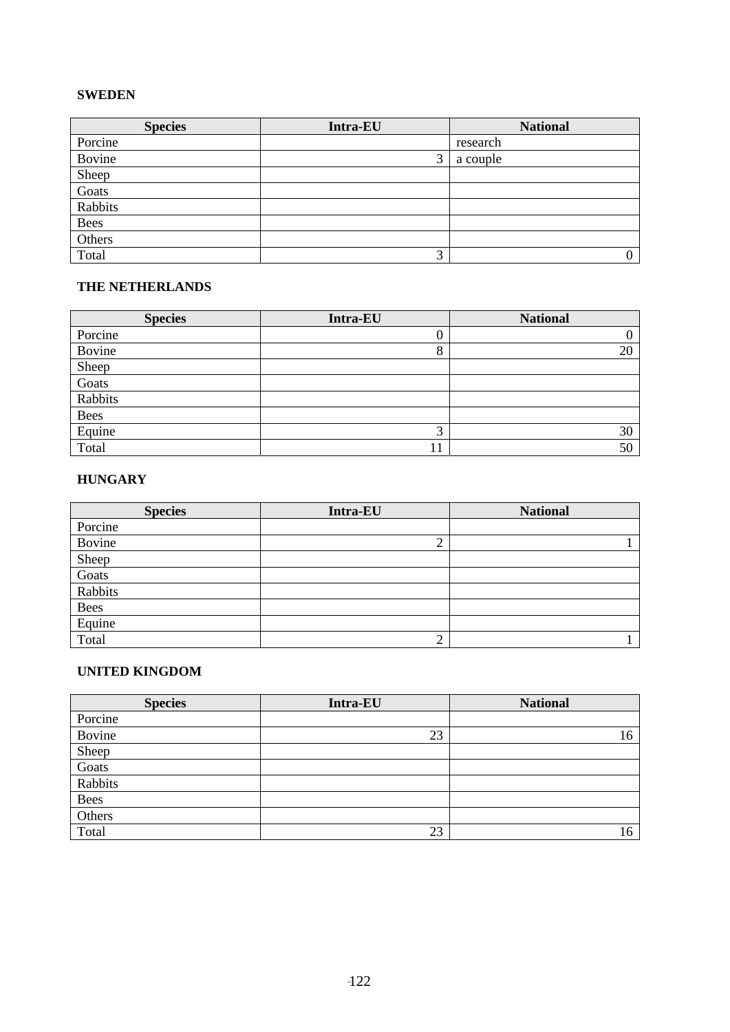**SWEDEN**

| Species | Intra-EU | National |
|---|---|---|
| Porcine | | research |
| Bovine | 3 | a couple |
| Sheep | | |
| Goats | | |
| Rabbits | | |
| Bees | | |
| Others | | |
| Total | 3 | 0 |

**THE NETHERLANDS**

| Species | Intra-EU | National |
|---|---|---|
| Porcine | 0 | 0 |
| Bovine | 8 | 20 |
| Sheep | | |
| Goats | | |
| Rabbits | | |
| Bees | | |
| Equine | 3 | 30 |
| Total | 11 | 50 |

**HUNGARY**

| Species | Intra-EU | National |
|---|---|---|
| Porcine | | |
| Bovine | 2 | 1 |
| Sheep | | |
| Goats | | |
| Rabbits | | |
| Bees | | |
| Equine | | |
| Total | 2 | 1 |

**UNITED KINGDOM**

| Species | Intra-EU | National |
|---|---|---|
| Porcine | | |
| Bovine | 23 | 16 |
| Sheep | | |
| Goats | | |
| Rabbits | | |
| Bees | | |
| Others | | |
| Total | 23 | 16 |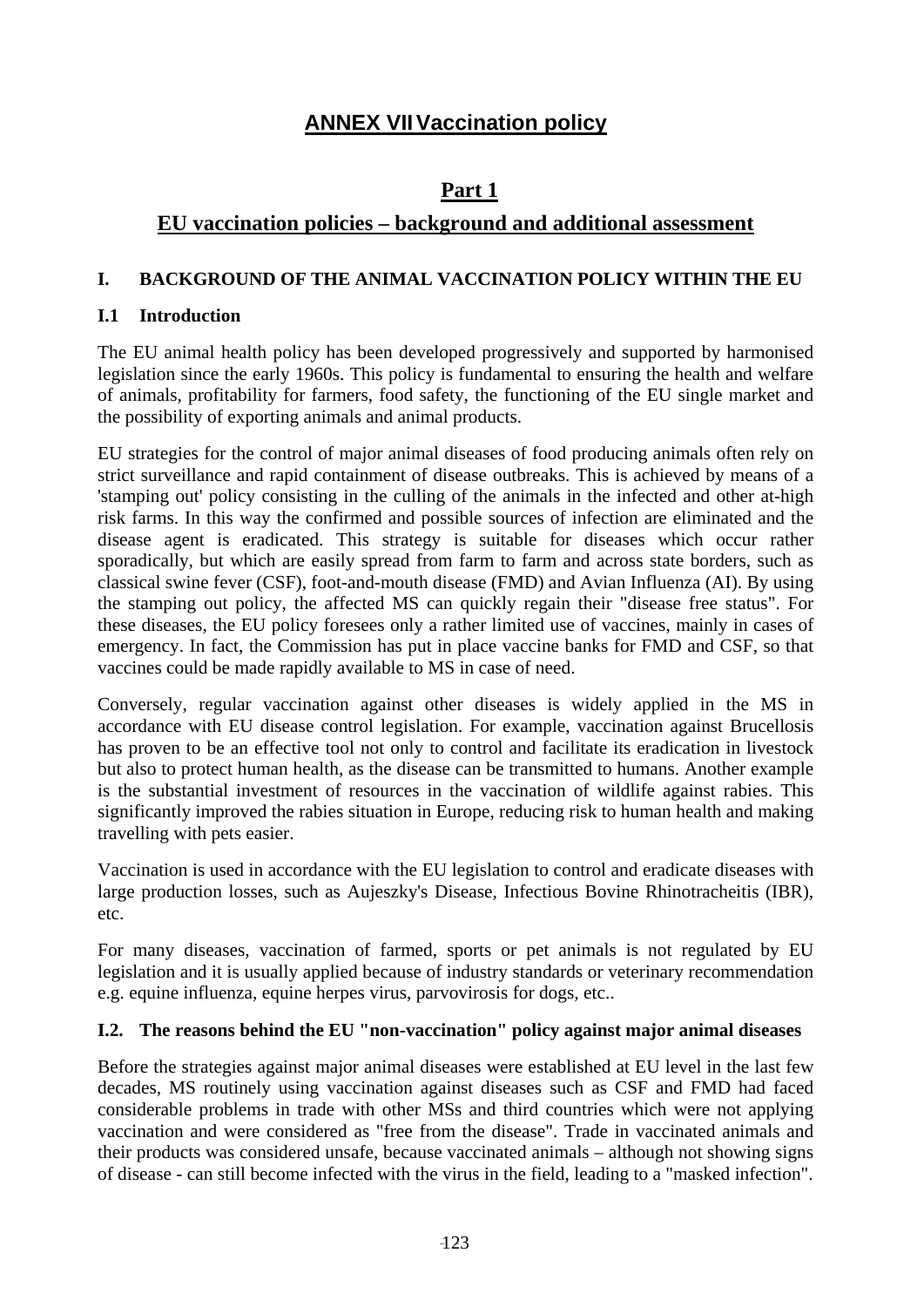# ANNEX VII Vaccination policy

## Part 1

## EU vaccination policies – background and additional assessment

### I. BACKGROUND OF THE ANIMAL VACCINATION POLICY WITHIN THE EU

#### I.1 Introduction

The EU animal health policy has been developed progressively and supported by harmonised legislation since the early 1960s. This policy is fundamental to ensuring the health and welfare of animals, profitability for farmers, food safety, the functioning of the EU single market and the possibility of exporting animals and animal products.

EU strategies for the control of major animal diseases of food producing animals often rely on strict surveillance and rapid containment of disease outbreaks. This is achieved by means of a 'stamping out' policy consisting in the culling of the animals in the infected and other at-high risk farms. In this way the confirmed and possible sources of infection are eliminated and the disease agent is eradicated. This strategy is suitable for diseases which occur rather sporadically, but which are easily spread from farm to farm and across state borders, such as classical swine fever (CSF), foot-and-mouth disease (FMD) and Avian Influenza (AI). By using the stamping out policy, the affected MS can quickly regain their "disease free status". For these diseases, the EU policy foresees only a rather limited use of vaccines, mainly in cases of emergency. In fact, the Commission has put in place vaccine banks for FMD and CSF, so that vaccines could be made rapidly available to MS in case of need.

Conversely, regular vaccination against other diseases is widely applied in the MS in accordance with EU disease control legislation. For example, vaccination against Brucellosis has proven to be an effective tool not only to control and facilitate its eradication in livestock but also to protect human health, as the disease can be transmitted to humans. Another example is the substantial investment of resources in the vaccination of wildlife against rabies. This significantly improved the rabies situation in Europe, reducing risk to human health and making travelling with pets easier.

Vaccination is used in accordance with the EU legislation to control and eradicate diseases with large production losses, such as Aujeszky's Disease, Infectious Bovine Rhinotracheitis (IBR), etc.

For many diseases, vaccination of farmed, sports or pet animals is not regulated by EU legislation and it is usually applied because of industry standards or veterinary recommendation e.g. equine influenza, equine herpes virus, parvovirosis for dogs, etc..

#### I.2. The reasons behind the EU "non-vaccination" policy against major animal diseases

Before the strategies against major animal diseases were established at EU level in the last few decades, MS routinely using vaccination against diseases such as CSF and FMD had faced considerable problems in trade with other MSs and third countries which were not applying vaccination and were considered as "free from the disease". Trade in vaccinated animals and their products was considered unsafe, because vaccinated animals – although not showing signs of disease - can still become infected with the virus in the field, leading to a "masked infection".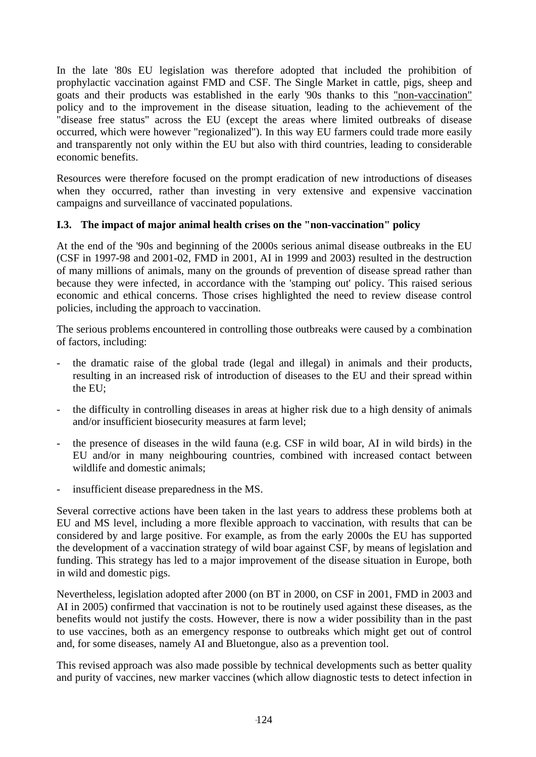In the late '80s EU legislation was therefore adopted that included the prohibition of prophylactic vaccination against FMD and CSF. The Single Market in cattle, pigs, sheep and goats and their products was established in the early '90s thanks to this "non-vaccination" policy and to the improvement in the disease situation, leading to the achievement of the "disease free status" across the EU (except the areas where limited outbreaks of disease occurred, which were however "regionalized"). In this way EU farmers could trade more easily and transparently not only within the EU but also with third countries, leading to considerable economic benefits.

Resources were therefore focused on the prompt eradication of new introductions of diseases when they occurred, rather than investing in very extensive and expensive vaccination campaigns and surveillance of vaccinated populations.

### I.3. The impact of major animal health crises on the "non-vaccination" policy

At the end of the '90s and beginning of the 2000s serious animal disease outbreaks in the EU (CSF in 1997-98 and 2001-02, FMD in 2001, AI in 1999 and 2003) resulted in the destruction of many millions of animals, many on the grounds of prevention of disease spread rather than because they were infected, in accordance with the 'stamping out' policy. This raised serious economic and ethical concerns. Those crises highlighted the need to review disease control policies, including the approach to vaccination.

The serious problems encountered in controlling those outbreaks were caused by a combination of factors, including:

- the dramatic raise of the global trade (legal and illegal) in animals and their products, resulting in an increased risk of introduction of diseases to the EU and their spread within the EU;
- the difficulty in controlling diseases in areas at higher risk due to a high density of animals and/or insufficient biosecurity measures at farm level;
- the presence of diseases in the wild fauna (e.g. CSF in wild boar, AI in wild birds) in the EU and/or in many neighbouring countries, combined with increased contact between wildlife and domestic animals;
- insufficient disease preparedness in the MS.

Several corrective actions have been taken in the last years to address these problems both at EU and MS level, including a more flexible approach to vaccination, with results that can be considered by and large positive. For example, as from the early 2000s the EU has supported the development of a vaccination strategy of wild boar against CSF, by means of legislation and funding. This strategy has led to a major improvement of the disease situation in Europe, both in wild and domestic pigs.

Nevertheless, legislation adopted after 2000 (on BT in 2000, on CSF in 2001, FMD in 2003 and AI in 2005) confirmed that vaccination is not to be routinely used against these diseases, as the benefits would not justify the costs. However, there is now a wider possibility than in the past to use vaccines, both as an emergency response to outbreaks which might get out of control and, for some diseases, namely AI and Bluetongue, also as a prevention tool.

This revised approach was also made possible by technical developments such as better quality and purity of vaccines, new marker vaccines (which allow diagnostic tests to detect infection in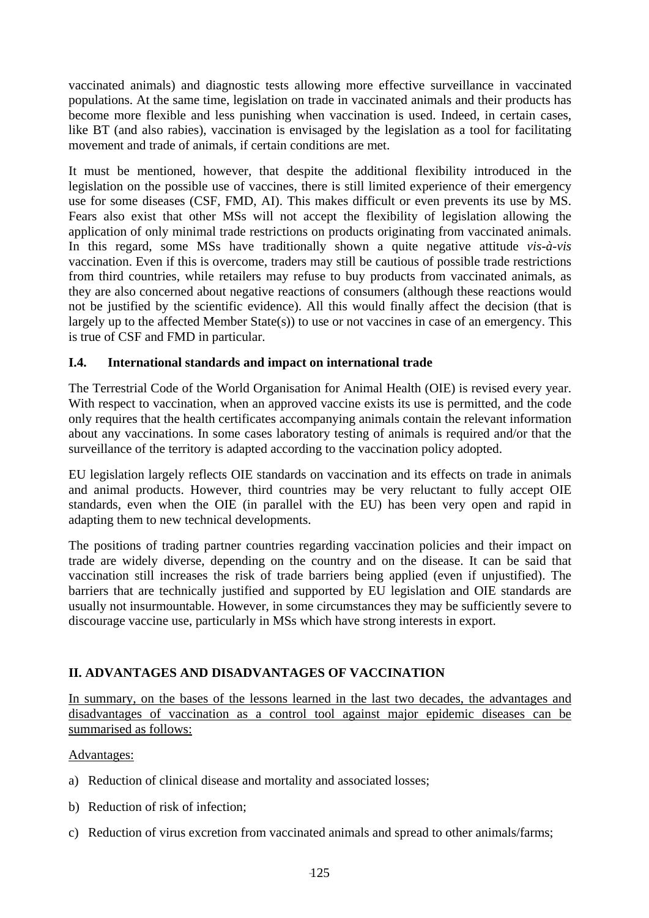vaccinated animals) and diagnostic tests allowing more effective surveillance in vaccinated populations. At the same time, legislation on trade in vaccinated animals and their products has become more flexible and less punishing when vaccination is used. Indeed, in certain cases, like BT (and also rabies), vaccination is envisaged by the legislation as a tool for facilitating movement and trade of animals, if certain conditions are met.

It must be mentioned, however, that despite the additional flexibility introduced in the legislation on the possible use of vaccines, there is still limited experience of their emergency use for some diseases (CSF, FMD, AI). This makes difficult or even prevents its use by MS. Fears also exist that other MSs will not accept the flexibility of legislation allowing the application of only minimal trade restrictions on products originating from vaccinated animals. In this regard, some MSs have traditionally shown a quite negative attitude *vis-à-vis* vaccination. Even if this is overcome, traders may still be cautious of possible trade restrictions from third countries, while retailers may refuse to buy products from vaccinated animals, as they are also concerned about negative reactions of consumers (although these reactions would not be justified by the scientific evidence). All this would finally affect the decision (that is largely up to the affected Member State(s)) to use or not vaccines in case of an emergency. This is true of CSF and FMD in particular.

### I.4. International standards and impact on international trade

The Terrestrial Code of the World Organisation for Animal Health (OIE) is revised every year. With respect to vaccination, when an approved vaccine exists its use is permitted, and the code only requires that the health certificates accompanying animals contain the relevant information about any vaccinations. In some cases laboratory testing of animals is required and/or that the surveillance of the territory is adapted according to the vaccination policy adopted.

EU legislation largely reflects OIE standards on vaccination and its effects on trade in animals and animal products. However, third countries may be very reluctant to fully accept OIE standards, even when the OIE (in parallel with the EU) has been very open and rapid in adapting them to new technical developments.

The positions of trading partner countries regarding vaccination policies and their impact on trade are widely diverse, depending on the country and on the disease. It can be said that vaccination still increases the risk of trade barriers being applied (even if unjustified). The barriers that are technically justified and supported by EU legislation and OIE standards are usually not insurmountable. However, in some circumstances they may be sufficiently severe to discourage vaccine use, particularly in MSs which have strong interests in export.

## II. ADVANTAGES AND DISADVANTAGES OF VACCINATION

<u>In summary, on the bases of the lessons learned in the last two decades, the advantages and disadvantages of vaccination as a control tool against major epidemic diseases can be summarised as follows:</u>

<u>Advantages:</u>

a) Reduction of clinical disease and mortality and associated losses;

b) Reduction of risk of infection;

c) Reduction of virus excretion from vaccinated animals and spread to other animals/farms;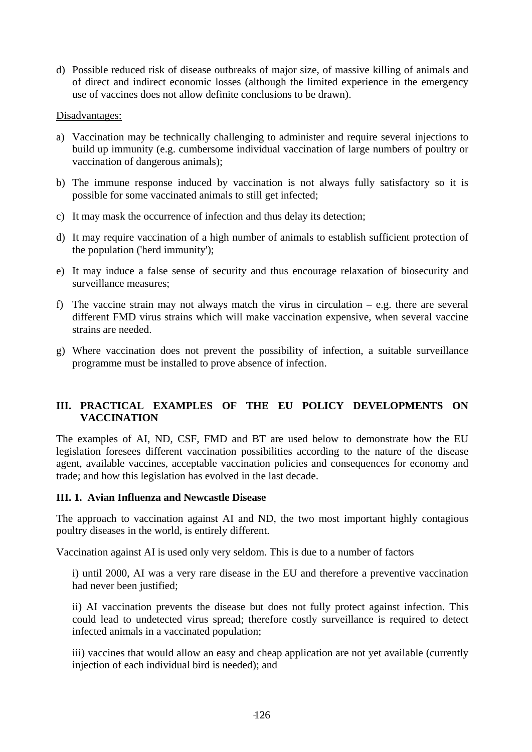d) Possible reduced risk of disease outbreaks of major size, of massive killing of animals and of direct and indirect economic losses (although the limited experience in the emergency use of vaccines does not allow definite conclusions to be drawn).

Disadvantages:

a) Vaccination may be technically challenging to administer and require several injections to build up immunity (e.g. cumbersome individual vaccination of large numbers of poultry or vaccination of dangerous animals);

b) The immune response induced by vaccination is not always fully satisfactory so it is possible for some vaccinated animals to still get infected;

c) It may mask the occurrence of infection and thus delay its detection;

d) It may require vaccination of a high number of animals to establish sufficient protection of the population ('herd immunity');

e) It may induce a false sense of security and thus encourage relaxation of biosecurity and surveillance measures;

f) The vaccine strain may not always match the virus in circulation – e.g. there are several different FMD virus strains which will make vaccination expensive, when several vaccine strains are needed.

g) Where vaccination does not prevent the possibility of infection, a suitable surveillance programme must be installed to prove absence of infection.

## III. PRACTICAL EXAMPLES OF THE EU POLICY DEVELOPMENTS ON VACCINATION

The examples of AI, ND, CSF, FMD and BT are used below to demonstrate how the EU legislation foresees different vaccination possibilities according to the nature of the disease agent, available vaccines, acceptable vaccination policies and consequences for economy and trade; and how this legislation has evolved in the last decade.

### III. 1. Avian Influenza and Newcastle Disease

The approach to vaccination against AI and ND, the two most important highly contagious poultry diseases in the world, is entirely different.

Vaccination against AI is used only very seldom. This is due to a number of factors

i) until 2000, AI was a very rare disease in the EU and therefore a preventive vaccination had never been justified;

ii) AI vaccination prevents the disease but does not fully protect against infection. This could lead to undetected virus spread; therefore costly surveillance is required to detect infected animals in a vaccinated population;

iii) vaccines that would allow an easy and cheap application are not yet available (currently injection of each individual bird is needed); and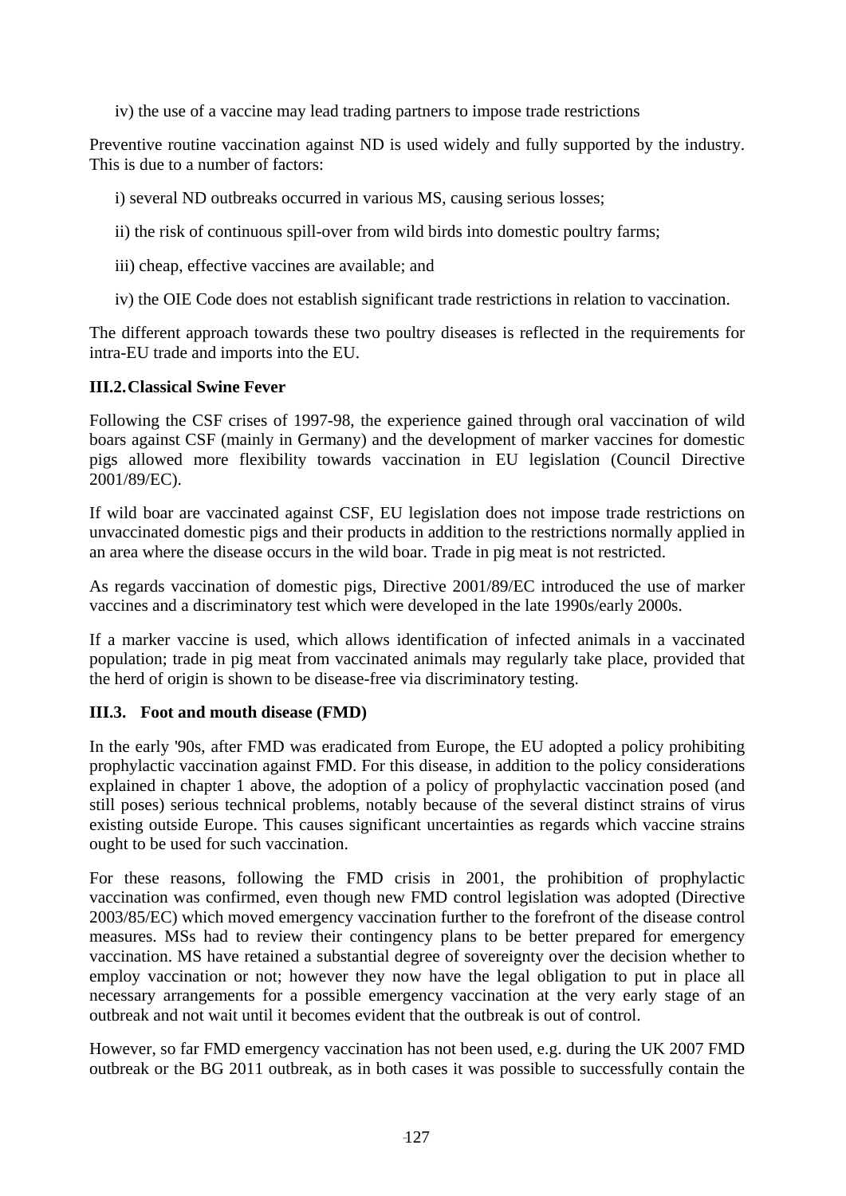iv) the use of a vaccine may lead trading partners to impose trade restrictions

Preventive routine vaccination against ND is used widely and fully supported by the industry. This is due to a number of factors:

i) several ND outbreaks occurred in various MS, causing serious losses;

ii) the risk of continuous spill-over from wild birds into domestic poultry farms;

iii) cheap, effective vaccines are available; and

iv) the OIE Code does not establish significant trade restrictions in relation to vaccination.

The different approach towards these two poultry diseases is reflected in the requirements for intra-EU trade and imports into the EU.

### III.2. Classical Swine Fever

Following the CSF crises of 1997-98, the experience gained through oral vaccination of wild boars against CSF (mainly in Germany) and the development of marker vaccines for domestic pigs allowed more flexibility towards vaccination in EU legislation (Council Directive 2001/89/EC).

If wild boar are vaccinated against CSF, EU legislation does not impose trade restrictions on unvaccinated domestic pigs and their products in addition to the restrictions normally applied in an area where the disease occurs in the wild boar. Trade in pig meat is not restricted.

As regards vaccination of domestic pigs, Directive 2001/89/EC introduced the use of marker vaccines and a discriminatory test which were developed in the late 1990s/early 2000s.

If a marker vaccine is used, which allows identification of infected animals in a vaccinated population; trade in pig meat from vaccinated animals may regularly take place, provided that the herd of origin is shown to be disease-free via discriminatory testing.

### III.3. Foot and mouth disease (FMD)

In the early '90s, after FMD was eradicated from Europe, the EU adopted a policy prohibiting prophylactic vaccination against FMD. For this disease, in addition to the policy considerations explained in chapter 1 above, the adoption of a policy of prophylactic vaccination posed (and still poses) serious technical problems, notably because of the several distinct strains of virus existing outside Europe. This causes significant uncertainties as regards which vaccine strains ought to be used for such vaccination.

For these reasons, following the FMD crisis in 2001, the prohibition of prophylactic vaccination was confirmed, even though new FMD control legislation was adopted (Directive 2003/85/EC) which moved emergency vaccination further to the forefront of the disease control measures. MSs had to review their contingency plans to be better prepared for emergency vaccination. MS have retained a substantial degree of sovereignty over the decision whether to employ vaccination or not; however they now have the legal obligation to put in place all necessary arrangements for a possible emergency vaccination at the very early stage of an outbreak and not wait until it becomes evident that the outbreak is out of control.

However, so far FMD emergency vaccination has not been used, e.g. during the UK 2007 FMD outbreak or the BG 2011 outbreak, as in both cases it was possible to successfully contain the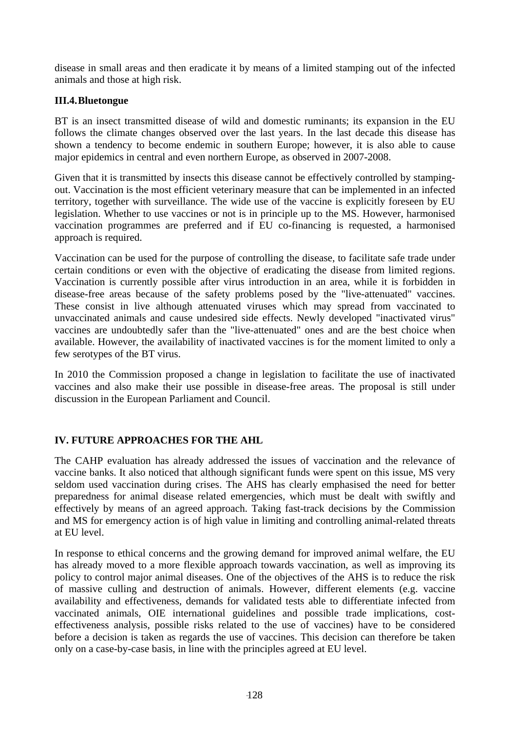disease in small areas and then eradicate it by means of a limited stamping out of the infected animals and those at high risk.

### III.4. Bluetongue

BT is an insect transmitted disease of wild and domestic ruminants; its expansion in the EU follows the climate changes observed over the last years. In the last decade this disease has shown a tendency to become endemic in southern Europe; however, it is also able to cause major epidemics in central and even northern Europe, as observed in 2007-2008.

Given that it is transmitted by insects this disease cannot be effectively controlled by stamping-out. Vaccination is the most efficient veterinary measure that can be implemented in an infected territory, together with surveillance. The wide use of the vaccine is explicitly foreseen by EU legislation. Whether to use vaccines or not is in principle up to the MS. However, harmonised vaccination programmes are preferred and if EU co-financing is requested, a harmonised approach is required.

Vaccination can be used for the purpose of controlling the disease, to facilitate safe trade under certain conditions or even with the objective of eradicating the disease from limited regions. Vaccination is currently possible after virus introduction in an area, while it is forbidden in disease-free areas because of the safety problems posed by the "live-attenuated" vaccines. These consist in live although attenuated viruses which may spread from vaccinated to unvaccinated animals and cause undesired side effects. Newly developed "inactivated virus" vaccines are undoubtedly safer than the "live-attenuated" ones and are the best choice when available. However, the availability of inactivated vaccines is for the moment limited to only a few serotypes of the BT virus.

In 2010 the Commission proposed a change in legislation to facilitate the use of inactivated vaccines and also make their use possible in disease-free areas. The proposal is still under discussion in the European Parliament and Council.

## IV. FUTURE APPROACHES FOR THE AHL

The CAHP evaluation has already addressed the issues of vaccination and the relevance of vaccine banks. It also noticed that although significant funds were spent on this issue, MS very seldom used vaccination during crises. The AHS has clearly emphasised the need for better preparedness for animal disease related emergencies, which must be dealt with swiftly and effectively by means of an agreed approach. Taking fast-track decisions by the Commission and MS for emergency action is of high value in limiting and controlling animal-related threats at EU level.

In response to ethical concerns and the growing demand for improved animal welfare, the EU has already moved to a more flexible approach towards vaccination, as well as improving its policy to control major animal diseases. One of the objectives of the AHS is to reduce the risk of massive culling and destruction of animals. However, different elements (e.g. vaccine availability and effectiveness, demands for validated tests able to differentiate infected from vaccinated animals, OIE international guidelines and possible trade implications, cost-effectiveness analysis, possible risks related to the use of vaccines) have to be considered before a decision is taken as regards the use of vaccines. This decision can therefore be taken only on a case-by-case basis, in line with the principles agreed at EU level.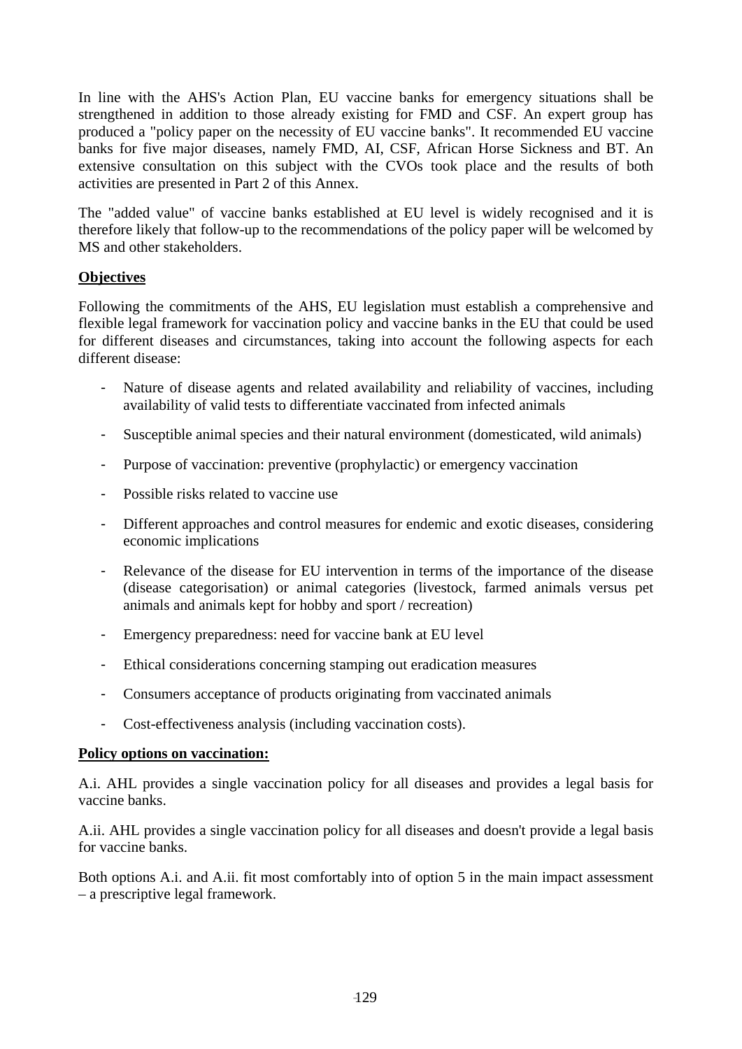In line with the AHS's Action Plan, EU vaccine banks for emergency situations shall be strengthened in addition to those already existing for FMD and CSF. An expert group has produced a "policy paper on the necessity of EU vaccine banks". It recommended EU vaccine banks for five major diseases, namely FMD, AI, CSF, African Horse Sickness and BT. An extensive consultation on this subject with the CVOs took place and the results of both activities are presented in Part 2 of this Annex.

The "added value" of vaccine banks established at EU level is widely recognised and it is therefore likely that follow-up to the recommendations of the policy paper will be welcomed by MS and other stakeholders.

**Objectives**

Following the commitments of the AHS, EU legislation must establish a comprehensive and flexible legal framework for vaccination policy and vaccine banks in the EU that could be used for different diseases and circumstances, taking into account the following aspects for each different disease:

- Nature of disease agents and related availability and reliability of vaccines, including availability of valid tests to differentiate vaccinated from infected animals
- Susceptible animal species and their natural environment (domesticated, wild animals)
- Purpose of vaccination: preventive (prophylactic) or emergency vaccination
- Possible risks related to vaccine use
- Different approaches and control measures for endemic and exotic diseases, considering economic implications
- Relevance of the disease for EU intervention in terms of the importance of the disease (disease categorisation) or animal categories (livestock, farmed animals versus pet animals and animals kept for hobby and sport / recreation)
- Emergency preparedness: need for vaccine bank at EU level
- Ethical considerations concerning stamping out eradication measures
- Consumers acceptance of products originating from vaccinated animals
- Cost-effectiveness analysis (including vaccination costs).

**Policy options on vaccination:**

A.i. AHL provides a single vaccination policy for all diseases and provides a legal basis for vaccine banks.

A.ii. AHL provides a single vaccination policy for all diseases and doesn't provide a legal basis for vaccine banks.

Both options A.i. and A.ii. fit most comfortably into of option 5 in the main impact assessment – a prescriptive legal framework.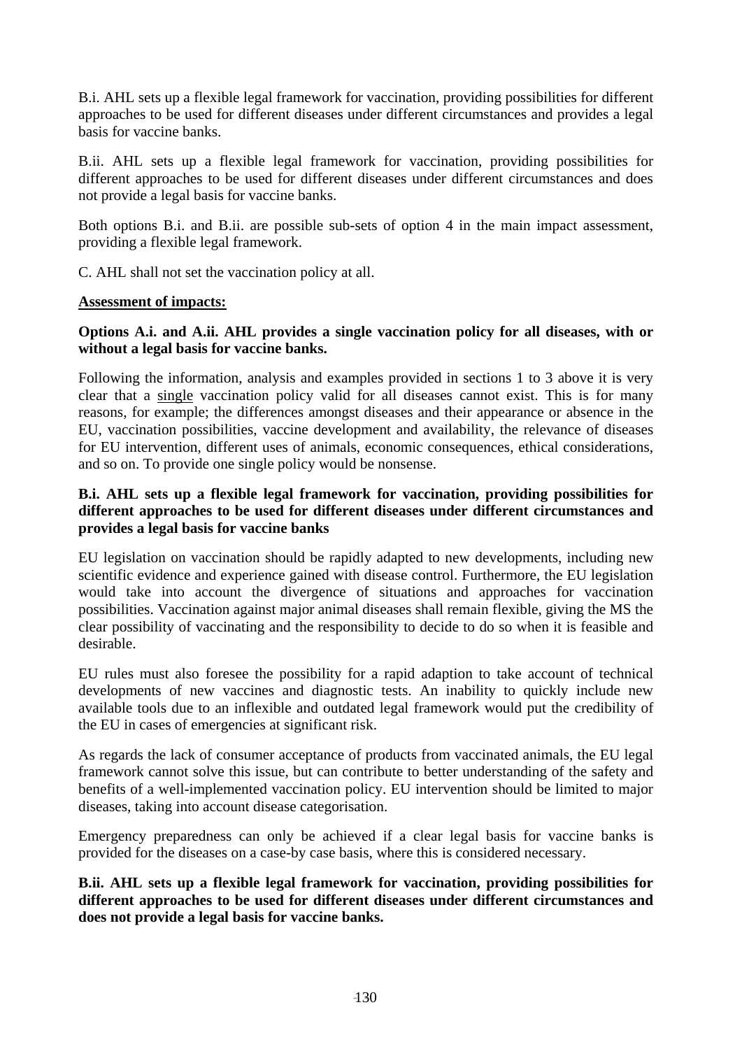B.i. AHL sets up a flexible legal framework for vaccination, providing possibilities for different approaches to be used for different diseases under different circumstances and provides a legal basis for vaccine banks.

B.ii. AHL sets up a flexible legal framework for vaccination, providing possibilities for different approaches to be used for different diseases under different circumstances and does not provide a legal basis for vaccine banks.

Both options B.i. and B.ii. are possible sub-sets of option 4 in the main impact assessment, providing a flexible legal framework.

C. AHL shall not set the vaccination policy at all.

**Assessment of impacts:**

**Options A.i. and A.ii. AHL provides a single vaccination policy for all diseases, with or without a legal basis for vaccine banks.**

Following the information, analysis and examples provided in sections 1 to 3 above it is very clear that a single vaccination policy valid for all diseases cannot exist. This is for many reasons, for example; the differences amongst diseases and their appearance or absence in the EU, vaccination possibilities, vaccine development and availability, the relevance of diseases for EU intervention, different uses of animals, economic consequences, ethical considerations, and so on. To provide one single policy would be nonsense.

**B.i. AHL sets up a flexible legal framework for vaccination, providing possibilities for different approaches to be used for different diseases under different circumstances and provides a legal basis for vaccine banks**

EU legislation on vaccination should be rapidly adapted to new developments, including new scientific evidence and experience gained with disease control. Furthermore, the EU legislation would take into account the divergence of situations and approaches for vaccination possibilities. Vaccination against major animal diseases shall remain flexible, giving the MS the clear possibility of vaccinating and the responsibility to decide to do so when it is feasible and desirable.

EU rules must also foresee the possibility for a rapid adaption to take account of technical developments of new vaccines and diagnostic tests. An inability to quickly include new available tools due to an inflexible and outdated legal framework would put the credibility of the EU in cases of emergencies at significant risk.

As regards the lack of consumer acceptance of products from vaccinated animals, the EU legal framework cannot solve this issue, but can contribute to better understanding of the safety and benefits of a well-implemented vaccination policy. EU intervention should be limited to major diseases, taking into account disease categorisation.

Emergency preparedness can only be achieved if a clear legal basis for vaccine banks is provided for the diseases on a case-by case basis, where this is considered necessary.

**B.ii. AHL sets up a flexible legal framework for vaccination, providing possibilities for different approaches to be used for different diseases under different circumstances and does not provide a legal basis for vaccine banks.**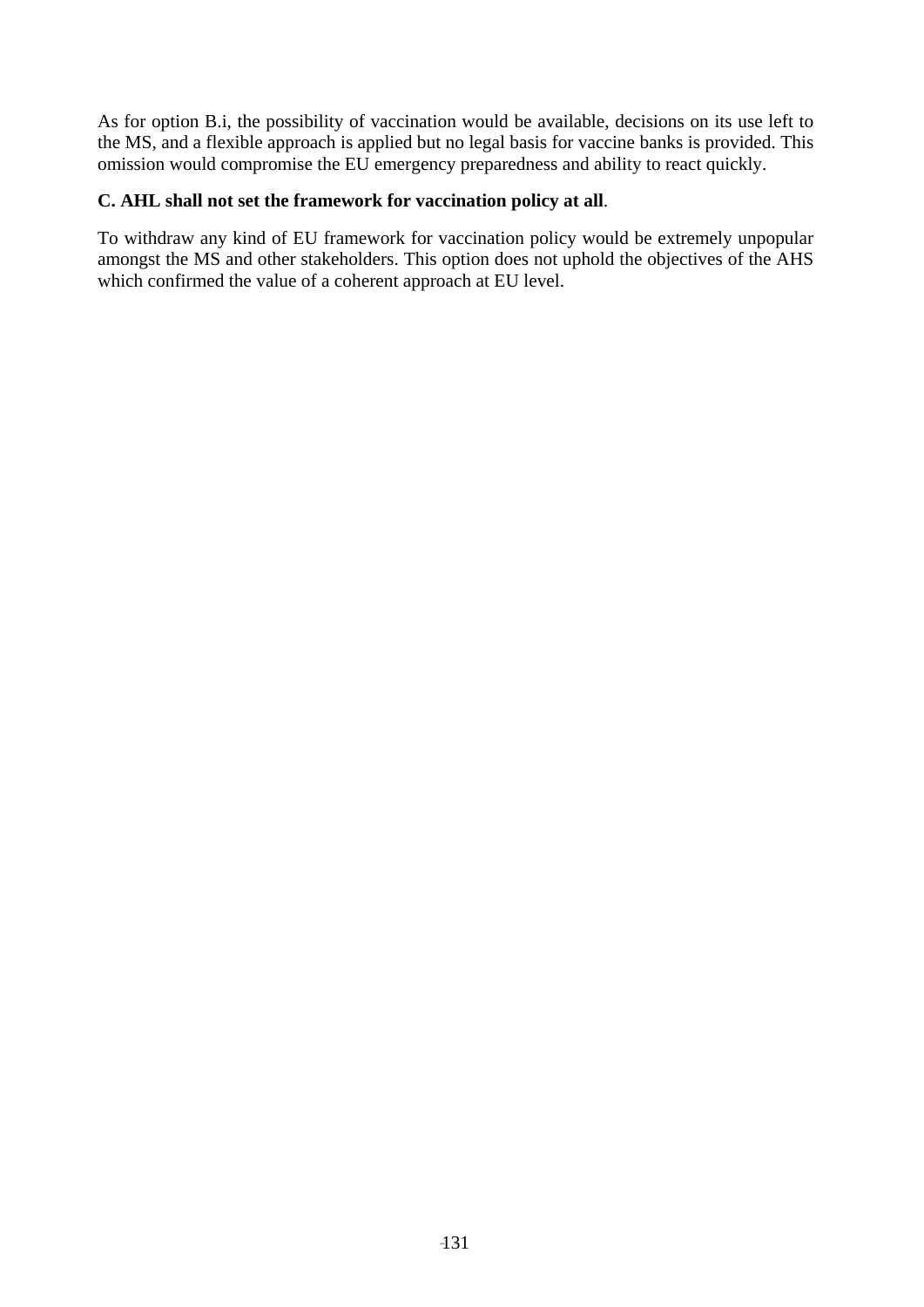As for option B.i, the possibility of vaccination would be available, decisions on its use left to the MS, and a flexible approach is applied but no legal basis for vaccine banks is provided. This omission would compromise the EU emergency preparedness and ability to react quickly.

**C. AHL shall not set the framework for vaccination policy at all**.

To withdraw any kind of EU framework for vaccination policy would be extremely unpopular amongst the MS and other stakeholders. This option does not uphold the objectives of the AHS which confirmed the value of a coherent approach at EU level.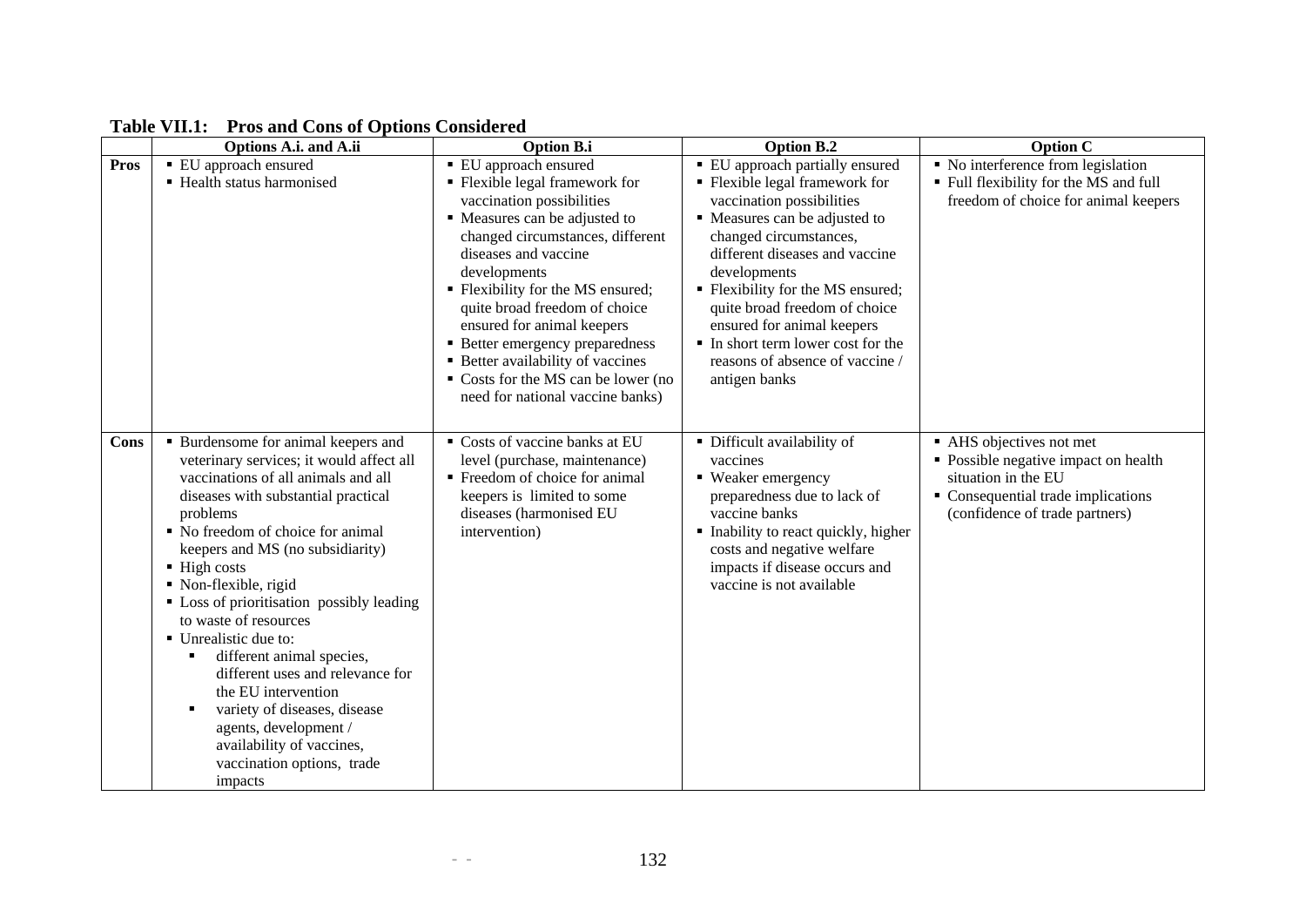**Table VII.1: Pros and Cons of Options Considered**

| | Options A.i. and A.ii | Option B.i | Option B.2 | Option C |
|---|---|---|---|---|
| **Pros** | ▪ EU approach ensured<br>▪ Health status harmonised | ▪ EU approach ensured<br>▪ Flexible legal framework for vaccination possibilities<br>▪ Measures can be adjusted to changed circumstances, different diseases and vaccine developments<br>▪ Flexibility for the MS ensured; quite broad freedom of choice ensured for animal keepers<br>▪ Better emergency preparedness<br>▪ Better availability of vaccines<br>▪ Costs for the MS can be lower (no need for national vaccine banks) | ▪ EU approach partially ensured<br>▪ Flexible legal framework for vaccination possibilities<br>▪ Measures can be adjusted to changed circumstances, different diseases and vaccine developments<br>▪ Flexibility for the MS ensured; quite broad freedom of choice ensured for animal keepers<br>▪ In short term lower cost for the reasons of absence of vaccine / antigen banks | ▪ No interference from legislation<br>▪ Full flexibility for the MS and full freedom of choice for animal keepers |
| **Cons** | ▪ Burdensome for animal keepers and veterinary services; it would affect all vaccinations of all animals and all diseases with substantial practical problems<br>▪ No freedom of choice for animal keepers and MS (no subsidiarity)<br>▪ High costs<br>▪ Non-flexible, rigid<br>▪ Loss of prioritisation possibly leading to waste of resources<br>▪ Unrealistic due to:<br>&nbsp;&nbsp;▪ different animal species, different uses and relevance for the EU intervention<br>&nbsp;&nbsp;▪ variety of diseases, disease agents, development / availability of vaccines, vaccination options, trade impacts | ▪ Costs of vaccine banks at EU level (purchase, maintenance)<br>▪ Freedom of choice for animal keepers is limited to some diseases (harmonised EU intervention) | ▪ Difficult availability of vaccines<br>▪ Weaker emergency preparedness due to lack of vaccine banks<br>▪ Inability to react quickly, higher costs and negative welfare impacts if disease occurs and vaccine is not available | ▪ AHS objectives not met<br>▪ Possible negative impact on health situation in the EU<br>▪ Consequential trade implications (confidence of trade partners) |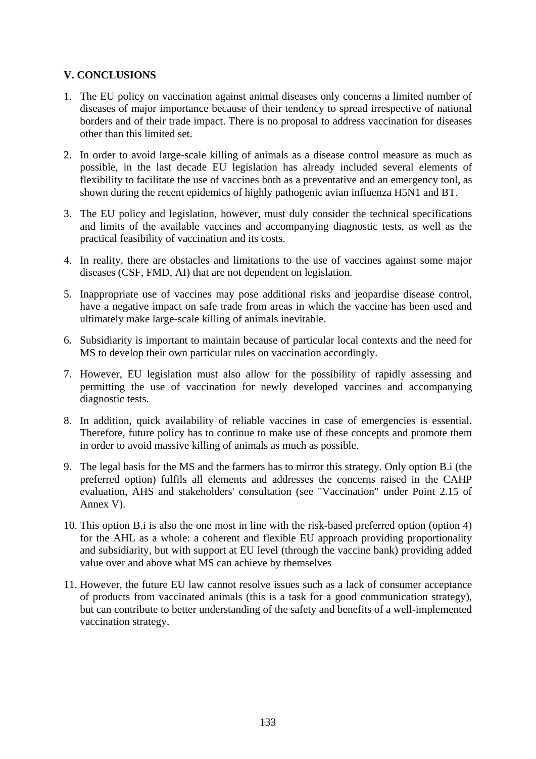**V. CONCLUSIONS**

1. The EU policy on vaccination against animal diseases only concerns a limited number of diseases of major importance because of their tendency to spread irrespective of national borders and of their trade impact. There is no proposal to address vaccination for diseases other than this limited set.

2. In order to avoid large-scale killing of animals as a disease control measure as much as possible, in the last decade EU legislation has already included several elements of flexibility to facilitate the use of vaccines both as a preventative and an emergency tool, as shown during the recent epidemics of highly pathogenic avian influenza H5N1 and BT.

3. The EU policy and legislation, however, must duly consider the technical specifications and limits of the available vaccines and accompanying diagnostic tests, as well as the practical feasibility of vaccination and its costs.

4. In reality, there are obstacles and limitations to the use of vaccines against some major diseases (CSF, FMD, AI) that are not dependent on legislation.

5. Inappropriate use of vaccines may pose additional risks and jeopardise disease control, have a negative impact on safe trade from areas in which the vaccine has been used and ultimately make large-scale killing of animals inevitable.

6. Subsidiarity is important to maintain because of particular local contexts and the need for MS to develop their own particular rules on vaccination accordingly.

7. However, EU legislation must also allow for the possibility of rapidly assessing and permitting the use of vaccination for newly developed vaccines and accompanying diagnostic tests.

8. In addition, quick availability of reliable vaccines in case of emergencies is essential. Therefore, future policy has to continue to make use of these concepts and promote them in order to avoid massive killing of animals as much as possible.

9. The legal basis for the MS and the farmers has to mirror this strategy. Only option B.i (the preferred option) fulfils all elements and addresses the concerns raised in the CAHP evaluation, AHS and stakeholders' consultation (see "Vaccination" under Point 2.15 of Annex V).

10. This option B.i is also the one most in line with the risk-based preferred option (option 4) for the AHL as a whole: a coherent and flexible EU approach providing proportionality and subsidiarity, but with support at EU level (through the vaccine bank) providing added value over and above what MS can achieve by themselves

11. However, the future EU law cannot resolve issues such as a lack of consumer acceptance of products from vaccinated animals (this is a task for a good communication strategy), but can contribute to better understanding of the safety and benefits of a well-implemented vaccination strategy.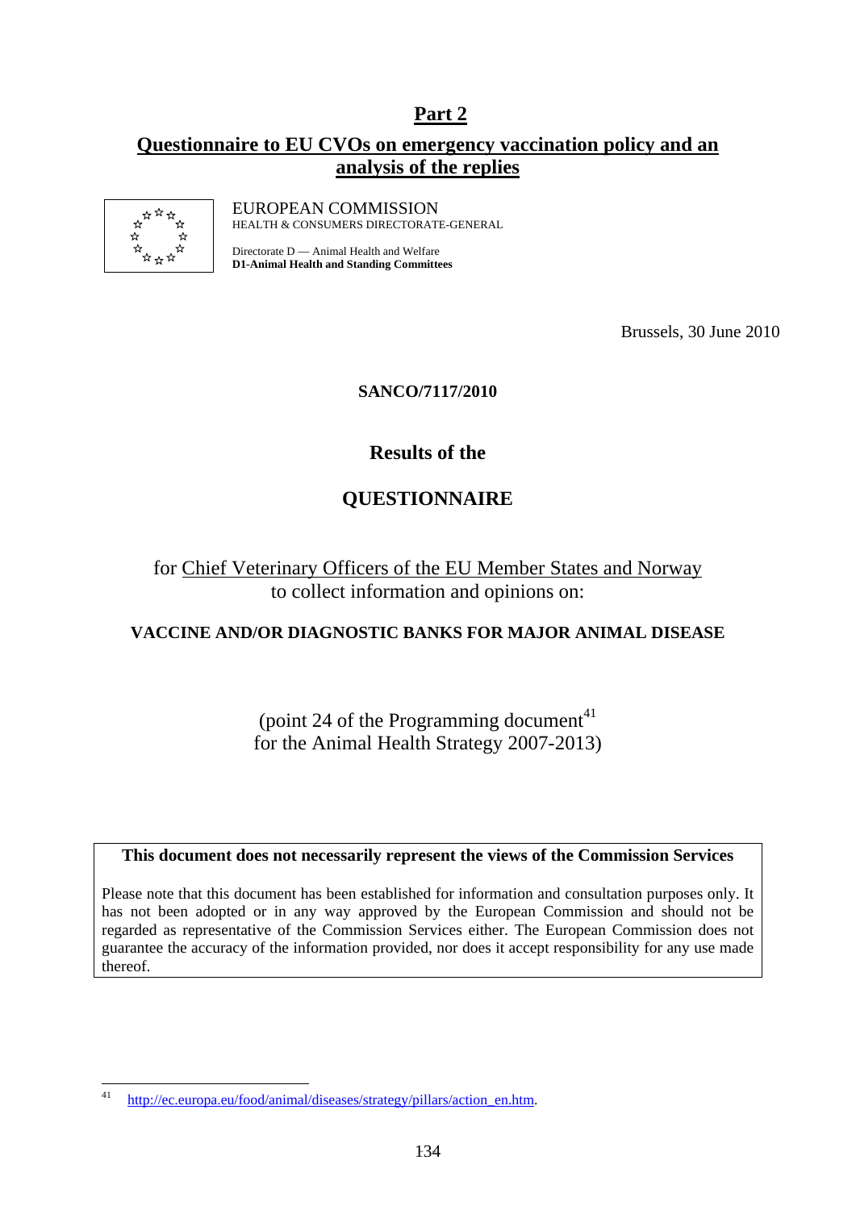# Part 2

## Questionnaire to EU CVOs on emergency vaccination policy and an analysis of the replies

EUROPEAN COMMISSION
HEALTH & CONSUMERS DIRECTORATE-GENERAL

Directorate D — Animal Health and Welfare
**D1-Animal Health and Standing Committees**

Brussels, 30 June 2010

**SANCO/7117/2010**

**Results of the**

**QUESTIONNAIRE**

for Chief Veterinary Officers of the EU Member States and Norway
to collect information and opinions on:

**VACCINE AND/OR DIAGNOSTIC BANKS FOR MAJOR ANIMAL DISEASE**

(point 24 of the Programming document[41]
for the Animal Health Strategy 2007-2013)

**This document does not necessarily represent the views of the Commission Services**

Please note that this document has been established for information and consultation purposes only. It has not been adopted or in any way approved by the European Commission and should not be regarded as representative of the Commission Services either. The European Commission does not guarantee the accuracy of the information provided, nor does it accept responsibility for any use made thereof.

[41] http://ec.europa.eu/food/animal/diseases/strategy/pillars/action_en.htm.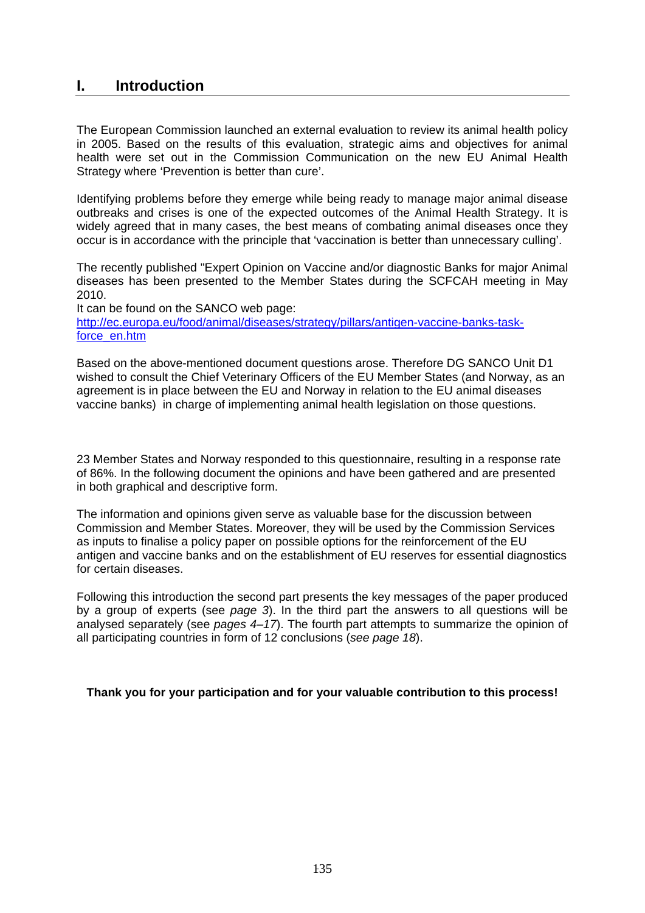# I. Introduction

The European Commission launched an external evaluation to review its animal health policy in 2005. Based on the results of this evaluation, strategic aims and objectives for animal health were set out in the Commission Communication on the new EU Animal Health Strategy where 'Prevention is better than cure'.

Identifying problems before they emerge while being ready to manage major animal disease outbreaks and crises is one of the expected outcomes of the Animal Health Strategy. It is widely agreed that in many cases, the best means of combating animal diseases once they occur is in accordance with the principle that 'vaccination is better than unnecessary culling'.

The recently published "Expert Opinion on Vaccine and/or diagnostic Banks for major Animal diseases has been presented to the Member States during the SCFCAH meeting in May 2010.
It can be found on the SANCO web page:
[http://ec.europa.eu/food/animal/diseases/strategy/pillars/antigen-vaccine-banks-task-force_en.htm](http://ec.europa.eu/food/animal/diseases/strategy/pillars/antigen-vaccine-banks-task-force_en.htm)

Based on the above-mentioned document questions arose. Therefore DG SANCO Unit D1 wished to consult the Chief Veterinary Officers of the EU Member States (and Norway, as an agreement is in place between the EU and Norway in relation to the EU animal diseases vaccine banks) in charge of implementing animal health legislation on those questions.

23 Member States and Norway responded to this questionnaire, resulting in a response rate of 86%. In the following document the opinions and have been gathered and are presented in both graphical and descriptive form.

The information and opinions given serve as valuable base for the discussion between Commission and Member States. Moreover, they will be used by the Commission Services as inputs to finalise a policy paper on possible options for the reinforcement of the EU antigen and vaccine banks and on the establishment of EU reserves for essential diagnostics for certain diseases.

Following this introduction the second part presents the key messages of the paper produced by a group of experts (see *page 3*). In the third part the answers to all questions will be analysed separately (see *pages 4–17*). The fourth part attempts to summarize the opinion of all participating countries in form of 12 conclusions (*see page 18*).

**Thank you for your participation and for your valuable contribution to this process!**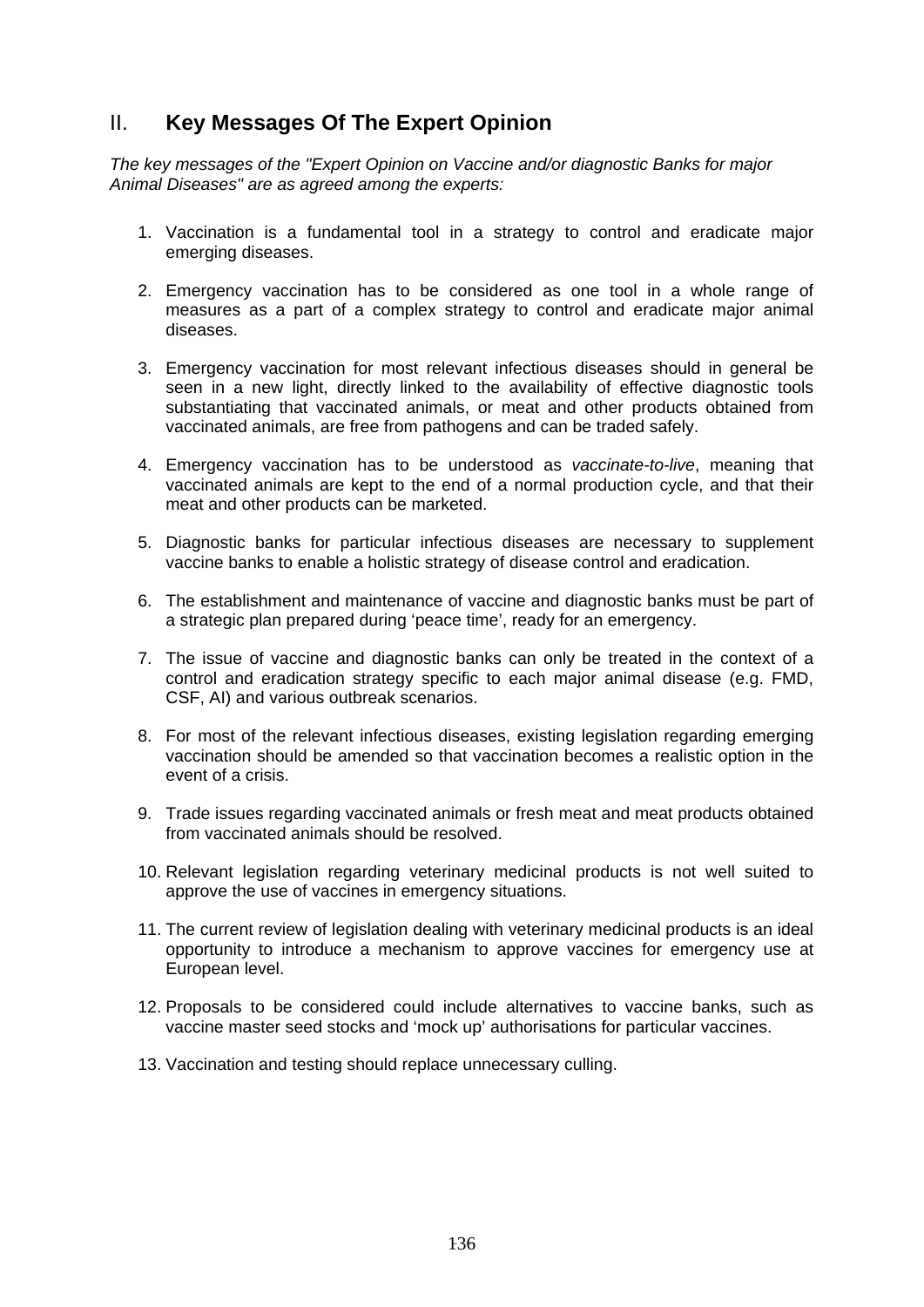## II. **Key Messages Of The Expert Opinion**

*The key messages of the "Expert Opinion on Vaccine and/or diagnostic Banks for major Animal Diseases" are as agreed among the experts:*

1. Vaccination is a fundamental tool in a strategy to control and eradicate major emerging diseases.

2. Emergency vaccination has to be considered as one tool in a whole range of measures as a part of a complex strategy to control and eradicate major animal diseases.

3. Emergency vaccination for most relevant infectious diseases should in general be seen in a new light, directly linked to the availability of effective diagnostic tools substantiating that vaccinated animals, or meat and other products obtained from vaccinated animals, are free from pathogens and can be traded safely.

4. Emergency vaccination has to be understood as *vaccinate-to-live*, meaning that vaccinated animals are kept to the end of a normal production cycle, and that their meat and other products can be marketed.

5. Diagnostic banks for particular infectious diseases are necessary to supplement vaccine banks to enable a holistic strategy of disease control and eradication.

6. The establishment and maintenance of vaccine and diagnostic banks must be part of a strategic plan prepared during 'peace time', ready for an emergency.

7. The issue of vaccine and diagnostic banks can only be treated in the context of a control and eradication strategy specific to each major animal disease (e.g. FMD, CSF, AI) and various outbreak scenarios.

8. For most of the relevant infectious diseases, existing legislation regarding emerging vaccination should be amended so that vaccination becomes a realistic option in the event of a crisis.

9. Trade issues regarding vaccinated animals or fresh meat and meat products obtained from vaccinated animals should be resolved.

10. Relevant legislation regarding veterinary medicinal products is not well suited to approve the use of vaccines in emergency situations.

11. The current review of legislation dealing with veterinary medicinal products is an ideal opportunity to introduce a mechanism to approve vaccines for emergency use at European level.

12. Proposals to be considered could include alternatives to vaccine banks, such as vaccine master seed stocks and 'mock up' authorisations for particular vaccines.

13. Vaccination and testing should replace unnecessary culling.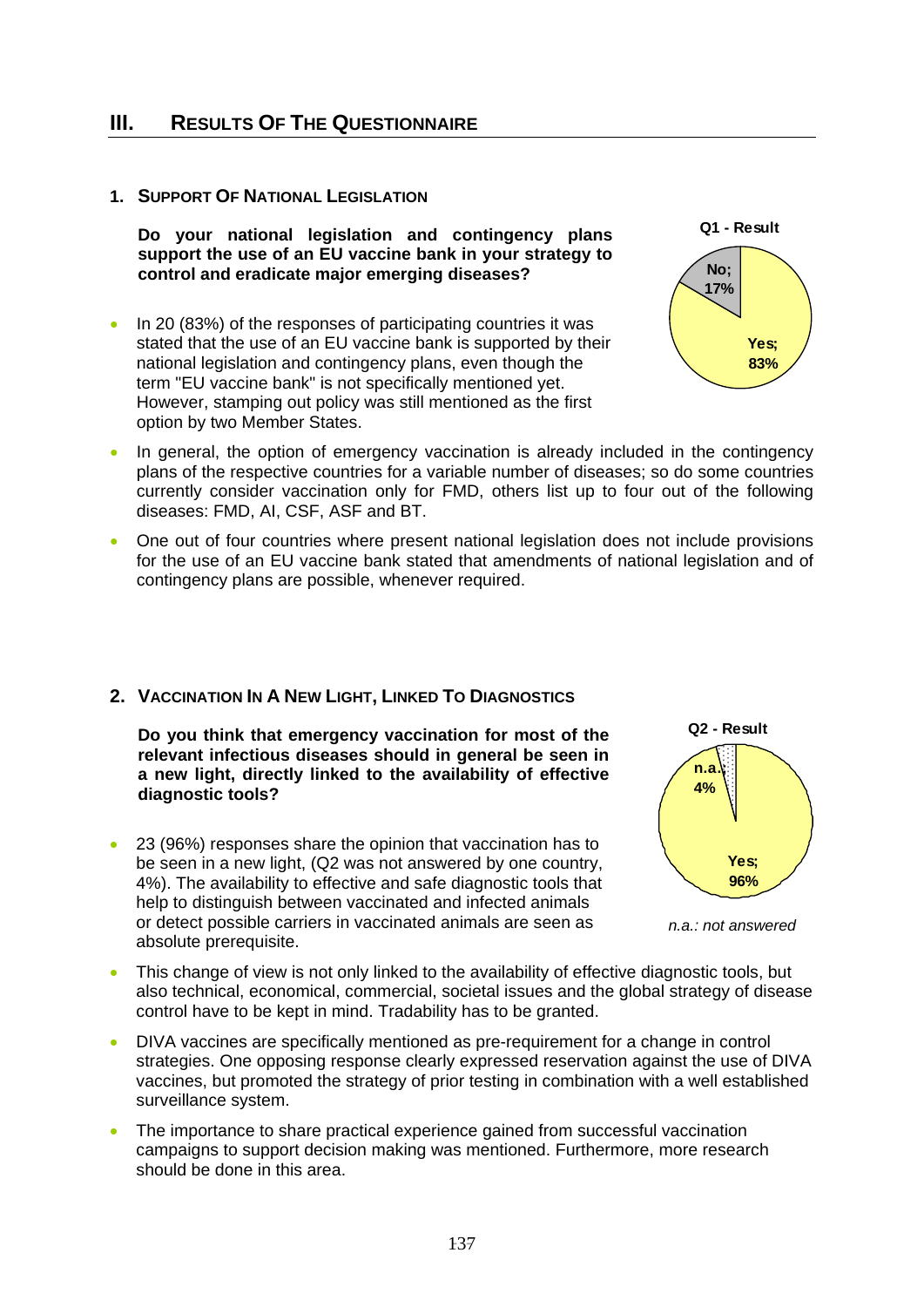## III. Results Of The Questionnaire

### 1. Support Of National Legislation

**Do your national legislation and contingency plans support the use of an EU vaccine bank in your strategy to control and eradicate major emerging diseases?**

Q1 - Result

No; 17%

Yes; 83%

- In 20 (83%) of the responses of participating countries it was stated that the use of an EU vaccine bank is supported by their national legislation and contingency plans, even though the term "EU vaccine bank" is not specifically mentioned yet. However, stamping out policy was still mentioned as the first option by two Member States.
- In general, the option of emergency vaccination is already included in the contingency plans of the respective countries for a variable number of diseases; so do some countries currently consider vaccination only for FMD, others list up to four out of the following diseases: FMD, AI, CSF, ASF and BT.
- One out of four countries where present national legislation does not include provisions for the use of an EU vaccine bank stated that amendments of national legislation and of contingency plans are possible, whenever required.

### 2. Vaccination In A New Light, Linked To Diagnostics

**Do you think that emergency vaccination for most of the relevant infectious diseases should in general be seen in a new light, directly linked to the availability of effective diagnostic tools?**

Q2 - Result

n.a.; 4%

Yes; 96%

*n.a.: not answered*

- 23 (96%) responses share the opinion that vaccination has to be seen in a new light, (Q2 was not answered by one country, 4%). The availability to effective and safe diagnostic tools that help to distinguish between vaccinated and infected animals or detect possible carriers in vaccinated animals are seen as absolute prerequisite.
- This change of view is not only linked to the availability of effective diagnostic tools, but also technical, economical, commercial, societal issues and the global strategy of disease control have to be kept in mind. Tradability has to be granted.
- DIVA vaccines are specifically mentioned as pre-requirement for a change in control strategies. One opposing response clearly expressed reservation against the use of DIVA vaccines, but promoted the strategy of prior testing in combination with a well established surveillance system.
- The importance to share practical experience gained from successful vaccination campaigns to support decision making was mentioned. Furthermore, more research should be done in this area.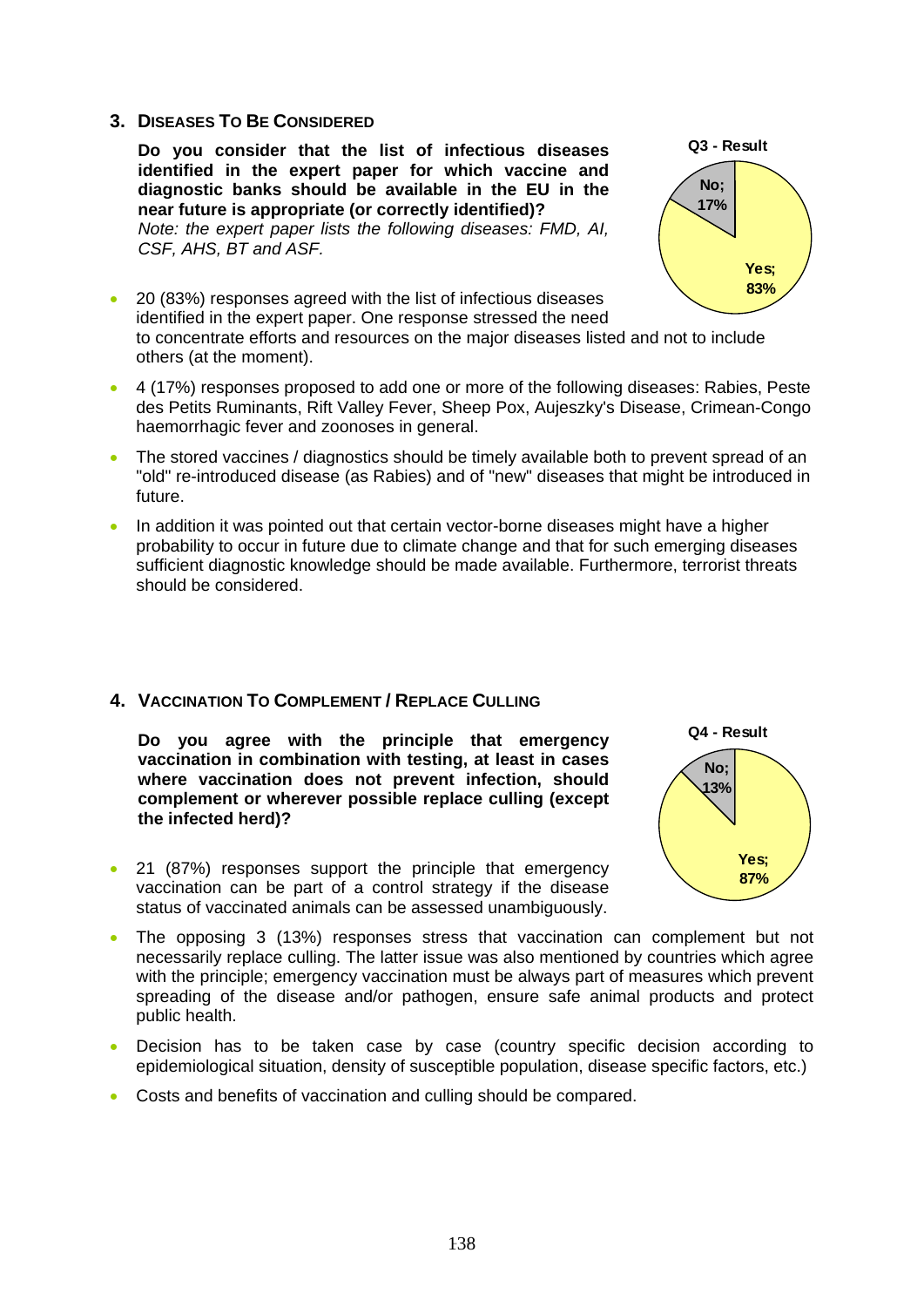## 3. Diseases To Be Considered

**Do you consider that the list of infectious diseases identified in the expert paper for which vaccine and diagnostic banks should be available in the EU in the near future is appropriate (or correctly identified)?**
*Note: the expert paper lists the following diseases: FMD, AI, CSF, AHS, BT and ASF.*

**Q3 - Result**

**No; 17%**

**Yes; 83%**

- 20 (83%) responses agreed with the list of infectious diseases identified in the expert paper. One response stressed the need to concentrate efforts and resources on the major diseases listed and not to include others (at the moment).
- 4 (17%) responses proposed to add one or more of the following diseases: Rabies, Peste des Petits Ruminants, Rift Valley Fever, Sheep Pox, Aujeszky's Disease, Crimean-Congo haemorrhagic fever and zoonoses in general.
- The stored vaccines / diagnostics should be timely available both to prevent spread of an "old" re-introduced disease (as Rabies) and of "new" diseases that might be introduced in future.
- In addition it was pointed out that certain vector-borne diseases might have a higher probability to occur in future due to climate change and that for such emerging diseases sufficient diagnostic knowledge should be made available. Furthermore, terrorist threats should be considered.

## 4. Vaccination To Complement / Replace Culling

**Do you agree with the principle that emergency vaccination in combination with testing, at least in cases where vaccination does not prevent infection, should complement or wherever possible replace culling (except the infected herd)?**

**Q4 - Result**

**No; 13%**

**Yes; 87%**

- 21 (87%) responses support the principle that emergency vaccination can be part of a control strategy if the disease status of vaccinated animals can be assessed unambiguously.
- The opposing 3 (13%) responses stress that vaccination can complement but not necessarily replace culling. The latter issue was also mentioned by countries which agree with the principle; emergency vaccination must be always part of measures which prevent spreading of the disease and/or pathogen, ensure safe animal products and protect public health.
- Decision has to be taken case by case (country specific decision according to epidemiological situation, density of susceptible population, disease specific factors, etc.)
- Costs and benefits of vaccination and culling should be compared.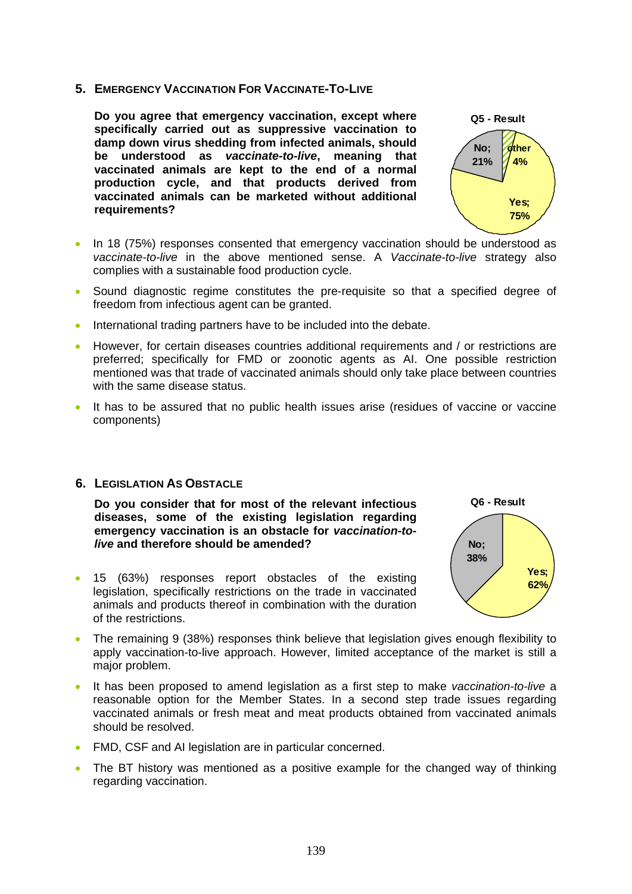## 5. Emergency Vaccination For Vaccinate-To-Live

**Do you agree that emergency vaccination, except where specifically carried out as suppressive vaccination to damp down virus shedding from infected animals, should be understood as *vaccinate-to-live*, meaning that vaccinated animals are kept to the end of a normal production cycle, and that products derived from vaccinated animals can be marketed without additional requirements?**

Q5 - Result

No; 21%
other 4%
Yes; 75%

- In 18 (75%) responses consented that emergency vaccination should be understood as *vaccinate-to-live* in the above mentioned sense. A *Vaccinate-to-live* strategy also complies with a sustainable food production cycle.
- Sound diagnostic regime constitutes the pre-requisite so that a specified degree of freedom from infectious agent can be granted.
- International trading partners have to be included into the debate.
- However, for certain diseases countries additional requirements and / or restrictions are preferred; specifically for FMD or zoonotic agents as AI. One possible restriction mentioned was that trade of vaccinated animals should only take place between countries with the same disease status.
- It has to be assured that no public health issues arise (residues of vaccine or vaccine components)

## 6. Legislation As Obstacle

**Do you consider that for most of the relevant infectious diseases, some of the existing legislation regarding emergency vaccination is an obstacle for *vaccination-to-live* and therefore should be amended?**

Q6 - Result

No; 38%
Yes; 62%

- 15 (63%) responses report obstacles of the existing legislation, specifically restrictions on the trade in vaccinated animals and products thereof in combination with the duration of the restrictions.
- The remaining 9 (38%) responses think believe that legislation gives enough flexibility to apply vaccination-to-live approach. However, limited acceptance of the market is still a major problem.
- It has been proposed to amend legislation as a first step to make *vaccination-to-live* a reasonable option for the Member States. In a second step trade issues regarding vaccinated animals or fresh meat and meat products obtained from vaccinated animals should be resolved.
- FMD, CSF and AI legislation are in particular concerned.
- The BT history was mentioned as a positive example for the changed way of thinking regarding vaccination.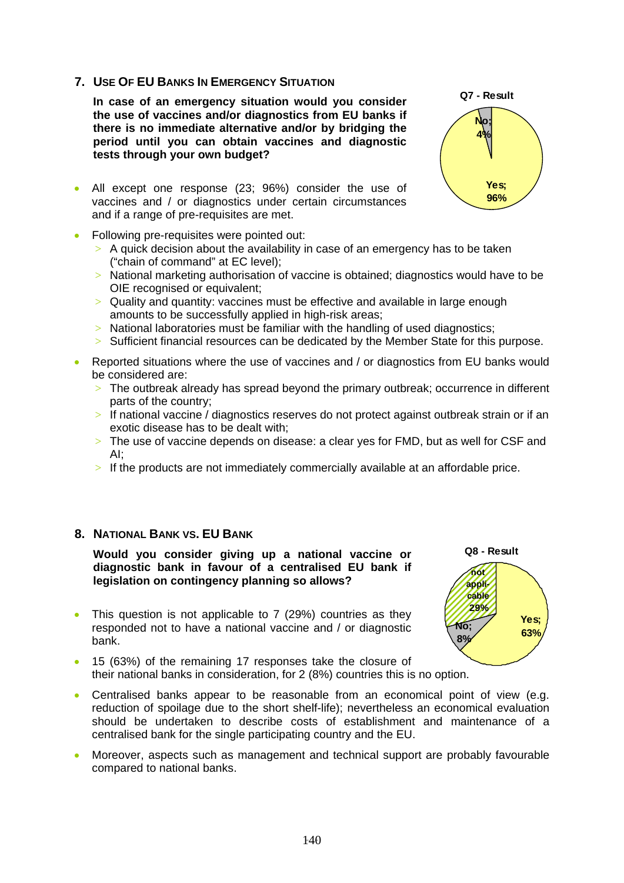## 7. Use Of EU Banks In Emergency Situation

**In case of an emergency situation would you consider the use of vaccines and/or diagnostics from EU banks if there is no immediate alternative and/or by bridging the period until you can obtain vaccines and diagnostic tests through your own budget?**

Q7 - Result

No; 4%

Yes; 96%

- All except one response (23; 96%) consider the use of vaccines and / or diagnostics under certain circumstances and if a range of pre-requisites are met.
- Following pre-requisites were pointed out:
  - A quick decision about the availability in case of an emergency has to be taken ("chain of command" at EC level);
  - National marketing authorisation of vaccine is obtained; diagnostics would have to be OIE recognised or equivalent;
  - Quality and quantity: vaccines must be effective and available in large enough amounts to be successfully applied in high-risk areas;
  - National laboratories must be familiar with the handling of used diagnostics;
  - Sufficient financial resources can be dedicated by the Member State for this purpose.
- Reported situations where the use of vaccines and / or diagnostics from EU banks would be considered are:
  - The outbreak already has spread beyond the primary outbreak; occurrence in different parts of the country;
  - If national vaccine / diagnostics reserves do not protect against outbreak strain or if an exotic disease has to be dealt with;
  - The use of vaccine depends on disease: a clear yes for FMD, but as well for CSF and AI;
  - If the products are not immediately commercially available at an affordable price.

## 8. National Bank vs. EU Bank

**Would you consider giving up a national vaccine or diagnostic bank in favour of a centralised EU bank if legislation on contingency planning so allows?**

Q8 - Result

not applicable 29%

No; 8%

Yes; 63%

- This question is not applicable to 7 (29%) countries as they responded not to have a national vaccine and / or diagnostic bank.
- 15 (63%) of the remaining 17 responses take the closure of their national banks in consideration, for 2 (8%) countries this is no option.
- Centralised banks appear to be reasonable from an economical point of view (e.g. reduction of spoilage due to the short shelf-life); nevertheless an economical evaluation should be undertaken to describe costs of establishment and maintenance of a centralised bank for the single participating country and the EU.
- Moreover, aspects such as management and technical support are probably favourable compared to national banks.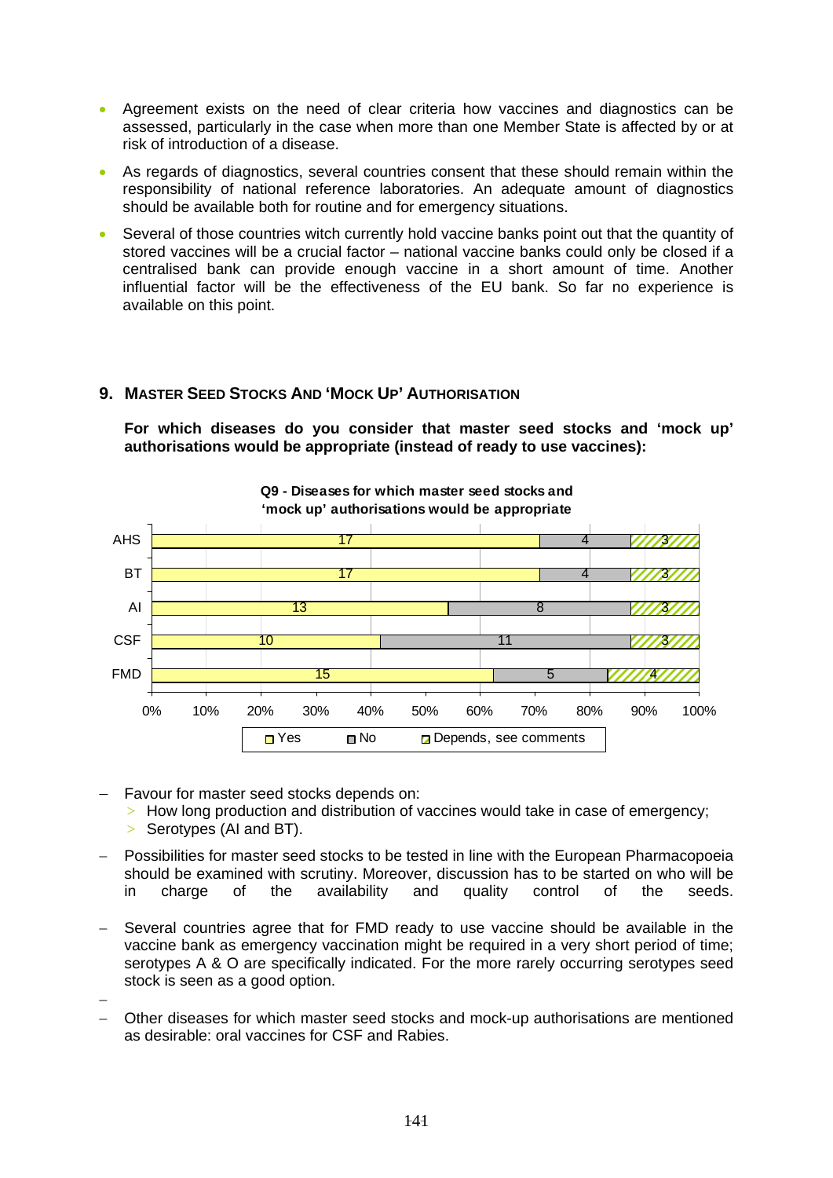- Agreement exists on the need of clear criteria how vaccines and diagnostics can be assessed, particularly in the case when more than one Member State is affected by or at risk of introduction of a disease.
- As regards of diagnostics, several countries consent that these should remain within the responsibility of national reference laboratories. An adequate amount of diagnostics should be available both for routine and for emergency situations.
- Several of those countries witch currently hold vaccine banks point out that the quantity of stored vaccines will be a crucial factor – national vaccine banks could only be closed if a centralised bank can provide enough vaccine in a short amount of time. Another influential factor will be the effectiveness of the EU bank. So far no experience is available on this point.

## 9. Master Seed Stocks And 'Mock Up' Authorisation

**For which diseases do you consider that master seed stocks and 'mock up' authorisations would be appropriate (instead of ready to use vaccines):**

**Q9 - Diseases for which master seed stocks and 'mock up' authorisations would be appropriate**

| | Yes | No | Depends, see comments |
|---|---|---|---|
| AHS | 17 | 4 | 3 |
| BT | 17 | 4 | 3 |
| AI | 13 | 8 | 3 |
| CSF | 10 | 11 | 3 |
| FMD | 15 | 5 | 4 |

- Favour for master seed stocks depends on:
  - How long production and distribution of vaccines would take in case of emergency;
  - Serotypes (AI and BT).
- Possibilities for master seed stocks to be tested in line with the European Pharmacopoeia should be examined with scrutiny. Moreover, discussion has to be started on who will be in charge of the availability and quality control of the seeds.
- Several countries agree that for FMD ready to use vaccine should be available in the vaccine bank as emergency vaccination might be required in a very short period of time; serotypes A & O are specifically indicated. For the more rarely occurring serotypes seed stock is seen as a good option.
- Other diseases for which master seed stocks and mock-up authorisations are mentioned as desirable: oral vaccines for CSF and Rabies.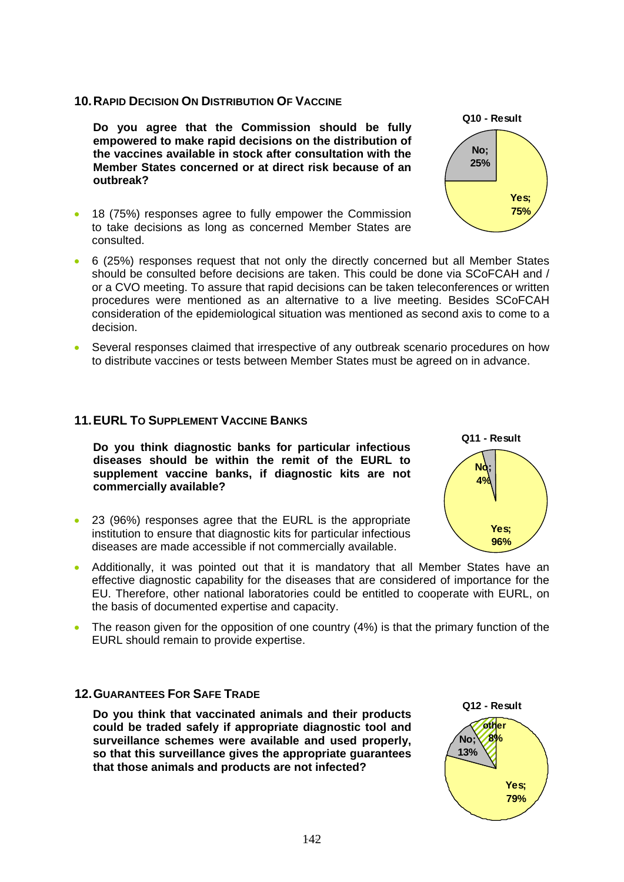## 10. RAPID DECISION ON DISTRIBUTION OF VACCINE

**Do you agree that the Commission should be fully empowered to make rapid decisions on the distribution of the vaccines available in stock after consultation with the Member States concerned or at direct risk because of an outbreak?**

Q10 - Result

No; 25%

Yes; 75%

- 18 (75%) responses agree to fully empower the Commission to take decisions as long as concerned Member States are consulted.
- 6 (25%) responses request that not only the directly concerned but all Member States should be consulted before decisions are taken. This could be done via SCoFCAH and / or a CVO meeting. To assure that rapid decisions can be taken teleconferences or written procedures were mentioned as an alternative to a live meeting. Besides SCoFCAH consideration of the epidemiological situation was mentioned as second axis to come to a decision.
- Several responses claimed that irrespective of any outbreak scenario procedures on how to distribute vaccines or tests between Member States must be agreed on in advance.

## 11. EURL TO SUPPLEMENT VACCINE BANKS

**Do you think diagnostic banks for particular infectious diseases should be within the remit of the EURL to supplement vaccine banks, if diagnostic kits are not commercially available?**

Q11 - Result

No; 4%

Yes; 96%

- 23 (96%) responses agree that the EURL is the appropriate institution to ensure that diagnostic kits for particular infectious diseases are made accessible if not commercially available.
- Additionally, it was pointed out that it is mandatory that all Member States have an effective diagnostic capability for the diseases that are considered of importance for the EU. Therefore, other national laboratories could be entitled to cooperate with EURL, on the basis of documented expertise and capacity.
- The reason given for the opposition of one country (4%) is that the primary function of the EURL should remain to provide expertise.

## 12. GUARANTEES FOR SAFE TRADE

**Do you think that vaccinated animals and their products could be traded safely if appropriate diagnostic tool and surveillance schemes were available and used properly, so that this surveillance gives the appropriate guarantees that those animals and products are not infected?**

Q12 - Result

other 8%

No; 13%

Yes; 79%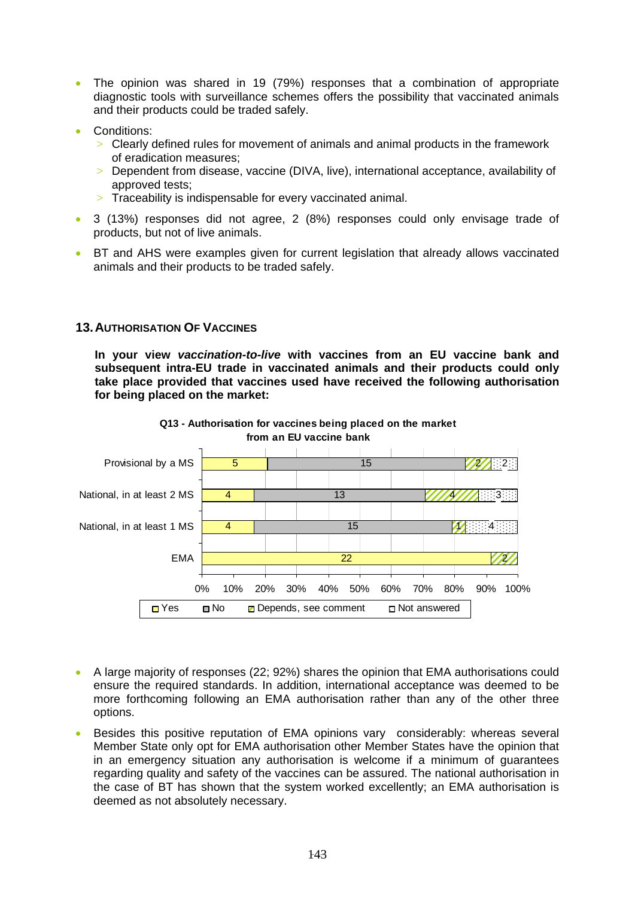- The opinion was shared in 19 (79%) responses that a combination of appropriate diagnostic tools with surveillance schemes offers the possibility that vaccinated animals and their products could be traded safely.
- Conditions:
  - Clearly defined rules for movement of animals and animal products in the framework of eradication measures;
  - Dependent from disease, vaccine (DIVA, live), international acceptance, availability of approved tests;
  - Traceability is indispensable for every vaccinated animal.
- 3 (13%) responses did not agree, 2 (8%) responses could only envisage trade of products, but not of live animals.
- BT and AHS were examples given for current legislation that already allows vaccinated animals and their products to be traded safely.

## 13. Authorisation Of Vaccines

**In your view *vaccination-to-live* with vaccines from an EU vaccine bank and subsequent intra-EU trade in vaccinated animals and their products could only take place provided that vaccines used have received the following authorisation for being placed on the market:**

**Q13 - Authorisation for vaccines being placed on the market from an EU vaccine bank**

| | Yes | No | Depends, see comment | Not answered |
|---|---|---|---|---|
| Provisional by a MS | 5 | 15 | 2 | 2 |
| National, in at least 2 MS | 4 | 13 | 4 | 3 |
| National, in at least 1 MS | 4 | 15 | 1 | 4 |
| EMA | 22 | | 2 | |

- A large majority of responses (22; 92%) shares the opinion that EMA authorisations could ensure the required standards. In addition, international acceptance was deemed to be more forthcoming following an EMA authorisation rather than any of the other three options.
- Besides this positive reputation of EMA opinions vary considerably: whereas several Member State only opt for EMA authorisation other Member States have the opinion that in an emergency situation any authorisation is welcome if a minimum of guarantees regarding quality and safety of the vaccines can be assured. The national authorisation in the case of BT has shown that the system worked excellently; an EMA authorisation is deemed as not absolutely necessary.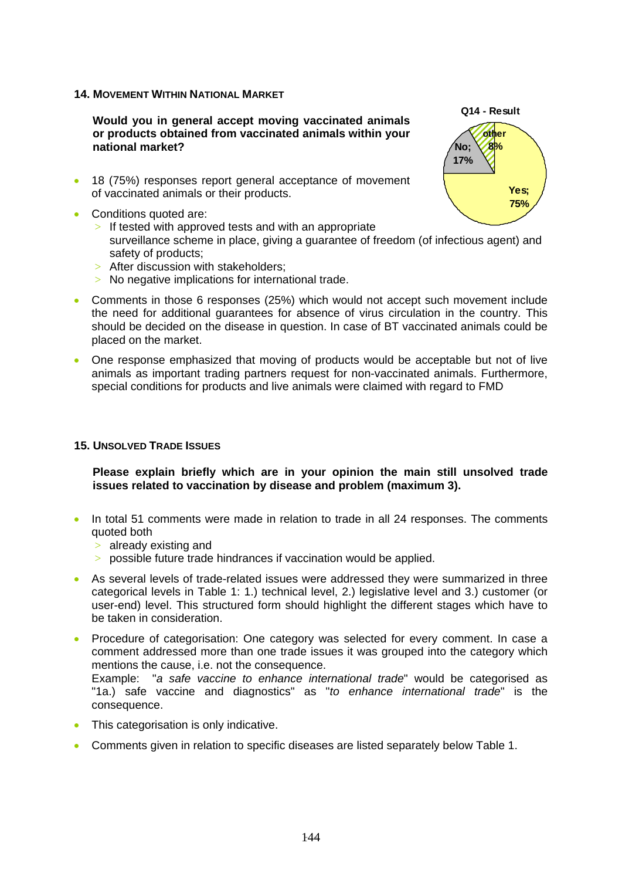## 14. Movement Within National Market

**Would you in general accept moving vaccinated animals or products obtained from vaccinated animals within your national market?**

Q14 - Result

No; 17%
other 8%
Yes; 75%

- 18 (75%) responses report general acceptance of movement of vaccinated animals or their products.
- Conditions quoted are:
  - If tested with approved tests and with an appropriate surveillance scheme in place, giving a guarantee of freedom (of infectious agent) and safety of products;
  - After discussion with stakeholders;
  - No negative implications for international trade.
- Comments in those 6 responses (25%) which would not accept such movement include the need for additional guarantees for absence of virus circulation in the country. This should be decided on the disease in question. In case of BT vaccinated animals could be placed on the market.
- One response emphasized that moving of products would be acceptable but not of live animals as important trading partners request for non-vaccinated animals. Furthermore, special conditions for products and live animals were claimed with regard to FMD

## 15. Unsolved Trade Issues

**Please explain briefly which are in your opinion the main still unsolved trade issues related to vaccination by disease and problem (maximum 3).**

- In total 51 comments were made in relation to trade in all 24 responses. The comments quoted both
  - already existing and
  - possible future trade hindrances if vaccination would be applied.
- As several levels of trade-related issues were addressed they were summarized in three categorical levels in Table 1: 1.) technical level, 2.) legislative level and 3.) customer (or user-end) level. This structured form should highlight the different stages which have to be taken in consideration.
- Procedure of categorisation: One category was selected for every comment. In case a comment addressed more than one trade issues it was grouped into the category which mentions the cause, i.e. not the consequence.
  Example: "*a safe vaccine to enhance international trade*" would be categorised as "1a.) safe vaccine and diagnostics" as "*to enhance international trade*" is the consequence.
- This categorisation is only indicative.
- Comments given in relation to specific diseases are listed separately below Table 1.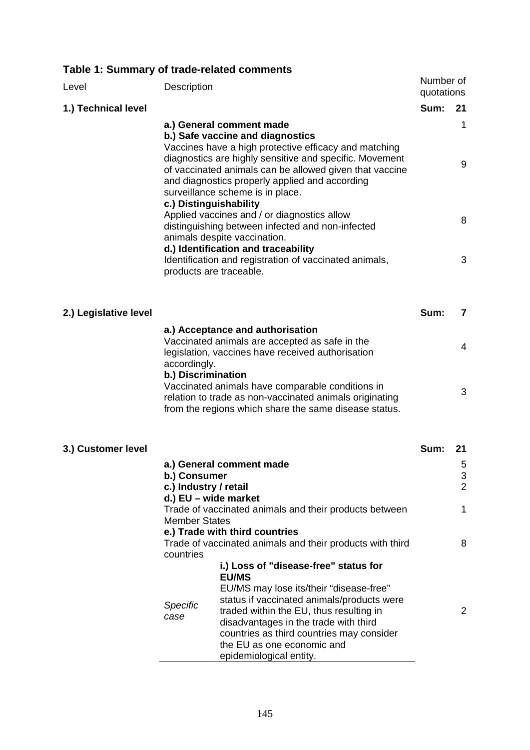**Table 1: Summary of trade-related comments**

| Level | Description | | Number of quotations |
|---|---|---|---|
| **1.) Technical level** | | | **Sum: 21** |
| | **a.) General comment made** | | 1 |
| | **b.) Safe vaccine and diagnostics** Vaccines have a high protective efficacy and matching diagnostics are highly sensitive and specific. Movement of vaccinated animals can be allowed given that vaccine and diagnostics properly applied and according surveillance scheme is in place. | | 9 |
| | **c.) Distinguishability** Applied vaccines and / or diagnostics allow distinguishing between infected and non-infected animals despite vaccination. | | 8 |
| | **d.) Identification and traceability** Identification and registration of vaccinated animals, products are traceable. | | 3 |
| **2.) Legislative level** | | | **Sum: 7** |
| | **a.) Acceptance and authorisation** Vaccinated animals are accepted as safe in the legislation, vaccines have received authorisation accordingly. | | 4 |
| | **b.) Discrimination** Vaccinated animals have comparable conditions in relation to trade as non-vaccinated animals originating from the regions which share the same disease status. | | 3 |
| **3.) Customer level** | | | **Sum: 21** |
| | **a.) General comment made** | | 5 |
| | **b.) Consumer** | | 3 |
| | **c.) Industry / retail** | | 2 |
| | **d.) EU – wide market** Trade of vaccinated animals and their products between Member States | | 1 |
| | **e.) Trade with third countries** Trade of vaccinated animals and their products with third countries | | 8 |
| | *Specific case* | **i.) Loss of "disease-free" status for EU/MS** EU/MS may lose its/their "disease-free" status if vaccinated animals/products were traded within the EU, thus resulting in disadvantages in the trade with third countries as third countries may consider the EU as one economic and epidemiological entity. | 2 |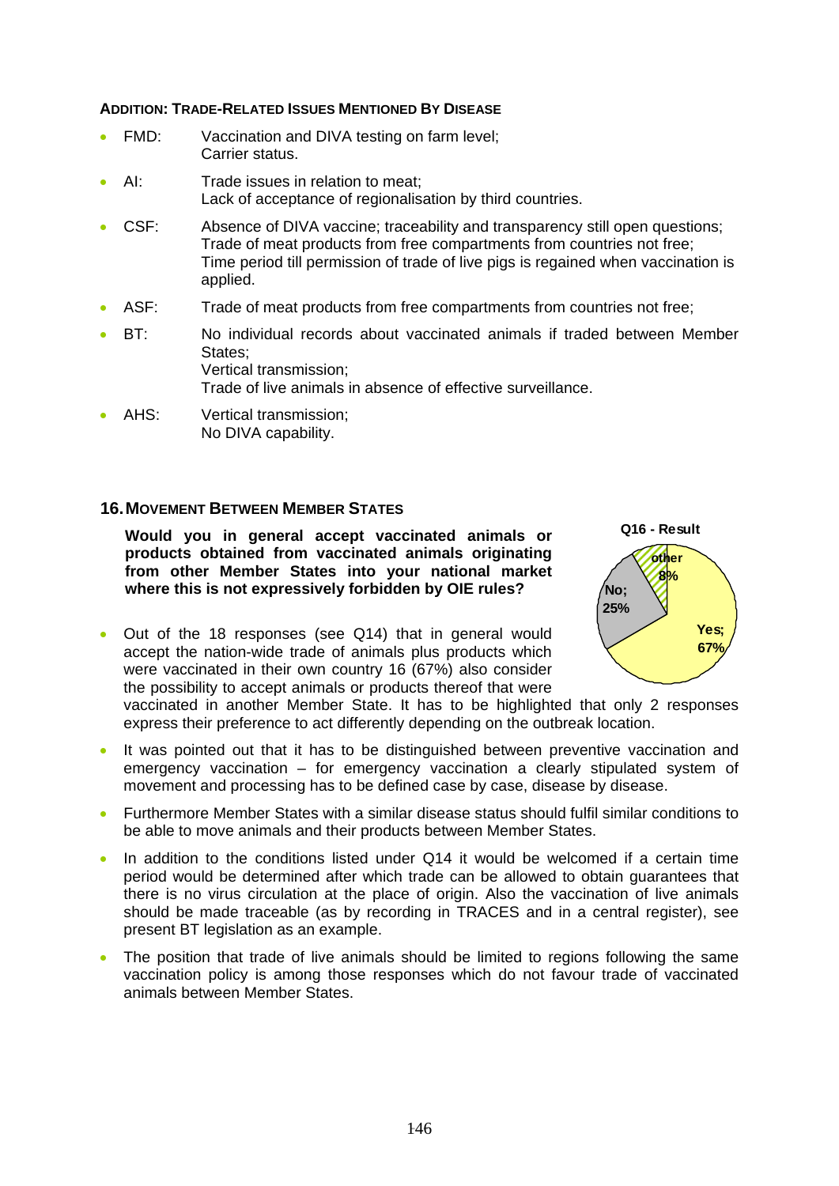**ADDITION: TRADE-RELATED ISSUES MENTIONED BY DISEASE**

- FMD: Vaccination and DIVA testing on farm level;
  Carrier status.
- AI: Trade issues in relation to meat;
  Lack of acceptance of regionalisation by third countries.
- CSF: Absence of DIVA vaccine; traceability and transparency still open questions;
  Trade of meat products from free compartments from countries not free;
  Time period till permission of trade of live pigs is regained when vaccination is applied.
- ASF: Trade of meat products from free compartments from countries not free;
- BT: No individual records about vaccinated animals if traded between Member States;
  Vertical transmission;
  Trade of live animals in absence of effective surveillance.
- AHS: Vertical transmission;
  No DIVA capability.

## 16. MOVEMENT BETWEEN MEMBER STATES

**Would you in general accept vaccinated animals or products obtained from vaccinated animals originating from other Member States into your national market where this is not expressively forbidden by OIE rules?**

Q16 - Result

other 8%; No; 25%; Yes; 67%

- Out of the 18 responses (see Q14) that in general would accept the nation-wide trade of animals plus products which were vaccinated in their own country 16 (67%) also consider the possibility to accept animals or products thereof that were vaccinated in another Member State. It has to be highlighted that only 2 responses express their preference to act differently depending on the outbreak location.
- It was pointed out that it has to be distinguished between preventive vaccination and emergency vaccination – for emergency vaccination a clearly stipulated system of movement and processing has to be defined case by case, disease by disease.
- Furthermore Member States with a similar disease status should fulfil similar conditions to be able to move animals and their products between Member States.
- In addition to the conditions listed under Q14 it would be welcomed if a certain time period would be determined after which trade can be allowed to obtain guarantees that there is no virus circulation at the place of origin. Also the vaccination of live animals should be made traceable (as by recording in TRACES and in a central register), see present BT legislation as an example.
- The position that trade of live animals should be limited to regions following the same vaccination policy is among those responses which do not favour trade of vaccinated animals between Member States.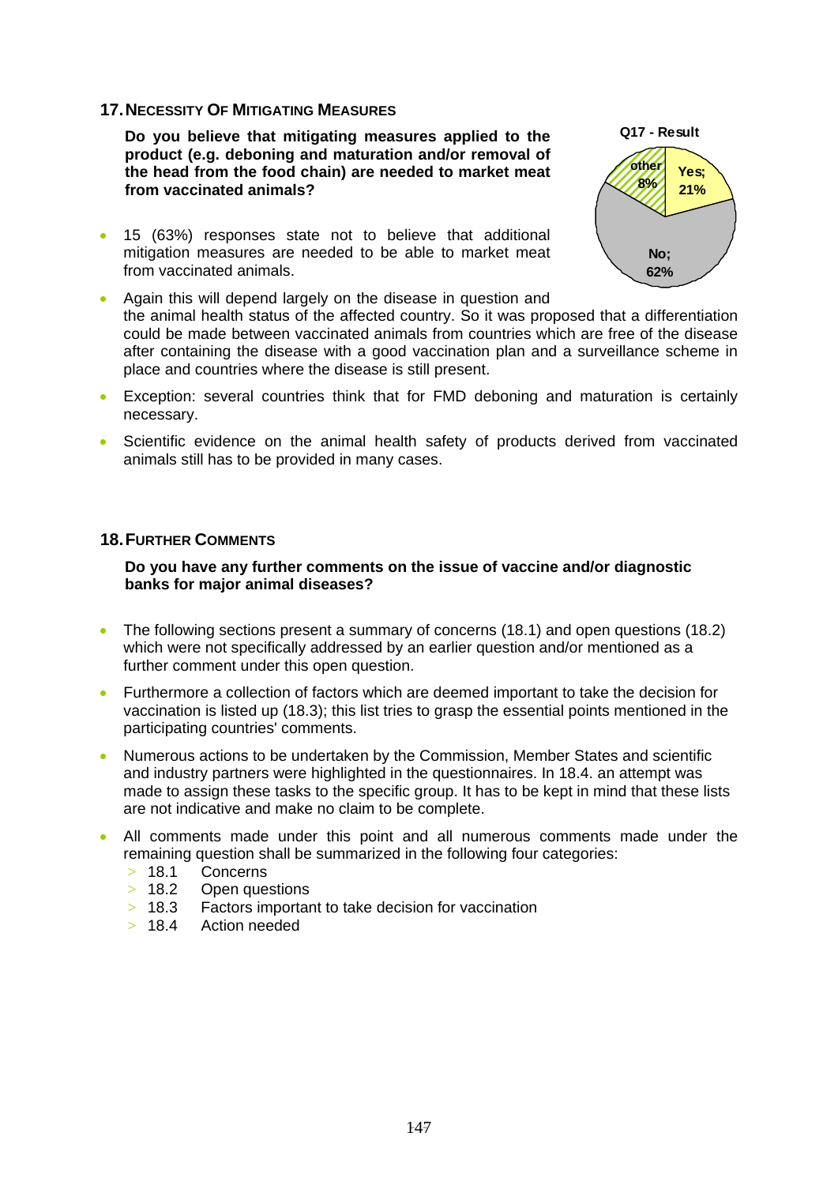## 17. Necessity of Mitigating Measures

**Do you believe that mitigating measures applied to the product (e.g. deboning and maturation and/or removal of the head from the food chain) are needed to market meat from vaccinated animals?**

Q17 - Result

- Yes; 21%
- No; 62%
- other 8%

- 15 (63%) responses state not to believe that additional mitigation measures are needed to be able to market meat from vaccinated animals.
- Again this will depend largely on the disease in question and the animal health status of the affected country. So it was proposed that a differentiation could be made between vaccinated animals from countries which are free of the disease after containing the disease with a good vaccination plan and a surveillance scheme in place and countries where the disease is still present.
- Exception: several countries think that for FMD deboning and maturation is certainly necessary.
- Scientific evidence on the animal health safety of products derived from vaccinated animals still has to be provided in many cases.

## 18. Further Comments

**Do you have any further comments on the issue of vaccine and/or diagnostic banks for major animal diseases?**

- The following sections present a summary of concerns (18.1) and open questions (18.2) which were not specifically addressed by an earlier question and/or mentioned as a further comment under this open question.
- Furthermore a collection of factors which are deemed important to take the decision for vaccination is listed up (18.3); this list tries to grasp the essential points mentioned in the participating countries' comments.
- Numerous actions to be undertaken by the Commission, Member States and scientific and industry partners were highlighted in the questionnaires. In 18.4. an attempt was made to assign these tasks to the specific group. It has to be kept in mind that these lists are not indicative and make no claim to be complete.
- All comments made under this point and all numerous comments made under the remaining question shall be summarized in the following four categories:
  - 18.1 Concerns
  - 18.2 Open questions
  - 18.3 Factors important to take decision for vaccination
  - 18.4 Action needed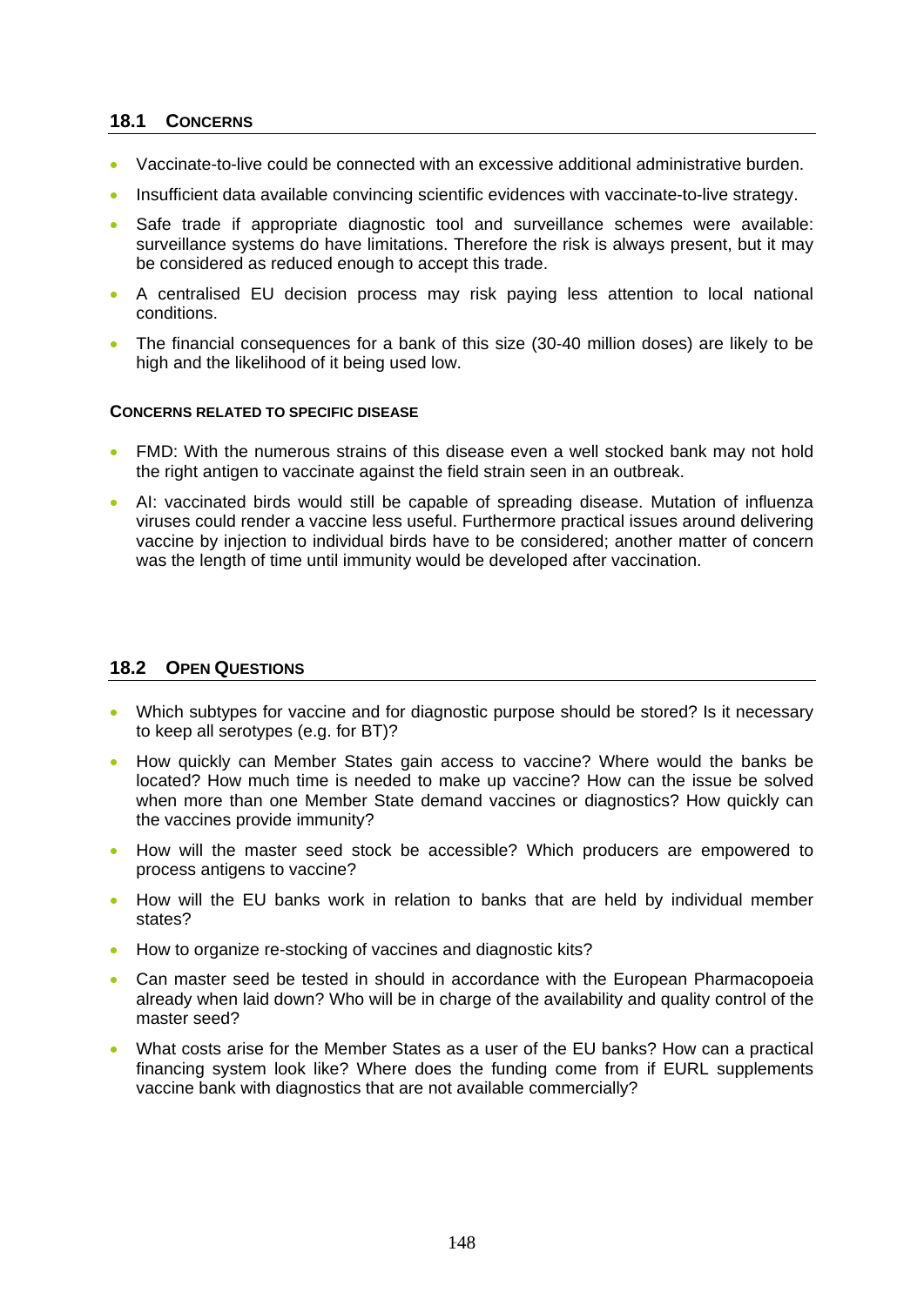## 18.1 CONCERNS

- Vaccinate-to-live could be connected with an excessive additional administrative burden.
- Insufficient data available convincing scientific evidences with vaccinate-to-live strategy.
- Safe trade if appropriate diagnostic tool and surveillance schemes were available: surveillance systems do have limitations. Therefore the risk is always present, but it may be considered as reduced enough to accept this trade.
- A centralised EU decision process may risk paying less attention to local national conditions.
- The financial consequences for a bank of this size (30-40 million doses) are likely to be high and the likelihood of it being used low.

**CONCERNS RELATED TO SPECIFIC DISEASE**

- FMD: With the numerous strains of this disease even a well stocked bank may not hold the right antigen to vaccinate against the field strain seen in an outbreak.
- AI: vaccinated birds would still be capable of spreading disease. Mutation of influenza viruses could render a vaccine less useful. Furthermore practical issues around delivering vaccine by injection to individual birds have to be considered; another matter of concern was the length of time until immunity would be developed after vaccination.

## 18.2 OPEN QUESTIONS

- Which subtypes for vaccine and for diagnostic purpose should be stored? Is it necessary to keep all serotypes (e.g. for BT)?
- How quickly can Member States gain access to vaccine? Where would the banks be located? How much time is needed to make up vaccine? How can the issue be solved when more than one Member State demand vaccines or diagnostics? How quickly can the vaccines provide immunity?
- How will the master seed stock be accessible? Which producers are empowered to process antigens to vaccine?
- How will the EU banks work in relation to banks that are held by individual member states?
- How to organize re-stocking of vaccines and diagnostic kits?
- Can master seed be tested in should in accordance with the European Pharmacopoeia already when laid down? Who will be in charge of the availability and quality control of the master seed?
- What costs arise for the Member States as a user of the EU banks? How can a practical financing system look like? Where does the funding come from if EURL supplements vaccine bank with diagnostics that are not available commercially?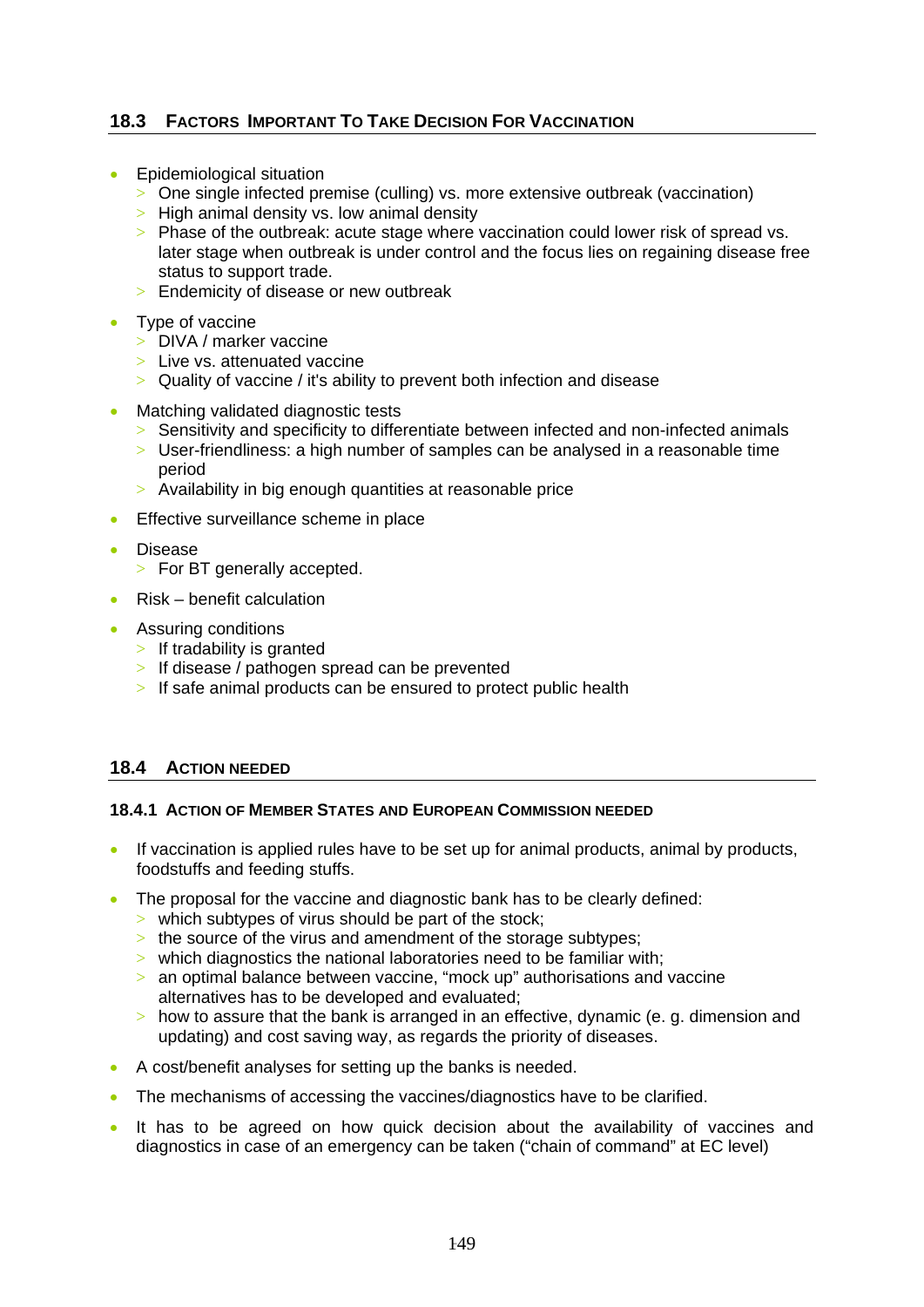## 18.3 Factors Important To Take Decision For Vaccination

- Epidemiological situation
  - One single infected premise (culling) vs. more extensive outbreak (vaccination)
  - High animal density vs. low animal density
  - Phase of the outbreak: acute stage where vaccination could lower risk of spread vs. later stage when outbreak is under control and the focus lies on regaining disease free status to support trade.
  - Endemicity of disease or new outbreak
- Type of vaccine
  - DIVA / marker vaccine
  - Live vs. attenuated vaccine
  - Quality of vaccine / it's ability to prevent both infection and disease
- Matching validated diagnostic tests
  - Sensitivity and specificity to differentiate between infected and non-infected animals
  - User-friendliness: a high number of samples can be analysed in a reasonable time period
  - Availability in big enough quantities at reasonable price
- Effective surveillance scheme in place
- Disease
  - For BT generally accepted.
- Risk – benefit calculation
- Assuring conditions
  - If tradability is granted
  - If disease / pathogen spread can be prevented
  - If safe animal products can be ensured to protect public health

## 18.4 Action Needed

### 18.4.1 Action of Member States and European Commission needed

- If vaccination is applied rules have to be set up for animal products, animal by products, foodstuffs and feeding stuffs.
- The proposal for the vaccine and diagnostic bank has to be clearly defined:
  - which subtypes of virus should be part of the stock;
  - the source of the virus and amendment of the storage subtypes;
  - which diagnostics the national laboratories need to be familiar with;
  - an optimal balance between vaccine, "mock up" authorisations and vaccine alternatives has to be developed and evaluated;
  - how to assure that the bank is arranged in an effective, dynamic (e. g. dimension and updating) and cost saving way, as regards the priority of diseases.
- A cost/benefit analyses for setting up the banks is needed.
- The mechanisms of accessing the vaccines/diagnostics have to be clarified.
- It has to be agreed on how quick decision about the availability of vaccines and diagnostics in case of an emergency can be taken ("chain of command" at EC level)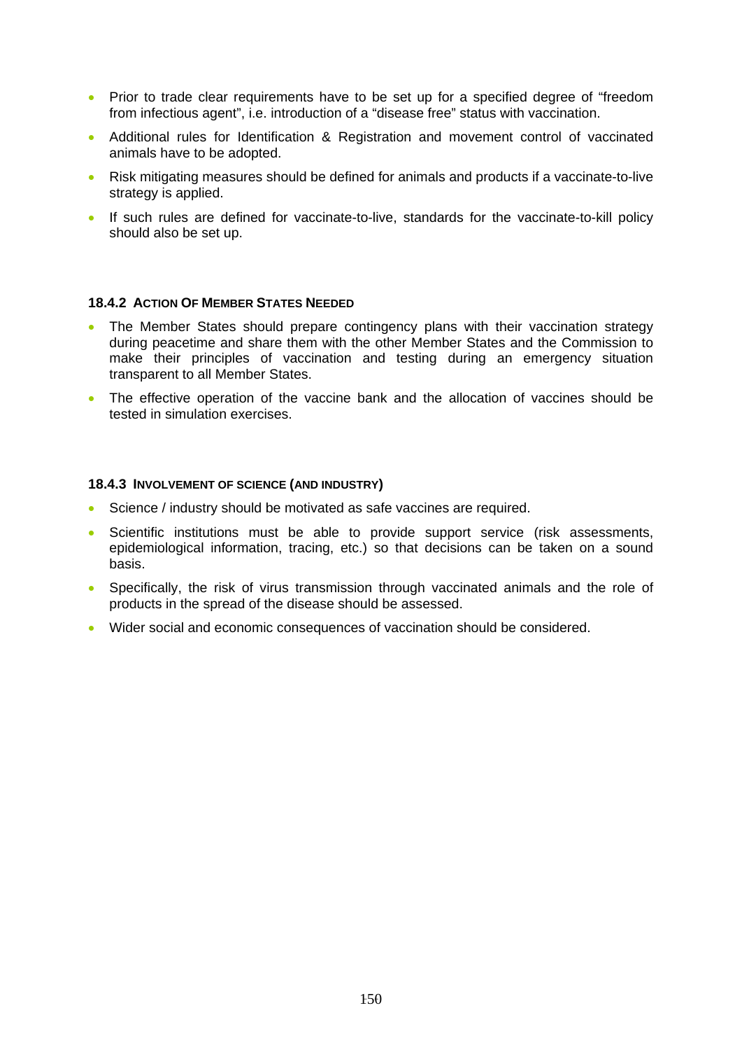- Prior to trade clear requirements have to be set up for a specified degree of “freedom from infectious agent”, i.e. introduction of a “disease free” status with vaccination.
- Additional rules for Identification & Registration and movement control of vaccinated animals have to be adopted.
- Risk mitigating measures should be defined for animals and products if a vaccinate-to-live strategy is applied.
- If such rules are defined for vaccinate-to-live, standards for the vaccinate-to-kill policy should also be set up.

### 18.4.2 Action Of Member States Needed

- The Member States should prepare contingency plans with their vaccination strategy during peacetime and share them with the other Member States and the Commission to make their principles of vaccination and testing during an emergency situation transparent to all Member States.
- The effective operation of the vaccine bank and the allocation of vaccines should be tested in simulation exercises.

### 18.4.3 Involvement of science (and industry)

- Science / industry should be motivated as safe vaccines are required.
- Scientific institutions must be able to provide support service (risk assessments, epidemiological information, tracing, etc.) so that decisions can be taken on a sound basis.
- Specifically, the risk of virus transmission through vaccinated animals and the role of products in the spread of the disease should be assessed.
- Wider social and economic consequences of vaccination should be considered.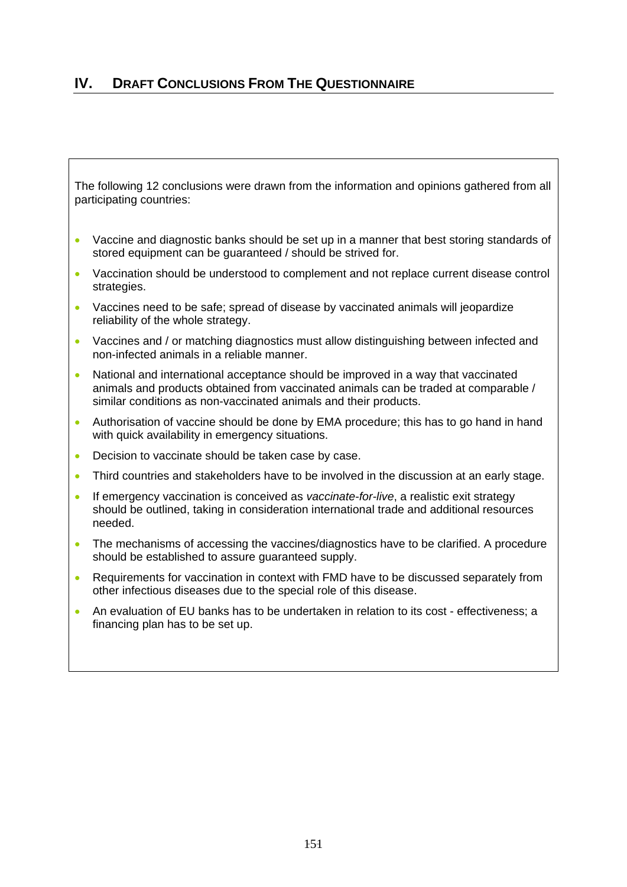## IV. DRAFT CONCLUSIONS FROM THE QUESTIONNAIRE

The following 12 conclusions were drawn from the information and opinions gathered from all participating countries:

- Vaccine and diagnostic banks should be set up in a manner that best storing standards of stored equipment can be guaranteed / should be strived for.
- Vaccination should be understood to complement and not replace current disease control strategies.
- Vaccines need to be safe; spread of disease by vaccinated animals will jeopardize reliability of the whole strategy.
- Vaccines and / or matching diagnostics must allow distinguishing between infected and non-infected animals in a reliable manner.
- National and international acceptance should be improved in a way that vaccinated animals and products obtained from vaccinated animals can be traded at comparable / similar conditions as non-vaccinated animals and their products.
- Authorisation of vaccine should be done by EMA procedure; this has to go hand in hand with quick availability in emergency situations.
- Decision to vaccinate should be taken case by case.
- Third countries and stakeholders have to be involved in the discussion at an early stage.
- If emergency vaccination is conceived as *vaccinate-for-live*, a realistic exit strategy should be outlined, taking in consideration international trade and additional resources needed.
- The mechanisms of accessing the vaccines/diagnostics have to be clarified. A procedure should be established to assure guaranteed supply.
- Requirements for vaccination in context with FMD have to be discussed separately from other infectious diseases due to the special role of this disease.
- An evaluation of EU banks has to be undertaken in relation to its cost - effectiveness; a financing plan has to be set up.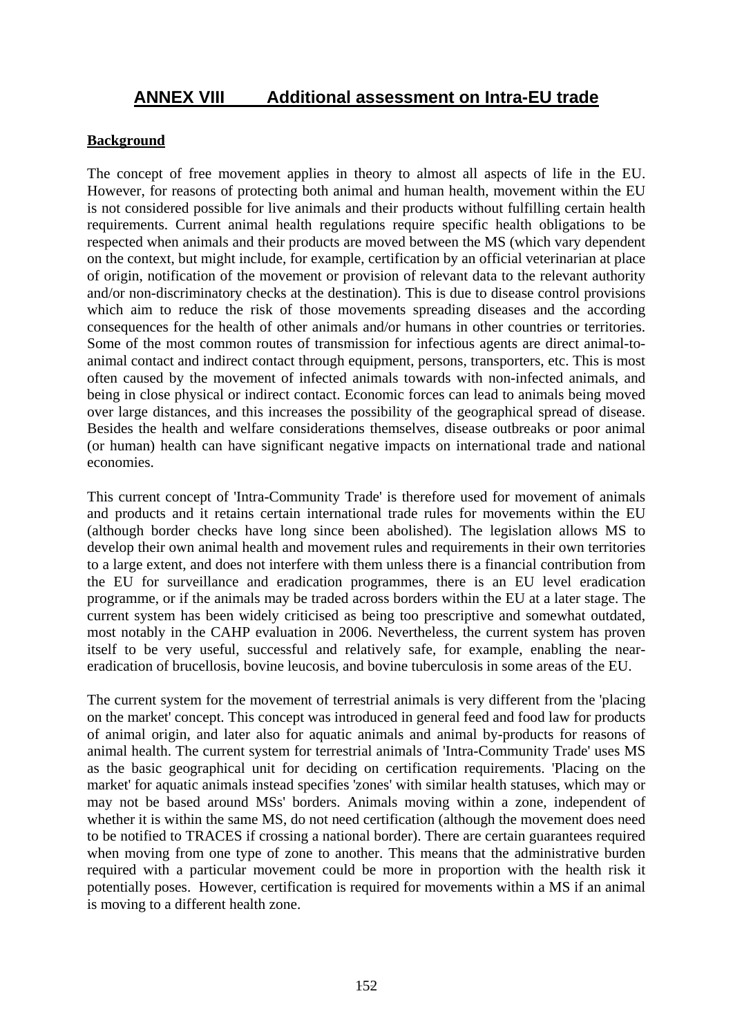## ANNEX VIII Additional assessment on Intra-EU trade

**Background**

The concept of free movement applies in theory to almost all aspects of life in the EU. However, for reasons of protecting both animal and human health, movement within the EU is not considered possible for live animals and their products without fulfilling certain health requirements. Current animal health regulations require specific health obligations to be respected when animals and their products are moved between the MS (which vary dependent on the context, but might include, for example, certification by an official veterinarian at place of origin, notification of the movement or provision of relevant data to the relevant authority and/or non-discriminatory checks at the destination). This is due to disease control provisions which aim to reduce the risk of those movements spreading diseases and the according consequences for the health of other animals and/or humans in other countries or territories. Some of the most common routes of transmission for infectious agents are direct animal-to-animal contact and indirect contact through equipment, persons, transporters, etc. This is most often caused by the movement of infected animals towards with non-infected animals, and being in close physical or indirect contact. Economic forces can lead to animals being moved over large distances, and this increases the possibility of the geographical spread of disease. Besides the health and welfare considerations themselves, disease outbreaks or poor animal (or human) health can have significant negative impacts on international trade and national economies.

This current concept of 'Intra-Community Trade' is therefore used for movement of animals and products and it retains certain international trade rules for movements within the EU (although border checks have long since been abolished). The legislation allows MS to develop their own animal health and movement rules and requirements in their own territories to a large extent, and does not interfere with them unless there is a financial contribution from the EU for surveillance and eradication programmes, there is an EU level eradication programme, or if the animals may be traded across borders within the EU at a later stage. The current system has been widely criticised as being too prescriptive and somewhat outdated, most notably in the CAHP evaluation in 2006. Nevertheless, the current system has proven itself to be very useful, successful and relatively safe, for example, enabling the near-eradication of brucellosis, bovine leucosis, and bovine tuberculosis in some areas of the EU.

The current system for the movement of terrestrial animals is very different from the 'placing on the market' concept. This concept was introduced in general feed and food law for products of animal origin, and later also for aquatic animals and animal by-products for reasons of animal health. The current system for terrestrial animals of 'Intra-Community Trade' uses MS as the basic geographical unit for deciding on certification requirements. 'Placing on the market' for aquatic animals instead specifies 'zones' with similar health statuses, which may or may not be based around MSs' borders. Animals moving within a zone, independent of whether it is within the same MS, do not need certification (although the movement does need to be notified to TRACES if crossing a national border). There are certain guarantees required when moving from one type of zone to another. This means that the administrative burden required with a particular movement could be more in proportion with the health risk it potentially poses. However, certification is required for movements within a MS if an animal is moving to a different health zone.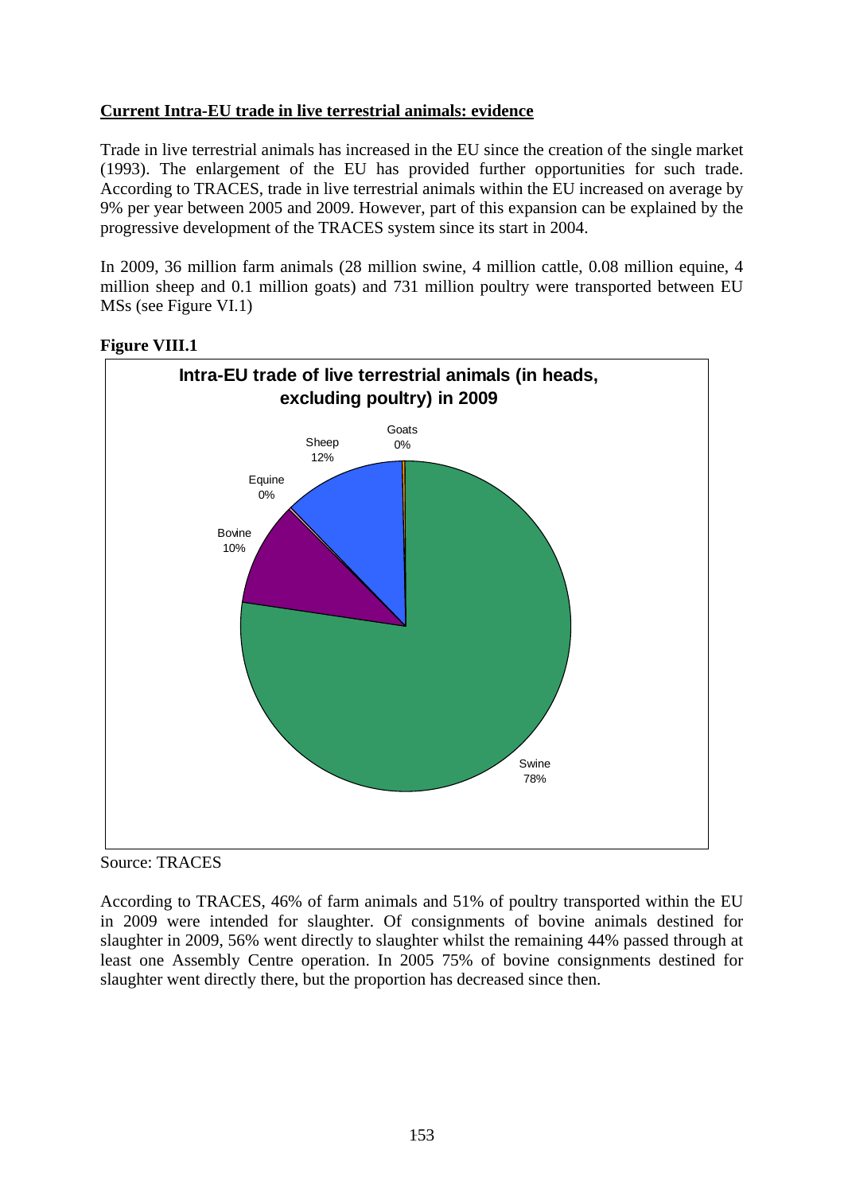**Current Intra-EU trade in live terrestrial animals: evidence**

Trade in live terrestrial animals has increased in the EU since the creation of the single market (1993). The enlargement of the EU has provided further opportunities for such trade. According to TRACES, trade in live terrestrial animals within the EU increased on average by 9% per year between 2005 and 2009. However, part of this expansion can be explained by the progressive development of the TRACES system since its start in 2004.

In 2009, 36 million farm animals (28 million swine, 4 million cattle, 0.08 million equine, 4 million sheep and 0.1 million goats) and 731 million poultry were transported between EU MSs (see Figure VI.1)

**Figure VIII.1**

**Intra-EU trade of live terrestrial animals (in heads, excluding poultry) in 2009**

| Species | Share |
|---|---|
| Swine | 78% |
| Bovine | 10% |
| Equine | 0% |
| Sheep | 12% |
| Goats | 0% |

Source: TRACES

According to TRACES, 46% of farm animals and 51% of poultry transported within the EU in 2009 were intended for slaughter. Of consignments of bovine animals destined for slaughter in 2009, 56% went directly to slaughter whilst the remaining 44% passed through at least one Assembly Centre operation. In 2005 75% of bovine consignments destined for slaughter went directly there, but the proportion has decreased since then.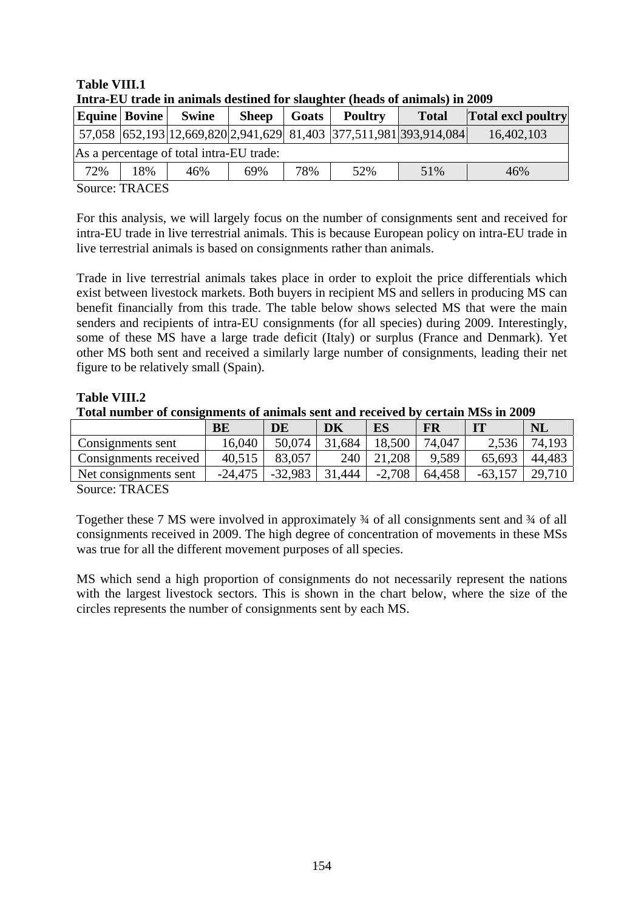**Table VIII.1**
**Intra-EU trade in animals destined for slaughter (heads of animals) in 2009**

| Equine | Bovine | Swine | Sheep | Goats | Poultry | Total | Total excl poultry |
|---|---|---|---|---|---|---|---|
| 57,058 | 652,193 | 12,669,820 | 2,941,629 | 81,403 | 377,511,981 | 393,914,084 | 16,402,103 |
| As a percentage of total intra-EU trade: | | | | | | | |
| 72% | 18% | 46% | 69% | 78% | 52% | 51% | 46% |

Source: TRACES

For this analysis, we will largely focus on the number of consignments sent and received for intra-EU trade in live terrestrial animals. This is because European policy on intra-EU trade in live terrestrial animals is based on consignments rather than animals.

Trade in live terrestrial animals takes place in order to exploit the price differentials which exist between livestock markets. Both buyers in recipient MS and sellers in producing MS can benefit financially from this trade. The table below shows selected MS that were the main senders and recipients of intra-EU consignments (for all species) during 2009. Interestingly, some of these MS have a large trade deficit (Italy) or surplus (France and Denmark). Yet other MS both sent and received a similarly large number of consignments, leading their net figure to be relatively small (Spain).

**Table VIII.2**
**Total number of consignments of animals sent and received by certain MSs in 2009**

| | BE | DE | DK | ES | FR | IT | NL |
|---|---|---|---|---|---|---|---|
| Consignments sent | 16,040 | 50,074 | 31,684 | 18,500 | 74,047 | 2,536 | 74,193 |
| Consignments received | 40,515 | 83,057 | 240 | 21,208 | 9,589 | 65,693 | 44,483 |
| Net consignments sent | -24,475 | -32,983 | 31,444 | -2,708 | 64,458 | -63,157 | 29,710 |

Source: TRACES

Together these 7 MS were involved in approximately ¾ of all consignments sent and ¾ of all consignments received in 2009. The high degree of concentration of movements in these MSs was true for all the different movement purposes of all species.

MS which send a high proportion of consignments do not necessarily represent the nations with the largest livestock sectors. This is shown in the chart below, where the size of the circles represents the number of consignments sent by each MS.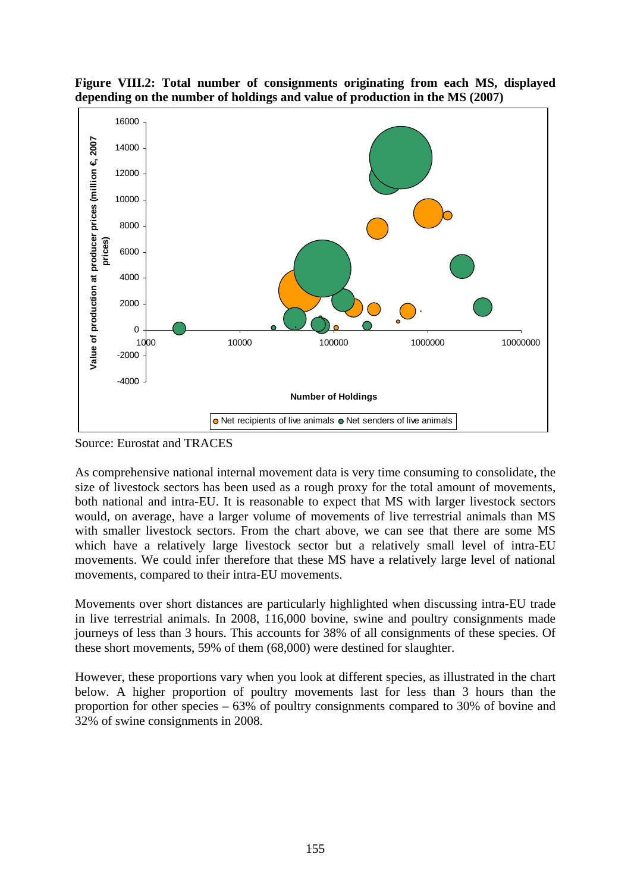**Figure VIII.2: Total number of consignments originating from each MS, displayed depending on the number of holdings and value of production in the MS (2007)**

Source: Eurostat and TRACES

As comprehensive national internal movement data is very time consuming to consolidate, the size of livestock sectors has been used as a rough proxy for the total amount of movements, both national and intra-EU. It is reasonable to expect that MS with larger livestock sectors would, on average, have a larger volume of movements of live terrestrial animals than MS with smaller livestock sectors. From the chart above, we can see that there are some MS which have a relatively large livestock sector but a relatively small level of intra-EU movements. We could infer therefore that these MS have a relatively large level of national movements, compared to their intra-EU movements.

Movements over short distances are particularly highlighted when discussing intra-EU trade in live terrestrial animals. In 2008, 116,000 bovine, swine and poultry consignments made journeys of less than 3 hours. This accounts for 38% of all consignments of these species. Of these short movements, 59% of them (68,000) were destined for slaughter.

However, these proportions vary when you look at different species, as illustrated in the chart below. A higher proportion of poultry movements last for less than 3 hours than the proportion for other species – 63% of poultry consignments compared to 30% of bovine and 32% of swine consignments in 2008.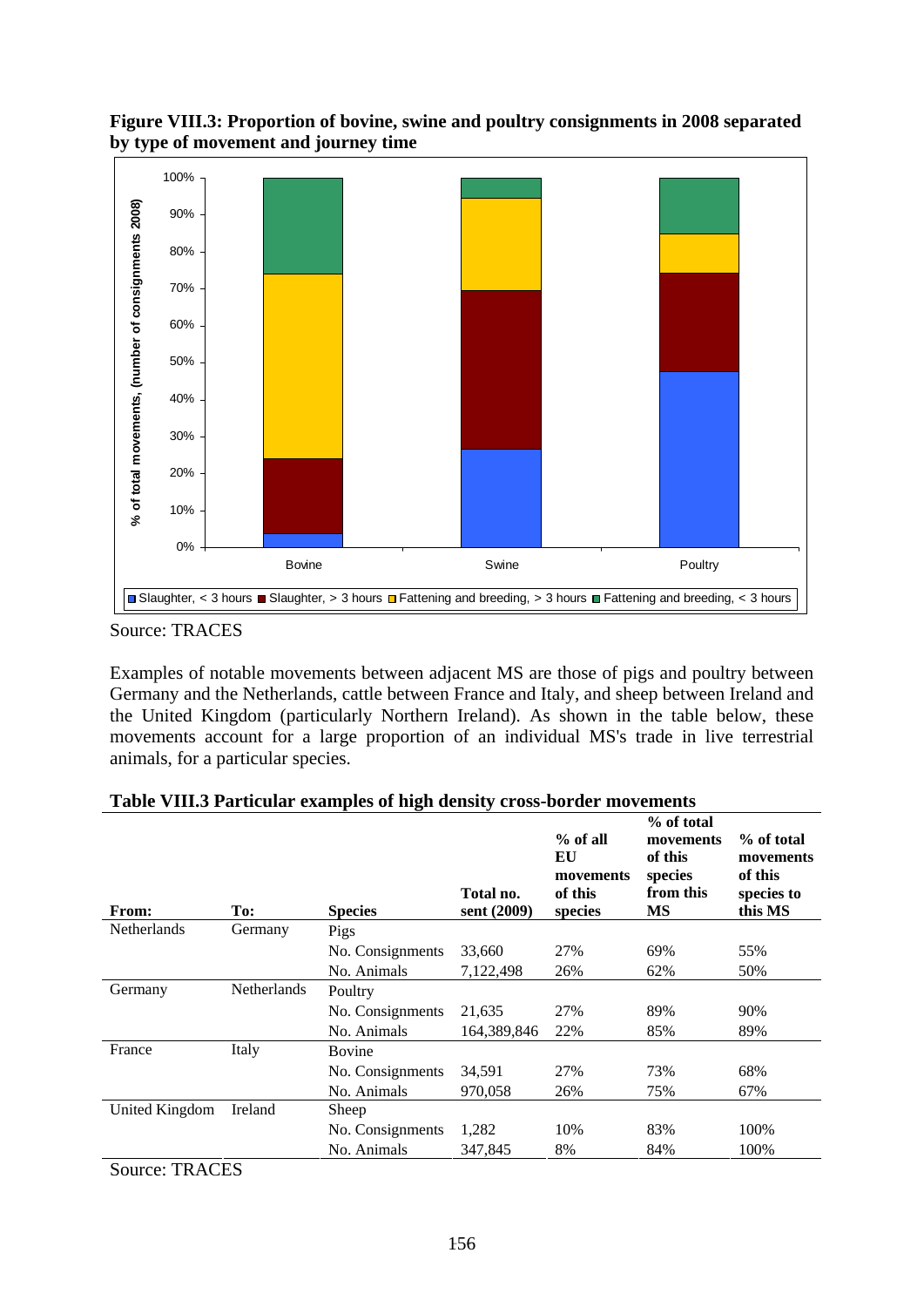**Figure VIII.3: Proportion of bovine, swine and poultry consignments in 2008 separated by type of movement and journey time**

Source: TRACES

Examples of notable movements between adjacent MS are those of pigs and poultry between Germany and the Netherlands, cattle between France and Italy, and sheep between Ireland and the United Kingdom (particularly Northern Ireland). As shown in the table below, these movements account for a large proportion of an individual MS's trade in live terrestrial animals, for a particular species.

**Table VIII.3 Particular examples of high density cross-border movements**

| From: | To: | Species | Total no. sent (2009) | % of all EU movements of this species | % of total movements of this species from this MS | % of total movements of this species to this MS |
|---|---|---|---|---|---|---|
| Netherlands | Germany | Pigs | | | | |
| | | No. Consignments | 33,660 | 27% | 69% | 55% |
| | | No. Animals | 7,122,498 | 26% | 62% | 50% |
| Germany | Netherlands | Poultry | | | | |
| | | No. Consignments | 21,635 | 27% | 89% | 90% |
| | | No. Animals | 164,389,846 | 22% | 85% | 89% |
| France | Italy | Bovine | | | | |
| | | No. Consignments | 34,591 | 27% | 73% | 68% |
| | | No. Animals | 970,058 | 26% | 75% | 67% |
| United Kingdom | Ireland | Sheep | | | | |
| | | No. Consignments | 1,282 | 10% | 83% | 100% |
| | | No. Animals | 347,845 | 8% | 84% | 100% |

Source: TRACES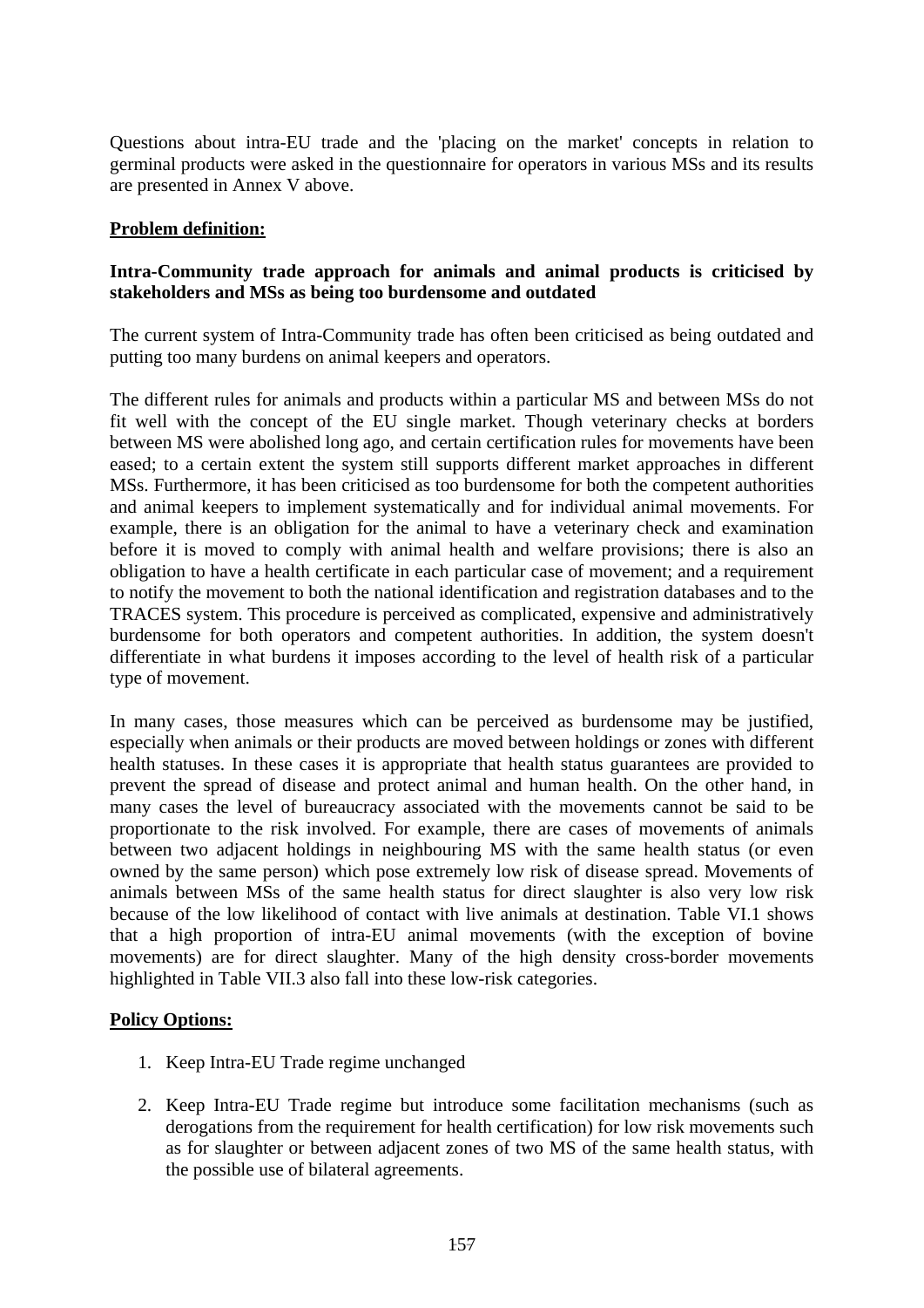Questions about intra-EU trade and the 'placing on the market' concepts in relation to germinal products were asked in the questionnaire for operators in various MSs and its results are presented in Annex V above.

**<u>Problem definition:</u>**

**Intra-Community trade approach for animals and animal products is criticised by stakeholders and MSs as being too burdensome and outdated**

The current system of Intra-Community trade has often been criticised as being outdated and putting too many burdens on animal keepers and operators.

The different rules for animals and products within a particular MS and between MSs do not fit well with the concept of the EU single market. Though veterinary checks at borders between MS were abolished long ago, and certain certification rules for movements have been eased; to a certain extent the system still supports different market approaches in different MSs. Furthermore, it has been criticised as too burdensome for both the competent authorities and animal keepers to implement systematically and for individual animal movements. For example, there is an obligation for the animal to have a veterinary check and examination before it is moved to comply with animal health and welfare provisions; there is also an obligation to have a health certificate in each particular case of movement; and a requirement to notify the movement to both the national identification and registration databases and to the TRACES system. This procedure is perceived as complicated, expensive and administratively burdensome for both operators and competent authorities. In addition, the system doesn't differentiate in what burdens it imposes according to the level of health risk of a particular type of movement.

In many cases, those measures which can be perceived as burdensome may be justified, especially when animals or their products are moved between holdings or zones with different health statuses. In these cases it is appropriate that health status guarantees are provided to prevent the spread of disease and protect animal and human health. On the other hand, in many cases the level of bureaucracy associated with the movements cannot be said to be proportionate to the risk involved. For example, there are cases of movements of animals between two adjacent holdings in neighbouring MS with the same health status (or even owned by the same person) which pose extremely low risk of disease spread. Movements of animals between MSs of the same health status for direct slaughter is also very low risk because of the low likelihood of contact with live animals at destination. Table VI.1 shows that a high proportion of intra-EU animal movements (with the exception of bovine movements) are for direct slaughter. Many of the high density cross-border movements highlighted in Table VII.3 also fall into these low-risk categories.

**<u>Policy Options:</u>**

1. Keep Intra-EU Trade regime unchanged
2. Keep Intra-EU Trade regime but introduce some facilitation mechanisms (such as derogations from the requirement for health certification) for low risk movements such as for slaughter or between adjacent zones of two MS of the same health status, with the possible use of bilateral agreements.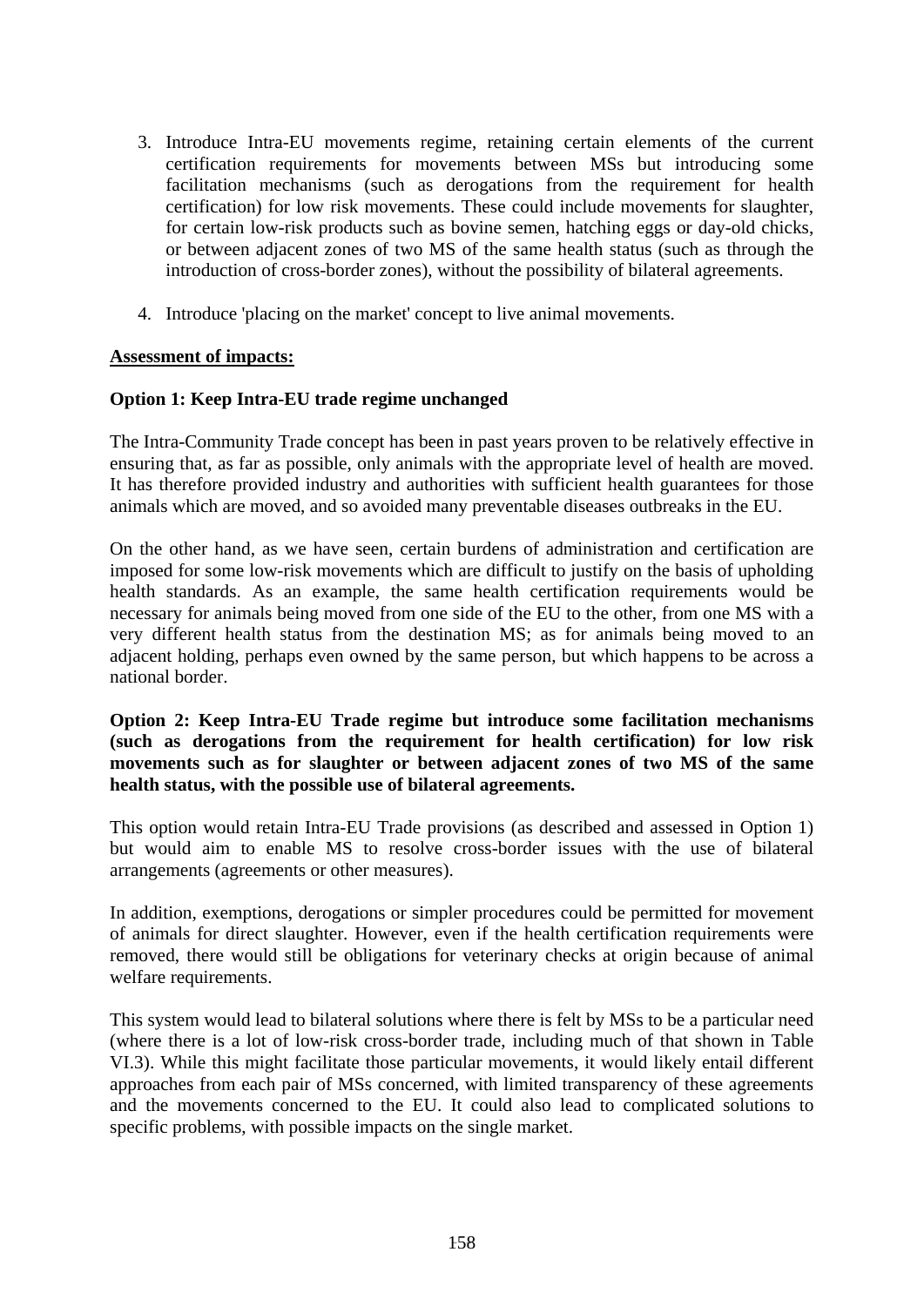3. Introduce Intra-EU movements regime, retaining certain elements of the current certification requirements for movements between MSs but introducing some facilitation mechanisms (such as derogations from the requirement for health certification) for low risk movements. These could include movements for slaughter, for certain low-risk products such as bovine semen, hatching eggs or day-old chicks, or between adjacent zones of two MS of the same health status (such as through the introduction of cross-border zones), without the possibility of bilateral agreements.

4. Introduce 'placing on the market' concept to live animal movements.

**Assessment of impacts:**

**Option 1: Keep Intra-EU trade regime unchanged**

The Intra-Community Trade concept has been in past years proven to be relatively effective in ensuring that, as far as possible, only animals with the appropriate level of health are moved. It has therefore provided industry and authorities with sufficient health guarantees for those animals which are moved, and so avoided many preventable diseases outbreaks in the EU.

On the other hand, as we have seen, certain burdens of administration and certification are imposed for some low-risk movements which are difficult to justify on the basis of upholding health standards. As an example, the same health certification requirements would be necessary for animals being moved from one side of the EU to the other, from one MS with a very different health status from the destination MS; as for animals being moved to an adjacent holding, perhaps even owned by the same person, but which happens to be across a national border.

**Option 2: Keep Intra-EU Trade regime but introduce some facilitation mechanisms (such as derogations from the requirement for health certification) for low risk movements such as for slaughter or between adjacent zones of two MS of the same health status, with the possible use of bilateral agreements.**

This option would retain Intra-EU Trade provisions (as described and assessed in Option 1) but would aim to enable MS to resolve cross-border issues with the use of bilateral arrangements (agreements or other measures).

In addition, exemptions, derogations or simpler procedures could be permitted for movement of animals for direct slaughter. However, even if the health certification requirements were removed, there would still be obligations for veterinary checks at origin because of animal welfare requirements.

This system would lead to bilateral solutions where there is felt by MSs to be a particular need (where there is a lot of low-risk cross-border trade, including much of that shown in Table VI.3). While this might facilitate those particular movements, it would likely entail different approaches from each pair of MSs concerned, with limited transparency of these agreements and the movements concerned to the EU. It could also lead to complicated solutions to specific problems, with possible impacts on the single market.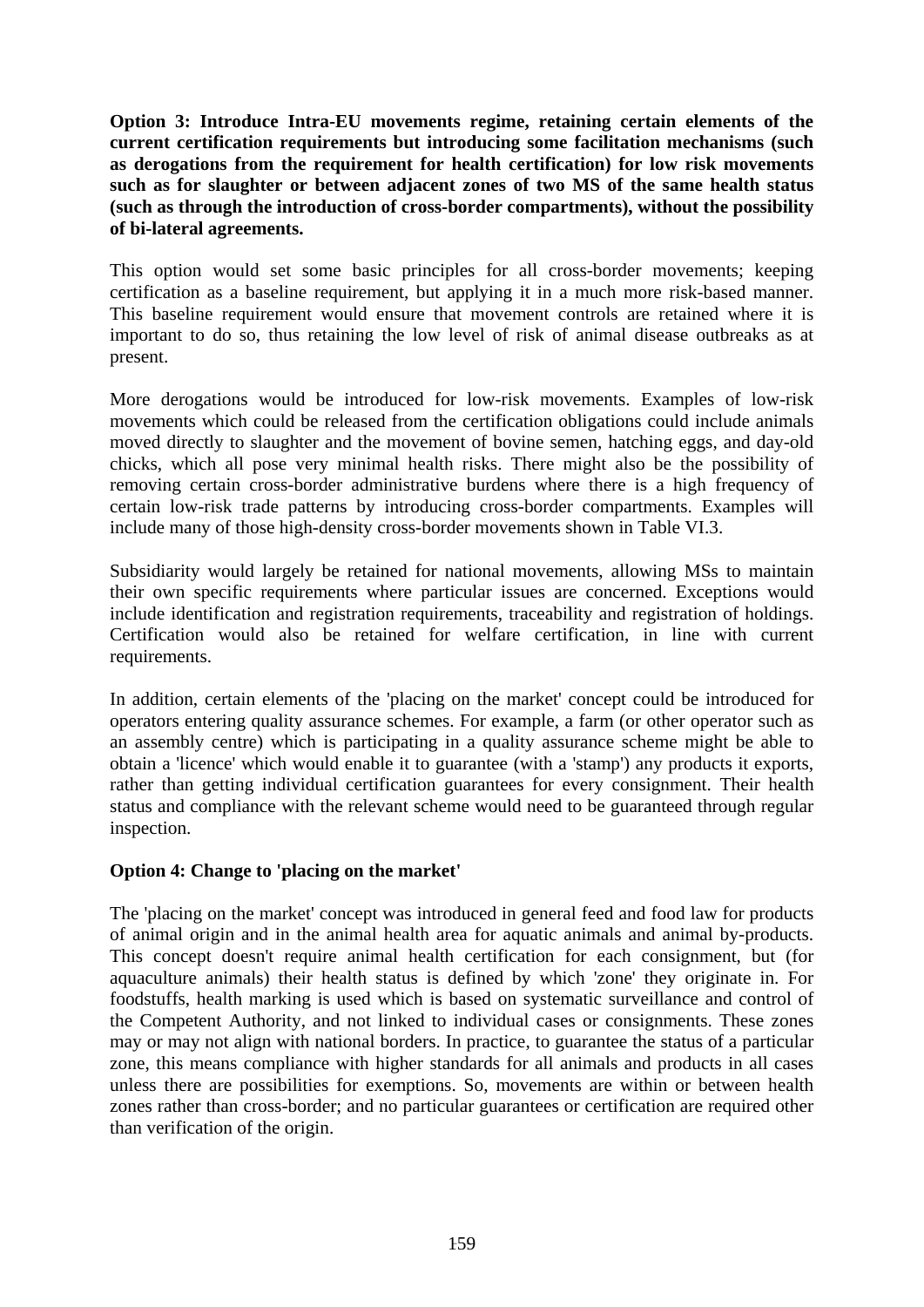**Option 3: Introduce Intra-EU movements regime, retaining certain elements of the current certification requirements but introducing some facilitation mechanisms (such as derogations from the requirement for health certification) for low risk movements such as for slaughter or between adjacent zones of two MS of the same health status (such as through the introduction of cross-border compartments), without the possibility of bi-lateral agreements.**

This option would set some basic principles for all cross-border movements; keeping certification as a baseline requirement, but applying it in a much more risk-based manner. This baseline requirement would ensure that movement controls are retained where it is important to do so, thus retaining the low level of risk of animal disease outbreaks as at present.

More derogations would be introduced for low-risk movements. Examples of low-risk movements which could be released from the certification obligations could include animals moved directly to slaughter and the movement of bovine semen, hatching eggs, and day-old chicks, which all pose very minimal health risks. There might also be the possibility of removing certain cross-border administrative burdens where there is a high frequency of certain low-risk trade patterns by introducing cross-border compartments. Examples will include many of those high-density cross-border movements shown in Table VI.3.

Subsidiarity would largely be retained for national movements, allowing MSs to maintain their own specific requirements where particular issues are concerned. Exceptions would include identification and registration requirements, traceability and registration of holdings. Certification would also be retained for welfare certification, in line with current requirements.

In addition, certain elements of the 'placing on the market' concept could be introduced for operators entering quality assurance schemes. For example, a farm (or other operator such as an assembly centre) which is participating in a quality assurance scheme might be able to obtain a 'licence' which would enable it to guarantee (with a 'stamp') any products it exports, rather than getting individual certification guarantees for every consignment. Their health status and compliance with the relevant scheme would need to be guaranteed through regular inspection.

**Option 4: Change to 'placing on the market'**

The 'placing on the market' concept was introduced in general feed and food law for products of animal origin and in the animal health area for aquatic animals and animal by-products. This concept doesn't require animal health certification for each consignment, but (for aquaculture animals) their health status is defined by which 'zone' they originate in. For foodstuffs, health marking is used which is based on systematic surveillance and control of the Competent Authority, and not linked to individual cases or consignments. These zones may or may not align with national borders. In practice, to guarantee the status of a particular zone, this means compliance with higher standards for all animals and products in all cases unless there are possibilities for exemptions. So, movements are within or between health zones rather than cross-border; and no particular guarantees or certification are required other than verification of the origin.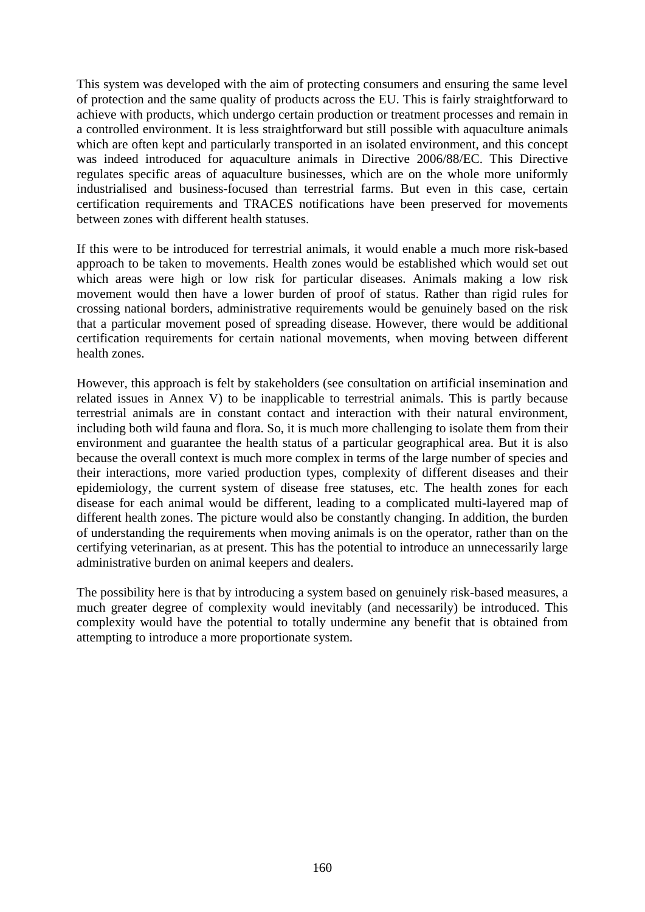This system was developed with the aim of protecting consumers and ensuring the same level of protection and the same quality of products across the EU. This is fairly straightforward to achieve with products, which undergo certain production or treatment processes and remain in a controlled environment. It is less straightforward but still possible with aquaculture animals which are often kept and particularly transported in an isolated environment, and this concept was indeed introduced for aquaculture animals in Directive 2006/88/EC. This Directive regulates specific areas of aquaculture businesses, which are on the whole more uniformly industrialised and business-focused than terrestrial farms. But even in this case, certain certification requirements and TRACES notifications have been preserved for movements between zones with different health statuses.

If this were to be introduced for terrestrial animals, it would enable a much more risk-based approach to be taken to movements. Health zones would be established which would set out which areas were high or low risk for particular diseases. Animals making a low risk movement would then have a lower burden of proof of status. Rather than rigid rules for crossing national borders, administrative requirements would be genuinely based on the risk that a particular movement posed of spreading disease. However, there would be additional certification requirements for certain national movements, when moving between different health zones.

However, this approach is felt by stakeholders (see consultation on artificial insemination and related issues in Annex V) to be inapplicable to terrestrial animals. This is partly because terrestrial animals are in constant contact and interaction with their natural environment, including both wild fauna and flora. So, it is much more challenging to isolate them from their environment and guarantee the health status of a particular geographical area. But it is also because the overall context is much more complex in terms of the large number of species and their interactions, more varied production types, complexity of different diseases and their epidemiology, the current system of disease free statuses, etc. The health zones for each disease for each animal would be different, leading to a complicated multi-layered map of different health zones. The picture would also be constantly changing. In addition, the burden of understanding the requirements when moving animals is on the operator, rather than on the certifying veterinarian, as at present. This has the potential to introduce an unnecessarily large administrative burden on animal keepers and dealers.

The possibility here is that by introducing a system based on genuinely risk-based measures, a much greater degree of complexity would inevitably (and necessarily) be introduced. This complexity would have the potential to totally undermine any benefit that is obtained from attempting to introduce a more proportionate system.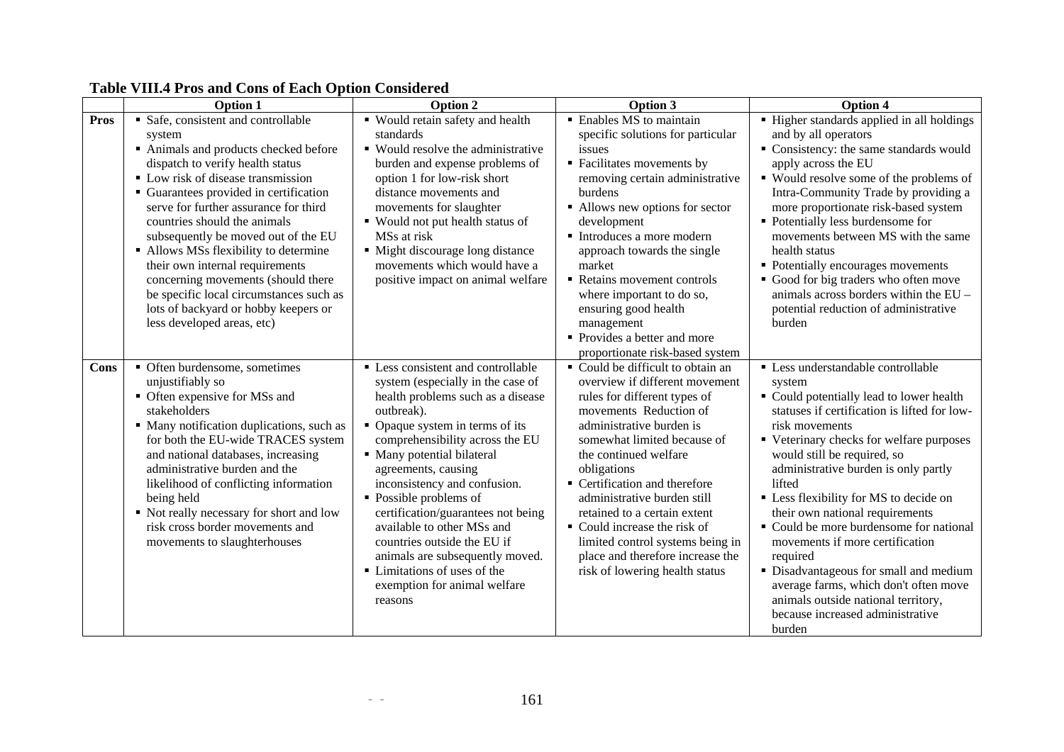**Table VIII.4 Pros and Cons of Each Option Considered**

| | Option 1 | Option 2 | Option 3 | Option 4 |
|---|---|---|---|---|
| **Pros** | ▪ Safe, consistent and controllable system<br>▪ Animals and products checked before dispatch to verify health status<br>▪ Low risk of disease transmission<br>▪ Guarantees provided in certification serve for further assurance for third countries should the animals subsequently be moved out of the EU<br>▪ Allows MSs flexibility to determine their own internal requirements concerning movements (should there be specific local circumstances such as lots of backyard or hobby keepers or less developed areas, etc) | ▪ Would retain safety and health standards<br>▪ Would resolve the administrative burden and expense problems of option 1 for low-risk short distance movements and movements for slaughter<br>▪ Would not put health status of MSs at risk<br>▪ Might discourage long distance movements which would have a positive impact on animal welfare | ▪ Enables MS to maintain specific solutions for particular issues<br>▪ Facilitates movements by removing certain administrative burdens<br>▪ Allows new options for sector development<br>▪ Introduces a more modern approach towards the single market<br>▪ Retains movement controls where important to do so, ensuring good health management<br>▪ Provides a better and more proportionate risk-based system | ▪ Higher standards applied in all holdings and by all operators<br>▪ Consistency: the same standards would apply across the EU<br>▪ Would resolve some of the problems of Intra-Community Trade by providing a more proportionate risk-based system<br>▪ Potentially less burdensome for movements between MS with the same health status<br>▪ Potentially encourages movements<br>▪ Good for big traders who often move animals across borders within the EU – potential reduction of administrative burden |
| **Cons** | ▪ Often burdensome, sometimes unjustifiably so<br>▪ Often expensive for MSs and stakeholders<br>▪ Many notification duplications, such as for both the EU-wide TRACES system and national databases, increasing administrative burden and the likelihood of conflicting information being held<br>▪ Not really necessary for short and low risk cross border movements and movements to slaughterhouses | ▪ Less consistent and controllable system (especially in the case of health problems such as a disease outbreak).<br>▪ Opaque system in terms of its comprehensibility across the EU<br>▪ Many potential bilateral agreements, causing inconsistency and confusion.<br>▪ Possible problems of certification/guarantees not being available to other MSs and countries outside the EU if animals are subsequently moved.<br>▪ Limitations of uses of the exemption for animal welfare reasons | ▪ Could be difficult to obtain an overview if different movement rules for different types of movements Reduction of administrative burden is somewhat limited because of the continued welfare obligations<br>▪ Certification and therefore administrative burden still retained to a certain extent<br>▪ Could increase the risk of limited control systems being in place and therefore increase the risk of lowering health status | ▪ Less understandable controllable system<br>▪ Could potentially lead to lower health statuses if certification is lifted for low-risk movements<br>▪ Veterinary checks for welfare purposes would still be required, so administrative burden is only partly lifted<br>▪ Less flexibility for MS to decide on their own national requirements<br>▪ Could be more burdensome for national movements if more certification required<br>▪ Disadvantageous for small and medium average farms, which don't often move animals outside national territory, because increased administrative burden |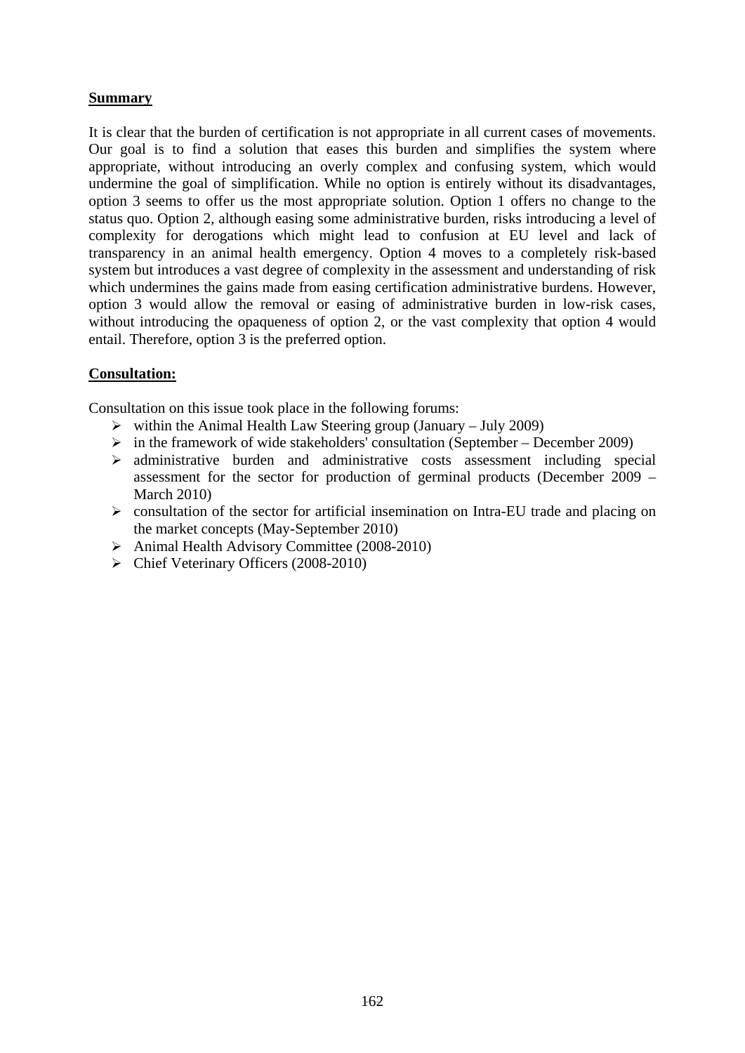**Summary**

It is clear that the burden of certification is not appropriate in all current cases of movements. Our goal is to find a solution that eases this burden and simplifies the system where appropriate, without introducing an overly complex and confusing system, which would undermine the goal of simplification. While no option is entirely without its disadvantages, option 3 seems to offer us the most appropriate solution. Option 1 offers no change to the status quo. Option 2, although easing some administrative burden, risks introducing a level of complexity for derogations which might lead to confusion at EU level and lack of transparency in an animal health emergency. Option 4 moves to a completely risk-based system but introduces a vast degree of complexity in the assessment and understanding of risk which undermines the gains made from easing certification administrative burdens. However, option 3 would allow the removal or easing of administrative burden in low-risk cases, without introducing the opaqueness of option 2, or the vast complexity that option 4 would entail. Therefore, option 3 is the preferred option.

**Consultation:**

Consultation on this issue took place in the following forums:

- within the Animal Health Law Steering group (January – July 2009)
- in the framework of wide stakeholders' consultation (September – December 2009)
- administrative burden and administrative costs assessment including special assessment for the sector for production of germinal products (December 2009 – March 2010)
- consultation of the sector for artificial insemination on Intra-EU trade and placing on the market concepts (May-September 2010)
- Animal Health Advisory Committee (2008-2010)
- Chief Veterinary Officers (2008-2010)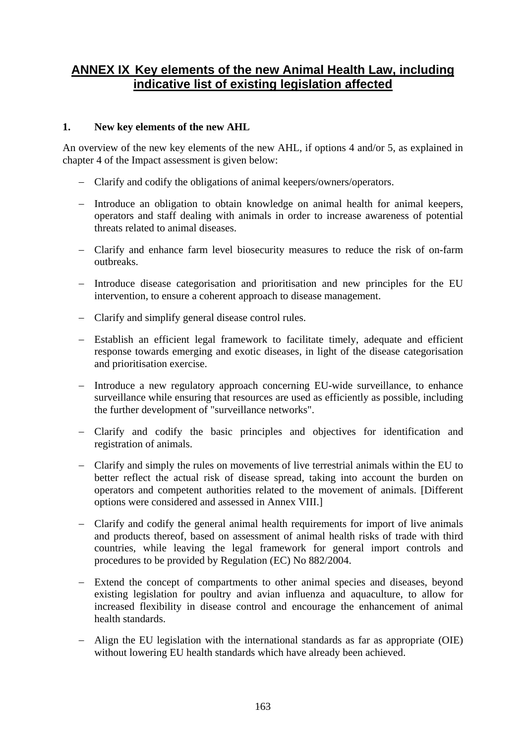# ANNEX IX Key elements of the new Animal Health Law, including indicative list of existing legislation affected

## 1. New key elements of the new AHL

An overview of the new key elements of the new AHL, if options 4 and/or 5, as explained in chapter 4 of the Impact assessment is given below:

- Clarify and codify the obligations of animal keepers/owners/operators.
- Introduce an obligation to obtain knowledge on animal health for animal keepers, operators and staff dealing with animals in order to increase awareness of potential threats related to animal diseases.
- Clarify and enhance farm level biosecurity measures to reduce the risk of on-farm outbreaks.
- Introduce disease categorisation and prioritisation and new principles for the EU intervention, to ensure a coherent approach to disease management.
- Clarify and simplify general disease control rules.
- Establish an efficient legal framework to facilitate timely, adequate and efficient response towards emerging and exotic diseases, in light of the disease categorisation and prioritisation exercise.
- Introduce a new regulatory approach concerning EU-wide surveillance, to enhance surveillance while ensuring that resources are used as efficiently as possible, including the further development of "surveillance networks".
- Clarify and codify the basic principles and objectives for identification and registration of animals.
- Clarify and simply the rules on movements of live terrestrial animals within the EU to better reflect the actual risk of disease spread, taking into account the burden on operators and competent authorities related to the movement of animals. [Different options were considered and assessed in Annex VIII.]
- Clarify and codify the general animal health requirements for import of live animals and products thereof, based on assessment of animal health risks of trade with third countries, while leaving the legal framework for general import controls and procedures to be provided by Regulation (EC) No 882/2004.
- Extend the concept of compartments to other animal species and diseases, beyond existing legislation for poultry and avian influenza and aquaculture, to allow for increased flexibility in disease control and encourage the enhancement of animal health standards.
- Align the EU legislation with the international standards as far as appropriate (OIE) without lowering EU health standards which have already been achieved.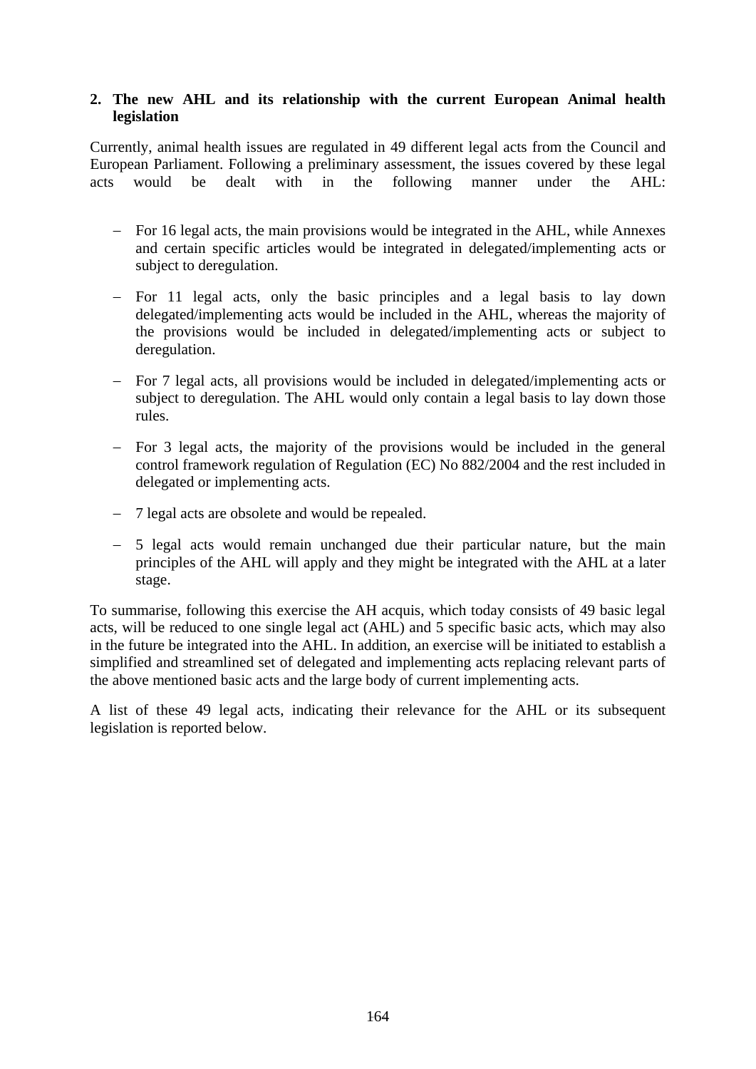## 2. The new AHL and its relationship with the current European Animal health legislation

Currently, animal health issues are regulated in 49 different legal acts from the Council and European Parliament. Following a preliminary assessment, the issues covered by these legal acts would be dealt with in the following manner under the AHL:

- For 16 legal acts, the main provisions would be integrated in the AHL, while Annexes and certain specific articles would be integrated in delegated/implementing acts or subject to deregulation.
- For 11 legal acts, only the basic principles and a legal basis to lay down delegated/implementing acts would be included in the AHL, whereas the majority of the provisions would be included in delegated/implementing acts or subject to deregulation.
- For 7 legal acts, all provisions would be included in delegated/implementing acts or subject to deregulation. The AHL would only contain a legal basis to lay down those rules.
- For 3 legal acts, the majority of the provisions would be included in the general control framework regulation of Regulation (EC) No 882/2004 and the rest included in delegated or implementing acts.
- 7 legal acts are obsolete and would be repealed.
- 5 legal acts would remain unchanged due their particular nature, but the main principles of the AHL will apply and they might be integrated with the AHL at a later stage.

To summarise, following this exercise the AH acquis, which today consists of 49 basic legal acts, will be reduced to one single legal act (AHL) and 5 specific basic acts, which may also in the future be integrated into the AHL. In addition, an exercise will be initiated to establish a simplified and streamlined set of delegated and implementing acts replacing relevant parts of the above mentioned basic acts and the large body of current implementing acts.

A list of these 49 legal acts, indicating their relevance for the AHL or its subsequent legislation is reported below.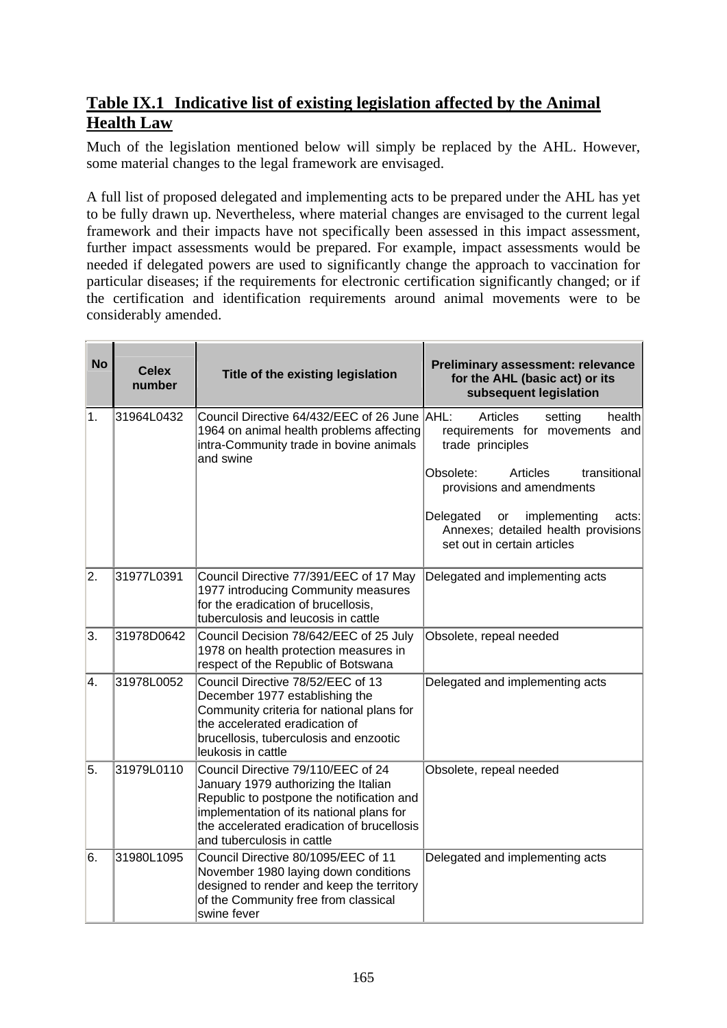## Table IX.1 Indicative list of existing legislation affected by the Animal Health Law

Much of the legislation mentioned below will simply be replaced by the AHL. However, some material changes to the legal framework are envisaged.

A full list of proposed delegated and implementing acts to be prepared under the AHL has yet to be fully drawn up. Nevertheless, where material changes are envisaged to the current legal framework and their impacts have not specifically been assessed in this impact assessment, further impact assessments would be prepared. For example, impact assessments would be needed if delegated powers are used to significantly change the approach to vaccination for particular diseases; if the requirements for electronic certification significantly changed; or if the certification and identification requirements around animal movements were to be considerably amended.

| No | Celex number | Title of the existing legislation | Preliminary assessment: relevance for the AHL (basic act) or its subsequent legislation |
|---|---|---|---|
| 1. | 31964L0432 | Council Directive 64/432/EEC of 26 June 1964 on animal health problems affecting intra-Community trade in bovine animals and swine | AHL: Articles setting health requirements for movements and trade principles<br><br>Obsolete: Articles transitional provisions and amendments<br><br>Delegated or implementing acts: Annexes; detailed health provisions set out in certain articles |
| 2. | 31977L0391 | Council Directive 77/391/EEC of 17 May 1977 introducing Community measures for the eradication of brucellosis, tuberculosis and leucosis in cattle | Delegated and implementing acts |
| 3. | 31978D0642 | Council Decision 78/642/EEC of 25 July 1978 on health protection measures in respect of the Republic of Botswana | Obsolete, repeal needed |
| 4. | 31978L0052 | Council Directive 78/52/EEC of 13 December 1977 establishing the Community criteria for national plans for the accelerated eradication of brucellosis, tuberculosis and enzootic leukosis in cattle | Delegated and implementing acts |
| 5. | 31979L0110 | Council Directive 79/110/EEC of 24 January 1979 authorizing the Italian Republic to postpone the notification and implementation of its national plans for the accelerated eradication of brucellosis and tuberculosis in cattle | Obsolete, repeal needed |
| 6. | 31980L1095 | Council Directive 80/1095/EEC of 11 November 1980 laying down conditions designed to render and keep the territory of the Community free from classical swine fever | Delegated and implementing acts |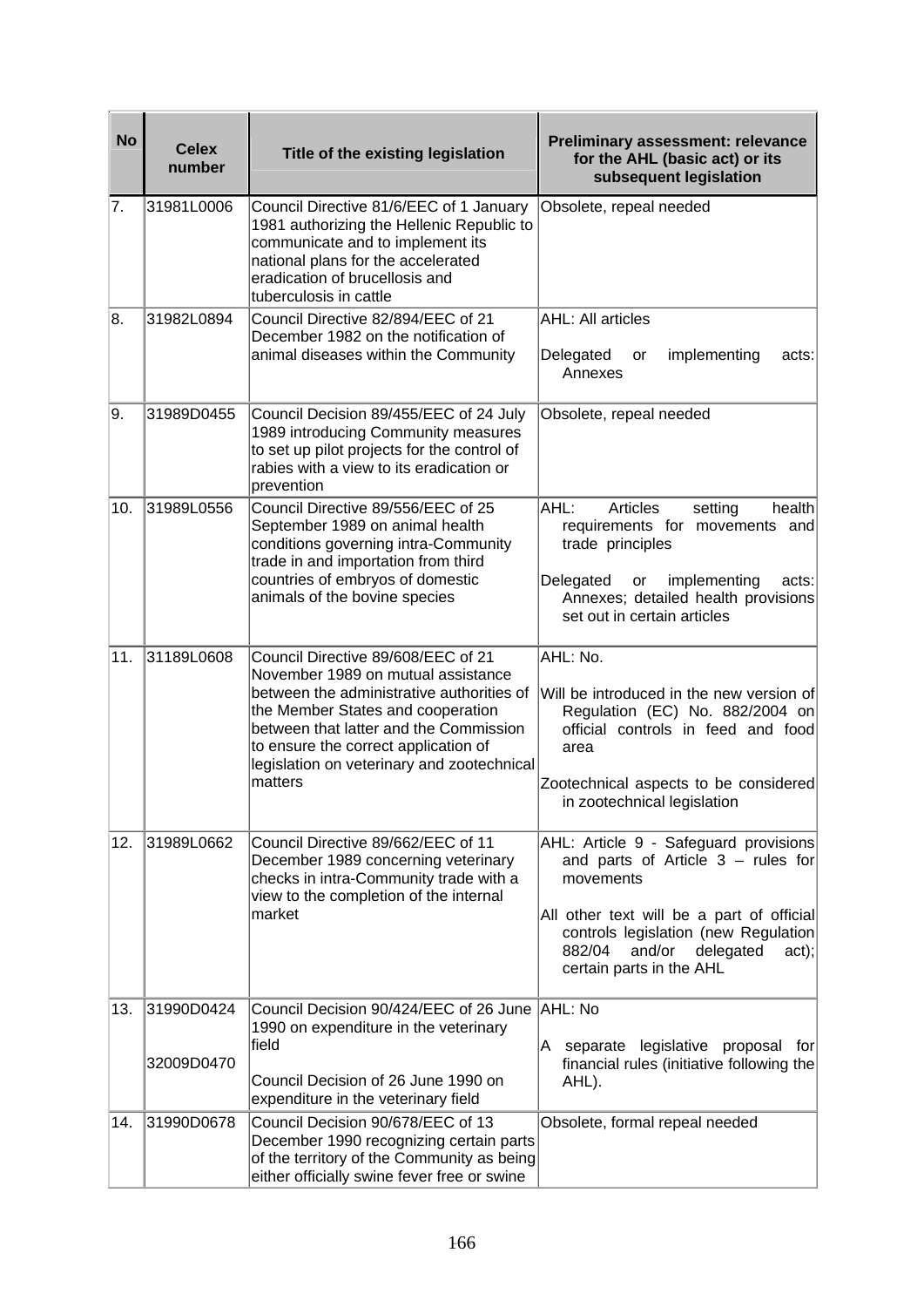| No | Celex number | Title of the existing legislation | Preliminary assessment: relevance for the AHL (basic act) or its subsequent legislation |
|---|---|---|---|
| 7. | 31981L0006 | Council Directive 81/6/EEC of 1 January 1981 authorizing the Hellenic Republic to communicate and to implement its national plans for the accelerated eradication of brucellosis and tuberculosis in cattle | Obsolete, repeal needed |
| 8. | 31982L0894 | Council Directive 82/894/EEC of 21 December 1982 on the notification of animal diseases within the Community | AHL: All articles<br><br>Delegated or implementing acts: Annexes |
| 9. | 31989D0455 | Council Decision 89/455/EEC of 24 July 1989 introducing Community measures to set up pilot projects for the control of rabies with a view to its eradication or prevention | Obsolete, repeal needed |
| 10. | 31989L0556 | Council Directive 89/556/EEC of 25 September 1989 on animal health conditions governing intra-Community trade in and importation from third countries of embryos of domestic animals of the bovine species | AHL: Articles setting health requirements for movements and trade principles<br><br>Delegated or implementing acts: Annexes; detailed health provisions set out in certain articles |
| 11. | 31189L0608 | Council Directive 89/608/EEC of 21 November 1989 on mutual assistance between the administrative authorities of the Member States and cooperation between that latter and the Commission to ensure the correct application of legislation on veterinary and zootechnical matters | AHL: No.<br><br>Will be introduced in the new version of Regulation (EC) No. 882/2004 on official controls in feed and food area<br><br>Zootechnical aspects to be considered in zootechnical legislation |
| 12. | 31989L0662 | Council Directive 89/662/EEC of 11 December 1989 concerning veterinary checks in intra-Community trade with a view to the completion of the internal market | AHL: Article 9 - Safeguard provisions and parts of Article 3 – rules for movements<br><br>All other text will be a part of official controls legislation (new Regulation 882/04 and/or delegated act); certain parts in the AHL |
| 13. | 31990D0424<br><br>32009D0470 | Council Decision 90/424/EEC of 26 June 1990 on expenditure in the veterinary field<br><br>Council Decision of 26 June 1990 on expenditure in the veterinary field | AHL: No<br><br>A separate legislative proposal for financial rules (initiative following the AHL). |
| 14. | 31990D0678 | Council Decision 90/678/EEC of 13 December 1990 recognizing certain parts of the territory of the Community as being either officially swine fever free or swine | Obsolete, formal repeal needed |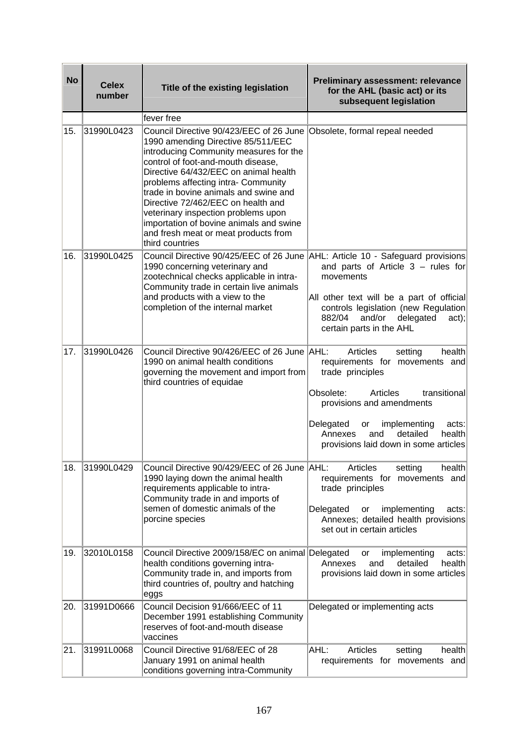| No | Celex number | Title of the existing legislation | Preliminary assessment: relevance for the AHL (basic act) or its subsequent legislation |
|---|---|---|---|
| | | fever free | |
| 15. | 31990L0423 | Council Directive 90/423/EEC of 26 June 1990 amending Directive 85/511/EEC introducing Community measures for the control of foot-and-mouth disease, Directive 64/432/EEC on animal health problems affecting intra- Community trade in bovine animals and swine and Directive 72/462/EEC on health and veterinary inspection problems upon importation of bovine animals and swine and fresh meat or meat products from third countries | Obsolete, formal repeal needed |
| 16. | 31990L0425 | Council Directive 90/425/EEC of 26 June 1990 concerning veterinary and zootechnical checks applicable in intra-Community trade in certain live animals and products with a view to the completion of the internal market | AHL: Article 10 - Safeguard provisions and parts of Article 3 – rules for movements<br><br>All other text will be a part of official controls legislation (new Regulation 882/04 and/or delegated act); certain parts in the AHL |
| 17. | 31990L0426 | Council Directive 90/426/EEC of 26 June 1990 on animal health conditions governing the movement and import from third countries of equidae | AHL: Articles setting health requirements for movements and trade principles<br><br>Obsolete: Articles transitional provisions and amendments<br><br>Delegated or implementing acts: Annexes and detailed health provisions laid down in some articles |
| 18. | 31990L0429 | Council Directive 90/429/EEC of 26 June 1990 laying down the animal health requirements applicable to intra-Community trade in and imports of semen of domestic animals of the porcine species | AHL: Articles setting health requirements for movements and trade principles<br><br>Delegated or implementing acts: Annexes; detailed health provisions set out in certain articles |
| 19. | 32010L0158 | Council Directive 2009/158/EC on animal health conditions governing intra-Community trade in, and imports from third countries of, poultry and hatching eggs | Delegated or implementing acts: Annexes and detailed health provisions laid down in some articles |
| 20. | 31991D0666 | Council Decision 91/666/EEC of 11 December 1991 establishing Community reserves of foot-and-mouth disease vaccines | Delegated or implementing acts |
| 21. | 31991L0068 | Council Directive 91/68/EEC of 28 January 1991 on animal health conditions governing intra-Community | AHL: Articles setting health requirements for movements and |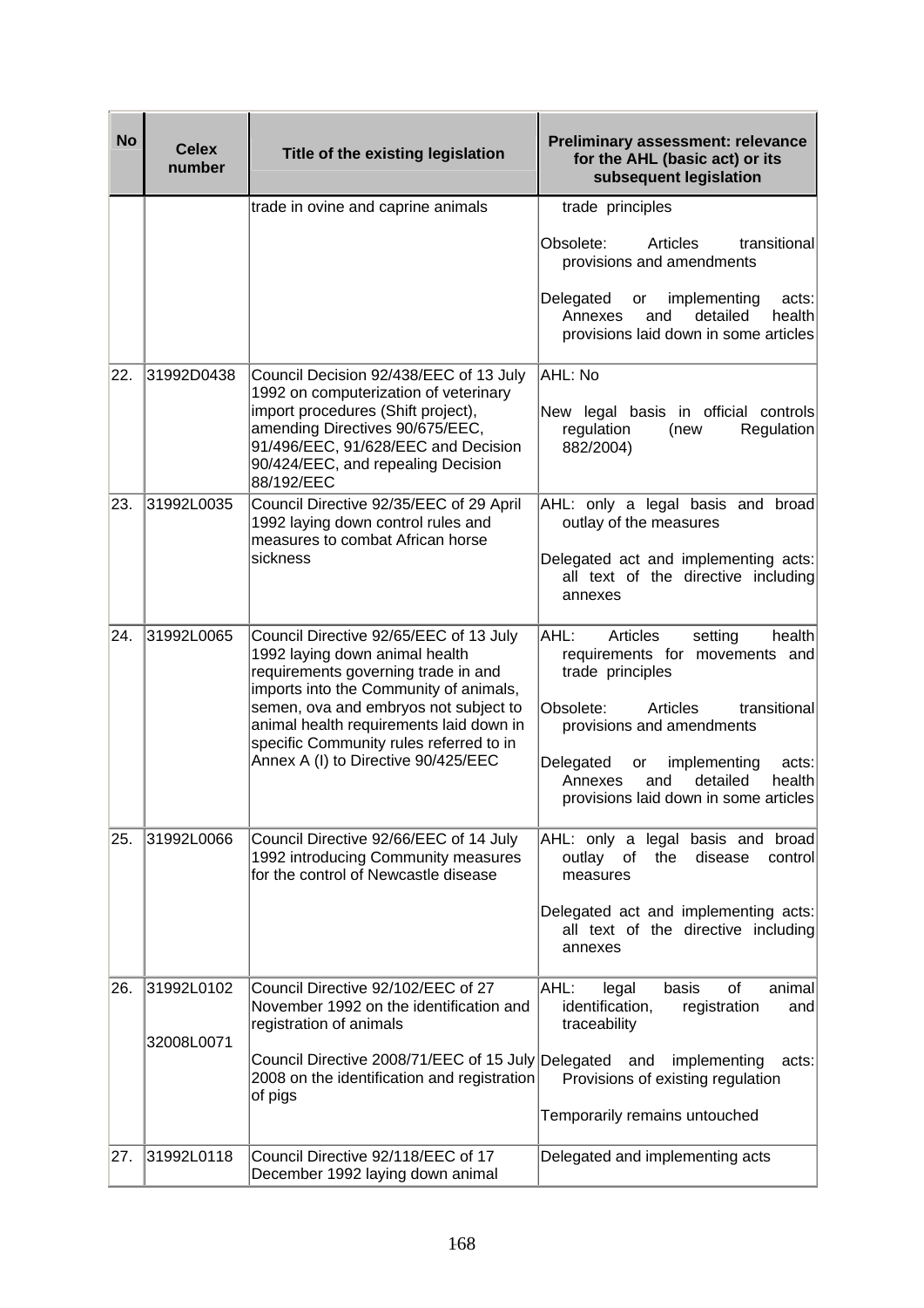| No | Celex number | Title of the existing legislation | Preliminary assessment: relevance for the AHL (basic act) or its subsequent legislation |
|---|---|---|---|
| | | trade in ovine and caprine animals | trade principles<br><br>Obsolete: Articles transitional provisions and amendments<br><br>Delegated or implementing acts: Annexes and detailed health provisions laid down in some articles |
| 22. | 31992D0438 | Council Decision 92/438/EEC of 13 July 1992 on computerization of veterinary import procedures (Shift project), amending Directives 90/675/EEC, 91/496/EEC, 91/628/EEC and Decision 90/424/EEC, and repealing Decision 88/192/EEC | AHL: No<br><br>New legal basis in official controls regulation (new Regulation 882/2004) |
| 23. | 31992L0035 | Council Directive 92/35/EEC of 29 April 1992 laying down control rules and measures to combat African horse sickness | AHL: only a legal basis and broad outlay of the measures<br><br>Delegated act and implementing acts: all text of the directive including annexes |
| 24. | 31992L0065 | Council Directive 92/65/EEC of 13 July 1992 laying down animal health requirements governing trade in and imports into the Community of animals, semen, ova and embryos not subject to animal health requirements laid down in specific Community rules referred to in Annex A (I) to Directive 90/425/EEC | AHL: Articles setting health requirements for movements and trade principles<br><br>Obsolete: Articles transitional provisions and amendments<br><br>Delegated or implementing acts: Annexes and detailed health provisions laid down in some articles |
| 25. | 31992L0066 | Council Directive 92/66/EEC of 14 July 1992 introducing Community measures for the control of Newcastle disease | AHL: only a legal basis and broad outlay of the disease control measures<br><br>Delegated act and implementing acts: all text of the directive including annexes |
| 26. | 31992L0102<br><br>32008L0071 | Council Directive 92/102/EEC of 27 November 1992 on the identification and registration of animals<br><br>Council Directive 2008/71/EEC of 15 July 2008 on the identification and registration of pigs | AHL: legal basis of animal identification, registration and traceability<br><br>Delegated and implementing acts: Provisions of existing regulation<br><br>Temporarily remains untouched |
| 27. | 31992L0118 | Council Directive 92/118/EEC of 17 December 1992 laying down animal | Delegated and implementing acts |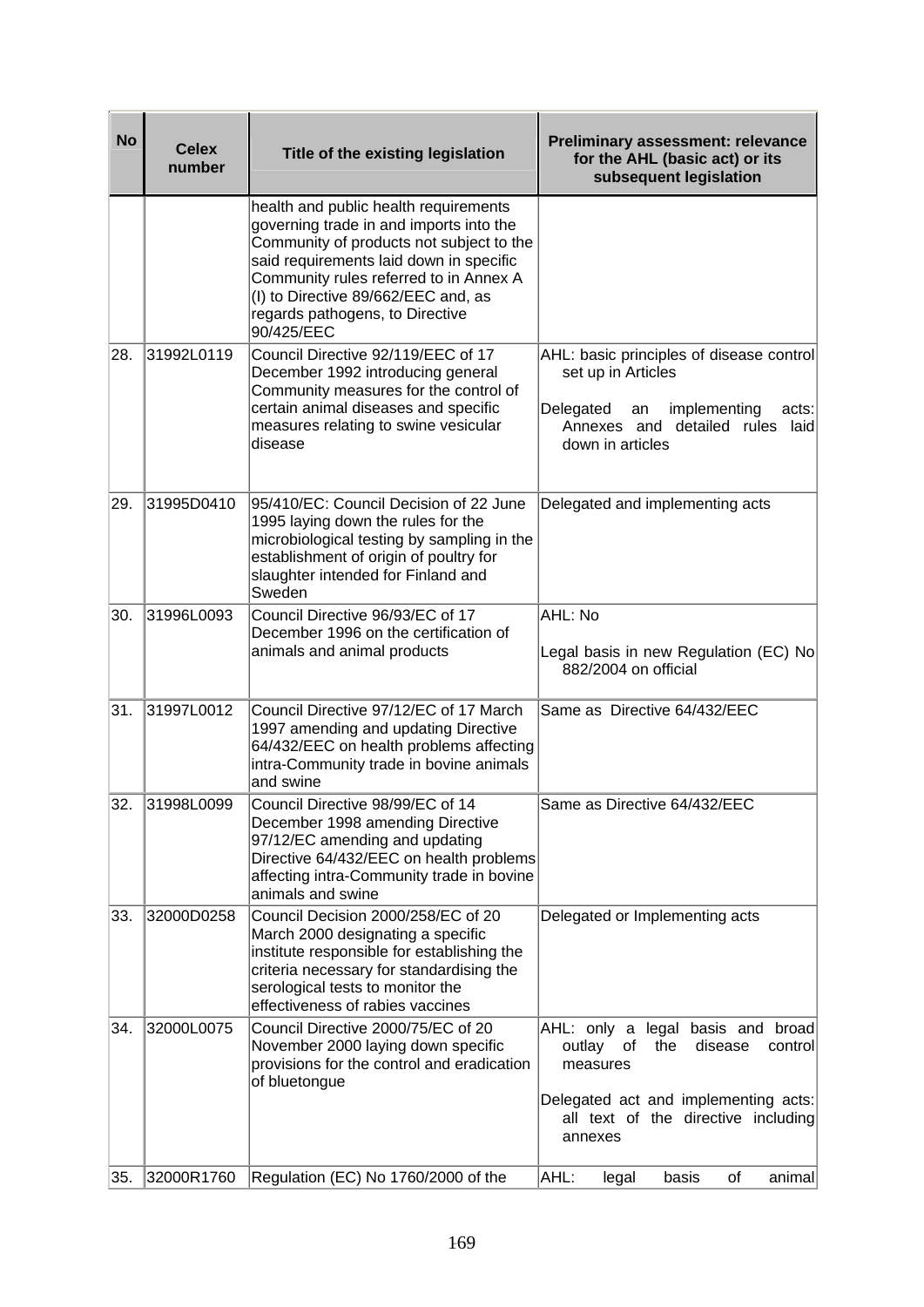| No | Celex number | Title of the existing legislation | Preliminary assessment: relevance for the AHL (basic act) or its subsequent legislation |
|---|---|---|---|
| | | health and public health requirements governing trade in and imports into the Community of products not subject to the said requirements laid down in specific Community rules referred to in Annex A (I) to Directive 89/662/EEC and, as regards pathogens, to Directive 90/425/EEC | |
| 28. | 31992L0119 | Council Directive 92/119/EEC of 17 December 1992 introducing general Community measures for the control of certain animal diseases and specific measures relating to swine vesicular disease | AHL: basic principles of disease control set up in Articles<br><br>Delegated an implementing acts: Annexes and detailed rules laid down in articles |
| 29. | 31995D0410 | 95/410/EC: Council Decision of 22 June 1995 laying down the rules for the microbiological testing by sampling in the establishment of origin of poultry for slaughter intended for Finland and Sweden | Delegated and implementing acts |
| 30. | 31996L0093 | Council Directive 96/93/EC of 17 December 1996 on the certification of animals and animal products | AHL: No<br><br>Legal basis in new Regulation (EC) No 882/2004 on official |
| 31. | 31997L0012 | Council Directive 97/12/EC of 17 March 1997 amending and updating Directive 64/432/EEC on health problems affecting intra-Community trade in bovine animals and swine | Same as Directive 64/432/EEC |
| 32. | 31998L0099 | Council Directive 98/99/EC of 14 December 1998 amending Directive 97/12/EC amending and updating Directive 64/432/EEC on health problems affecting intra-Community trade in bovine animals and swine | Same as Directive 64/432/EEC |
| 33. | 32000D0258 | Council Decision 2000/258/EC of 20 March 2000 designating a specific institute responsible for establishing the criteria necessary for standardising the serological tests to monitor the effectiveness of rabies vaccines | Delegated or Implementing acts |
| 34. | 32000L0075 | Council Directive 2000/75/EC of 20 November 2000 laying down specific provisions for the control and eradication of bluetongue | AHL: only a legal basis and broad outlay of the disease control measures<br><br>Delegated act and implementing acts: all text of the directive including annexes |
| 35. | 32000R1760 | Regulation (EC) No 1760/2000 of the | AHL: legal basis of animal |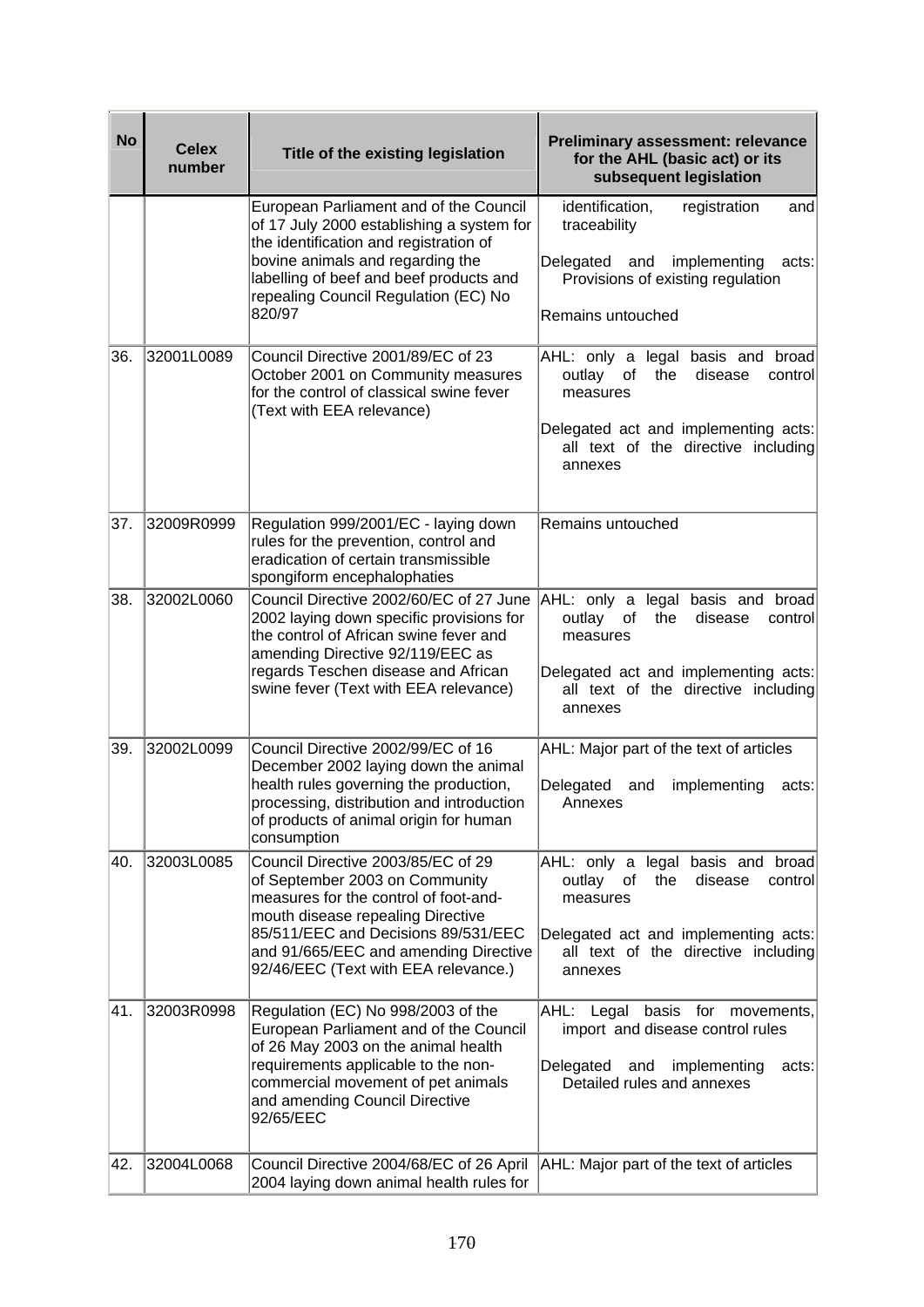| No | Celex number | Title of the existing legislation | Preliminary assessment: relevance for the AHL (basic act) or its subsequent legislation |
|---|---|---|---|
| | | European Parliament and of the Council of 17 July 2000 establishing a system for the identification and registration of bovine animals and regarding the labelling of beef and beef products and repealing Council Regulation (EC) No 820/97 | identification, registration and traceability<br><br>Delegated and implementing acts: Provisions of existing regulation<br><br>Remains untouched |
| 36. | 32001L0089 | Council Directive 2001/89/EC of 23 October 2001 on Community measures for the control of classical swine fever (Text with EEA relevance) | AHL: only a legal basis and broad outlay of the disease control measures<br><br>Delegated act and implementing acts: all text of the directive including annexes |
| 37. | 32009R0999 | Regulation 999/2001/EC - laying down rules for the prevention, control and eradication of certain transmissible spongiform encephalophaties | Remains untouched |
| 38. | 32002L0060 | Council Directive 2002/60/EC of 27 June 2002 laying down specific provisions for the control of African swine fever and amending Directive 92/119/EEC as regards Teschen disease and African swine fever (Text with EEA relevance) | AHL: only a legal basis and broad outlay of the disease control measures<br><br>Delegated act and implementing acts: all text of the directive including annexes |
| 39. | 32002L0099 | Council Directive 2002/99/EC of 16 December 2002 laying down the animal health rules governing the production, processing, distribution and introduction of products of animal origin for human consumption | AHL: Major part of the text of articles<br><br>Delegated and implementing acts: Annexes |
| 40. | 32003L0085 | Council Directive 2003/85/EC of 29 of September 2003 on Community measures for the control of foot-and-mouth disease repealing Directive 85/511/EEC and Decisions 89/531/EEC and 91/665/EEC and amending Directive 92/46/EEC (Text with EEA relevance.) | AHL: only a legal basis and broad outlay of the disease control measures<br><br>Delegated act and implementing acts: all text of the directive including annexes |
| 41. | 32003R0998 | Regulation (EC) No 998/2003 of the European Parliament and of the Council of 26 May 2003 on the animal health requirements applicable to the non-commercial movement of pet animals and amending Council Directive 92/65/EEC | AHL: Legal basis for movements, import and disease control rules<br><br>Delegated and implementing acts: Detailed rules and annexes |
| 42. | 32004L0068 | Council Directive 2004/68/EC of 26 April 2004 laying down animal health rules for | AHL: Major part of the text of articles |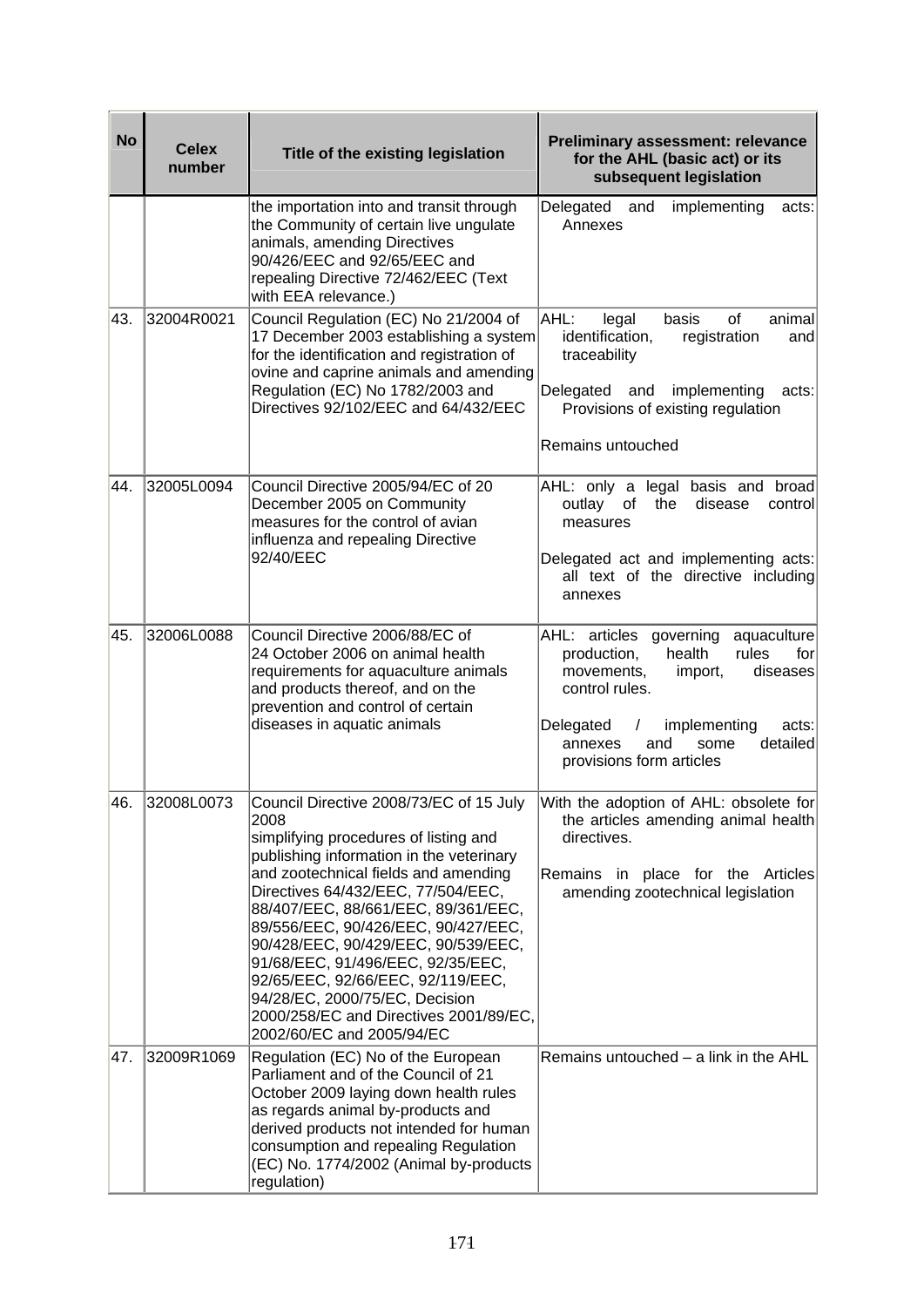| No | Celex number | Title of the existing legislation | Preliminary assessment: relevance for the AHL (basic act) or its subsequent legislation |
|---|---|---|---|
| | | the importation into and transit through the Community of certain live ungulate animals, amending Directives 90/426/EEC and 92/65/EEC and repealing Directive 72/462/EEC (Text with EEA relevance.) | Delegated and implementing acts: Annexes |
| 43. | 32004R0021 | Council Regulation (EC) No 21/2004 of 17 December 2003 establishing a system for the identification and registration of ovine and caprine animals and amending Regulation (EC) No 1782/2003 and Directives 92/102/EEC and 64/432/EEC | AHL: legal basis of animal identification, registration and traceability<br><br>Delegated and implementing acts: Provisions of existing regulation<br><br>Remains untouched |
| 44. | 32005L0094 | Council Directive 2005/94/EC of 20 December 2005 on Community measures for the control of avian influenza and repealing Directive 92/40/EEC | AHL: only a legal basis and broad outlay of the disease control measures<br><br>Delegated act and implementing acts: all text of the directive including annexes |
| 45. | 32006L0088 | Council Directive 2006/88/EC of 24 October 2006 on animal health requirements for aquaculture animals and products thereof, and on the prevention and control of certain diseases in aquatic animals | AHL: articles governing aquaculture production, health rules for movements, import, diseases control rules.<br><br>Delegated / implementing acts: annexes and some detailed provisions form articles |
| 46. | 32008L0073 | Council Directive 2008/73/EC of 15 July 2008 simplifying procedures of listing and publishing information in the veterinary and zootechnical fields and amending Directives 64/432/EEC, 77/504/EEC, 88/407/EEC, 88/661/EEC, 89/361/EEC, 89/556/EEC, 90/426/EEC, 90/427/EEC, 90/428/EEC, 90/429/EEC, 90/539/EEC, 91/68/EEC, 91/496/EEC, 92/35/EEC, 92/65/EEC, 92/66/EEC, 92/119/EEC, 94/28/EC, 2000/75/EC, Decision 2000/258/EC and Directives 2001/89/EC, 2002/60/EC and 2005/94/EC | With the adoption of AHL: obsolete for the articles amending animal health directives.<br><br>Remains in place for the Articles amending zootechnical legislation |
| 47. | 32009R1069 | Regulation (EC) No of the European Parliament and of the Council of 21 October 2009 laying down health rules as regards animal by-products and derived products not intended for human consumption and repealing Regulation (EC) No. 1774/2002 (Animal by-products regulation) | Remains untouched – a link in the AHL |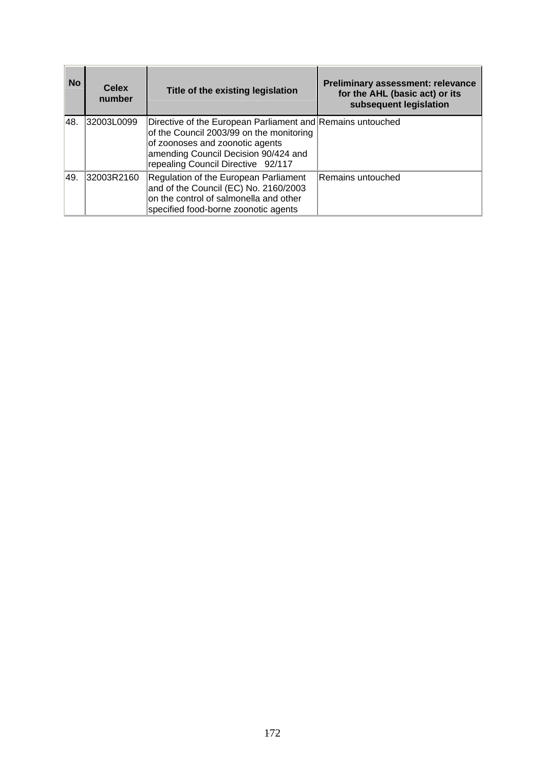| No | Celex number | Title of the existing legislation | Preliminary assessment: relevance for the AHL (basic act) or its subsequent legislation |
|---|---|---|---|
| 48. | 32003L0099 | Directive of the European Parliament and of the Council 2003/99 on the monitoring of zoonoses and zoonotic agents amending Council Decision 90/424 and repealing Council Directive 92/117 | Remains untouched |
| 49. | 32003R2160 | Regulation of the European Parliament and of the Council (EC) No. 2160/2003 on the control of salmonella and other specified food-borne zoonotic agents | Remains untouched |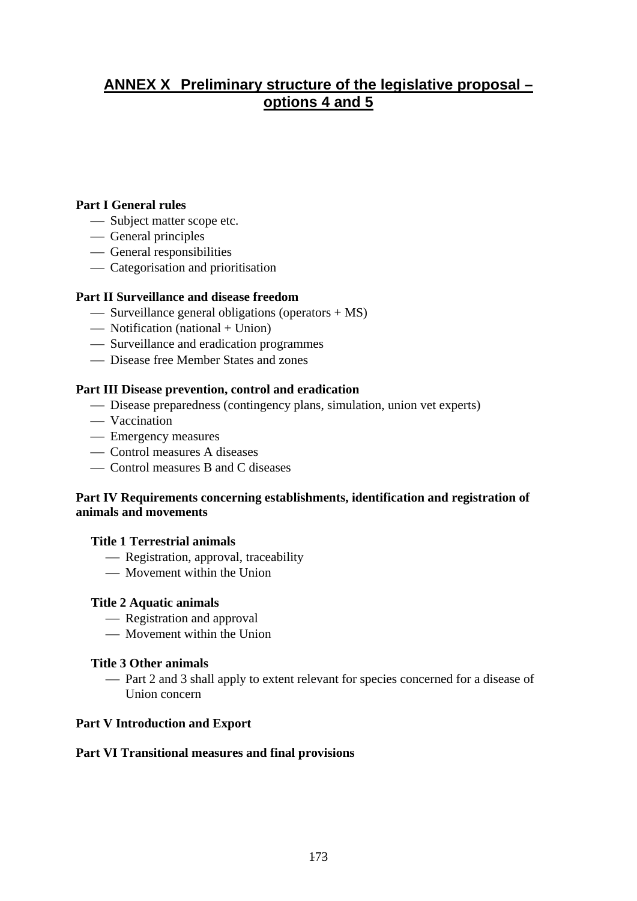# ANNEX X Preliminary structure of the legislative proposal – options 4 and 5

**Part I General rules**

- Subject matter scope etc.
- General principles
- General responsibilities
- Categorisation and prioritisation

**Part II Surveillance and disease freedom**

- Surveillance general obligations (operators + MS)
- Notification (national + Union)
- Surveillance and eradication programmes
- Disease free Member States and zones

**Part III Disease prevention, control and eradication**

- Disease preparedness (contingency plans, simulation, union vet experts)
- Vaccination
- Emergency measures
- Control measures A diseases
- Control measures B and C diseases

**Part IV Requirements concerning establishments, identification and registration of animals and movements**

**Title 1 Terrestrial animals**

- Registration, approval, traceability
- Movement within the Union

**Title 2 Aquatic animals**

- Registration and approval
- Movement within the Union

**Title 3 Other animals**

- Part 2 and 3 shall apply to extent relevant for species concerned for a disease of Union concern

**Part V Introduction and Export**

**Part VI Transitional measures and final provisions**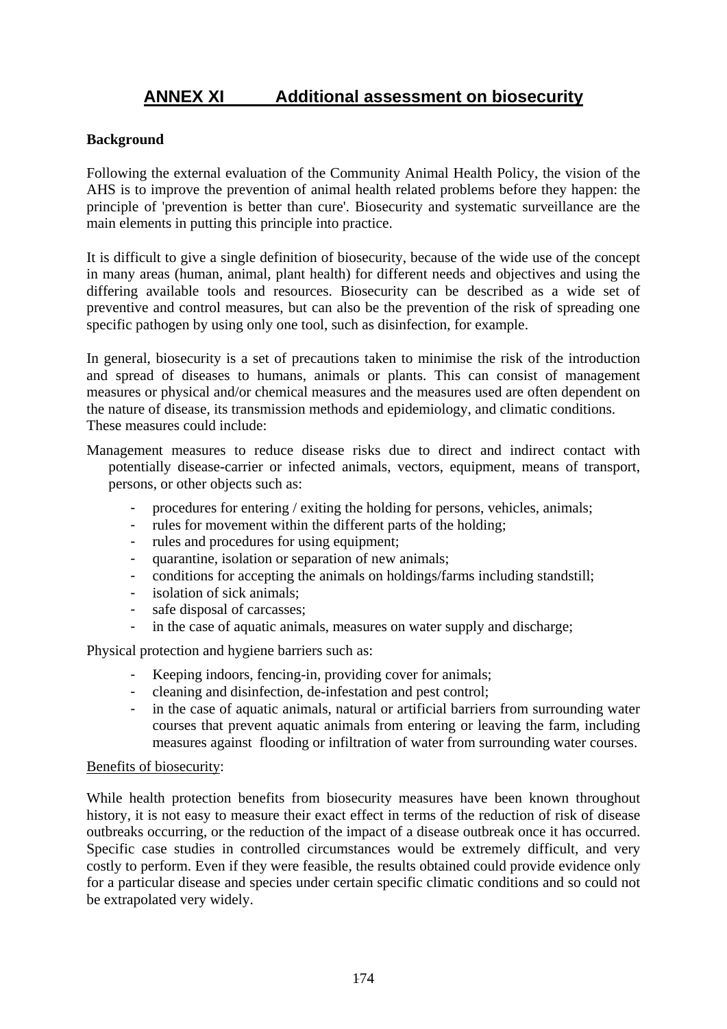# ANNEX XI Additional assessment on biosecurity

**Background**

Following the external evaluation of the Community Animal Health Policy, the vision of the AHS is to improve the prevention of animal health related problems before they happen: the principle of 'prevention is better than cure'. Biosecurity and systematic surveillance are the main elements in putting this principle into practice.

It is difficult to give a single definition of biosecurity, because of the wide use of the concept in many areas (human, animal, plant health) for different needs and objectives and using the differing available tools and resources. Biosecurity can be described as a wide set of preventive and control measures, but can also be the prevention of the risk of spreading one specific pathogen by using only one tool, such as disinfection, for example.

In general, biosecurity is a set of precautions taken to minimise the risk of the introduction and spread of diseases to humans, animals or plants. This can consist of management measures or physical and/or chemical measures and the measures used are often dependent on the nature of disease, its transmission methods and epidemiology, and climatic conditions. These measures could include:

Management measures to reduce disease risks due to direct and indirect contact with potentially disease-carrier or infected animals, vectors, equipment, means of transport, persons, or other objects such as:

- procedures for entering / exiting the holding for persons, vehicles, animals;
- rules for movement within the different parts of the holding;
- rules and procedures for using equipment;
- quarantine, isolation or separation of new animals;
- conditions for accepting the animals on holdings/farms including standstill;
- isolation of sick animals;
- safe disposal of carcasses;
- in the case of aquatic animals, measures on water supply and discharge;

Physical protection and hygiene barriers such as:

- Keeping indoors, fencing-in, providing cover for animals;
- cleaning and disinfection, de-infestation and pest control;
- in the case of aquatic animals, natural or artificial barriers from surrounding water courses that prevent aquatic animals from entering or leaving the farm, including measures against flooding or infiltration of water from surrounding water courses.

Benefits of biosecurity:

While health protection benefits from biosecurity measures have been known throughout history, it is not easy to measure their exact effect in terms of the reduction of risk of disease outbreaks occurring, or the reduction of the impact of a disease outbreak once it has occurred. Specific case studies in controlled circumstances would be extremely difficult, and very costly to perform. Even if they were feasible, the results obtained could provide evidence only for a particular disease and species under certain specific climatic conditions and so could not be extrapolated very widely.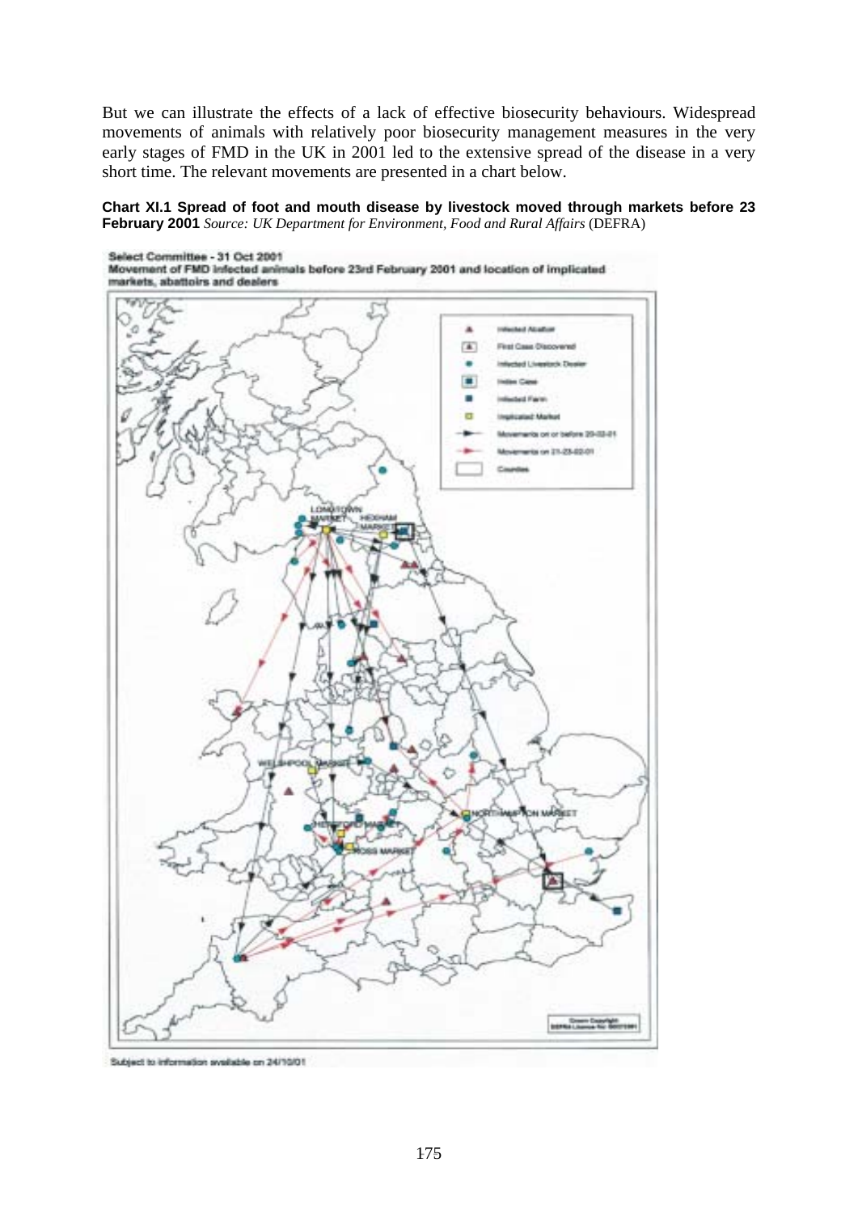But we can illustrate the effects of a lack of effective biosecurity behaviours. Widespread movements of animals with relatively poor biosecurity management measures in the very early stages of FMD in the UK in 2001 led to the extensive spread of the disease in a very short time. The relevant movements are presented in a chart below.

**Chart XI.1 Spread of foot and mouth disease by livestock moved through markets before 23 February 2001** *Source: UK Department for Environment, Food and Rural Affairs* (DEFRA)

Select Committee - 31 Oct 2001
Movement of FMD infected animals before 23rd February 2001 and location of implicated markets, abattoirs and dealers

Subject to information available on 24/10/01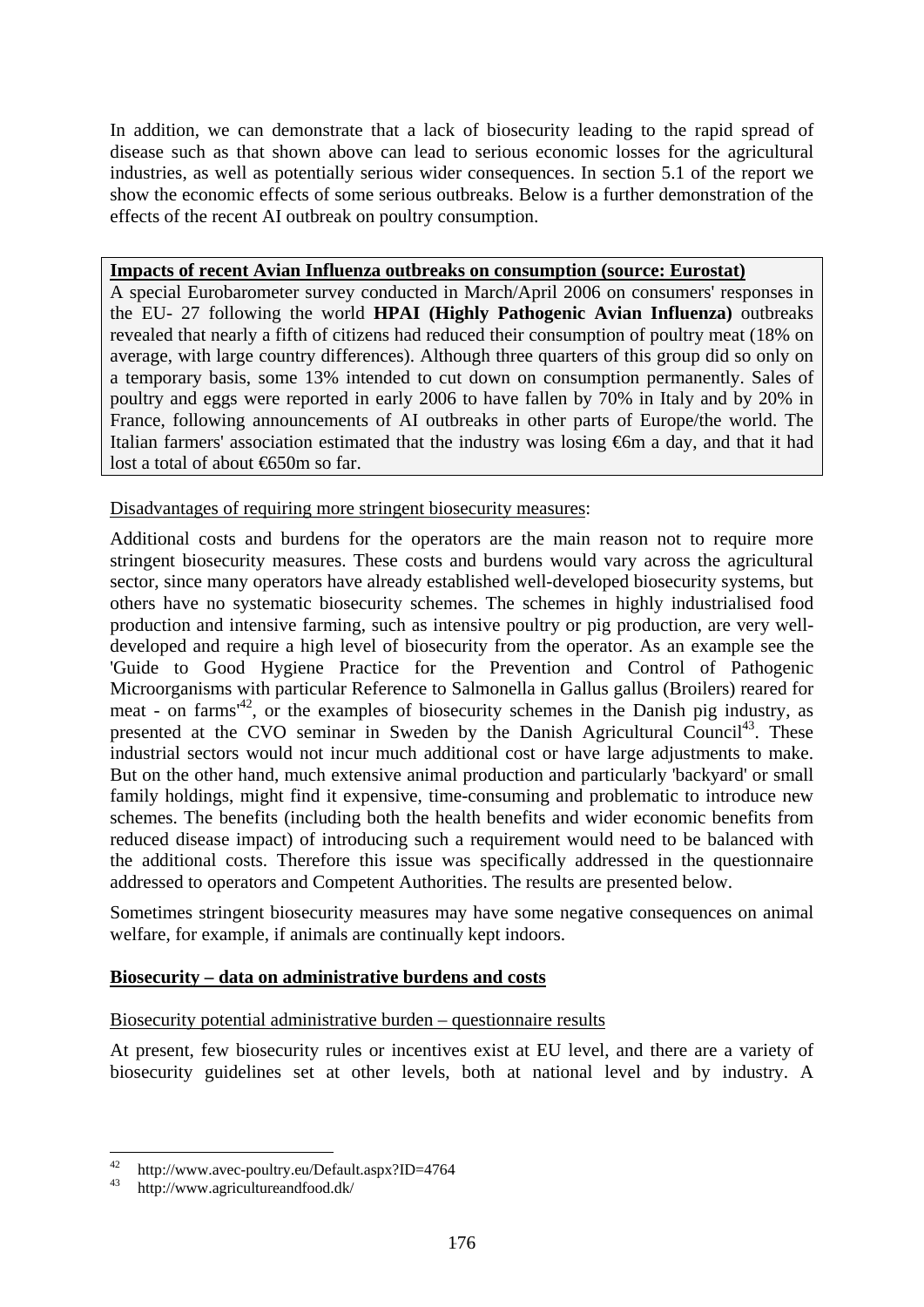In addition, we can demonstrate that a lack of biosecurity leading to the rapid spread of disease such as that shown above can lead to serious economic losses for the agricultural industries, as well as potentially serious wider consequences. In section 5.1 of the report we show the economic effects of some serious outbreaks. Below is a further demonstration of the effects of the recent AI outbreak on poultry consumption.

**Impacts of recent Avian Influenza outbreaks on consumption (source: Eurostat)**

A special Eurobarometer survey conducted in March/April 2006 on consumers' responses in the EU- 27 following the world **HPAI (Highly Pathogenic Avian Influenza)** outbreaks revealed that nearly a fifth of citizens had reduced their consumption of poultry meat (18% on average, with large country differences). Although three quarters of this group did so only on a temporary basis, some 13% intended to cut down on consumption permanently. Sales of poultry and eggs were reported in early 2006 to have fallen by 70% in Italy and by 20% in France, following announcements of AI outbreaks in other parts of Europe/the world. The Italian farmers' association estimated that the industry was losing €6m a day, and that it had lost a total of about €650m so far.

Disadvantages of requiring more stringent biosecurity measures:

Additional costs and burdens for the operators are the main reason not to require more stringent biosecurity measures. These costs and burdens would vary across the agricultural sector, since many operators have already established well-developed biosecurity systems, but others have no systematic biosecurity schemes. The schemes in highly industrialised food production and intensive farming, such as intensive poultry or pig production, are very well-developed and require a high level of biosecurity from the operator. As an example see the 'Guide to Good Hygiene Practice for the Prevention and Control of Pathogenic Microorganisms with particular Reference to Salmonella in Gallus gallus (Broilers) reared for meat - on farms'[42], or the examples of biosecurity schemes in the Danish pig industry, as presented at the CVO seminar in Sweden by the Danish Agricultural Council[43]. These industrial sectors would not incur much additional cost or have large adjustments to make. But on the other hand, much extensive animal production and particularly 'backyard' or small family holdings, might find it expensive, time-consuming and problematic to introduce new schemes. The benefits (including both the health benefits and wider economic benefits from reduced disease impact) of introducing such a requirement would need to be balanced with the additional costs. Therefore this issue was specifically addressed in the questionnaire addressed to operators and Competent Authorities. The results are presented below.

Sometimes stringent biosecurity measures may have some negative consequences on animal welfare, for example, if animals are continually kept indoors.

**Biosecurity – data on administrative burdens and costs**

Biosecurity potential administrative burden – questionnaire results

At present, few biosecurity rules or incentives exist at EU level, and there are a variety of biosecurity guidelines set at other levels, both at national level and by industry. A

[42] http://www.avec-poultry.eu/Default.aspx?ID=4764

[43] http://www.agricultureandfood.dk/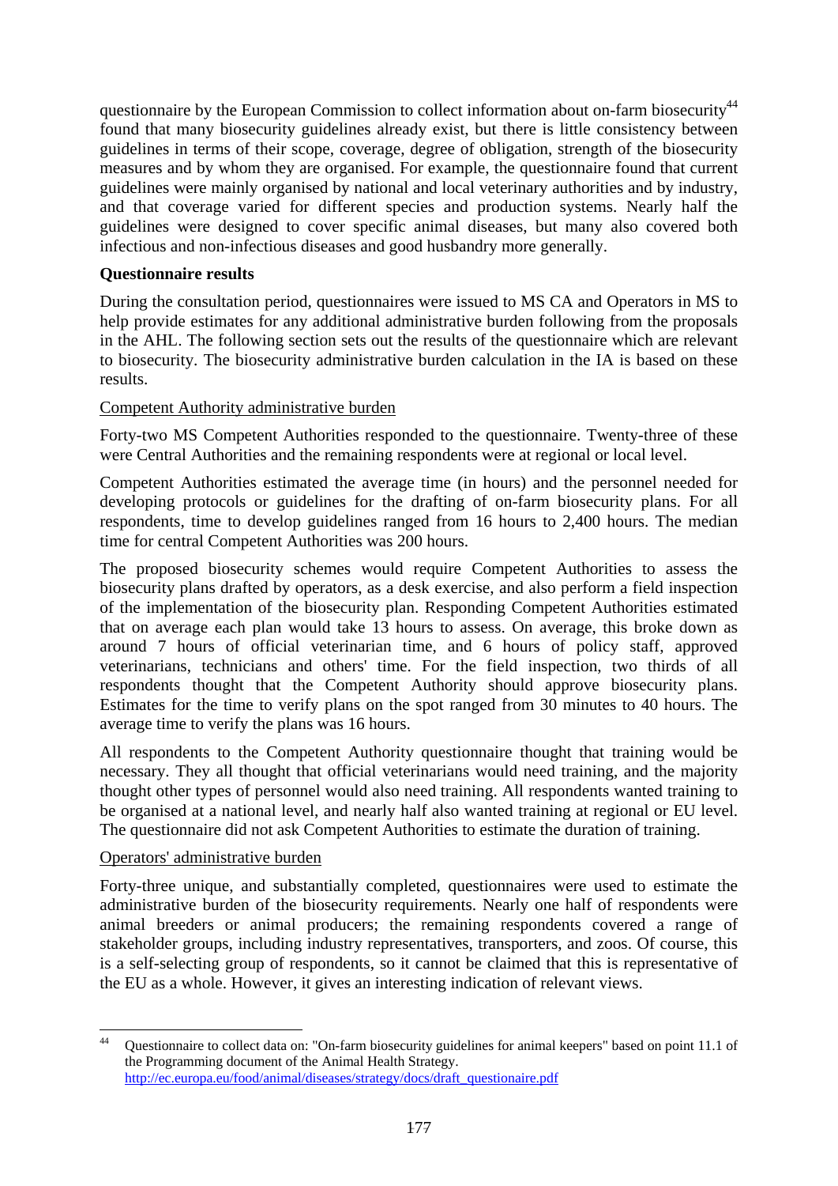questionnaire by the European Commission to collect information about on-farm biosecurity[44] found that many biosecurity guidelines already exist, but there is little consistency between guidelines in terms of their scope, coverage, degree of obligation, strength of the biosecurity measures and by whom they are organised. For example, the questionnaire found that current guidelines were mainly organised by national and local veterinary authorities and by industry, and that coverage varied for different species and production systems. Nearly half the guidelines were designed to cover specific animal diseases, but many also covered both infectious and non-infectious diseases and good husbandry more generally.

**Questionnaire results**

During the consultation period, questionnaires were issued to MS CA and Operators in MS to help provide estimates for any additional administrative burden following from the proposals in the AHL. The following section sets out the results of the questionnaire which are relevant to biosecurity. The biosecurity administrative burden calculation in the IA is based on these results.

Competent Authority administrative burden

Forty-two MS Competent Authorities responded to the questionnaire. Twenty-three of these were Central Authorities and the remaining respondents were at regional or local level.

Competent Authorities estimated the average time (in hours) and the personnel needed for developing protocols or guidelines for the drafting of on-farm biosecurity plans. For all respondents, time to develop guidelines ranged from 16 hours to 2,400 hours. The median time for central Competent Authorities was 200 hours.

The proposed biosecurity schemes would require Competent Authorities to assess the biosecurity plans drafted by operators, as a desk exercise, and also perform a field inspection of the implementation of the biosecurity plan. Responding Competent Authorities estimated that on average each plan would take 13 hours to assess. On average, this broke down as around 7 hours of official veterinarian time, and 6 hours of policy staff, approved veterinarians, technicians and others' time. For the field inspection, two thirds of all respondents thought that the Competent Authority should approve biosecurity plans. Estimates for the time to verify plans on the spot ranged from 30 minutes to 40 hours. The average time to verify the plans was 16 hours.

All respondents to the Competent Authority questionnaire thought that training would be necessary. They all thought that official veterinarians would need training, and the majority thought other types of personnel would also need training. All respondents wanted training to be organised at a national level, and nearly half also wanted training at regional or EU level. The questionnaire did not ask Competent Authorities to estimate the duration of training.

Operators' administrative burden

Forty-three unique, and substantially completed, questionnaires were used to estimate the administrative burden of the biosecurity requirements. Nearly one half of respondents were animal breeders or animal producers; the remaining respondents covered a range of stakeholder groups, including industry representatives, transporters, and zoos. Of course, this is a self-selecting group of respondents, so it cannot be claimed that this is representative of the EU as a whole. However, it gives an interesting indication of relevant views.

---

[44] Questionnaire to collect data on: "On-farm biosecurity guidelines for animal keepers" based on point 11.1 of the Programming document of the Animal Health Strategy. http://ec.europa.eu/food/animal/diseases/strategy/docs/draft_questionaire.pdf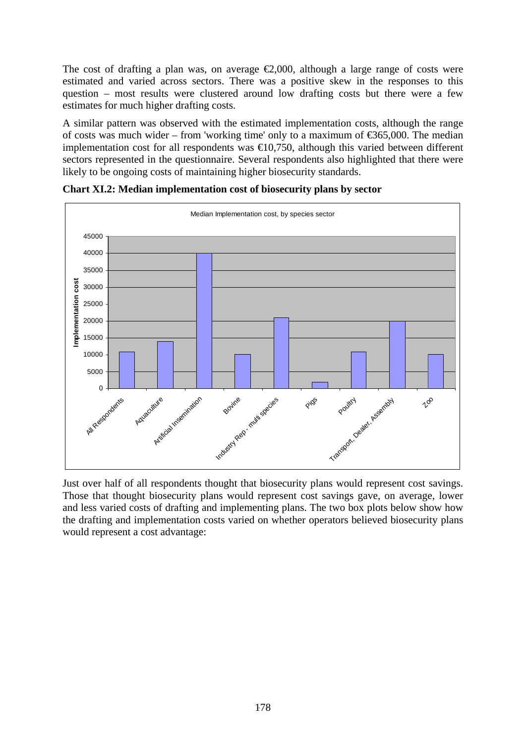The cost of drafting a plan was, on average €2,000, although a large range of costs were estimated and varied across sectors. There was a positive skew in the responses to this question – most results were clustered around low drafting costs but there were a few estimates for much higher drafting costs.

A similar pattern was observed with the estimated implementation costs, although the range of costs was much wider – from 'working time' only to a maximum of €365,000. The median implementation cost for all respondents was €10,750, although this varied between different sectors represented in the questionnaire. Several respondents also highlighted that there were likely to be ongoing costs of maintaining higher biosecurity standards.

**Chart XI.2: Median implementation cost of biosecurity plans by sector**

Just over half of all respondents thought that biosecurity plans would represent cost savings. Those that thought biosecurity plans would represent cost savings gave, on average, lower and less varied costs of drafting and implementing plans. The two box plots below show how the drafting and implementation costs varied on whether operators believed biosecurity plans would represent a cost advantage: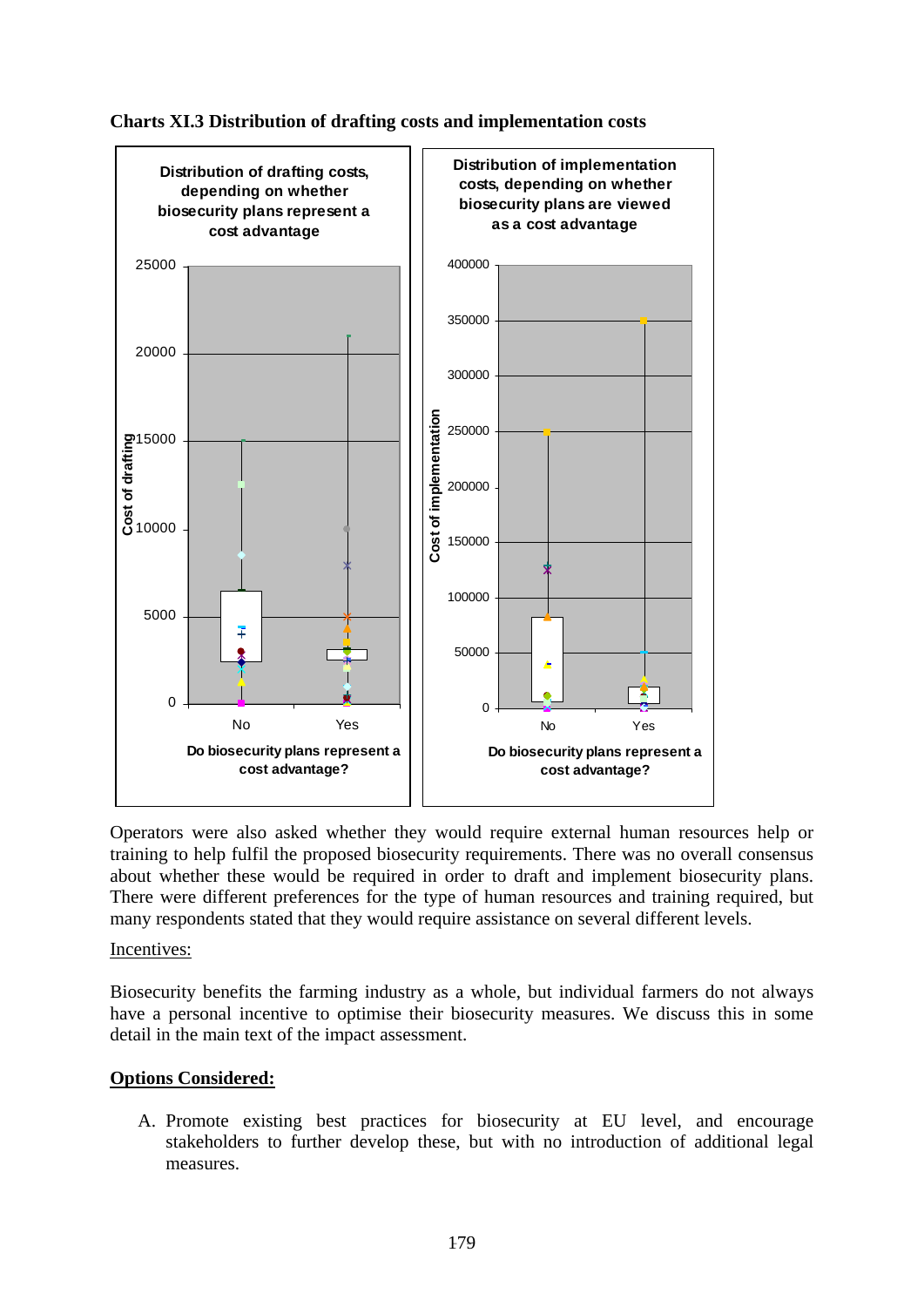**Charts XI.3 Distribution of drafting costs and implementation costs**

Distribution of drafting costs, depending on whether biosecurity plans represent a cost advantage

Distribution of implementation costs, depending on whether biosecurity plans are viewed as a cost advantage

Operators were also asked whether they would require external human resources help or training to help fulfil the proposed biosecurity requirements. There was no overall consensus about whether these would be required in order to draft and implement biosecurity plans. There were different preferences for the type of human resources and training required, but many respondents stated that they would require assistance on several different levels.

Incentives:

Biosecurity benefits the farming industry as a whole, but individual farmers do not always have a personal incentive to optimise their biosecurity measures. We discuss this in some detail in the main text of the impact assessment.

**Options Considered:**

A. Promote existing best practices for biosecurity at EU level, and encourage stakeholders to further develop these, but with no introduction of additional legal measures.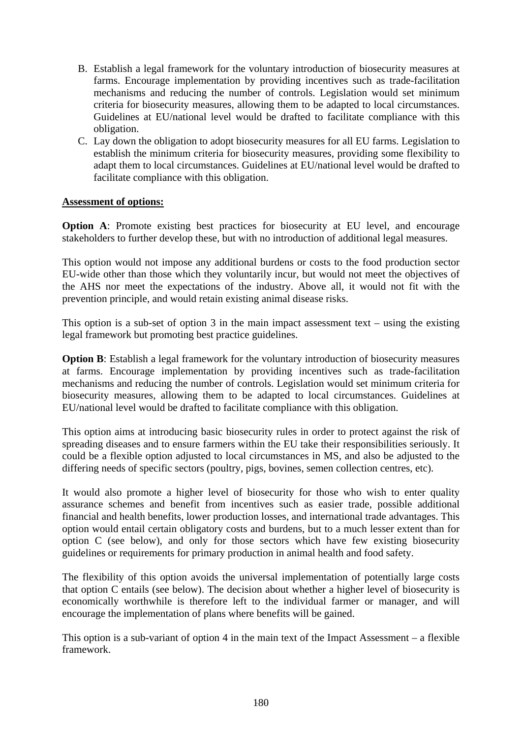B. Establish a legal framework for the voluntary introduction of biosecurity measures at farms. Encourage implementation by providing incentives such as trade-facilitation mechanisms and reducing the number of controls. Legislation would set minimum criteria for biosecurity measures, allowing them to be adapted to local circumstances. Guidelines at EU/national level would be drafted to facilitate compliance with this obligation.
C. Lay down the obligation to adopt biosecurity measures for all EU farms. Legislation to establish the minimum criteria for biosecurity measures, providing some flexibility to adapt them to local circumstances. Guidelines at EU/national level would be drafted to facilitate compliance with this obligation.

**Assessment of options:**

**Option A**: Promote existing best practices for biosecurity at EU level, and encourage stakeholders to further develop these, but with no introduction of additional legal measures.

This option would not impose any additional burdens or costs to the food production sector EU-wide other than those which they voluntarily incur, but would not meet the objectives of the AHS nor meet the expectations of the industry. Above all, it would not fit with the prevention principle, and would retain existing animal disease risks.

This option is a sub-set of option 3 in the main impact assessment text – using the existing legal framework but promoting best practice guidelines.

**Option B**: Establish a legal framework for the voluntary introduction of biosecurity measures at farms. Encourage implementation by providing incentives such as trade-facilitation mechanisms and reducing the number of controls. Legislation would set minimum criteria for biosecurity measures, allowing them to be adapted to local circumstances. Guidelines at EU/national level would be drafted to facilitate compliance with this obligation.

This option aims at introducing basic biosecurity rules in order to protect against the risk of spreading diseases and to ensure farmers within the EU take their responsibilities seriously. It could be a flexible option adjusted to local circumstances in MS, and also be adjusted to the differing needs of specific sectors (poultry, pigs, bovines, semen collection centres, etc).

It would also promote a higher level of biosecurity for those who wish to enter quality assurance schemes and benefit from incentives such as easier trade, possible additional financial and health benefits, lower production losses, and international trade advantages. This option would entail certain obligatory costs and burdens, but to a much lesser extent than for option C (see below), and only for those sectors which have few existing biosecurity guidelines or requirements for primary production in animal health and food safety.

The flexibility of this option avoids the universal implementation of potentially large costs that option C entails (see below). The decision about whether a higher level of biosecurity is economically worthwhile is therefore left to the individual farmer or manager, and will encourage the implementation of plans where benefits will be gained.

This option is a sub-variant of option 4 in the main text of the Impact Assessment – a flexible framework.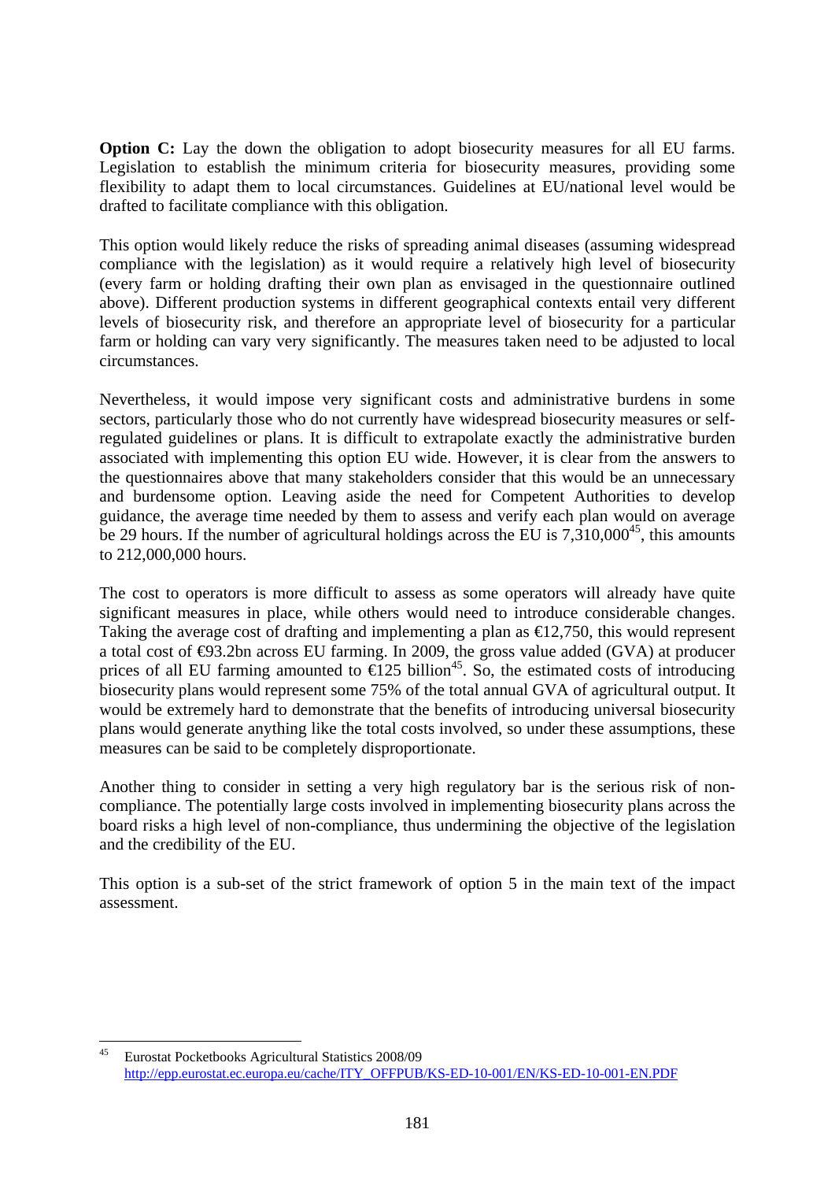**Option C:** Lay the down the obligation to adopt biosecurity measures for all EU farms. Legislation to establish the minimum criteria for biosecurity measures, providing some flexibility to adapt them to local circumstances. Guidelines at EU/national level would be drafted to facilitate compliance with this obligation.

This option would likely reduce the risks of spreading animal diseases (assuming widespread compliance with the legislation) as it would require a relatively high level of biosecurity (every farm or holding drafting their own plan as envisaged in the questionnaire outlined above). Different production systems in different geographical contexts entail very different levels of biosecurity risk, and therefore an appropriate level of biosecurity for a particular farm or holding can vary very significantly. The measures taken need to be adjusted to local circumstances.

Nevertheless, it would impose very significant costs and administrative burdens in some sectors, particularly those who do not currently have widespread biosecurity measures or self-regulated guidelines or plans. It is difficult to extrapolate exactly the administrative burden associated with implementing this option EU wide. However, it is clear from the answers to the questionnaires above that many stakeholders consider that this would be an unnecessary and burdensome option. Leaving aside the need for Competent Authorities to develop guidance, the average time needed by them to assess and verify each plan would on average be 29 hours. If the number of agricultural holdings across the EU is 7,310,000[45], this amounts to 212,000,000 hours.

The cost to operators is more difficult to assess as some operators will already have quite significant measures in place, while others would need to introduce considerable changes. Taking the average cost of drafting and implementing a plan as €12,750, this would represent a total cost of €93.2bn across EU farming. In 2009, the gross value added (GVA) at producer prices of all EU farming amounted to €125 billion[45]. So, the estimated costs of introducing biosecurity plans would represent some 75% of the total annual GVA of agricultural output. It would be extremely hard to demonstrate that the benefits of introducing universal biosecurity plans would generate anything like the total costs involved, so under these assumptions, these measures can be said to be completely disproportionate.

Another thing to consider in setting a very high regulatory bar is the serious risk of non-compliance. The potentially large costs involved in implementing biosecurity plans across the board risks a high level of non-compliance, thus undermining the objective of the legislation and the credibility of the EU.

This option is a sub-set of the strict framework of option 5 in the main text of the impact assessment.

---

[45] Eurostat Pocketbooks Agricultural Statistics 2008/09 http://epp.eurostat.ec.europa.eu/cache/ITY_OFFPUB/KS-ED-10-001/EN/KS-ED-10-001-EN.PDF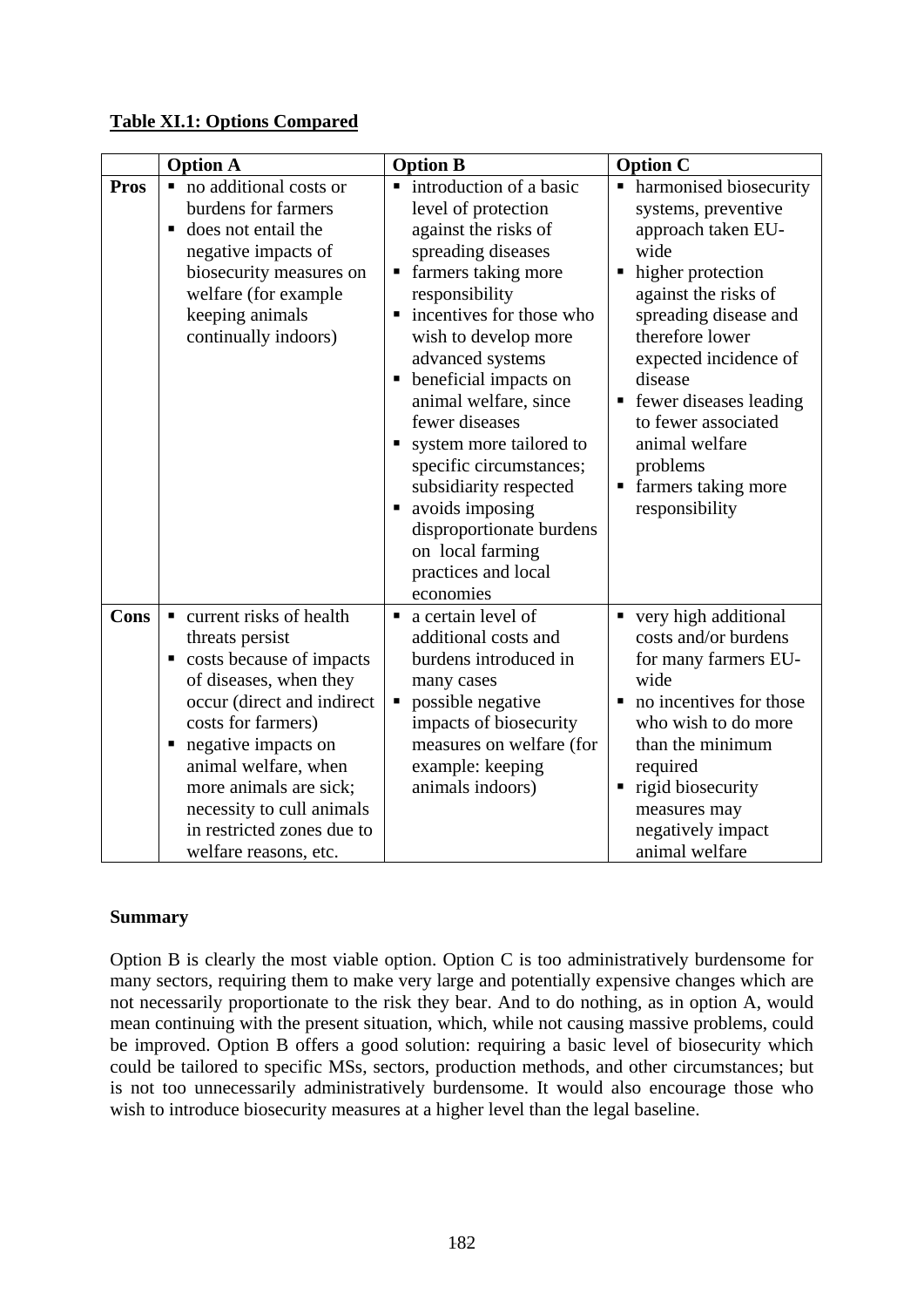**Table XI.1: Options Compared**

| | Option A | Option B | Option C |
|---|---|---|---|
| **Pros** | ▪ no additional costs or burdens for farmers<br>▪ does not entail the negative impacts of biosecurity measures on welfare (for example keeping animals continually indoors) | ▪ introduction of a basic level of protection against the risks of spreading diseases<br>▪ farmers taking more responsibility<br>▪ incentives for those who wish to develop more advanced systems<br>▪ beneficial impacts on animal welfare, since fewer diseases<br>▪ system more tailored to specific circumstances; subsidiarity respected<br>▪ avoids imposing disproportionate burdens on local farming practices and local economies | ▪ harmonised biosecurity systems, preventive approach taken EU-wide<br>▪ higher protection against the risks of spreading disease and therefore lower expected incidence of disease<br>▪ fewer diseases leading to fewer associated animal welfare problems<br>▪ farmers taking more responsibility |
| **Cons** | ▪ current risks of health threats persist<br>▪ costs because of impacts of diseases, when they occur (direct and indirect costs for farmers)<br>▪ negative impacts on animal welfare, when more animals are sick; necessity to cull animals in restricted zones due to welfare reasons, etc. | ▪ a certain level of additional costs and burdens introduced in many cases<br>▪ possible negative impacts of biosecurity measures on welfare (for example: keeping animals indoors) | ▪ very high additional costs and/or burdens for many farmers EU-wide<br>▪ no incentives for those who wish to do more than the minimum required<br>▪ rigid biosecurity measures may negatively impact animal welfare |

**Summary**

Option B is clearly the most viable option. Option C is too administratively burdensome for many sectors, requiring them to make very large and potentially expensive changes which are not necessarily proportionate to the risk they bear. And to do nothing, as in option A, would mean continuing with the present situation, which, while not causing massive problems, could be improved. Option B offers a good solution: requiring a basic level of biosecurity which could be tailored to specific MSs, sectors, production methods, and other circumstances; but is not too unnecessarily administratively burdensome. It would also encourage those who wish to introduce biosecurity measures at a higher level than the legal baseline.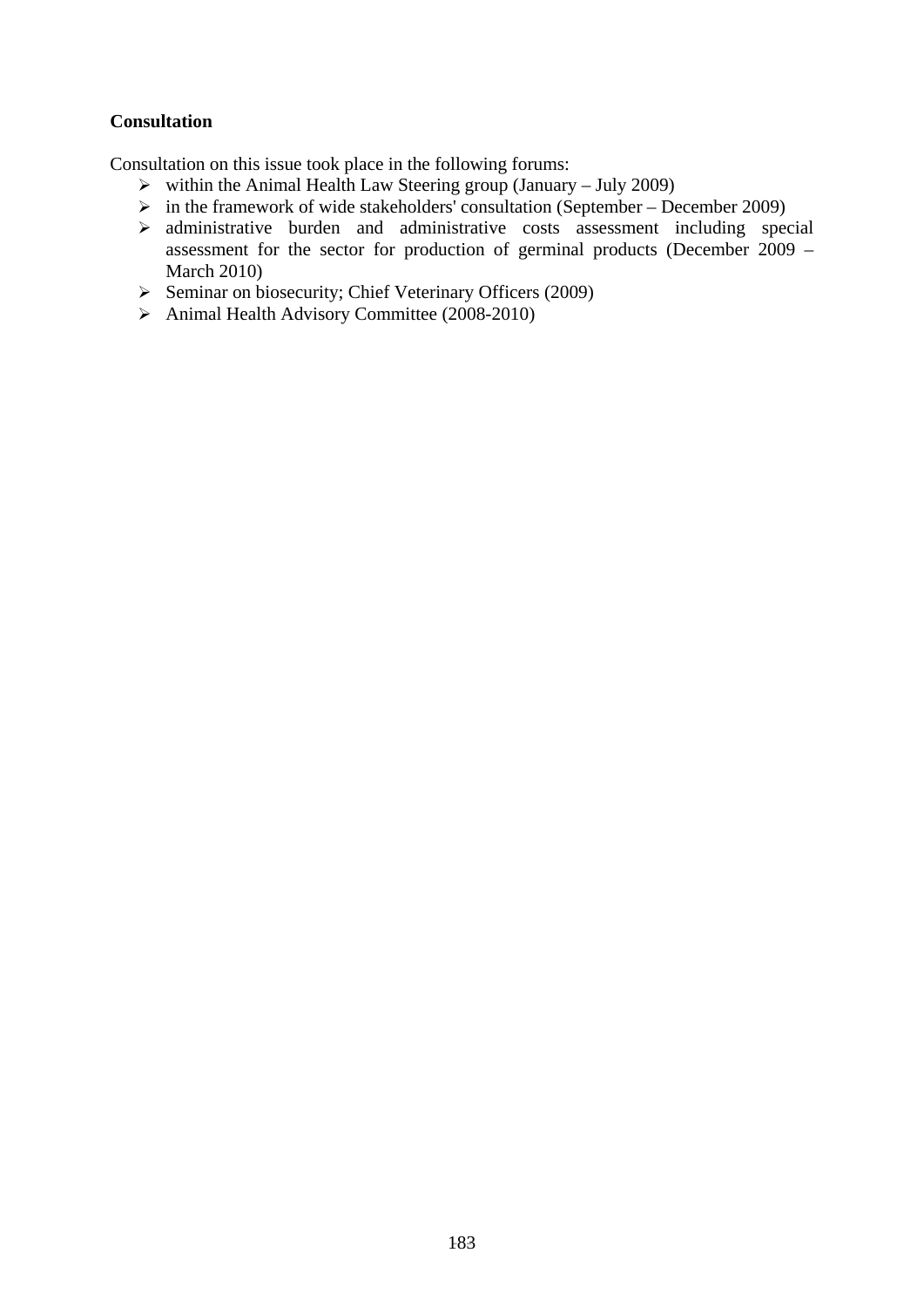**Consultation**

Consultation on this issue took place in the following forums:

- within the Animal Health Law Steering group (January – July 2009)
- in the framework of wide stakeholders' consultation (September – December 2009)
- administrative burden and administrative costs assessment including special assessment for the sector for production of germinal products (December 2009 – March 2010)
- Seminar on biosecurity; Chief Veterinary Officers (2009)
- Animal Health Advisory Committee (2008-2010)